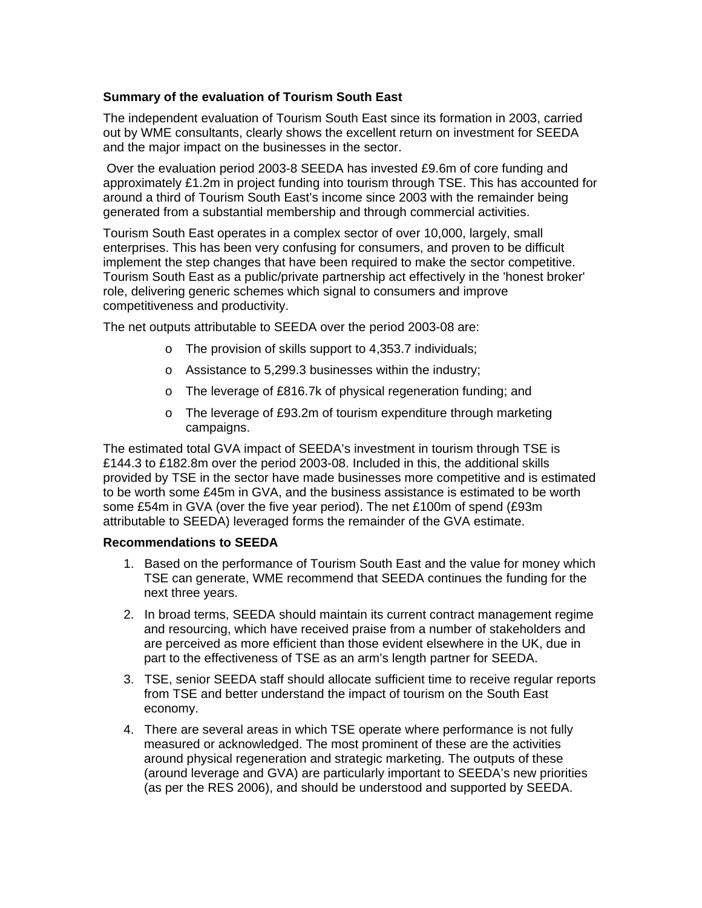**Summary of the evaluation of Tourism South East**

The independent evaluation of Tourism South East since its formation in 2003, carried out by WME consultants, clearly shows the excellent return on investment for SEEDA and the major impact on the businesses in the sector.

Over the evaluation period 2003-8 SEEDA has invested £9.6m of core funding and approximately £1.2m in project funding into tourism through TSE. This has accounted for around a third of Tourism South East's income since 2003 with the remainder being generated from a substantial membership and through commercial activities.

Tourism South East operates in a complex sector of over 10,000, largely, small enterprises. This has been very confusing for consumers, and proven to be difficult implement the step changes that have been required to make the sector competitive. Tourism South East as a public/private partnership act effectively in the 'honest broker' role, delivering generic schemes which signal to consumers and improve competitiveness and productivity.

The net outputs attributable to SEEDA over the period 2003-08 are:

- The provision of skills support to 4,353.7 individuals;
- Assistance to 5,299.3 businesses within the industry;
- The leverage of £816.7k of physical regeneration funding; and
- The leverage of £93.2m of tourism expenditure through marketing campaigns.

The estimated total GVA impact of SEEDA's investment in tourism through TSE is £144.3 to £182.8m over the period 2003-08. Included in this, the additional skills provided by TSE in the sector have made businesses more competitive and is estimated to be worth some £45m in GVA, and the business assistance is estimated to be worth some £54m in GVA (over the five year period). The net £100m of spend (£93m attributable to SEEDA) leveraged forms the remainder of the GVA estimate.

**Recommendations to SEEDA**

1. Based on the performance of Tourism South East and the value for money which TSE can generate, WME recommend that SEEDA continues the funding for the next three years.
2. In broad terms, SEEDA should maintain its current contract management regime and resourcing, which have received praise from a number of stakeholders and are perceived as more efficient than those evident elsewhere in the UK, due in part to the effectiveness of TSE as an arm's length partner for SEEDA.
3. TSE, senior SEEDA staff should allocate sufficient time to receive regular reports from TSE and better understand the impact of tourism on the South East economy.
4. There are several areas in which TSE operate where performance is not fully measured or acknowledged. The most prominent of these are the activities around physical regeneration and strategic marketing. The outputs of these (around leverage and GVA) are particularly important to SEEDA's new priorities (as per the RES 2006), and should be understood and supported by SEEDA.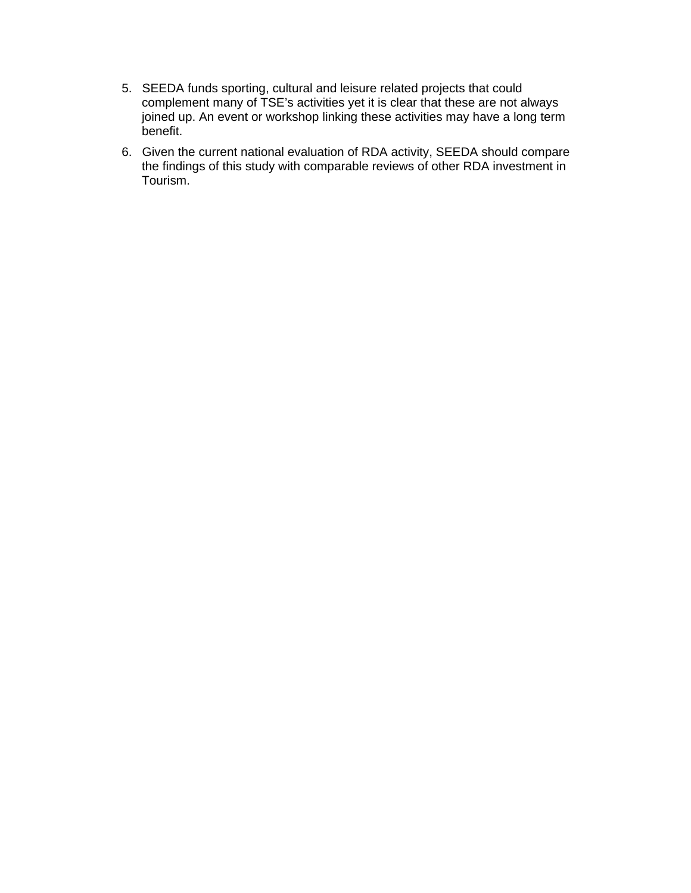5. SEEDA funds sporting, cultural and leisure related projects that could complement many of TSE’s activities yet it is clear that these are not always joined up. An event or workshop linking these activities may have a long term benefit.
6. Given the current national evaluation of RDA activity, SEEDA should compare the findings of this study with comparable reviews of other RDA investment in Tourism.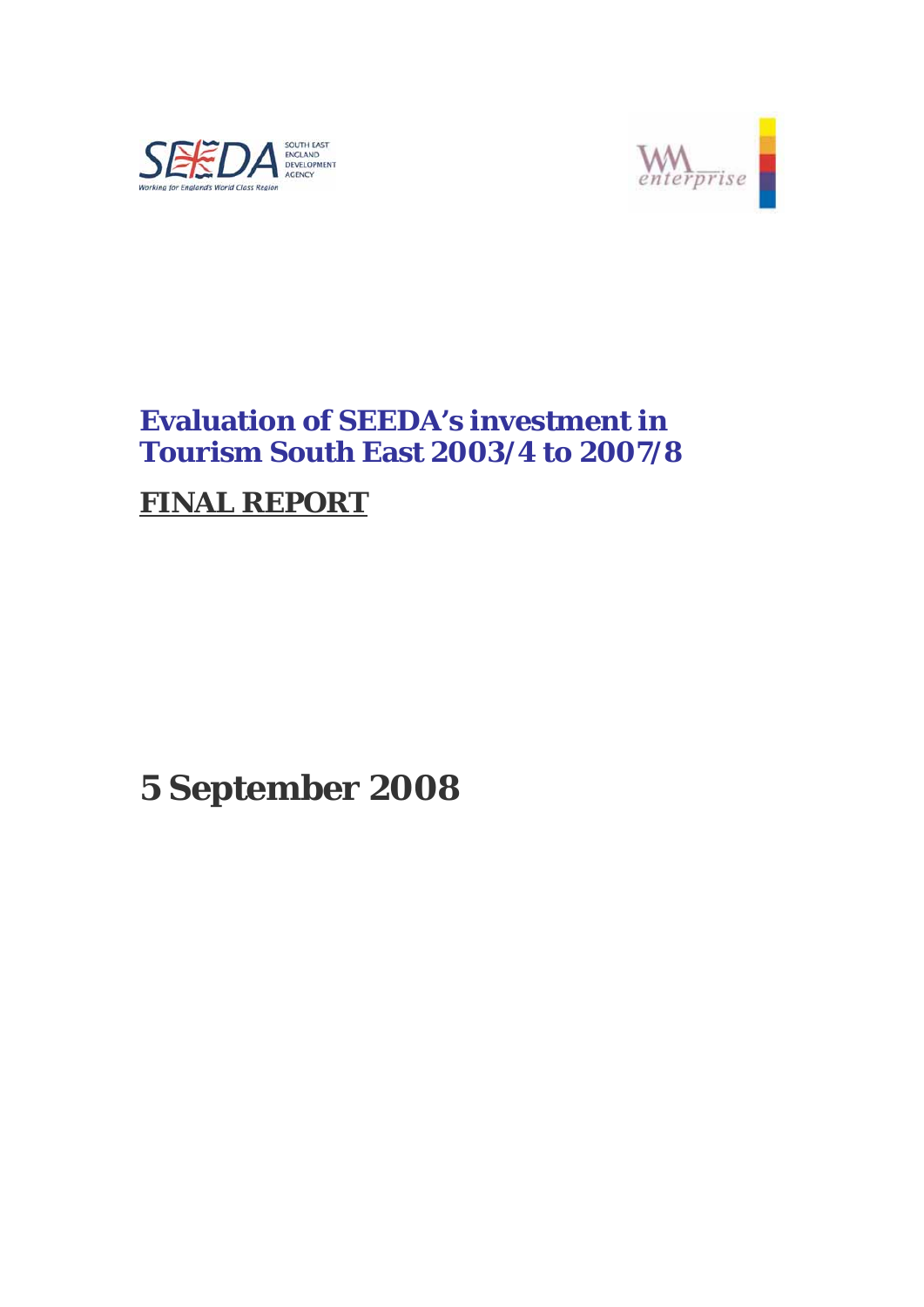# Evaluation of SEEDA's investment in Tourism South East 2003/4 to 2007/8

## FINAL REPORT

# 5 September 2008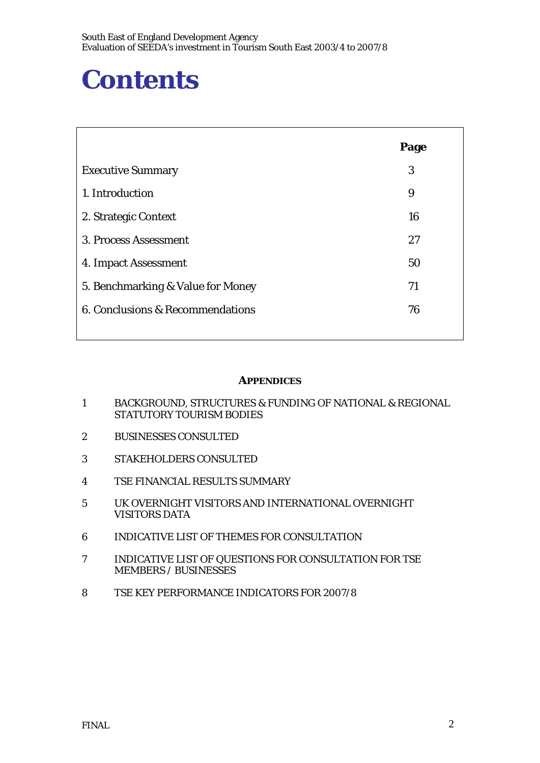# Contents

| | Page |
|---|---|
| Executive Summary | 3 |
| 1. Introduction | 9 |
| 2. Strategic Context | 16 |
| 3. Process Assessment | 27 |
| 4. Impact Assessment | 50 |
| 5. Benchmarking & Value for Money | 71 |
| 6. Conclusions & Recommendations | 76 |

**APPENDICES**

1 BACKGROUND, STRUCTURES & FUNDING OF NATIONAL & REGIONAL STATUTORY TOURISM BODIES

2 BUSINESSES CONSULTED

3 STAKEHOLDERS CONSULTED

4 TSE FINANCIAL RESULTS SUMMARY

5 UK OVERNIGHT VISITORS AND INTERNATIONAL OVERNIGHT VISITORS DATA

6 INDICATIVE LIST OF THEMES FOR CONSULTATION

7 INDICATIVE LIST OF QUESTIONS FOR CONSULTATION FOR TSE MEMBERS / BUSINESSES

8 TSE KEY PERFORMANCE INDICATORS FOR 2007/8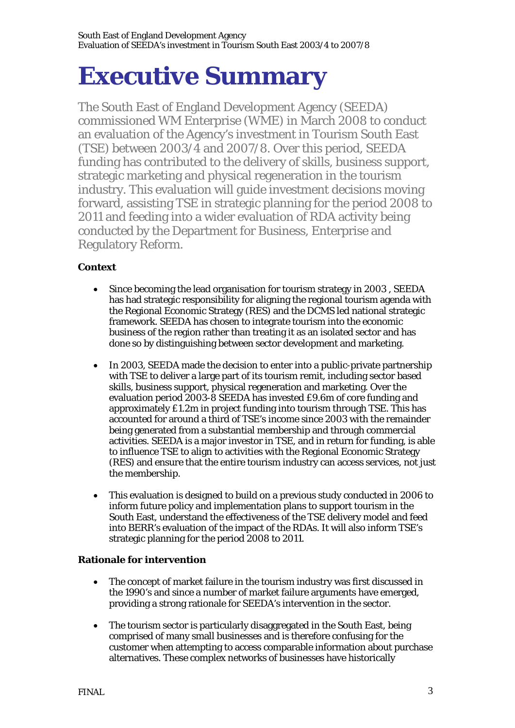# Executive Summary

The South East of England Development Agency (SEEDA) commissioned WM Enterprise (WME) in March 2008 to conduct an evaluation of the Agency's investment in Tourism South East (TSE) between 2003/4 and 2007/8. Over this period, SEEDA funding has contributed to the delivery of skills, business support, strategic marketing and physical regeneration in the tourism industry. This evaluation will guide investment decisions moving forward, assisting TSE in strategic planning for the period 2008 to 2011 and feeding into a wider evaluation of RDA activity being conducted by the Department for Business, Enterprise and Regulatory Reform.

**Context**

- Since becoming the lead organisation for tourism strategy in 2003 , SEEDA has had strategic responsibility for aligning the regional tourism agenda with the Regional Economic Strategy (RES) and the DCMS led national strategic framework. SEEDA has chosen to integrate tourism into the economic business of the region rather than treating it as an isolated sector and has done so by distinguishing between sector development and marketing.

- In 2003, SEEDA made the decision to enter into a public-private partnership with TSE to deliver a large part of its tourism remit, including sector based skills, business support, physical regeneration and marketing. Over the evaluation period 2003-8 SEEDA has invested £9.6m of core funding and approximately £1.2m in project funding into tourism through TSE. This has accounted for around a third of TSE's income since 2003 with the remainder being generated from a substantial membership and through commercial activities. SEEDA is a major investor in TSE, and in return for funding, is able to influence TSE to align to activities with the Regional Economic Strategy (RES) and ensure that the entire tourism industry can access services, not just the membership.

- This evaluation is designed to build on a previous study conducted in 2006 to inform future policy and implementation plans to support tourism in the South East, understand the effectiveness of the TSE delivery model and feed into BERR's evaluation of the impact of the RDAs. It will also inform TSE's strategic planning for the period 2008 to 2011.

**Rationale for intervention**

- The concept of market failure in the tourism industry was first discussed in the 1990's and since a number of market failure arguments have emerged, providing a strong rationale for SEEDA's intervention in the sector.

- The tourism sector is particularly disaggregated in the South East, being comprised of many small businesses and is therefore confusing for the customer when attempting to access comparable information about purchase alternatives. These complex networks of businesses have historically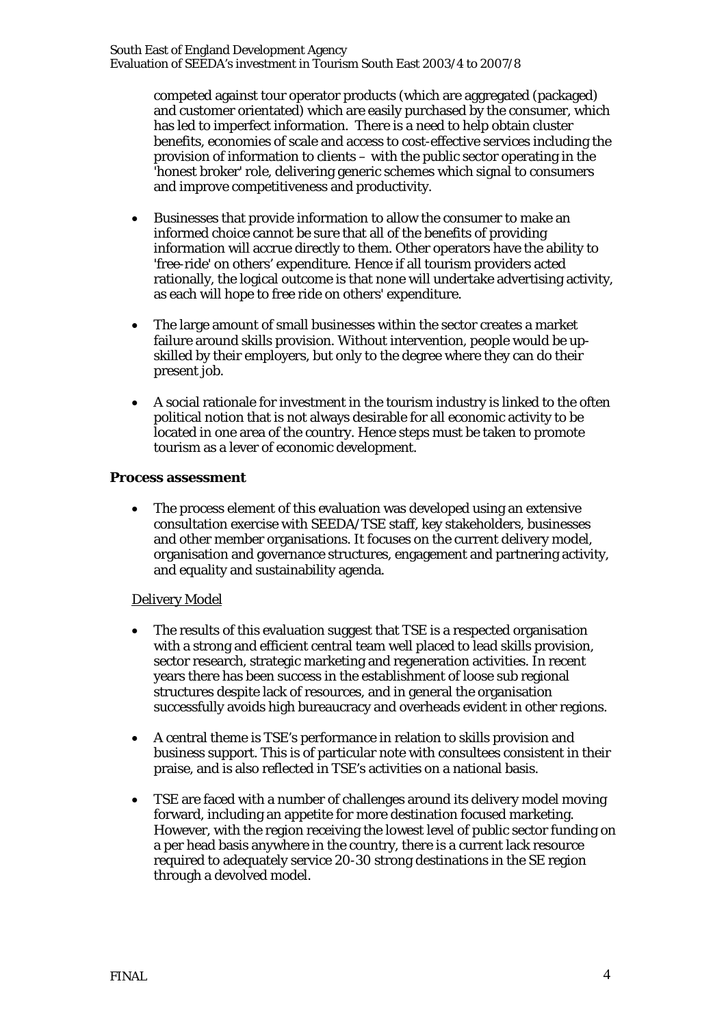competed against tour operator products (which are aggregated (packaged) and customer orientated) which are easily purchased by the consumer, which has led to imperfect information. There is a need to help obtain cluster benefits, economies of scale and access to cost-effective services including the provision of information to clients – with the public sector operating in the 'honest broker' role, delivering generic schemes which signal to consumers and improve competitiveness and productivity.

- Businesses that provide information to allow the consumer to make an informed choice cannot be sure that all of the benefits of providing information will accrue directly to them. Other operators have the ability to 'free-ride' on others' expenditure. Hence if all tourism providers acted rationally, the logical outcome is that none will undertake advertising activity, as each will hope to free ride on others' expenditure.

- The large amount of small businesses within the sector creates a market failure around skills provision. Without intervention, people would be up-skilled by their employers, but only to the degree where they can do their present job.

- A social rationale for investment in the tourism industry is linked to the often political notion that is not always desirable for all economic activity to be located in one area of the country. Hence steps must be taken to promote tourism as a lever of economic development.

**Process assessment**

- The process element of this evaluation was developed using an extensive consultation exercise with SEEDA/TSE staff, key stakeholders, businesses and other member organisations. It focuses on the current delivery model, organisation and governance structures, engagement and partnering activity, and equality and sustainability agenda.

<u>Delivery Model</u>

- The results of this evaluation suggest that TSE is a respected organisation with a strong and efficient central team well placed to lead skills provision, sector research, strategic marketing and regeneration activities. In recent years there has been success in the establishment of loose sub regional structures despite lack of resources, and in general the organisation successfully avoids high bureaucracy and overheads evident in other regions.

- A central theme is TSE's performance in relation to skills provision and business support. This is of particular note with consultees consistent in their praise, and is also reflected in TSE's activities on a national basis.

- TSE are faced with a number of challenges around its delivery model moving forward, including an appetite for more destination focused marketing. However, with the region receiving the lowest level of public sector funding on a per head basis anywhere in the country, there is a current lack resource required to adequately service 20-30 strong destinations in the SE region through a devolved model.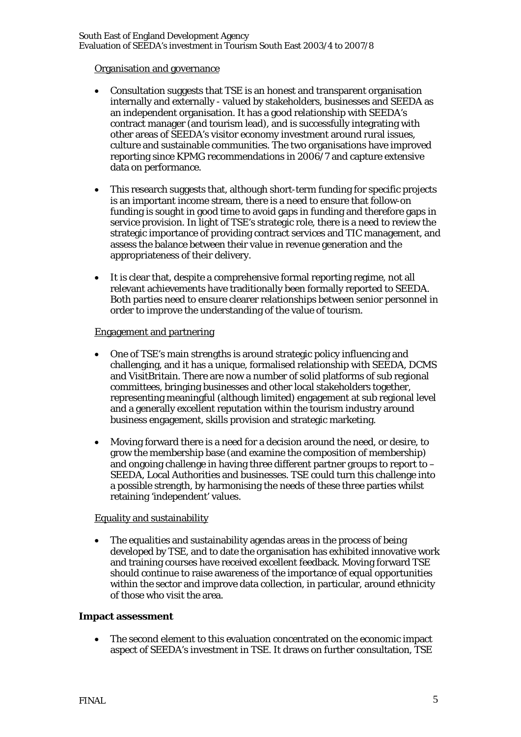Organisation and governance

- Consultation suggests that TSE is an honest and transparent organisation internally and externally - valued by stakeholders, businesses and SEEDA as an independent organisation. It has a good relationship with SEEDA's contract manager (and tourism lead), and is successfully integrating with other areas of SEEDA's visitor economy investment around rural issues, culture and sustainable communities. The two organisations have improved reporting since KPMG recommendations in 2006/7 and capture extensive data on performance.

- This research suggests that, although short-term funding for specific projects is an important income stream, there is a need to ensure that follow-on funding is sought in good time to avoid gaps in funding and therefore gaps in service provision. In light of TSE's strategic role, there is a need to review the strategic importance of providing contract services and TIC management, and assess the balance between their value in revenue generation and the appropriateness of their delivery.

- It is clear that, despite a comprehensive formal reporting regime, not all relevant achievements have traditionally been formally reported to SEEDA. Both parties need to ensure clearer relationships between senior personnel in order to improve the understanding of the value of tourism.

Engagement and partnering

- One of TSE's main strengths is around strategic policy influencing and challenging, and it has a unique, formalised relationship with SEEDA, DCMS and VisitBritain. There are now a number of solid platforms of sub regional committees, bringing businesses and other local stakeholders together, representing meaningful (although limited) engagement at sub regional level and a generally excellent reputation within the tourism industry around business engagement, skills provision and strategic marketing.

- Moving forward there is a need for a decision around the need, or desire, to grow the membership base (and examine the composition of membership) and ongoing challenge in having three different partner groups to report to – SEEDA, Local Authorities and businesses. TSE could turn this challenge into a possible strength, by harmonising the needs of these three parties whilst retaining 'independent' values.

Equality and sustainability

- The equalities and sustainability agendas areas in the process of being developed by TSE, and to date the organisation has exhibited innovative work and training courses have received excellent feedback. Moving forward TSE should continue to raise awareness of the importance of equal opportunities within the sector and improve data collection, in particular, around ethnicity of those who visit the area.

**Impact assessment**

- The second element to this evaluation concentrated on the economic impact aspect of SEEDA's investment in TSE. It draws on further consultation, TSE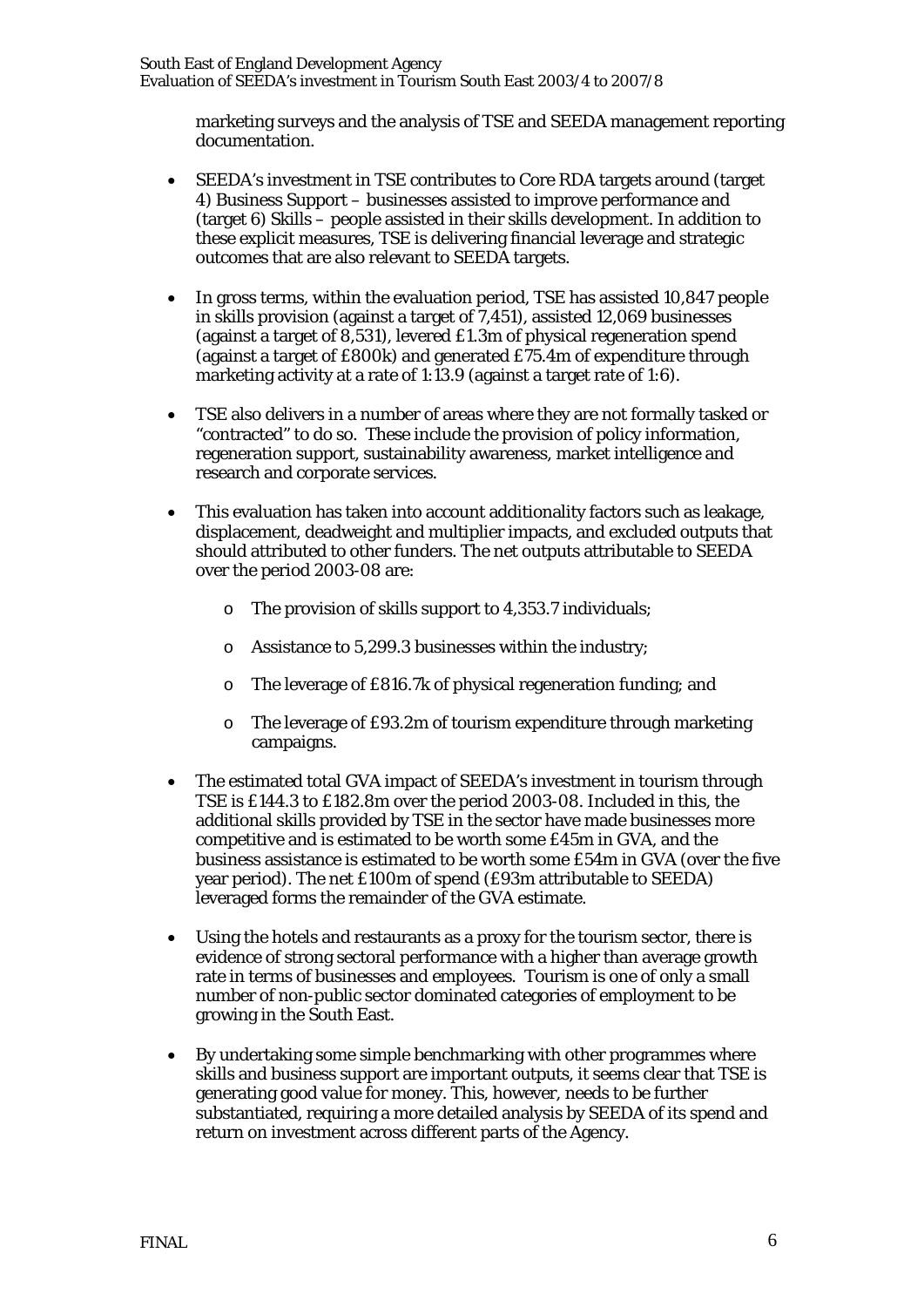marketing surveys and the analysis of TSE and SEEDA management reporting documentation.

- SEEDA's investment in TSE contributes to Core RDA targets around (target 4) Business Support – businesses assisted to improve performance and (target 6) Skills – people assisted in their skills development. In addition to these explicit measures, TSE is delivering financial leverage and strategic outcomes that are also relevant to SEEDA targets.

- In gross terms, within the evaluation period, TSE has assisted 10,847 people in skills provision (against a target of 7,451), assisted 12,069 businesses (against a target of 8,531), levered £1.3m of physical regeneration spend (against a target of £800k) and generated £75.4m of expenditure through marketing activity at a rate of 1:13.9 (against a target rate of 1:6).

- TSE also delivers in a number of areas where they are not formally tasked or "contracted" to do so. These include the provision of policy information, regeneration support, sustainability awareness, market intelligence and research and corporate services.

- This evaluation has taken into account additionality factors such as leakage, displacement, deadweight and multiplier impacts, and excluded outputs that should attributed to other funders. The net outputs attributable to SEEDA over the period 2003-08 are:
  - The provision of skills support to 4,353.7 individuals;
  - Assistance to 5,299.3 businesses within the industry;
  - The leverage of £816.7k of physical regeneration funding; and
  - The leverage of £93.2m of tourism expenditure through marketing campaigns.

- The estimated total GVA impact of SEEDA's investment in tourism through TSE is £144.3 to £182.8m over the period 2003-08. Included in this, the additional skills provided by TSE in the sector have made businesses more competitive and is estimated to be worth some £45m in GVA, and the business assistance is estimated to be worth some £54m in GVA (over the five year period). The net £100m of spend (£93m attributable to SEEDA) leveraged forms the remainder of the GVA estimate.

- Using the hotels and restaurants as a proxy for the tourism sector, there is evidence of strong sectoral performance with a higher than average growth rate in terms of businesses and employees. Tourism is one of only a small number of non-public sector dominated categories of employment to be growing in the South East.

- By undertaking some simple benchmarking with other programmes where skills and business support are important outputs, it seems clear that TSE is generating good value for money. This, however, needs to be further substantiated, requiring a more detailed analysis by SEEDA of its spend and return on investment across different parts of the Agency.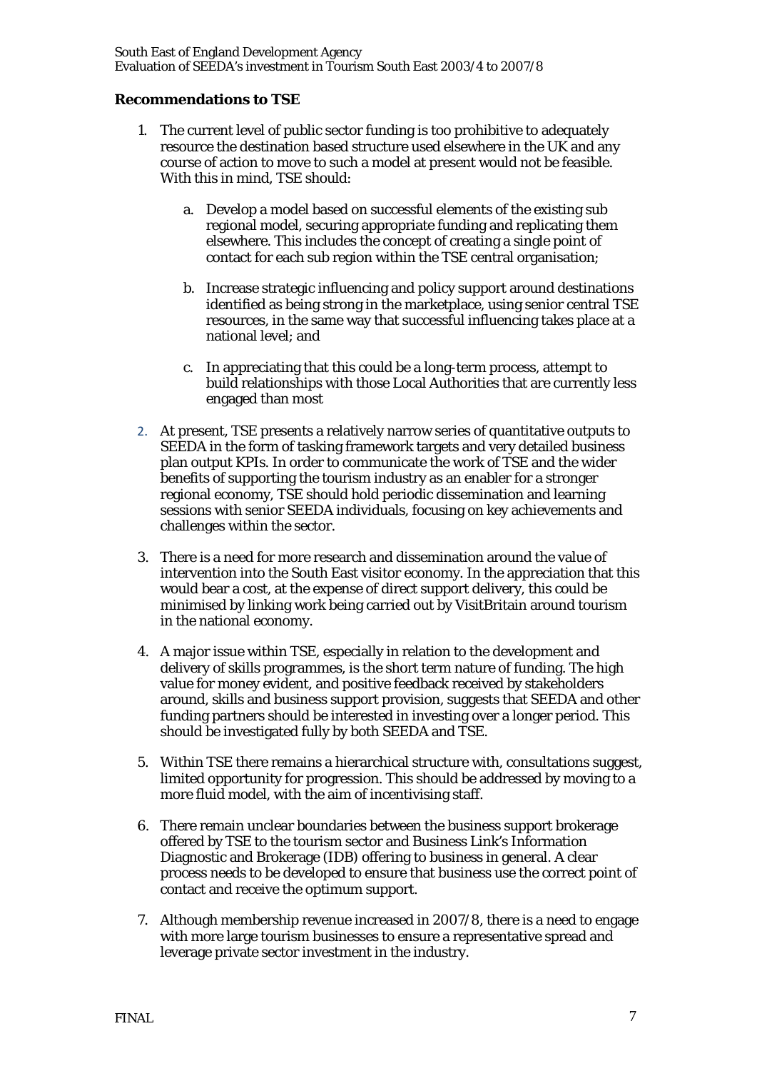**Recommendations to TSE**

1. The current level of public sector funding is too prohibitive to adequately resource the destination based structure used elsewhere in the UK and any course of action to move to such a model at present would not be feasible. With this in mind, TSE should:

    a. Develop a model based on successful elements of the existing sub regional model, securing appropriate funding and replicating them elsewhere. This includes the concept of creating a single point of contact for each sub region within the TSE central organisation;

    b. Increase strategic influencing and policy support around destinations identified as being strong in the marketplace, using senior central TSE resources, in the same way that successful influencing takes place at a national level; and

    c. In appreciating that this could be a long-term process, attempt to build relationships with those Local Authorities that are currently less engaged than most

2. At present, TSE presents a relatively narrow series of quantitative outputs to SEEDA in the form of tasking framework targets and very detailed business plan output KPIs. In order to communicate the work of TSE and the wider benefits of supporting the tourism industry as an enabler for a stronger regional economy, TSE should hold periodic dissemination and learning sessions with senior SEEDA individuals, focusing on key achievements and challenges within the sector.

3. There is a need for more research and dissemination around the value of intervention into the South East visitor economy. In the appreciation that this would bear a cost, at the expense of direct support delivery, this could be minimised by linking work being carried out by VisitBritain around tourism in the national economy.

4. A major issue within TSE, especially in relation to the development and delivery of skills programmes, is the short term nature of funding. The high value for money evident, and positive feedback received by stakeholders around, skills and business support provision, suggests that SEEDA and other funding partners should be interested in investing over a longer period. This should be investigated fully by both SEEDA and TSE.

5. Within TSE there remains a hierarchical structure with, consultations suggest, limited opportunity for progression. This should be addressed by moving to a more fluid model, with the aim of incentivising staff.

6. There remain unclear boundaries between the business support brokerage offered by TSE to the tourism sector and Business Link's Information Diagnostic and Brokerage (IDB) offering to business in general. A clear process needs to be developed to ensure that business use the correct point of contact and receive the optimum support.

7. Although membership revenue increased in 2007/8, there is a need to engage with more large tourism businesses to ensure a representative spread and leverage private sector investment in the industry.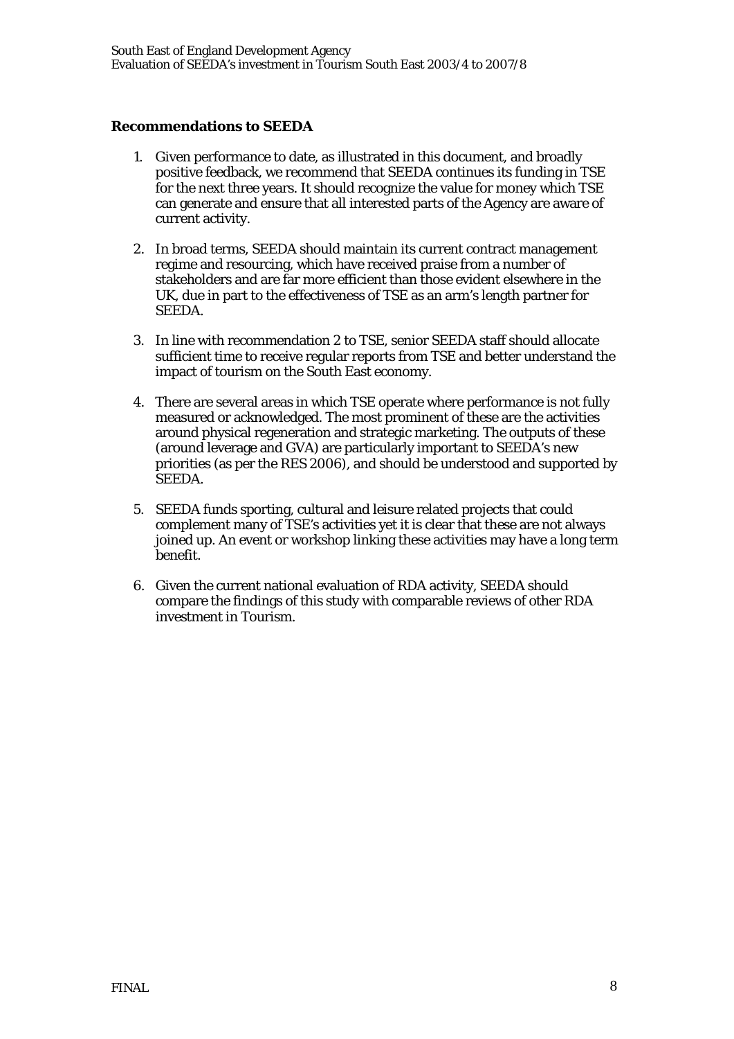**Recommendations to SEEDA**

1. Given performance to date, as illustrated in this document, and broadly positive feedback, we recommend that SEEDA continues its funding in TSE for the next three years. It should recognize the value for money which TSE can generate and ensure that all interested parts of the Agency are aware of current activity.

2. In broad terms, SEEDA should maintain its current contract management regime and resourcing, which have received praise from a number of stakeholders and are far more efficient than those evident elsewhere in the UK, due in part to the effectiveness of TSE as an arm's length partner for SEEDA.

3. In line with recommendation 2 to TSE, senior SEEDA staff should allocate sufficient time to receive regular reports from TSE and better understand the impact of tourism on the South East economy.

4. There are several areas in which TSE operate where performance is not fully measured or acknowledged. The most prominent of these are the activities around physical regeneration and strategic marketing. The outputs of these (around leverage and GVA) are particularly important to SEEDA's new priorities (as per the RES 2006), and should be understood and supported by SEEDA.

5. SEEDA funds sporting, cultural and leisure related projects that could complement many of TSE's activities yet it is clear that these are not always joined up. An event or workshop linking these activities may have a long term benefit.

6. Given the current national evaluation of RDA activity, SEEDA should compare the findings of this study with comparable reviews of other RDA investment in Tourism.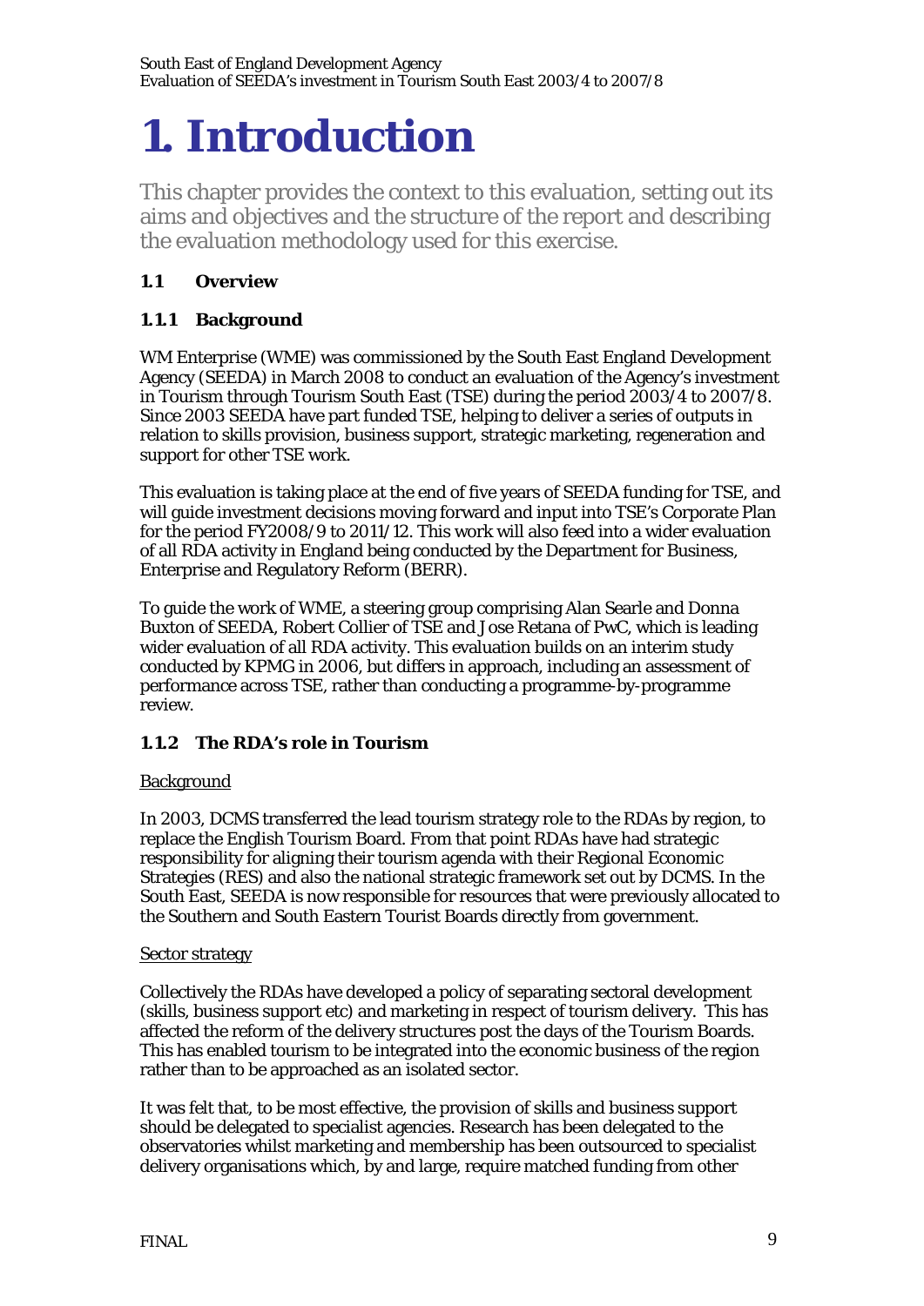# 1. Introduction

This chapter provides the context to this evaluation, setting out its aims and objectives and the structure of the report and describing the evaluation methodology used for this exercise.

## 1.1 Overview

### 1.1.1 Background

WM Enterprise (WME) was commissioned by the South East England Development Agency (SEEDA) in March 2008 to conduct an evaluation of the Agency's investment in Tourism through Tourism South East (TSE) during the period 2003/4 to 2007/8. Since 2003 SEEDA have part funded TSE, helping to deliver a series of outputs in relation to skills provision, business support, strategic marketing, regeneration and support for other TSE work.

This evaluation is taking place at the end of five years of SEEDA funding for TSE, and will guide investment decisions moving forward and input into TSE's Corporate Plan for the period FY2008/9 to 2011/12. This work will also feed into a wider evaluation of all RDA activity in England being conducted by the Department for Business, Enterprise and Regulatory Reform (BERR).

To guide the work of WME, a steering group comprising Alan Searle and Donna Buxton of SEEDA, Robert Collier of TSE and Jose Retana of PwC, which is leading wider evaluation of all RDA activity. This evaluation builds on an interim study conducted by KPMG in 2006, but differs in approach, including an assessment of performance across TSE, rather than conducting a programme-by-programme review.

### 1.1.2 The RDA's role in Tourism

Background

In 2003, DCMS transferred the lead tourism strategy role to the RDAs by region, to replace the English Tourism Board. From that point RDAs have had strategic responsibility for aligning their tourism agenda with their Regional Economic Strategies (RES) and also the national strategic framework set out by DCMS. In the South East, SEEDA is now responsible for resources that were previously allocated to the Southern and South Eastern Tourist Boards directly from government.

Sector strategy

Collectively the RDAs have developed a policy of separating sectoral development (skills, business support etc) and marketing in respect of tourism delivery. This has affected the reform of the delivery structures post the days of the Tourism Boards. This has enabled tourism to be integrated into the economic business of the region rather than to be approached as an isolated sector.

It was felt that, to be most effective, the provision of skills and business support should be delegated to specialist agencies. Research has been delegated to the observatories whilst marketing and membership has been outsourced to specialist delivery organisations which, by and large, require matched funding from other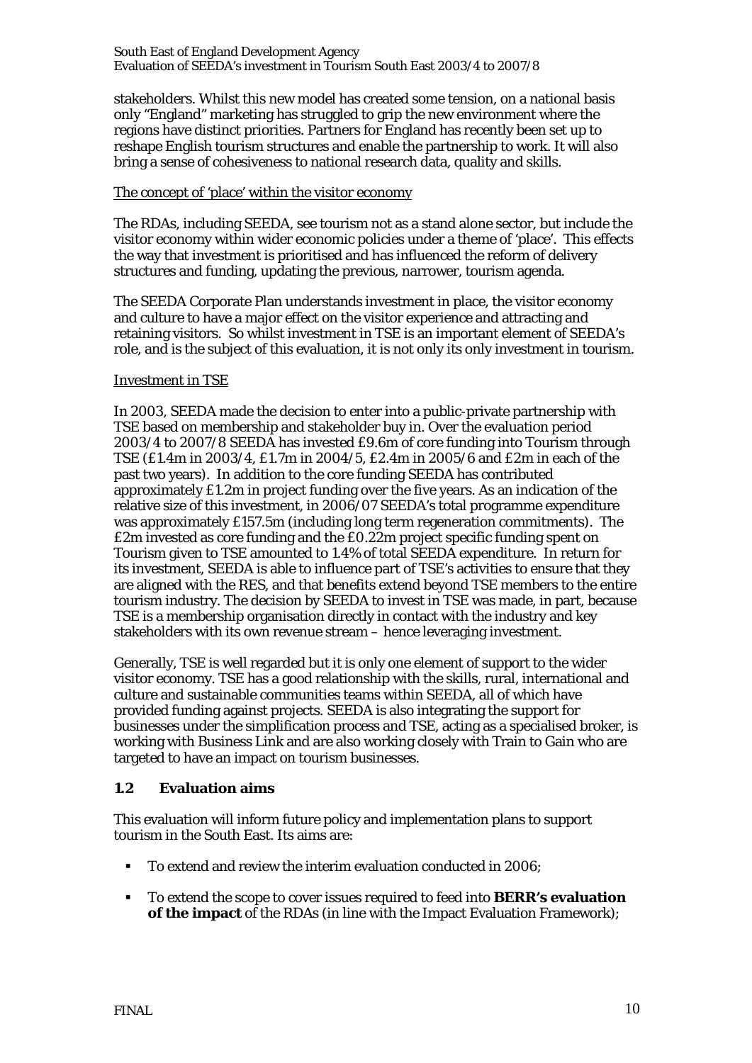stakeholders. Whilst this new model has created some tension, on a national basis only "England" marketing has struggled to grip the new environment where the regions have distinct priorities. Partners for England has recently been set up to reshape English tourism structures and enable the partnership to work. It will also bring a sense of cohesiveness to national research data, quality and skills.

<u>The concept of 'place' within the visitor economy</u>

The RDAs, including SEEDA, see tourism not as a stand alone sector, but include the visitor economy within wider economic policies under a theme of 'place'. This effects the way that investment is prioritised and has influenced the reform of delivery structures and funding, updating the previous, narrower, tourism agenda.

The SEEDA Corporate Plan understands investment in place, the visitor economy and culture to have a major effect on the visitor experience and attracting and retaining visitors. So whilst investment in TSE is an important element of SEEDA's role, and is the subject of this evaluation, it is not only its only investment in tourism.

<u>Investment in TSE</u>

In 2003, SEEDA made the decision to enter into a public-private partnership with TSE based on membership and stakeholder buy in. Over the evaluation period 2003/4 to 2007/8 SEEDA has invested £9.6m of core funding into Tourism through TSE (£1.4m in 2003/4, £1.7m in 2004/5, £2.4m in 2005/6 and £2m in each of the past two years). In addition to the core funding SEEDA has contributed approximately £1.2m in project funding over the five years. As an indication of the relative size of this investment, in 2006/07 SEEDA's total programme expenditure was approximately £157.5m (including long term regeneration commitments). The £2m invested as core funding and the £0.22m project specific funding spent on Tourism given to TSE amounted to 1.4% of total SEEDA expenditure. In return for its investment, SEEDA is able to influence part of TSE's activities to ensure that they are aligned with the RES, and that benefits extend beyond TSE members to the entire tourism industry. The decision by SEEDA to invest in TSE was made, in part, because TSE is a membership organisation directly in contact with the industry and key stakeholders with its own revenue stream – hence leveraging investment.

Generally, TSE is well regarded but it is only one element of support to the wider visitor economy. TSE has a good relationship with the skills, rural, international and culture and sustainable communities teams within SEEDA, all of which have provided funding against projects. SEEDA is also integrating the support for businesses under the simplification process and TSE, acting as a specialised broker, is working with Business Link and are also working closely with Train to Gain who are targeted to have an impact on tourism businesses.

### 1.2 Evaluation aims

This evaluation will inform future policy and implementation plans to support tourism in the South East. Its aims are:

- To extend and review the interim evaluation conducted in 2006;
- To extend the scope to cover issues required to feed into **BERR's evaluation of the impact** of the RDAs (in line with the Impact Evaluation Framework);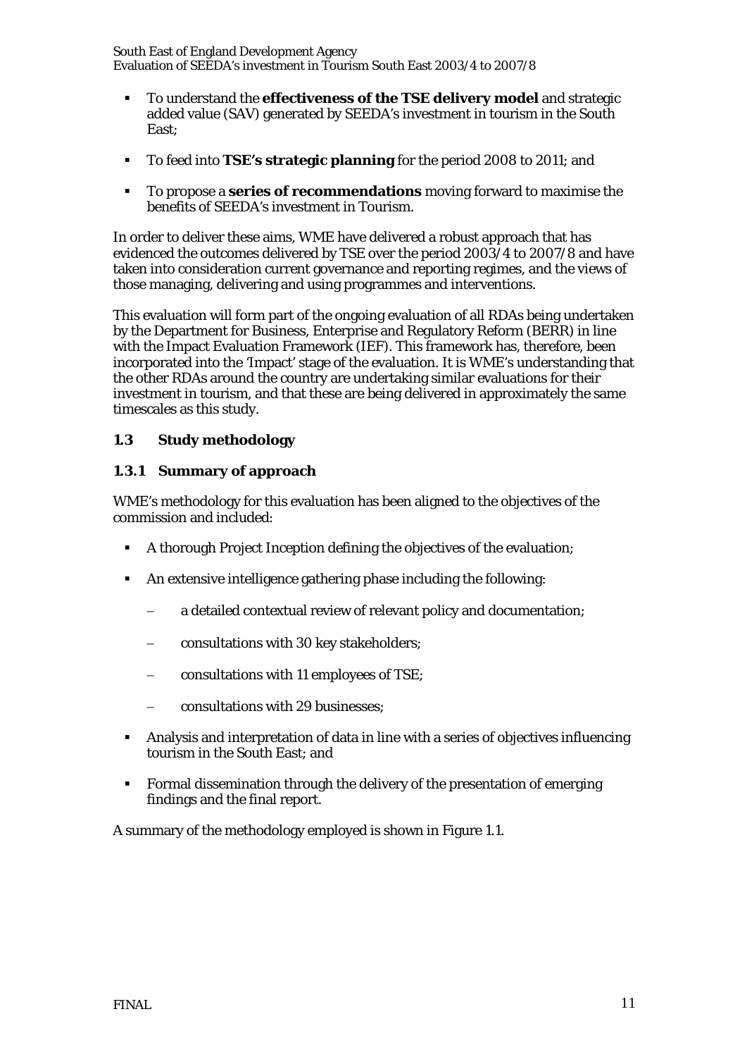- To understand the **effectiveness of the TSE delivery model** and strategic added value (SAV) generated by SEEDA's investment in tourism in the South East;
- To feed into **TSE's strategic planning** for the period 2008 to 2011; and
- To propose a **series of recommendations** moving forward to maximise the benefits of SEEDA's investment in Tourism.

In order to deliver these aims, WME have delivered a robust approach that has evidenced the outcomes delivered by TSE over the period 2003/4 to 2007/8 and have taken into consideration current governance and reporting regimes, and the views of those managing, delivering and using programmes and interventions.

This evaluation will form part of the ongoing evaluation of all RDAs being undertaken by the Department for Business, Enterprise and Regulatory Reform (BERR) in line with the Impact Evaluation Framework (IEF). This framework has, therefore, been incorporated into the 'Impact' stage of the evaluation. It is WME's understanding that the other RDAs around the country are undertaking similar evaluations for their investment in tourism, and that these are being delivered in approximately the same timescales as this study.

### 1.3 Study methodology

#### 1.3.1 Summary of approach

WME's methodology for this evaluation has been aligned to the objectives of the commission and included:

- A thorough Project Inception defining the objectives of the evaluation;
- An extensive intelligence gathering phase including the following:
  - a detailed contextual review of relevant policy and documentation;
  - consultations with 30 key stakeholders;
  - consultations with 11 employees of TSE;
  - consultations with 29 businesses;
- Analysis and interpretation of data in line with a series of objectives influencing tourism in the South East; and
- Formal dissemination through the delivery of the presentation of emerging findings and the final report.

A summary of the methodology employed is shown in Figure 1.1.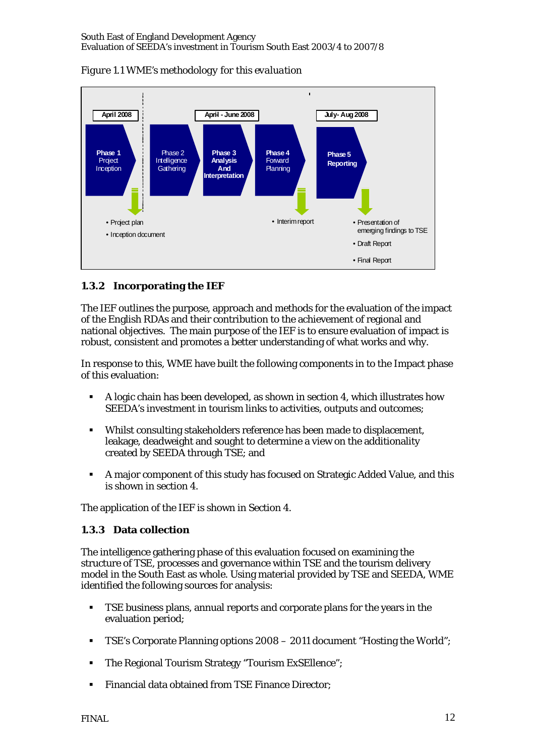*Figure 1.1 WME's methodology for this evaluation*

| April 2008 | | April - June 2008 | | July- Aug 2008 |
|---|---|---|---|---|
| Phase 1 Project Inception | Phase 2 Intelligence Gathering | Phase 3 Analysis And Interpretation | Phase 4 Forward Planning | Phase 5 Reporting |
| • Project plan<br>• Inception document | | | • Interim report | • Presentation of emerging findings to TSE<br>• Draft Report<br>• Final Report |

### 1.3.2 Incorporating the IEF

The IEF outlines the purpose, approach and methods for the evaluation of the impact of the English RDAs and their contribution to the achievement of regional and national objectives. The main purpose of the IEF is to ensure evaluation of impact is robust, consistent and promotes a better understanding of what works and why.

In response to this, WME have built the following components in to the Impact phase of this evaluation:

- A logic chain has been developed, as shown in section 4, which illustrates how SEEDA's investment in tourism links to activities, outputs and outcomes;
- Whilst consulting stakeholders reference has been made to displacement, leakage, deadweight and sought to determine a view on the additionality created by SEEDA through TSE; and
- A major component of this study has focused on Strategic Added Value, and this is shown in section 4.

The application of the IEF is shown in Section 4.

### 1.3.3 Data collection

The intelligence gathering phase of this evaluation focused on examining the structure of TSE, processes and governance within TSE and the tourism delivery model in the South East as whole. Using material provided by TSE and SEEDA, WME identified the following sources for analysis:

- TSE business plans, annual reports and corporate plans for the years in the evaluation period;
- TSE's Corporate Planning options 2008 – 2011 document "Hosting the World";
- The Regional Tourism Strategy "Tourism ExSEllence";
- Financial data obtained from TSE Finance Director;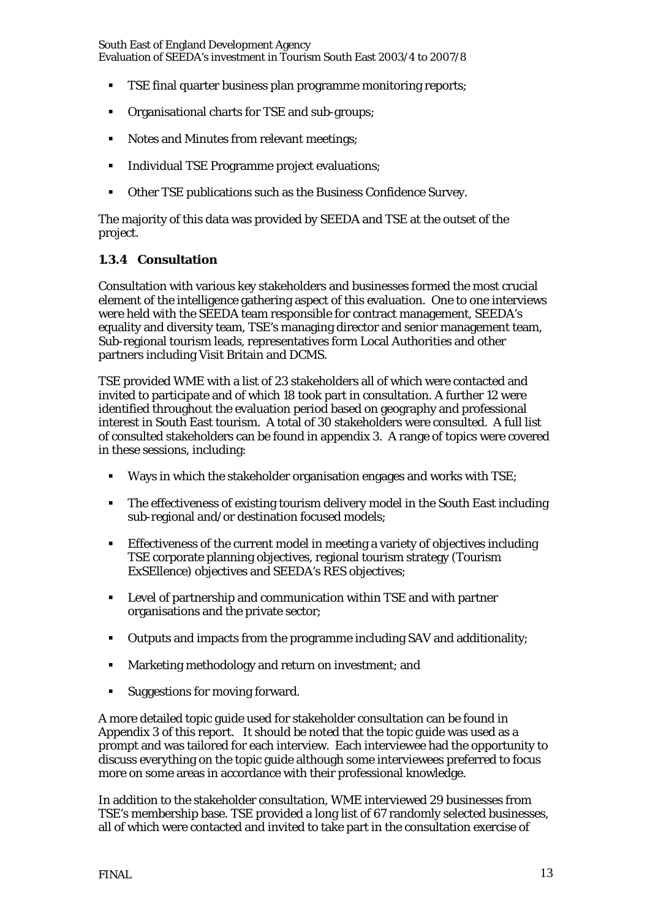- TSE final quarter business plan programme monitoring reports;
- Organisational charts for TSE and sub-groups;
- Notes and Minutes from relevant meetings;
- Individual TSE Programme project evaluations;
- Other TSE publications such as the Business Confidence Survey.

The majority of this data was provided by SEEDA and TSE at the outset of the project.

### 1.3.4 Consultation

Consultation with various key stakeholders and businesses formed the most crucial element of the intelligence gathering aspect of this evaluation. One to one interviews were held with the SEEDA team responsible for contract management, SEEDA's equality and diversity team, TSE's managing director and senior management team, Sub-regional tourism leads, representatives form Local Authorities and other partners including Visit Britain and DCMS.

TSE provided WME with a list of 23 stakeholders all of which were contacted and invited to participate and of which 18 took part in consultation. A further 12 were identified throughout the evaluation period based on geography and professional interest in South East tourism. A total of 30 stakeholders were consulted. A full list of consulted stakeholders can be found in appendix 3. A range of topics were covered in these sessions, including:

- Ways in which the stakeholder organisation engages and works with TSE;
- The effectiveness of existing tourism delivery model in the South East including sub-regional and/or destination focused models;
- Effectiveness of the current model in meeting a variety of objectives including TSE corporate planning objectives, regional tourism strategy (Tourism ExSEllence) objectives and SEEDA's RES objectives;
- Level of partnership and communication within TSE and with partner organisations and the private sector;
- Outputs and impacts from the programme including SAV and additionality;
- Marketing methodology and return on investment; and
- Suggestions for moving forward.

A more detailed topic guide used for stakeholder consultation can be found in Appendix 3 of this report. It should be noted that the topic guide was used as a prompt and was tailored for each interview. Each interviewee had the opportunity to discuss everything on the topic guide although some interviewees preferred to focus more on some areas in accordance with their professional knowledge.

In addition to the stakeholder consultation, WME interviewed 29 businesses from TSE's membership base. TSE provided a long list of 67 randomly selected businesses, all of which were contacted and invited to take part in the consultation exercise of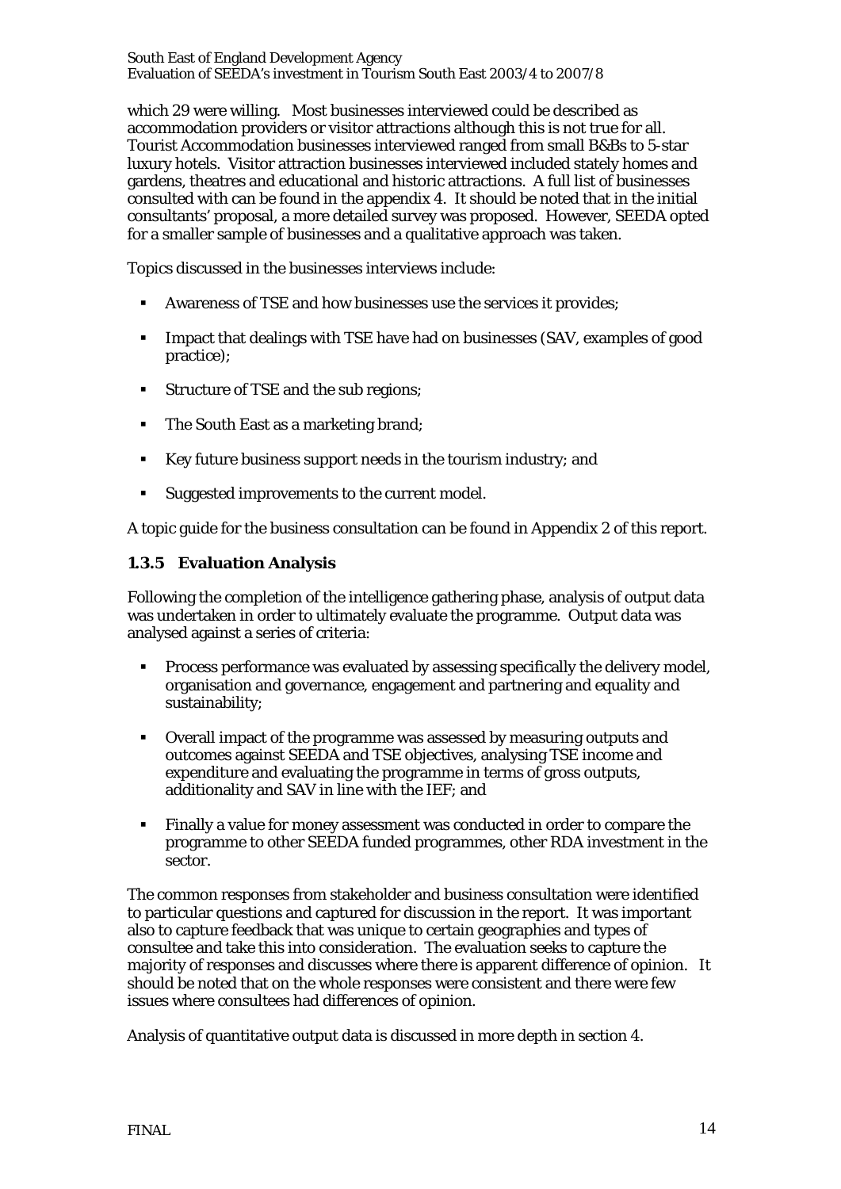which 29 were willing. Most businesses interviewed could be described as accommodation providers or visitor attractions although this is not true for all. Tourist Accommodation businesses interviewed ranged from small B&Bs to 5-star luxury hotels. Visitor attraction businesses interviewed included stately homes and gardens, theatres and educational and historic attractions. A full list of businesses consulted with can be found in the appendix 4. It should be noted that in the initial consultants' proposal, a more detailed survey was proposed. However, SEEDA opted for a smaller sample of businesses and a qualitative approach was taken.

Topics discussed in the businesses interviews include:

- Awareness of TSE and how businesses use the services it provides;
- Impact that dealings with TSE have had on businesses (SAV, examples of good practice);
- Structure of TSE and the sub regions;
- The South East as a marketing brand;
- Key future business support needs in the tourism industry; and
- Suggested improvements to the current model.

A topic guide for the business consultation can be found in Appendix 2 of this report.

### 1.3.5 Evaluation Analysis

Following the completion of the intelligence gathering phase, analysis of output data was undertaken in order to ultimately evaluate the programme. Output data was analysed against a series of criteria:

- Process performance was evaluated by assessing specifically the delivery model, organisation and governance, engagement and partnering and equality and sustainability;
- Overall impact of the programme was assessed by measuring outputs and outcomes against SEEDA and TSE objectives, analysing TSE income and expenditure and evaluating the programme in terms of gross outputs, additionality and SAV in line with the IEF; and
- Finally a value for money assessment was conducted in order to compare the programme to other SEEDA funded programmes, other RDA investment in the sector.

The common responses from stakeholder and business consultation were identified to particular questions and captured for discussion in the report. It was important also to capture feedback that was unique to certain geographies and types of consultee and take this into consideration. The evaluation seeks to capture the majority of responses and discusses where there is apparent difference of opinion. It should be noted that on the whole responses were consistent and there were few issues where consultees had differences of opinion.

Analysis of quantitative output data is discussed in more depth in section 4.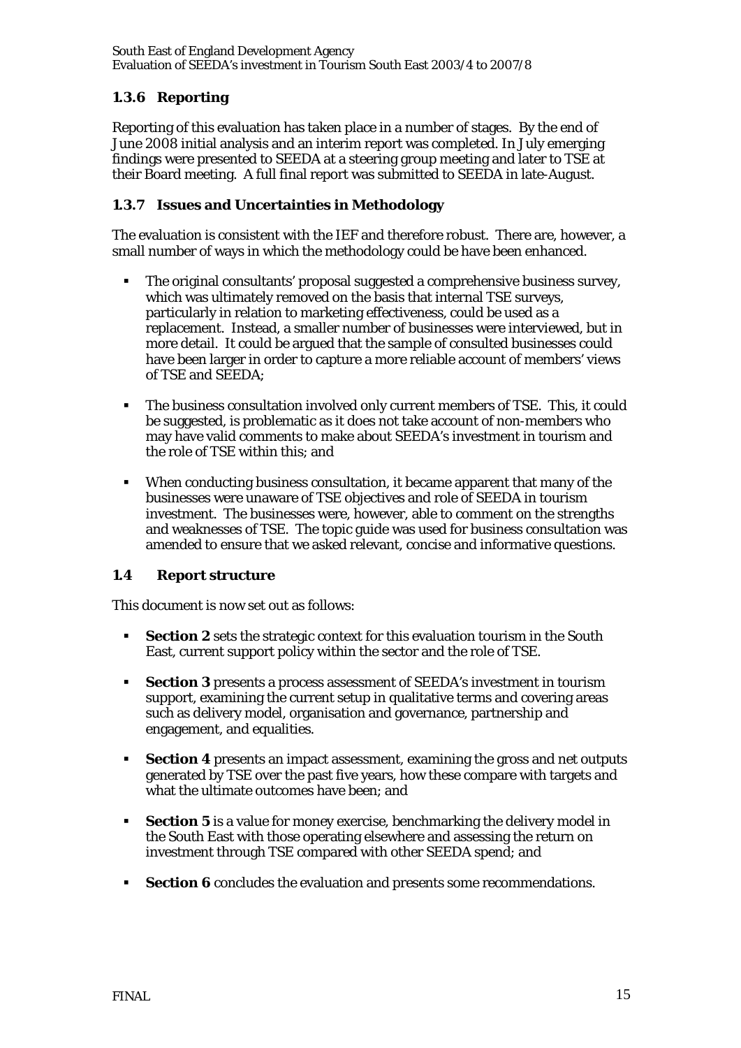### 1.3.6 Reporting

Reporting of this evaluation has taken place in a number of stages. By the end of June 2008 initial analysis and an interim report was completed. In July emerging findings were presented to SEEDA at a steering group meeting and later to TSE at their Board meeting. A full final report was submitted to SEEDA in late-August.

### 1.3.7 Issues and Uncertainties in Methodology

The evaluation is consistent with the IEF and therefore robust. There are, however, a small number of ways in which the methodology could be have been enhanced.

- The original consultants' proposal suggested a comprehensive business survey, which was ultimately removed on the basis that internal TSE surveys, particularly in relation to marketing effectiveness, could be used as a replacement. Instead, a smaller number of businesses were interviewed, but in more detail. It could be argued that the sample of consulted businesses could have been larger in order to capture a more reliable account of members' views of TSE and SEEDA;

- The business consultation involved only current members of TSE. This, it could be suggested, is problematic as it does not take account of non-members who may have valid comments to make about SEEDA's investment in tourism and the role of TSE within this; and

- When conducting business consultation, it became apparent that many of the businesses were unaware of TSE objectives and role of SEEDA in tourism investment. The businesses were, however, able to comment on the strengths and weaknesses of TSE. The topic guide was used for business consultation was amended to ensure that we asked relevant, concise and informative questions.

## 1.4 Report structure

This document is now set out as follows:

- **Section 2** sets the strategic context for this evaluation tourism in the South East, current support policy within the sector and the role of TSE.

- **Section 3** presents a process assessment of SEEDA's investment in tourism support, examining the current setup in qualitative terms and covering areas such as delivery model, organisation and governance, partnership and engagement, and equalities.

- **Section 4** presents an impact assessment, examining the gross and net outputs generated by TSE over the past five years, how these compare with targets and what the ultimate outcomes have been; and

- **Section 5** is a value for money exercise, benchmarking the delivery model in the South East with those operating elsewhere and assessing the return on investment through TSE compared with other SEEDA spend; and

- **Section 6** concludes the evaluation and presents some recommendations.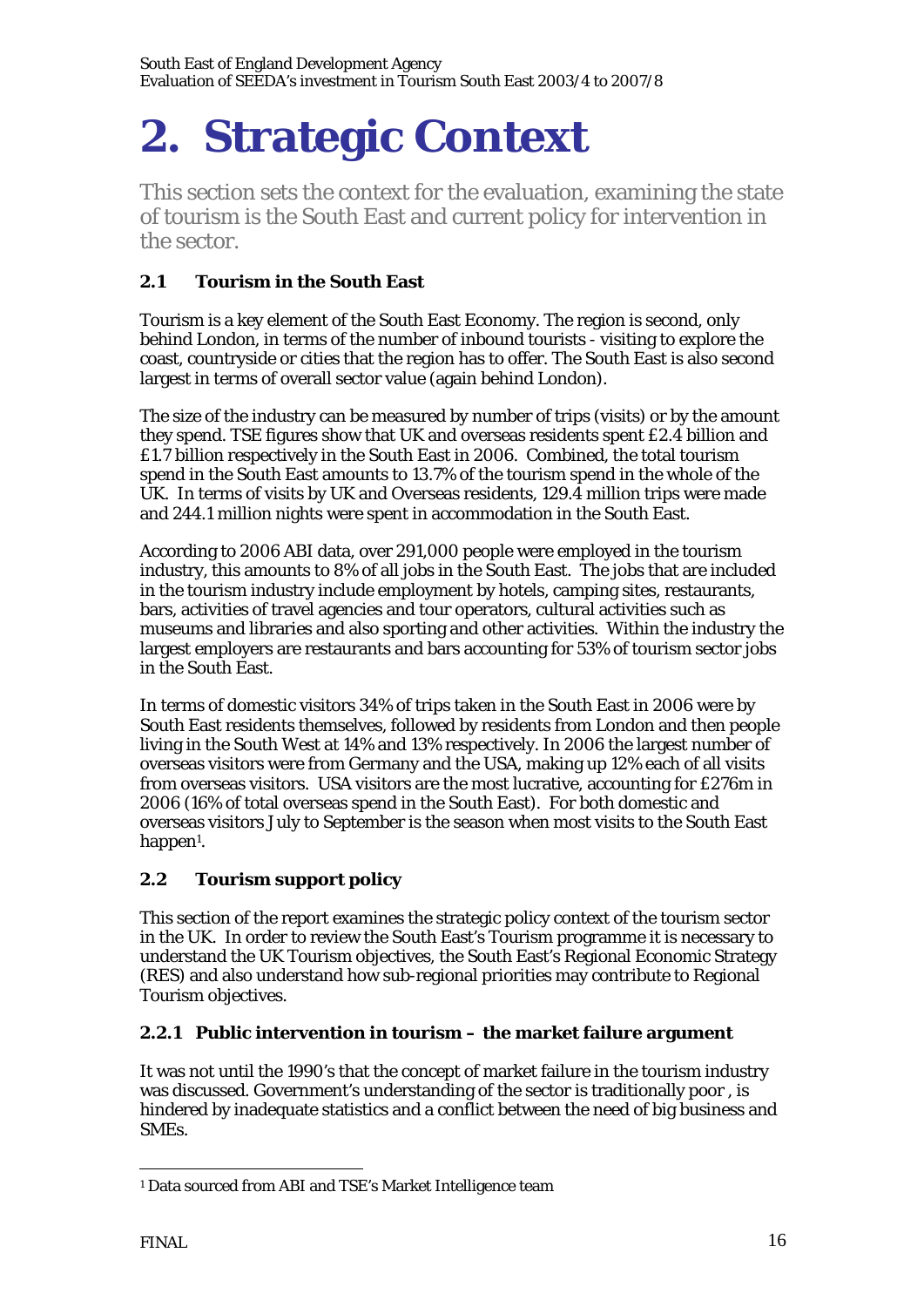# 2. Strategic Context

This section sets the context for the evaluation, examining the state of tourism is the South East and current policy for intervention in the sector.

### 2.1 Tourism in the South East

Tourism is a key element of the South East Economy. The region is second, only behind London, in terms of the number of inbound tourists - visiting to explore the coast, countryside or cities that the region has to offer. The South East is also second largest in terms of overall sector value (again behind London).

The size of the industry can be measured by number of trips (visits) or by the amount they spend. TSE figures show that UK and overseas residents spent £2.4 billion and £1.7 billion respectively in the South East in 2006. Combined, the total tourism spend in the South East amounts to 13.7% of the tourism spend in the whole of the UK. In terms of visits by UK and Overseas residents, 129.4 million trips were made and 244.1 million nights were spent in accommodation in the South East.

According to 2006 ABI data, over 291,000 people were employed in the tourism industry, this amounts to 8% of all jobs in the South East. The jobs that are included in the tourism industry include employment by hotels, camping sites, restaurants, bars, activities of travel agencies and tour operators, cultural activities such as museums and libraries and also sporting and other activities. Within the industry the largest employers are restaurants and bars accounting for 53% of tourism sector jobs in the South East.

In terms of domestic visitors 34% of trips taken in the South East in 2006 were by South East residents themselves, followed by residents from London and then people living in the South West at 14% and 13% respectively. In 2006 the largest number of overseas visitors were from Germany and the USA, making up 12% each of all visits from overseas visitors. USA visitors are the most lucrative, accounting for £276m in 2006 (16% of total overseas spend in the South East). For both domestic and overseas visitors July to September is the season when most visits to the South East happen[1].

### 2.2 Tourism support policy

This section of the report examines the strategic policy context of the tourism sector in the UK. In order to review the South East's Tourism programme it is necessary to understand the UK Tourism objectives, the South East's Regional Economic Strategy (RES) and also understand how sub-regional priorities may contribute to Regional Tourism objectives.

#### 2.2.1 Public intervention in tourism – the market failure argument

It was not until the 1990's that the concept of market failure in the tourism industry was discussed. Government's understanding of the sector is traditionally poor , is hindered by inadequate statistics and a conflict between the need of big business and SMEs.

[1] Data sourced from ABI and TSE's Market Intelligence team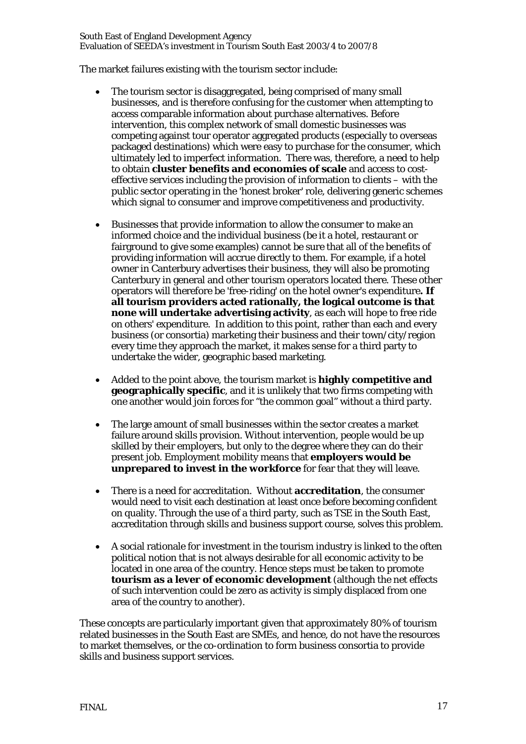The market failures existing with the tourism sector include:

- The tourism sector is disaggregated, being comprised of many small businesses, and is therefore confusing for the customer when attempting to access comparable information about purchase alternatives. Before intervention, this complex network of small domestic businesses was competing against tour operator aggregated products (especially to overseas packaged destinations) which were easy to purchase for the consumer, which ultimately led to imperfect information. There was, therefore, a need to help to obtain **cluster benefits and economies of scale** and access to cost-effective services including the provision of information to clients – with the public sector operating in the 'honest broker' role, delivering generic schemes which signal to consumer and improve competitiveness and productivity.

- Businesses that provide information to allow the consumer to make an informed choice and the individual business (be it a hotel, restaurant or fairground to give some examples) cannot be sure that all of the benefits of providing information will accrue directly to them. For example, if a hotel owner in Canterbury advertises their business, they will also be promoting Canterbury in general and other tourism operators located there. These other operators will therefore be 'free-riding' on the hotel owner's expenditure**. If all tourism providers acted rationally, the logical outcome is that none will undertake advertising activity**, as each will hope to free ride on others' expenditure. In addition to this point, rather than each and every business (or consortia) marketing their business and their town/city/region every time they approach the market, it makes sense for a third party to undertake the wider, geographic based marketing.

- Added to the point above, the tourism market is **highly competitive and geographically specific**, and it is unlikely that two firms competing with one another would join forces for "the common goal" without a third party.

- The large amount of small businesses within the sector creates a market failure around skills provision. Without intervention, people would be up skilled by their employers, but only to the degree where they can do their present job. Employment mobility means that **employers would be unprepared to invest in the workforce** for fear that they will leave.

- There is a need for accreditation. Without **accreditation**, the consumer would need to visit each destination at least once before becoming confident on quality. Through the use of a third party, such as TSE in the South East, accreditation through skills and business support course, solves this problem.

- A social rationale for investment in the tourism industry is linked to the often political notion that is not always desirable for all economic activity to be located in one area of the country. Hence steps must be taken to promote **tourism as a lever of economic development** (although the net effects of such intervention could be zero as activity is simply displaced from one area of the country to another).

These concepts are particularly important given that approximately 80% of tourism related businesses in the South East are SMEs, and hence, do not have the resources to market themselves, or the co-ordination to form business consortia to provide skills and business support services.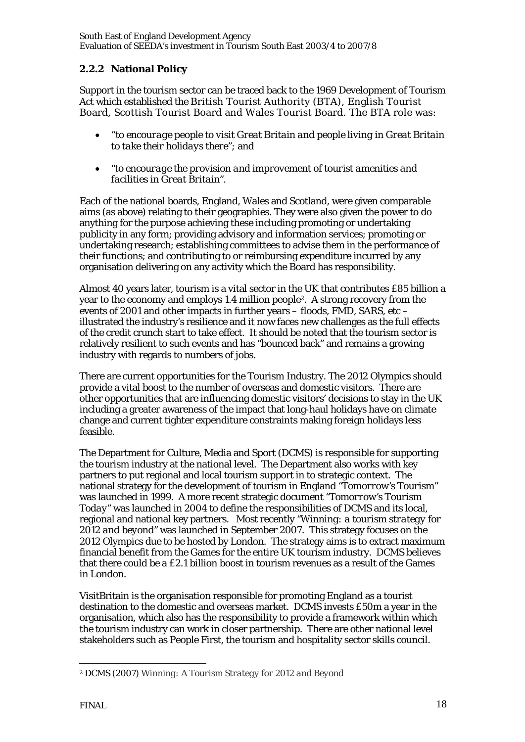### 2.2.2 National Policy

Support in the tourism sector can be traced back to the 1969 Development of Tourism Act which established the British Tourist Authority (BTA), English Tourist Board, Scottish Tourist Board and Wales Tourist Board. The BTA role was:

- *"to encourage people to visit Great Britain and people living in Great Britain to take their holidays there"*; and
- *"to encourage the provision and improvement of tourist amenities and facilities in Great Britain"*.

Each of the national boards, England, Wales and Scotland, were given comparable aims (as above) relating to their geographies. They were also given the power to do anything for the purpose achieving these including promoting or undertaking publicity in any form; providing advisory and information services; promoting or undertaking research; establishing committees to advise them in the performance of their functions; and contributing to or reimbursing expenditure incurred by any organisation delivering on any activity which the Board has responsibility.

Almost 40 years later, tourism is a vital sector in the UK that contributes £85 billion a year to the economy and employs 1.4 million people[2]. A strong recovery from the events of 2001 and other impacts in further years – floods, FMD, SARS, etc – illustrated the industry's resilience and it now faces new challenges as the full effects of the credit crunch start to take effect. It should be noted that the tourism sector is relatively resilient to such events and has "bounced back" and remains a growing industry with regards to numbers of jobs.

There are current opportunities for the Tourism Industry. The 2012 Olympics should provide a vital boost to the number of overseas and domestic visitors. There are other opportunities that are influencing domestic visitors' decisions to stay in the UK including a greater awareness of the impact that long-haul holidays have on climate change and current tighter expenditure constraints making foreign holidays less feasible.

The Department for Culture, Media and Sport (DCMS) is responsible for supporting the tourism industry at the national level. The Department also works with key partners to put regional and local tourism support in to strategic context. The national strategy for the development of tourism in England *"Tomorrow's Tourism"* was launched in 1999. A more recent strategic document *"Tomorrow's Tourism Today"* was launched in 2004 to define the responsibilities of DCMS and its local, regional and national key partners. Most recently *"Winning: a tourism strategy for 2012 and beyond"* was launched in September 2007. This strategy focuses on the 2012 Olympics due to be hosted by London. The strategy aims is to extract maximum financial benefit from the Games for the entire UK tourism industry. DCMS believes that there could be a £2.1 billion boost in tourism revenues as a result of the Games in London.

VisitBritain is the organisation responsible for promoting England as a tourist destination to the domestic and overseas market. DCMS invests £50m a year in the organisation, which also has the responsibility to provide a framework within which the tourism industry can work in closer partnership. There are other national level stakeholders such as People First, the tourism and hospitality sector skills council.

---

[2] DCMS (2007) *Winning: A Tourism Strategy for 2012 and Beyond*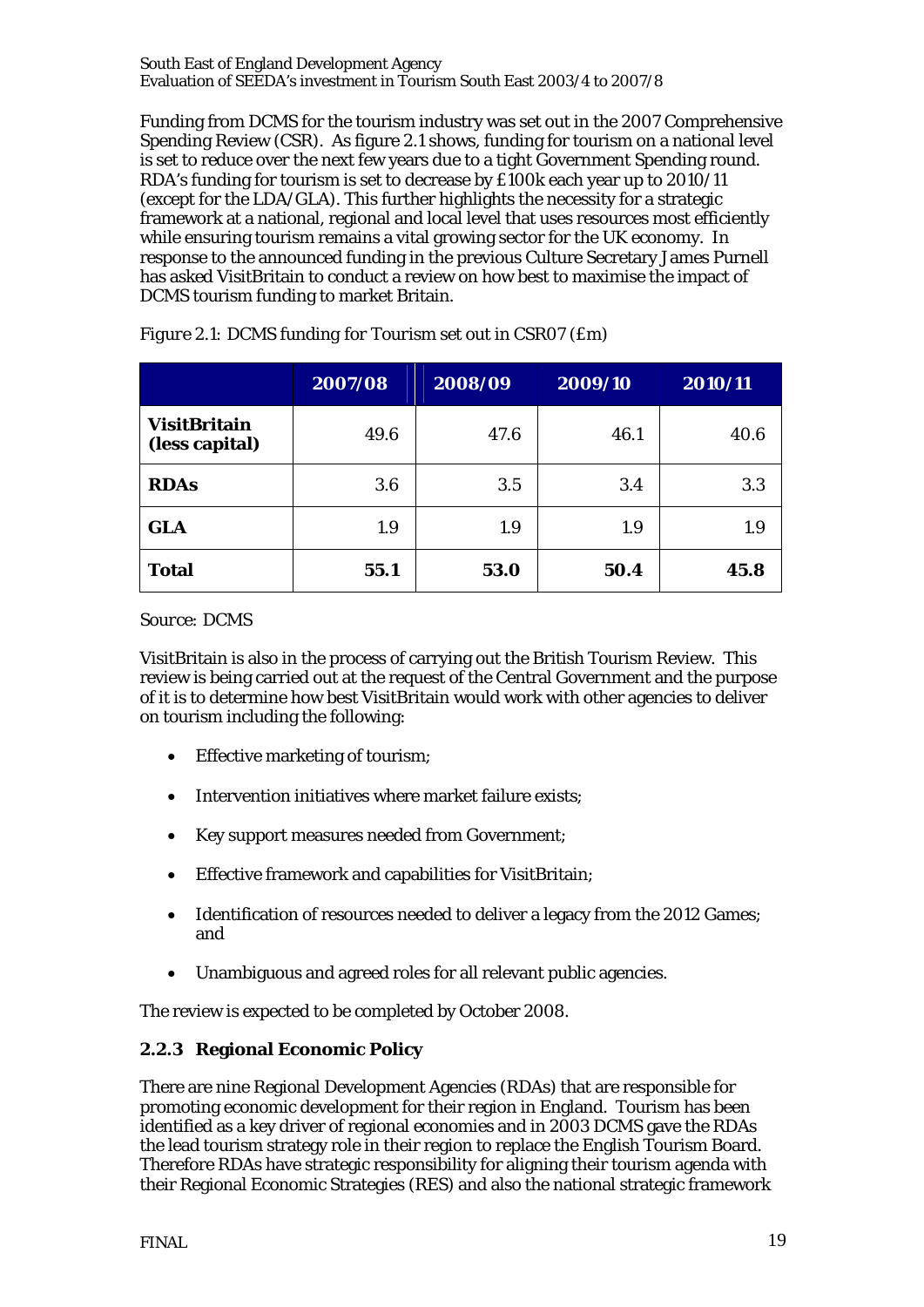Funding from DCMS for the tourism industry was set out in the 2007 Comprehensive Spending Review (CSR). As figure 2.1 shows, funding for tourism on a national level is set to reduce over the next few years due to a tight Government Spending round. RDA's funding for tourism is set to decrease by £100k each year up to 2010/11 (except for the LDA/GLA). This further highlights the necessity for a strategic framework at a national, regional and local level that uses resources most efficiently while ensuring tourism remains a vital growing sector for the UK economy. In response to the announced funding in the previous Culture Secretary James Purnell has asked VisitBritain to conduct a review on how best to maximise the impact of DCMS tourism funding to market Britain.

*Figure 2.1: DCMS funding for Tourism set out in CSR07 (£m)*

| | 2007/08 | 2008/09 | 2009/10 | 2010/11 |
|---|---|---|---|---|
| **VisitBritain (less capital)** | 49.6 | 47.6 | 46.1 | 40.6 |
| **RDAs** | 3.6 | 3.5 | 3.4 | 3.3 |
| **GLA** | 1.9 | 1.9 | 1.9 | 1.9 |
| **Total** | **55.1** | **53.0** | **50.4** | **45.8** |

*Source: DCMS*

VisitBritain is also in the process of carrying out the British Tourism Review. This review is being carried out at the request of the Central Government and the purpose of it is to determine how best VisitBritain would work with other agencies to deliver on tourism including the following:

- Effective marketing of tourism;
- Intervention initiatives where market failure exists;
- Key support measures needed from Government;
- Effective framework and capabilities for VisitBritain;
- Identification of resources needed to deliver a legacy from the 2012 Games; and
- Unambiguous and agreed roles for all relevant public agencies.

The review is expected to be completed by October 2008.

### 2.2.3 Regional Economic Policy

There are nine Regional Development Agencies (RDAs) that are responsible for promoting economic development for their region in England. Tourism has been identified as a key driver of regional economies and in 2003 DCMS gave the RDAs the lead tourism strategy role in their region to replace the English Tourism Board. Therefore RDAs have strategic responsibility for aligning their tourism agenda with their Regional Economic Strategies (RES) and also the national strategic framework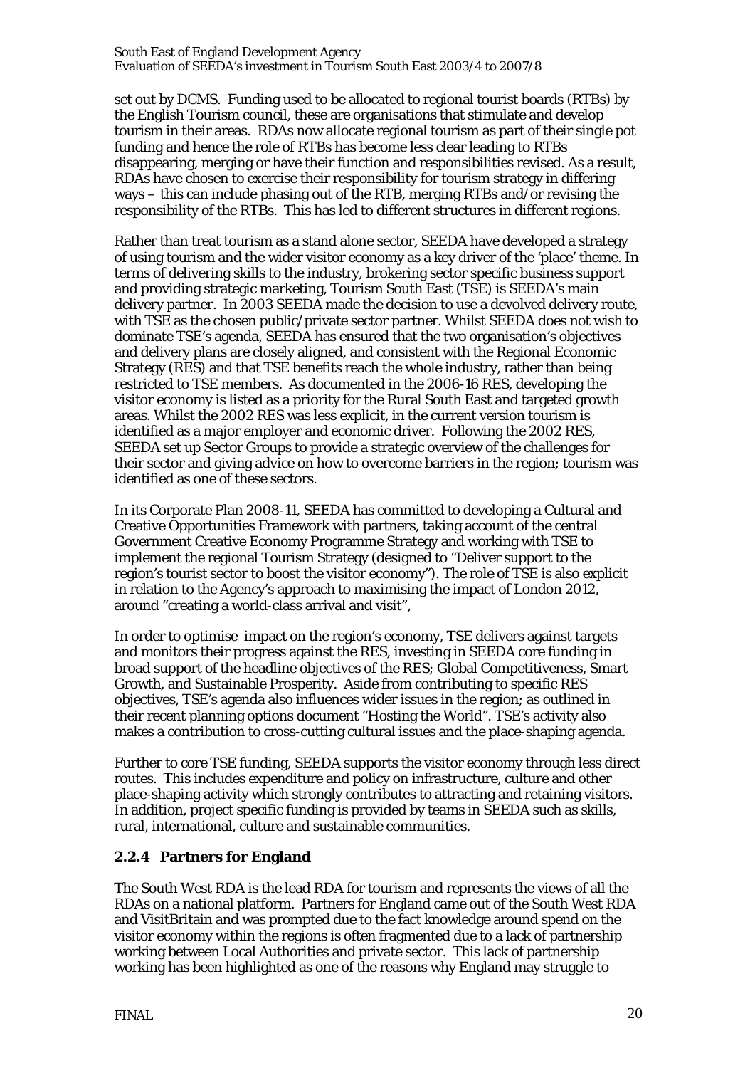set out by DCMS. Funding used to be allocated to regional tourist boards (RTBs) by the English Tourism council, these are organisations that stimulate and develop tourism in their areas. RDAs now allocate regional tourism as part of their single pot funding and hence the role of RTBs has become less clear leading to RTBs disappearing, merging or have their function and responsibilities revised. As a result, RDAs have chosen to exercise their responsibility for tourism strategy in differing ways – this can include phasing out of the RTB, merging RTBs and/or revising the responsibility of the RTBs. This has led to different structures in different regions.

Rather than treat tourism as a stand alone sector, SEEDA have developed a strategy of using tourism and the wider visitor economy as a key driver of the 'place' theme. In terms of delivering skills to the industry, brokering sector specific business support and providing strategic marketing, Tourism South East (TSE) is SEEDA's main delivery partner. In 2003 SEEDA made the decision to use a devolved delivery route, with TSE as the chosen public/private sector partner. Whilst SEEDA does not wish to dominate TSE's agenda, SEEDA has ensured that the two organisation's objectives and delivery plans are closely aligned, and consistent with the Regional Economic Strategy (RES) and that TSE benefits reach the whole industry, rather than being restricted to TSE members. As documented in the 2006-16 RES, developing the visitor economy is listed as a priority for the Rural South East and targeted growth areas. Whilst the 2002 RES was less explicit, in the current version tourism is identified as a major employer and economic driver. Following the 2002 RES, SEEDA set up Sector Groups to provide a strategic overview of the challenges for their sector and giving advice on how to overcome barriers in the region; tourism was identified as one of these sectors.

In its Corporate Plan 2008-11, SEEDA has committed to developing a Cultural and Creative Opportunities Framework with partners, taking account of the central Government Creative Economy Programme Strategy and working with TSE to implement the regional Tourism Strategy (designed to "Deliver support to the region's tourist sector to boost the visitor economy"). The role of TSE is also explicit in relation to the Agency's approach to maximising the impact of London 2012, around "creating a world-class arrival and visit",

In order to optimise impact on the region's economy, TSE delivers against targets and monitors their progress against the RES, investing in SEEDA core funding in broad support of the headline objectives of the RES; Global Competitiveness, Smart Growth, and Sustainable Prosperity. Aside from contributing to specific RES objectives, TSE's agenda also influences wider issues in the region; as outlined in their recent planning options document "Hosting the World". TSE's activity also makes a contribution to cross-cutting cultural issues and the place-shaping agenda.

Further to core TSE funding, SEEDA supports the visitor economy through less direct routes. This includes expenditure and policy on infrastructure, culture and other place-shaping activity which strongly contributes to attracting and retaining visitors. In addition, project specific funding is provided by teams in SEEDA such as skills, rural, international, culture and sustainable communities.

### 2.2.4 Partners for England

The South West RDA is the lead RDA for tourism and represents the views of all the RDAs on a national platform. Partners for England came out of the South West RDA and VisitBritain and was prompted due to the fact knowledge around spend on the visitor economy within the regions is often fragmented due to a lack of partnership working between Local Authorities and private sector. This lack of partnership working has been highlighted as one of the reasons why England may struggle to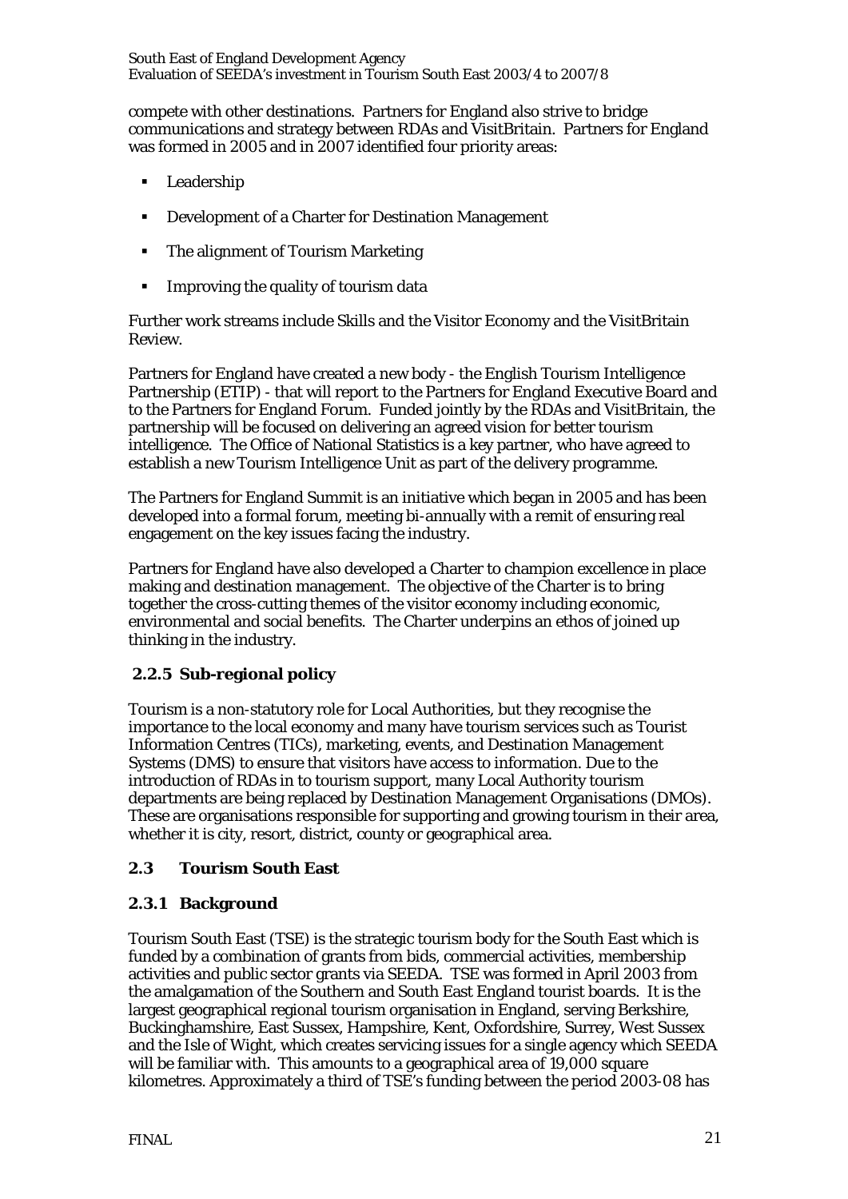compete with other destinations. Partners for England also strive to bridge communications and strategy between RDAs and VisitBritain. Partners for England was formed in 2005 and in 2007 identified four priority areas:

- Leadership
- Development of a Charter for Destination Management
- The alignment of Tourism Marketing
- Improving the quality of tourism data

Further work streams include Skills and the Visitor Economy and the VisitBritain Review.

Partners for England have created a new body - the English Tourism Intelligence Partnership (ETIP) - that will report to the Partners for England Executive Board and to the Partners for England Forum. Funded jointly by the RDAs and VisitBritain, the partnership will be focused on delivering an agreed vision for better tourism intelligence. The Office of National Statistics is a key partner, who have agreed to establish a new Tourism Intelligence Unit as part of the delivery programme.

The Partners for England Summit is an initiative which began in 2005 and has been developed into a formal forum, meeting bi-annually with a remit of ensuring real engagement on the key issues facing the industry.

Partners for England have also developed a Charter to champion excellence in place making and destination management. The objective of the Charter is to bring together the cross-cutting themes of the visitor economy including economic, environmental and social benefits. The Charter underpins an ethos of joined up thinking in the industry.

### 2.2.5 Sub-regional policy

Tourism is a non-statutory role for Local Authorities, but they recognise the importance to the local economy and many have tourism services such as Tourist Information Centres (TICs), marketing, events, and Destination Management Systems (DMS) to ensure that visitors have access to information. Due to the introduction of RDAs in to tourism support, many Local Authority tourism departments are being replaced by Destination Management Organisations (DMOs). These are organisations responsible for supporting and growing tourism in their area, whether it is city, resort, district, county or geographical area.

## 2.3 Tourism South East

### 2.3.1 Background

Tourism South East (TSE) is the strategic tourism body for the South East which is funded by a combination of grants from bids, commercial activities, membership activities and public sector grants via SEEDA. TSE was formed in April 2003 from the amalgamation of the Southern and South East England tourist boards. It is the largest geographical regional tourism organisation in England, serving Berkshire, Buckinghamshire, East Sussex, Hampshire, Kent, Oxfordshire, Surrey, West Sussex and the Isle of Wight, which creates servicing issues for a single agency which SEEDA will be familiar with. This amounts to a geographical area of 19,000 square kilometres. Approximately a third of TSE's funding between the period 2003-08 has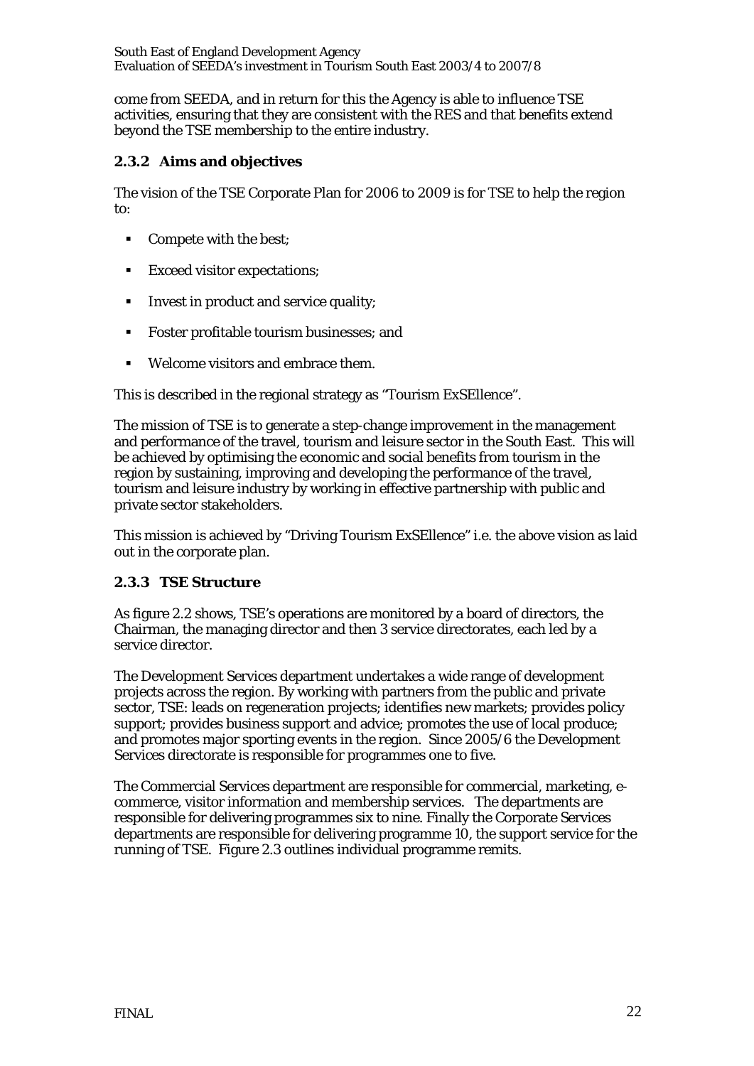come from SEEDA, and in return for this the Agency is able to influence TSE activities, ensuring that they are consistent with the RES and that benefits extend beyond the TSE membership to the entire industry.

### 2.3.2 Aims and objectives

The vision of the TSE Corporate Plan for 2006 to 2009 is for TSE to help the region to:

- Compete with the best;
- Exceed visitor expectations;
- Invest in product and service quality;
- Foster profitable tourism businesses; and
- Welcome visitors and embrace them.

This is described in the regional strategy as "Tourism ExSEllence".

The mission of TSE is to generate a step-change improvement in the management and performance of the travel, tourism and leisure sector in the South East. This will be achieved by optimising the economic and social benefits from tourism in the region by sustaining, improving and developing the performance of the travel, tourism and leisure industry by working in effective partnership with public and private sector stakeholders.

This mission is achieved by "Driving Tourism ExSEllence" i.e. the above vision as laid out in the corporate plan.

### 2.3.3 TSE Structure

As figure 2.2 shows, TSE's operations are monitored by a board of directors, the Chairman, the managing director and then 3 service directorates, each led by a service director.

The Development Services department undertakes a wide range of development projects across the region. By working with partners from the public and private sector, TSE: leads on regeneration projects; identifies new markets; provides policy support; provides business support and advice; promotes the use of local produce; and promotes major sporting events in the region. Since 2005/6 the Development Services directorate is responsible for programmes one to five.

The Commercial Services department are responsible for commercial, marketing, e-commerce, visitor information and membership services. The departments are responsible for delivering programmes six to nine. Finally the Corporate Services departments are responsible for delivering programme 10, the support service for the running of TSE. Figure 2.3 outlines individual programme remits.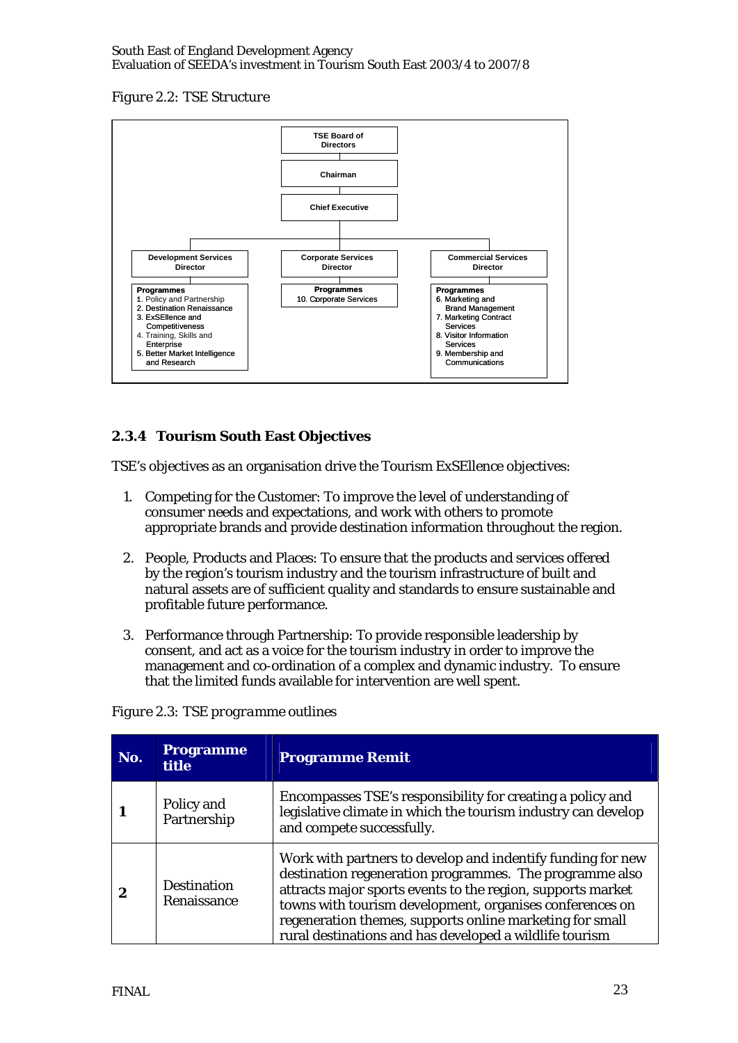*Figure 2.2: TSE Structure*

- **TSE Board of Directors**
  - **Chairman**
    - **Chief Executive**
      - **Development Services Director**
        - Programmes
          1. Policy and Partnership
          2. Destination Renaissance
          3. ExSEllence and Competitiveness
          4. Training, Skills and Enterprise
          5. Better Market Intelligence and Research
      - **Corporate Services Director**
        - Programmes
          10. Corporate Services
      - **Commercial Services Director**
        - Programmes
          6. Marketing and Brand Management
          7. Marketing Contract Services
          8. Visitor Information Services
          9. Membership and Communications

### 2.3.4 Tourism South East Objectives

TSE's objectives as an organisation drive the Tourism ExSEllence objectives:

1. Competing for the Customer: To improve the level of understanding of consumer needs and expectations, and work with others to promote appropriate brands and provide destination information throughout the region.

2. People, Products and Places: To ensure that the products and services offered by the region's tourism industry and the tourism infrastructure of built and natural assets are of sufficient quality and standards to ensure sustainable and profitable future performance.

3. Performance through Partnership: To provide responsible leadership by consent, and act as a voice for the tourism industry in order to improve the management and co-ordination of a complex and dynamic industry. To ensure that the limited funds available for intervention are well spent.

*Figure 2.3: TSE programme outlines*

| No. | Programme title | Programme Remit |
|---|---|---|
| **1** | Policy and Partnership | Encompasses TSE's responsibility for creating a policy and legislative climate in which the tourism industry can develop and compete successfully. |
| **2** | Destination Renaissance | Work with partners to develop and indentify funding for new destination regeneration programmes. The programme also attracts major sports events to the region, supports market towns with tourism development, organises conferences on regeneration themes, supports online marketing for small rural destinations and has developed a wildlife tourism |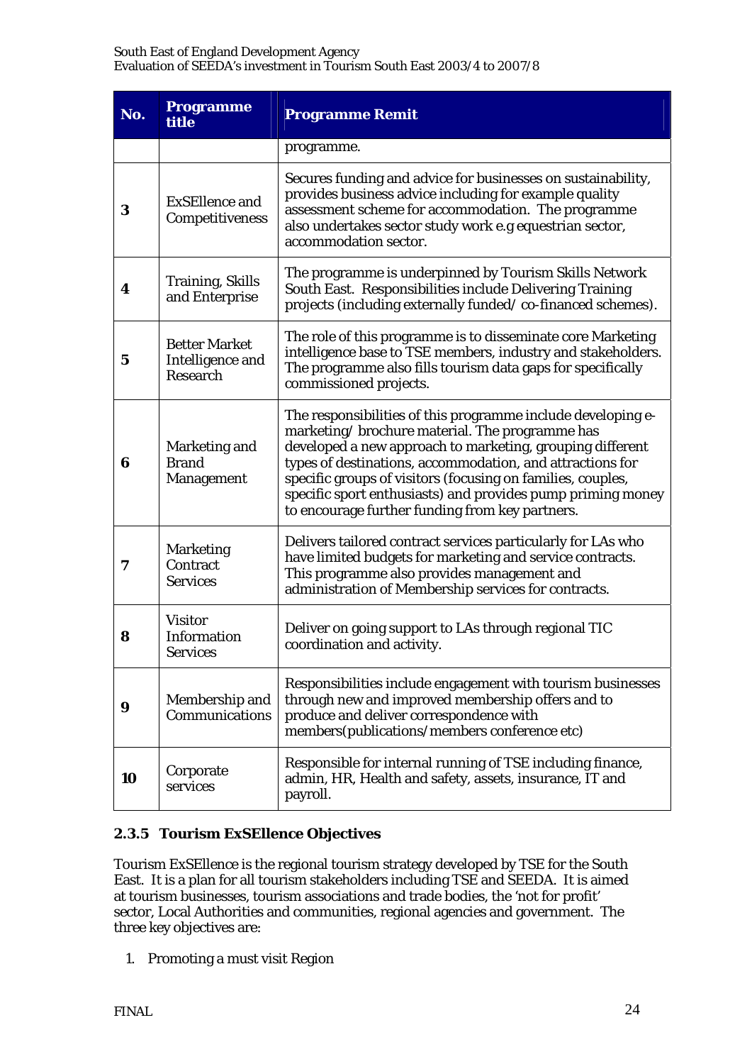| No. | Programme title | Programme Remit |
|---|---|---|
| | | programme. |
| **3** | ExSEllence and Competitiveness | Secures funding and advice for businesses on sustainability, provides business advice including for example quality assessment scheme for accommodation. The programme also undertakes sector study work e.g equestrian sector, accommodation sector. |
| **4** | Training, Skills and Enterprise | The programme is underpinned by Tourism Skills Network South East. Responsibilities include Delivering Training projects (including externally funded/ co-financed schemes). |
| **5** | Better Market Intelligence and Research | The role of this programme is to disseminate core Marketing intelligence base to TSE members, industry and stakeholders. The programme also fills tourism data gaps for specifically commissioned projects. |
| **6** | Marketing and Brand Management | The responsibilities of this programme include developing e-marketing/ brochure material. The programme has developed a new approach to marketing, grouping different types of destinations, accommodation, and attractions for specific groups of visitors (focusing on families, couples, specific sport enthusiasts) and provides pump priming money to encourage further funding from key partners. |
| **7** | Marketing Contract Services | Delivers tailored contract services particularly for LAs who have limited budgets for marketing and service contracts. This programme also provides management and administration of Membership services for contracts. |
| **8** | Visitor Information Services | Deliver on going support to LAs through regional TIC coordination and activity. |
| **9** | Membership and Communications | Responsibilities include engagement with tourism businesses through new and improved membership offers and to produce and deliver correspondence with members(publications/members conference etc) |
| **10** | Corporate services | Responsible for internal running of TSE including finance, admin, HR, Health and safety, assets, insurance, IT and payroll. |

### 2.3.5 Tourism ExSEllence Objectives

Tourism ExSEllence is the regional tourism strategy developed by TSE for the South East. It is a plan for all tourism stakeholders including TSE and SEEDA. It is aimed at tourism businesses, tourism associations and trade bodies, the 'not for profit' sector, Local Authorities and communities, regional agencies and government. The three key objectives are:

1. Promoting a must visit Region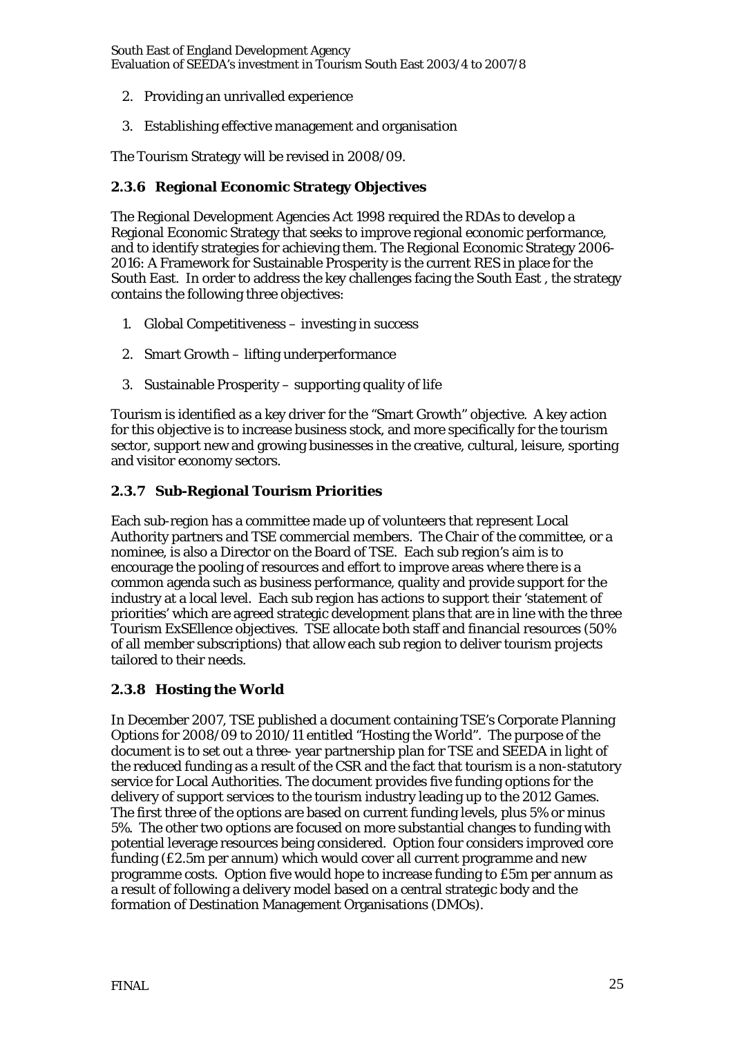2. Providing an unrivalled experience
3. Establishing effective management and organisation

The Tourism Strategy will be revised in 2008/09.

### 2.3.6 Regional Economic Strategy Objectives

The Regional Development Agencies Act 1998 required the RDAs to develop a Regional Economic Strategy that seeks to improve regional economic performance, and to identify strategies for achieving them. The Regional Economic Strategy 2006-2016: A Framework for Sustainable Prosperity is the current RES in place for the South East. In order to address the key challenges facing the South East , the strategy contains the following three objectives:

1. Global Competitiveness – investing in success
2. Smart Growth – lifting underperformance
3. Sustainable Prosperity – supporting quality of life

Tourism is identified as a key driver for the "Smart Growth" objective. A key action for this objective is to increase business stock, and more specifically for the tourism sector, support new and growing businesses in the creative, cultural, leisure, sporting and visitor economy sectors.

### 2.3.7 Sub-Regional Tourism Priorities

Each sub-region has a committee made up of volunteers that represent Local Authority partners and TSE commercial members. The Chair of the committee, or a nominee, is also a Director on the Board of TSE. Each sub region's aim is to encourage the pooling of resources and effort to improve areas where there is a common agenda such as business performance, quality and provide support for the industry at a local level. Each sub region has actions to support their 'statement of priorities' which are agreed strategic development plans that are in line with the three Tourism ExSEllence objectives. TSE allocate both staff and financial resources (50% of all member subscriptions) that allow each sub region to deliver tourism projects tailored to their needs.

### 2.3.8 Hosting the World

In December 2007, TSE published a document containing TSE's Corporate Planning Options for 2008/09 to 2010/11 entitled "Hosting the World". The purpose of the document is to set out a three- year partnership plan for TSE and SEEDA in light of the reduced funding as a result of the CSR and the fact that tourism is a non-statutory service for Local Authorities. The document provides five funding options for the delivery of support services to the tourism industry leading up to the 2012 Games. The first three of the options are based on current funding levels, plus 5% or minus 5%. The other two options are focused on more substantial changes to funding with potential leverage resources being considered. Option four considers improved core funding (£2.5m per annum) which would cover all current programme and new programme costs. Option five would hope to increase funding to £5m per annum as a result of following a delivery model based on a central strategic body and the formation of Destination Management Organisations (DMOs).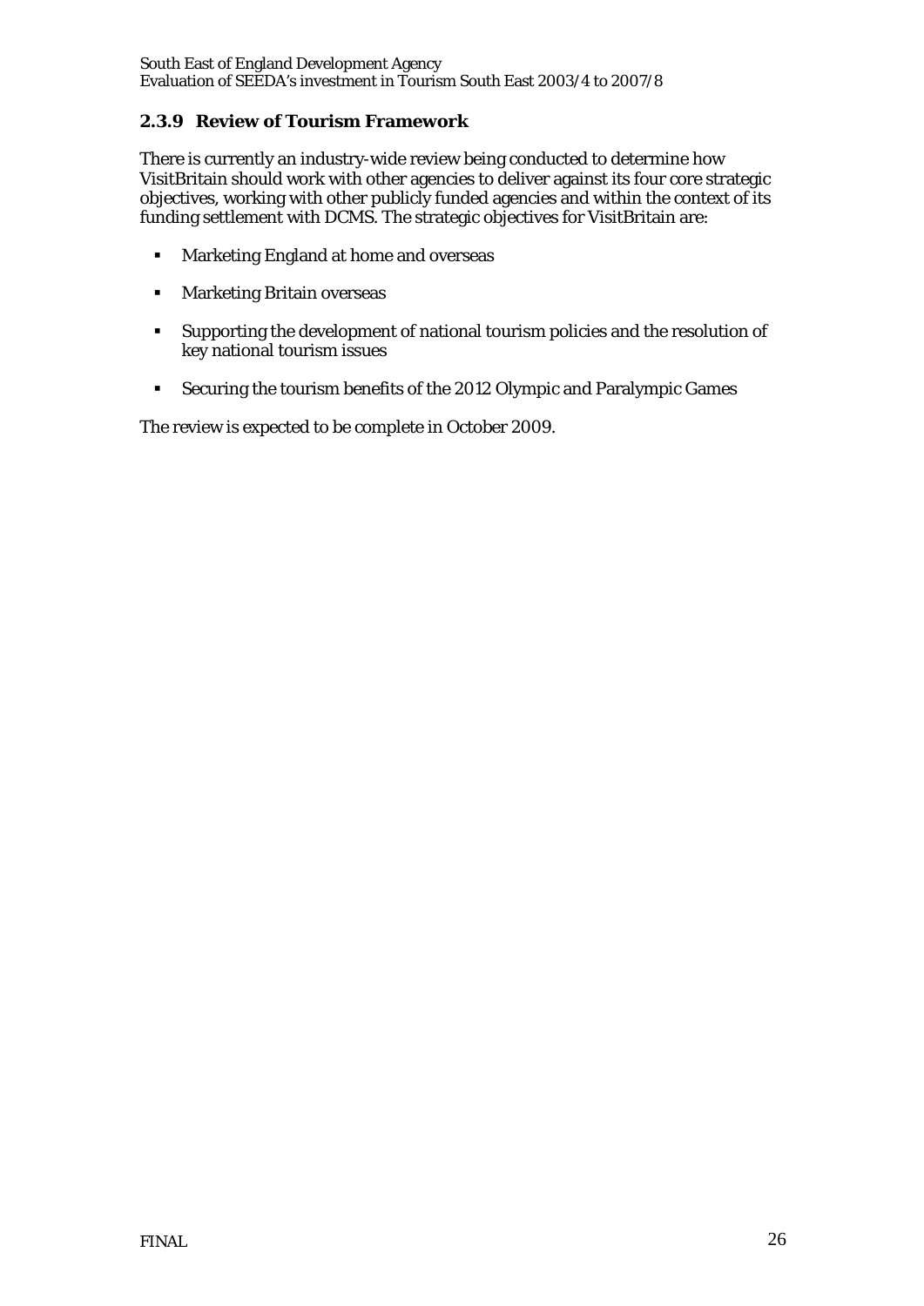### 2.3.9 Review of Tourism Framework

There is currently an industry-wide review being conducted to determine how VisitBritain should work with other agencies to deliver against its four core strategic objectives, working with other publicly funded agencies and within the context of its funding settlement with DCMS. The strategic objectives for VisitBritain are:

- Marketing England at home and overseas
- Marketing Britain overseas
- Supporting the development of national tourism policies and the resolution of key national tourism issues
- Securing the tourism benefits of the 2012 Olympic and Paralympic Games

The review is expected to be complete in October 2009.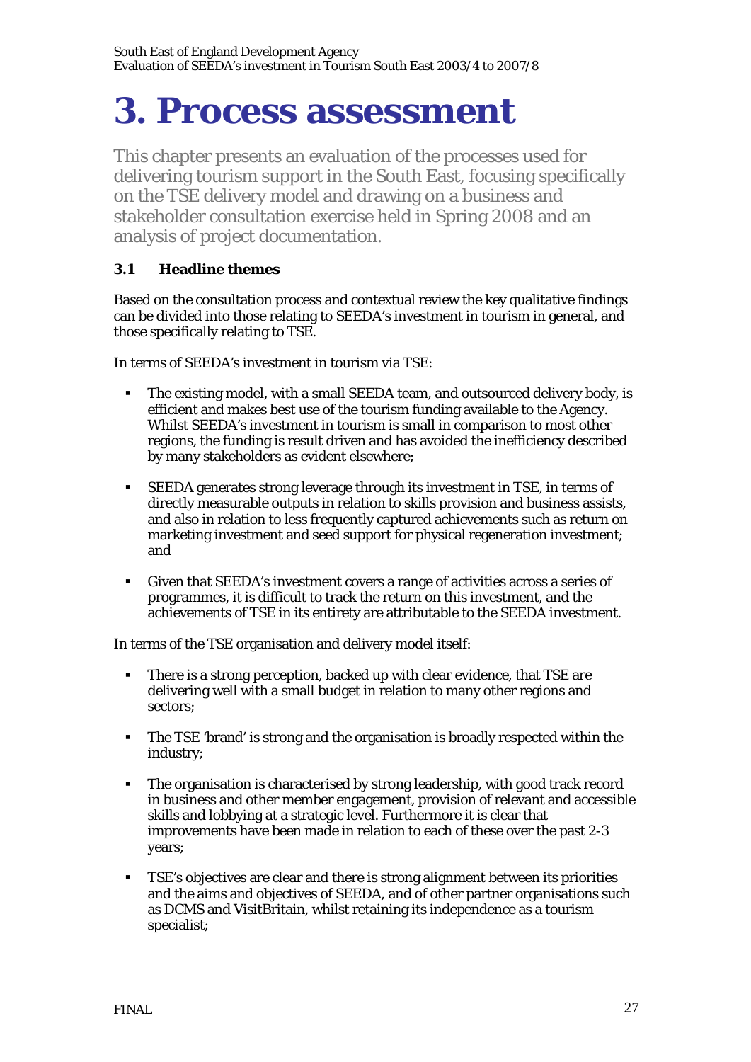# 3. Process assessment

This chapter presents an evaluation of the processes used for delivering tourism support in the South East, focusing specifically on the TSE delivery model and drawing on a business and stakeholder consultation exercise held in Spring 2008 and an analysis of project documentation.

### 3.1 Headline themes

Based on the consultation process and contextual review the key qualitative findings can be divided into those relating to SEEDA's investment in tourism in general, and those specifically relating to TSE.

In terms of SEEDA's investment in tourism via TSE:

- The existing model, with a small SEEDA team, and outsourced delivery body, is efficient and makes best use of the tourism funding available to the Agency. Whilst SEEDA's investment in tourism is small in comparison to most other regions, the funding is result driven and has avoided the inefficiency described by many stakeholders as evident elsewhere;
- SEEDA generates strong leverage through its investment in TSE, in terms of directly measurable outputs in relation to skills provision and business assists, and also in relation to less frequently captured achievements such as return on marketing investment and seed support for physical regeneration investment; and
- Given that SEEDA's investment covers a range of activities across a series of programmes, it is difficult to track the return on this investment, and the achievements of TSE in its entirety are attributable to the SEEDA investment.

In terms of the TSE organisation and delivery model itself:

- There is a strong perception, backed up with clear evidence, that TSE are delivering well with a small budget in relation to many other regions and sectors;
- The TSE 'brand' is strong and the organisation is broadly respected within the industry;
- The organisation is characterised by strong leadership, with good track record in business and other member engagement, provision of relevant and accessible skills and lobbying at a strategic level. Furthermore it is clear that improvements have been made in relation to each of these over the past 2-3 years;
- TSE's objectives are clear and there is strong alignment between its priorities and the aims and objectives of SEEDA, and of other partner organisations such as DCMS and VisitBritain, whilst retaining its independence as a tourism specialist;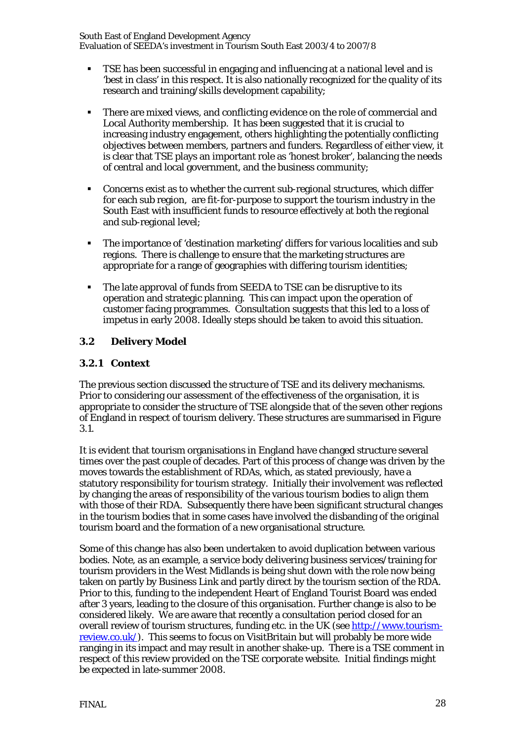- TSE has been successful in engaging and influencing at a national level and is 'best in class' in this respect. It is also nationally recognized for the quality of its research and training/skills development capability;

- There are mixed views, and conflicting evidence on the role of commercial and Local Authority membership. It has been suggested that it is crucial to increasing industry engagement, others highlighting the potentially conflicting objectives between members, partners and funders. Regardless of either view, it is clear that TSE plays an important role as 'honest broker', balancing the needs of central and local government, and the business community;

- Concerns exist as to whether the current sub-regional structures, which differ for each sub region, are fit-for-purpose to support the tourism industry in the South East with insufficient funds to resource effectively at both the regional and sub-regional level;

- The importance of 'destination marketing' differs for various localities and sub regions. There is challenge to ensure that the marketing structures are appropriate for a range of geographies with differing tourism identities;

- The late approval of funds from SEEDA to TSE can be disruptive to its operation and strategic planning. This can impact upon the operation of customer facing programmes. Consultation suggests that this led to a loss of impetus in early 2008. Ideally steps should be taken to avoid this situation.

## 3.2 Delivery Model

### 3.2.1 Context

The previous section discussed the structure of TSE and its delivery mechanisms. Prior to considering our assessment of the effectiveness of the organisation, it is appropriate to consider the structure of TSE alongside that of the seven other regions of England in respect of tourism delivery. These structures are summarised in Figure 3.1.

It is evident that tourism organisations in England have changed structure several times over the past couple of decades. Part of this process of change was driven by the moves towards the establishment of RDAs, which, as stated previously, have a statutory responsibility for tourism strategy. Initially their involvement was reflected by changing the areas of responsibility of the various tourism bodies to align them with those of their RDA. Subsequently there have been significant structural changes in the tourism bodies that in some cases have involved the disbanding of the original tourism board and the formation of a new organisational structure.

Some of this change has also been undertaken to avoid duplication between various bodies. Note, as an example, a service body delivering business services/training for tourism providers in the West Midlands is being shut down with the role now being taken on partly by Business Link and partly direct by the tourism section of the RDA. Prior to this, funding to the independent Heart of England Tourist Board was ended after 3 years, leading to the closure of this organisation. Further change is also to be considered likely. We are aware that recently a consultation period closed for an overall review of tourism structures, funding etc. in the UK (see http://www.tourism-review.co.uk/). This seems to focus on VisitBritain but will probably be more wide ranging in its impact and may result in another shake-up. There is a TSE comment in respect of this review provided on the TSE corporate website. Initial findings might be expected in late-summer 2008.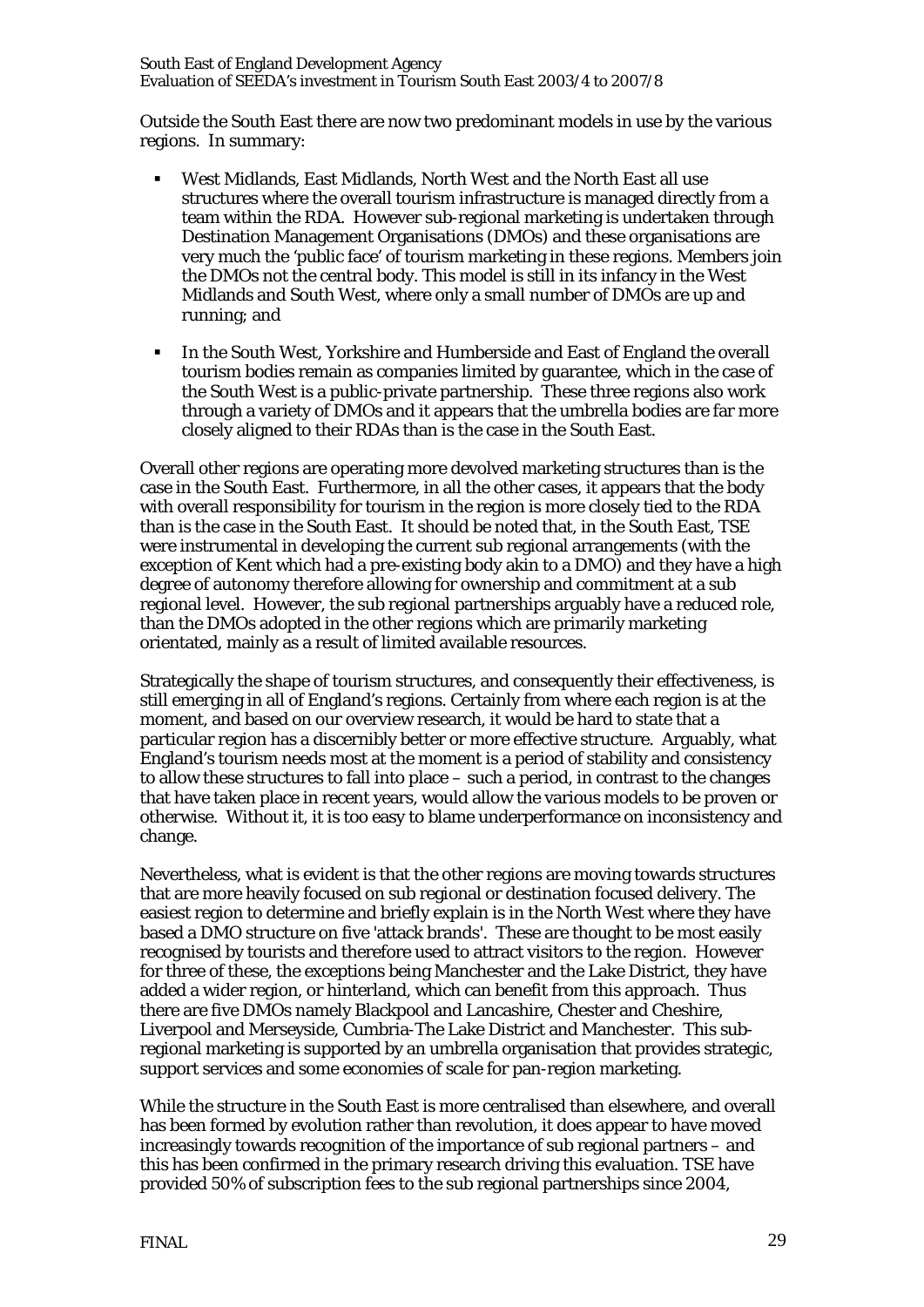Outside the South East there are now two predominant models in use by the various regions. In summary:

- West Midlands, East Midlands, North West and the North East all use structures where the overall tourism infrastructure is managed directly from a team within the RDA. However sub-regional marketing is undertaken through Destination Management Organisations (DMOs) and these organisations are very much the 'public face' of tourism marketing in these regions. Members join the DMOs not the central body. This model is still in its infancy in the West Midlands and South West, where only a small number of DMOs are up and running; and

- In the South West, Yorkshire and Humberside and East of England the overall tourism bodies remain as companies limited by guarantee, which in the case of the South West is a public-private partnership. These three regions also work through a variety of DMOs and it appears that the umbrella bodies are far more closely aligned to their RDAs than is the case in the South East.

Overall other regions are operating more devolved marketing structures than is the case in the South East. Furthermore, in all the other cases, it appears that the body with overall responsibility for tourism in the region is more closely tied to the RDA than is the case in the South East. It should be noted that, in the South East, TSE were instrumental in developing the current sub regional arrangements (with the exception of Kent which had a pre-existing body akin to a DMO) and they have a high degree of autonomy therefore allowing for ownership and commitment at a sub regional level. However, the sub regional partnerships arguably have a reduced role, than the DMOs adopted in the other regions which are primarily marketing orientated, mainly as a result of limited available resources.

Strategically the shape of tourism structures, and consequently their effectiveness, is still emerging in all of England's regions. Certainly from where each region is at the moment, and based on our overview research, it would be hard to state that a particular region has a discernibly better or more effective structure. Arguably, what England's tourism needs most at the moment is a period of stability and consistency to allow these structures to fall into place – such a period, in contrast to the changes that have taken place in recent years, would allow the various models to be proven or otherwise. Without it, it is too easy to blame underperformance on inconsistency and change.

Nevertheless, what is evident is that the other regions are moving towards structures that are more heavily focused on sub regional or destination focused delivery. The easiest region to determine and briefly explain is in the North West where they have based a DMO structure on five 'attack brands'. These are thought to be most easily recognised by tourists and therefore used to attract visitors to the region. However for three of these, the exceptions being Manchester and the Lake District, they have added a wider region, or hinterland, which can benefit from this approach. Thus there are five DMOs namely Blackpool and Lancashire, Chester and Cheshire, Liverpool and Merseyside, Cumbria-The Lake District and Manchester. This sub-regional marketing is supported by an umbrella organisation that provides strategic, support services and some economies of scale for pan-region marketing.

While the structure in the South East is more centralised than elsewhere, and overall has been formed by evolution rather than revolution, it does appear to have moved increasingly towards recognition of the importance of sub regional partners – and this has been confirmed in the primary research driving this evaluation. TSE have provided 50% of subscription fees to the sub regional partnerships since 2004,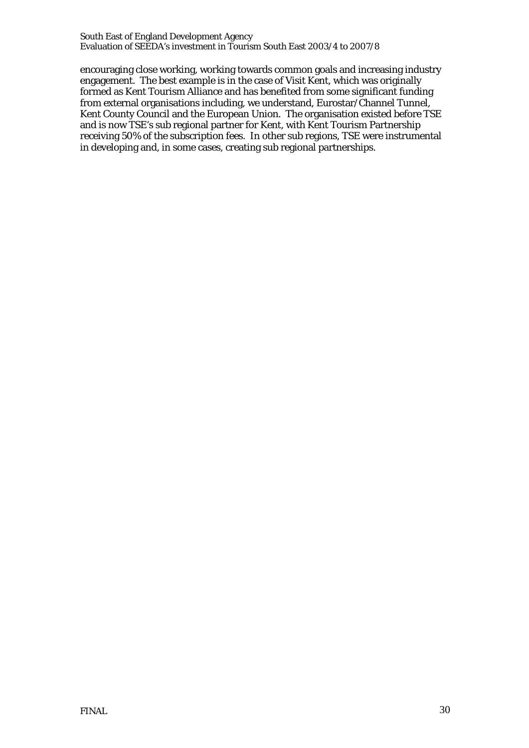encouraging close working, working towards common goals and increasing industry engagement. The best example is in the case of Visit Kent, which was originally formed as Kent Tourism Alliance and has benefited from some significant funding from external organisations including, we understand, Eurostar/Channel Tunnel, Kent County Council and the European Union. The organisation existed before TSE and is now TSE's sub regional partner for Kent, with Kent Tourism Partnership receiving 50% of the subscription fees. In other sub regions, TSE were instrumental in developing and, in some cases, creating sub regional partnerships.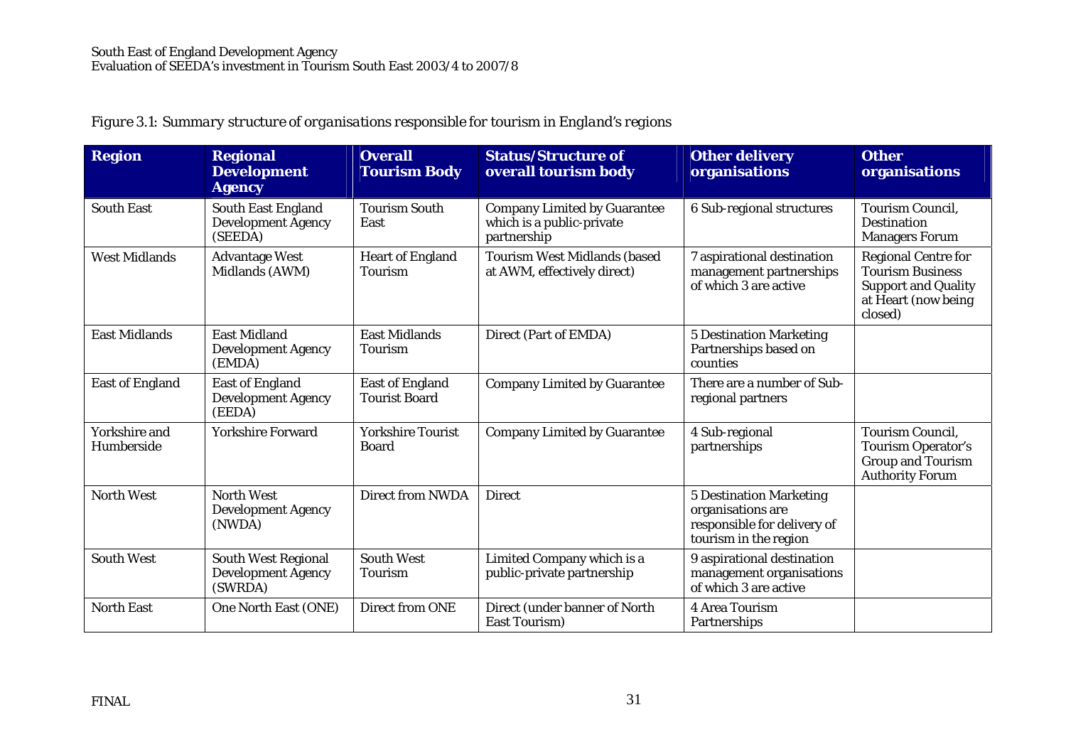*Figure 3.1: Summary structure of organisations responsible for tourism in England's regions*

| Region | Regional Development Agency | Overall Tourism Body | Status/Structure of overall tourism body | Other delivery organisations | Other organisations |
|---|---|---|---|---|---|
| South East | South East England Development Agency (SEEDA) | Tourism South East | Company Limited by Guarantee which is a public-private partnership | 6 Sub-regional structures | Tourism Council, Destination Managers Forum |
| West Midlands | Advantage West Midlands (AWM) | Heart of England Tourism | Tourism West Midlands (based at AWM, effectively direct) | 7 aspirational destination management partnerships of which 3 are active | Regional Centre for Tourism Business Support and Quality at Heart (now being closed) |
| East Midlands | East Midland Development Agency (EMDA) | East Midlands Tourism | Direct (Part of EMDA) | 5 Destination Marketing Partnerships based on counties | |
| East of England | East of England Development Agency (EEDA) | East of England Tourist Board | Company Limited by Guarantee | There are a number of Sub-regional partners | |
| Yorkshire and Humberside | Yorkshire Forward | Yorkshire Tourist Board | Company Limited by Guarantee | 4 Sub-regional partnerships | Tourism Council, Tourism Operator's Group and Tourism Authority Forum |
| North West | North West Development Agency (NWDA) | Direct from NWDA | Direct | 5 Destination Marketing organisations are responsible for delivery of tourism in the region | |
| South West | South West Regional Development Agency (SWRDA) | South West Tourism | Limited Company which is a public-private partnership | 9 aspirational destination management organisations of which 3 are active | |
| North East | One North East (ONE) | Direct from ONE | Direct (under banner of North East Tourism) | 4 Area Tourism Partnerships | |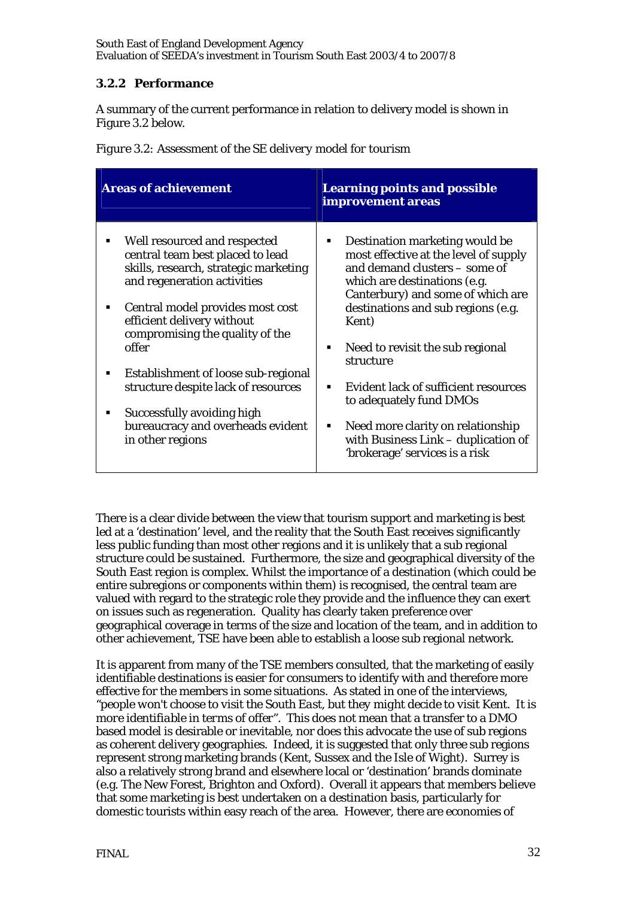### 3.2.2 Performance

A summary of the current performance in relation to delivery model is shown in Figure 3.2 below.

*Figure 3.2: Assessment of the SE delivery model for tourism*

| Areas of achievement | Learning points and possible improvement areas |
|---|---|
| ▪ Well resourced and respected central team best placed to lead skills, research, strategic marketing and regeneration activities<br>▪ Central model provides most cost efficient delivery without compromising the quality of the offer<br>▪ Establishment of loose sub-regional structure despite lack of resources<br>▪ Successfully avoiding high bureaucracy and overheads evident in other regions | ▪ Destination marketing would be most effective at the level of supply and demand clusters – some of which are destinations (e.g. Canterbury) and some of which are destinations and sub regions (e.g. Kent)<br>▪ Need to revisit the sub regional structure<br>▪ Evident lack of sufficient resources to adequately fund DMOs<br>▪ Need more clarity on relationship with Business Link – duplication of 'brokerage' services is a risk |

There is a clear divide between the view that tourism support and marketing is best led at a 'destination' level, and the reality that the South East receives significantly less public funding than most other regions and it is unlikely that a sub regional structure could be sustained. Furthermore, the size and geographical diversity of the South East region is complex. Whilst the importance of a destination (which could be entire subregions or components within them) is recognised, the central team are valued with regard to the strategic role they provide and the influence they can exert on issues such as regeneration. Quality has clearly taken preference over geographical coverage in terms of the size and location of the team, and in addition to other achievement, TSE have been able to establish a loose sub regional network.

It is apparent from many of the TSE members consulted, that the marketing of easily identifiable destinations is easier for consumers to identify with and therefore more effective for the members in some situations. As stated in one of the interviews, *"people won't choose to visit the South East, but they might decide to visit Kent. It is more identifiable in terms of offer"*. This does not mean that a transfer to a DMO based model is desirable or inevitable, nor does this advocate the use of sub regions as coherent delivery geographies. Indeed, it is suggested that only three sub regions represent strong marketing brands (Kent, Sussex and the Isle of Wight). Surrey is also a relatively strong brand and elsewhere local or 'destination' brands dominate (e.g. The New Forest, Brighton and Oxford). Overall it appears that members believe that some marketing is best undertaken on a destination basis, particularly for domestic tourists within easy reach of the area. However, there are economies of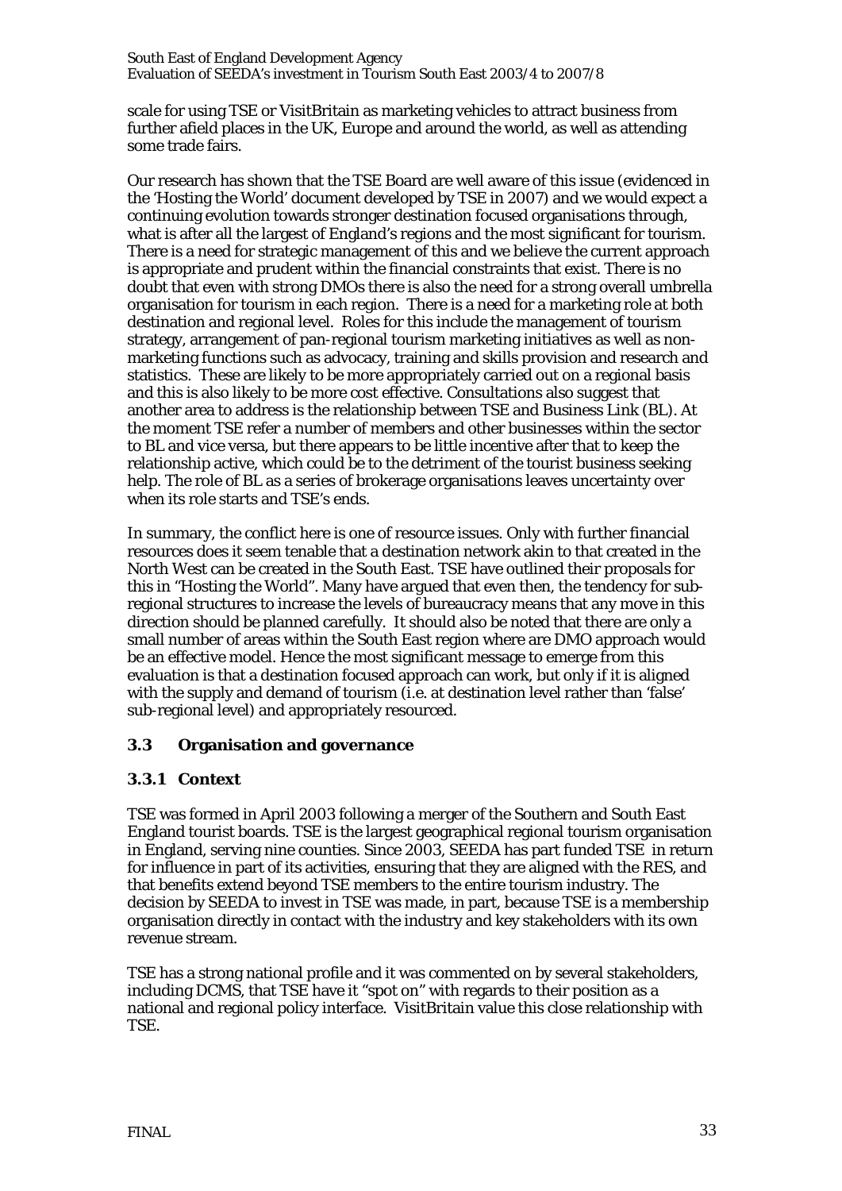scale for using TSE or VisitBritain as marketing vehicles to attract business from further afield places in the UK, Europe and around the world, as well as attending some trade fairs.

Our research has shown that the TSE Board are well aware of this issue (evidenced in the 'Hosting the World' document developed by TSE in 2007) and we would expect a continuing evolution towards stronger destination focused organisations through, what is after all the largest of England's regions and the most significant for tourism. There is a need for strategic management of this and we believe the current approach is appropriate and prudent within the financial constraints that exist. There is no doubt that even with strong DMOs there is also the need for a strong overall umbrella organisation for tourism in each region. There is a need for a marketing role at both destination and regional level. Roles for this include the management of tourism strategy, arrangement of pan-regional tourism marketing initiatives as well as non-marketing functions such as advocacy, training and skills provision and research and statistics. These are likely to be more appropriately carried out on a regional basis and this is also likely to be more cost effective. Consultations also suggest that another area to address is the relationship between TSE and Business Link (BL). At the moment TSE refer a number of members and other businesses within the sector to BL and vice versa, but there appears to be little incentive after that to keep the relationship active, which could be to the detriment of the tourist business seeking help. The role of BL as a series of brokerage organisations leaves uncertainty over when its role starts and TSE's ends.

In summary, the conflict here is one of resource issues. Only with further financial resources does it seem tenable that a destination network akin to that created in the North West can be created in the South East. TSE have outlined their proposals for this in "Hosting the World". Many have argued that even then, the tendency for sub-regional structures to increase the levels of bureaucracy means that any move in this direction should be planned carefully. It should also be noted that there are only a small number of areas within the South East region where are DMO approach would be an effective model. Hence the most significant message to emerge from this evaluation is that a destination focused approach can work, but only if it is aligned with the supply and demand of tourism (i.e. at destination level rather than 'false' sub-regional level) and appropriately resourced.

## 3.3 Organisation and governance

### 3.3.1 Context

TSE was formed in April 2003 following a merger of the Southern and South East England tourist boards. TSE is the largest geographical regional tourism organisation in England, serving nine counties. Since 2003, SEEDA has part funded TSE in return for influence in part of its activities, ensuring that they are aligned with the RES, and that benefits extend beyond TSE members to the entire tourism industry. The decision by SEEDA to invest in TSE was made, in part, because TSE is a membership organisation directly in contact with the industry and key stakeholders with its own revenue stream.

TSE has a strong national profile and it was commented on by several stakeholders, including DCMS, that TSE have it "spot on" with regards to their position as a national and regional policy interface. VisitBritain value this close relationship with TSE.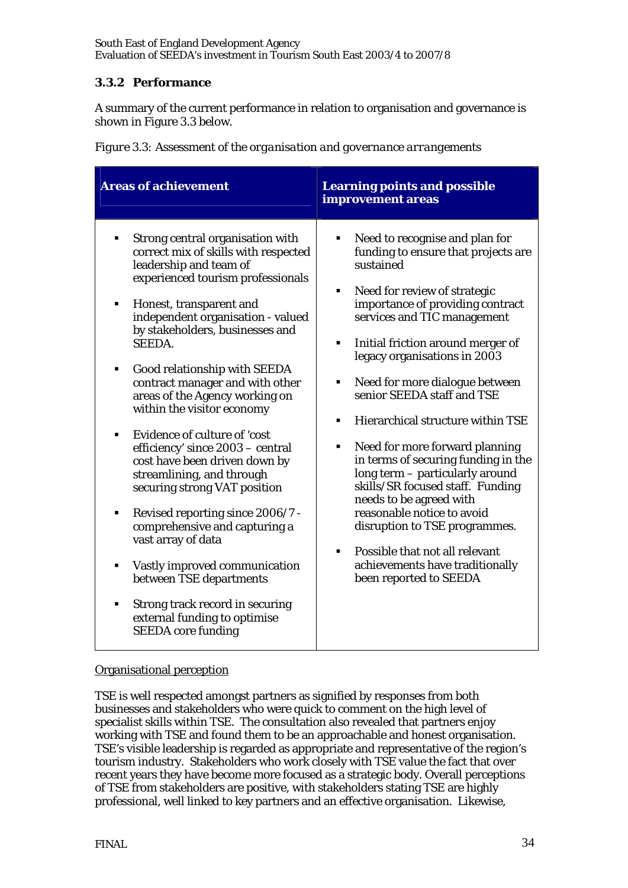### 3.3.2 Performance

A summary of the current performance in relation to organisation and governance is shown in Figure 3.3 below.

*Figure 3.3: Assessment of the organisation and governance arrangements*

| Areas of achievement | Learning points and possible improvement areas |
|---|---|
| ▪ Strong central organisation with correct mix of skills with respected leadership and team of experienced tourism professionals<br><br>▪ Honest, transparent and independent organisation - valued by stakeholders, businesses and SEEDA.<br><br>▪ Good relationship with SEEDA contract manager and with other areas of the Agency working on within the visitor economy<br><br>▪ Evidence of culture of 'cost efficiency' since 2003 – central cost have been driven down by streamlining, and through securing strong VAT position<br><br>▪ Revised reporting since 2006/7 - comprehensive and capturing a vast array of data<br><br>▪ Vastly improved communication between TSE departments<br><br>▪ Strong track record in securing external funding to optimise SEEDA core funding | ▪ Need to recognise and plan for funding to ensure that projects are sustained<br><br>▪ Need for review of strategic importance of providing contract services and TIC management<br><br>▪ Initial friction around merger of legacy organisations in 2003<br><br>▪ Need for more dialogue between senior SEEDA staff and TSE<br><br>▪ Hierarchical structure within TSE<br><br>▪ Need for more forward planning in terms of securing funding in the long term – particularly around skills/SR focused staff. Funding needs to be agreed with reasonable notice to avoid disruption to TSE programmes.<br><br>▪ Possible that not all relevant achievements have traditionally been reported to SEEDA |

<u>Organisational perception</u>

TSE is well respected amongst partners as signified by responses from both businesses and stakeholders who were quick to comment on the high level of specialist skills within TSE. The consultation also revealed that partners enjoy working with TSE and found them to be an approachable and honest organisation. TSE's visible leadership is regarded as appropriate and representative of the region's tourism industry. Stakeholders who work closely with TSE value the fact that over recent years they have become more focused as a strategic body. Overall perceptions of TSE from stakeholders are positive, with stakeholders stating TSE are highly professional, well linked to key partners and an effective organisation. Likewise,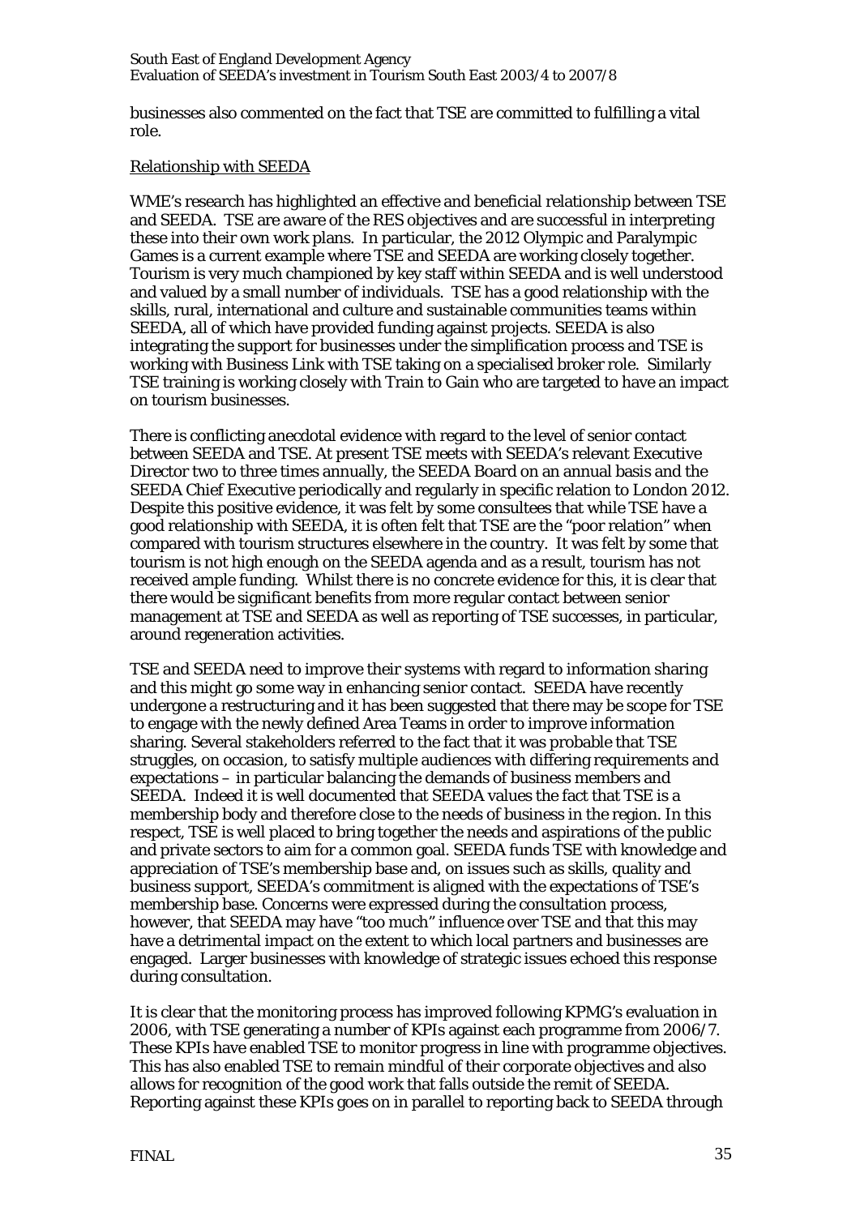businesses also commented on the fact that TSE are committed to fulfilling a vital role.

Relationship with SEEDA

WME's research has highlighted an effective and beneficial relationship between TSE and SEEDA. TSE are aware of the RES objectives and are successful in interpreting these into their own work plans. In particular, the 2012 Olympic and Paralympic Games is a current example where TSE and SEEDA are working closely together. Tourism is very much championed by key staff within SEEDA and is well understood and valued by a small number of individuals. TSE has a good relationship with the skills, rural, international and culture and sustainable communities teams within SEEDA, all of which have provided funding against projects. SEEDA is also integrating the support for businesses under the simplification process and TSE is working with Business Link with TSE taking on a specialised broker role. Similarly TSE training is working closely with Train to Gain who are targeted to have an impact on tourism businesses.

There is conflicting anecdotal evidence with regard to the level of senior contact between SEEDA and TSE. At present TSE meets with SEEDA's relevant Executive Director two to three times annually, the SEEDA Board on an annual basis and the SEEDA Chief Executive periodically and regularly in specific relation to London 2012. Despite this positive evidence, it was felt by some consultees that while TSE have a good relationship with SEEDA, it is often felt that TSE are the "poor relation" when compared with tourism structures elsewhere in the country. It was felt by some that tourism is not high enough on the SEEDA agenda and as a result, tourism has not received ample funding. Whilst there is no concrete evidence for this, it is clear that there would be significant benefits from more regular contact between senior management at TSE and SEEDA as well as reporting of TSE successes, in particular, around regeneration activities.

TSE and SEEDA need to improve their systems with regard to information sharing and this might go some way in enhancing senior contact. SEEDA have recently undergone a restructuring and it has been suggested that there may be scope for TSE to engage with the newly defined Area Teams in order to improve information sharing. Several stakeholders referred to the fact that it was probable that TSE struggles, on occasion, to satisfy multiple audiences with differing requirements and expectations – in particular balancing the demands of business members and SEEDA. Indeed it is well documented that SEEDA values the fact that TSE is a membership body and therefore close to the needs of business in the region. In this respect, TSE is well placed to bring together the needs and aspirations of the public and private sectors to aim for a common goal. SEEDA funds TSE with knowledge and appreciation of TSE's membership base and, on issues such as skills, quality and business support, SEEDA's commitment is aligned with the expectations of TSE's membership base. Concerns were expressed during the consultation process, however, that SEEDA may have "too much" influence over TSE and that this may have a detrimental impact on the extent to which local partners and businesses are engaged. Larger businesses with knowledge of strategic issues echoed this response during consultation.

It is clear that the monitoring process has improved following KPMG's evaluation in 2006, with TSE generating a number of KPIs against each programme from 2006/7. These KPIs have enabled TSE to monitor progress in line with programme objectives. This has also enabled TSE to remain mindful of their corporate objectives and also allows for recognition of the good work that falls outside the remit of SEEDA. Reporting against these KPIs goes on in parallel to reporting back to SEEDA through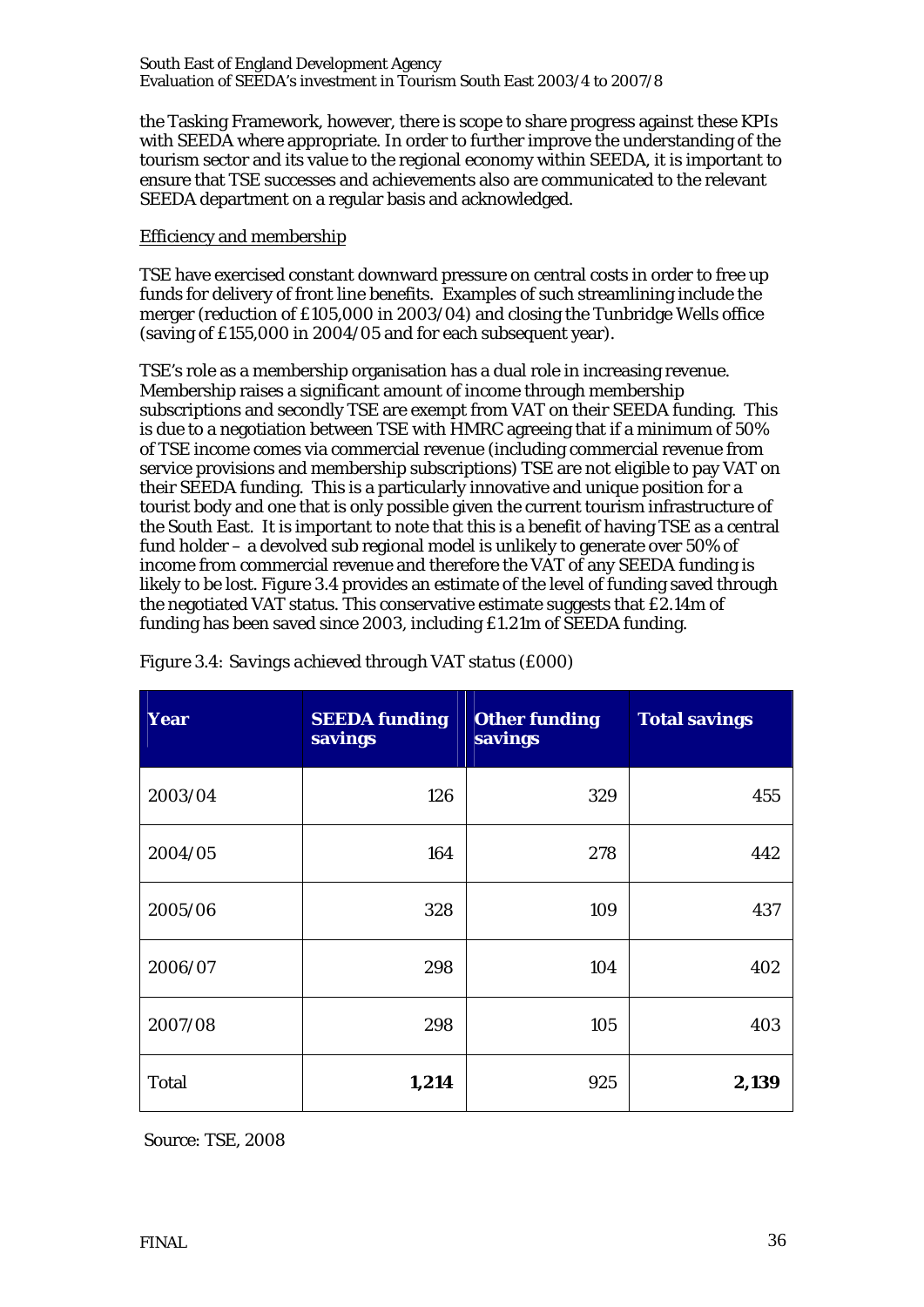the Tasking Framework, however, there is scope to share progress against these KPIs with SEEDA where appropriate. In order to further improve the understanding of the tourism sector and its value to the regional economy within SEEDA, it is important to ensure that TSE successes and achievements also are communicated to the relevant SEEDA department on a regular basis and acknowledged.

Efficiency and membership

TSE have exercised constant downward pressure on central costs in order to free up funds for delivery of front line benefits. Examples of such streamlining include the merger (reduction of £105,000 in 2003/04) and closing the Tunbridge Wells office (saving of £155,000 in 2004/05 and for each subsequent year).

TSE's role as a membership organisation has a dual role in increasing revenue. Membership raises a significant amount of income through membership subscriptions and secondly TSE are exempt from VAT on their SEEDA funding. This is due to a negotiation between TSE with HMRC agreeing that if a minimum of 50% of TSE income comes via commercial revenue (including commercial revenue from service provisions and membership subscriptions) TSE are not eligible to pay VAT on their SEEDA funding. This is a particularly innovative and unique position for a tourist body and one that is only possible given the current tourism infrastructure of the South East. It is important to note that this is a benefit of having TSE as a central fund holder – a devolved sub regional model is unlikely to generate over 50% of income from commercial revenue and therefore the VAT of any SEEDA funding is likely to be lost. Figure 3.4 provides an estimate of the level of funding saved through the negotiated VAT status. This conservative estimate suggests that £2.14m of funding has been saved since 2003, including £1.21m of SEEDA funding.

*Figure 3.4: Savings achieved through VAT status (£000)*

| Year | SEEDA funding savings | Other funding savings | Total savings |
|---|---|---|---|
| 2003/04 | 126 | 329 | 455 |
| 2004/05 | 164 | 278 | 442 |
| 2005/06 | 328 | 109 | 437 |
| 2006/07 | 298 | 104 | 402 |
| 2007/08 | 298 | 105 | 403 |
| Total | **1,214** | 925 | **2,139** |

Source: TSE, 2008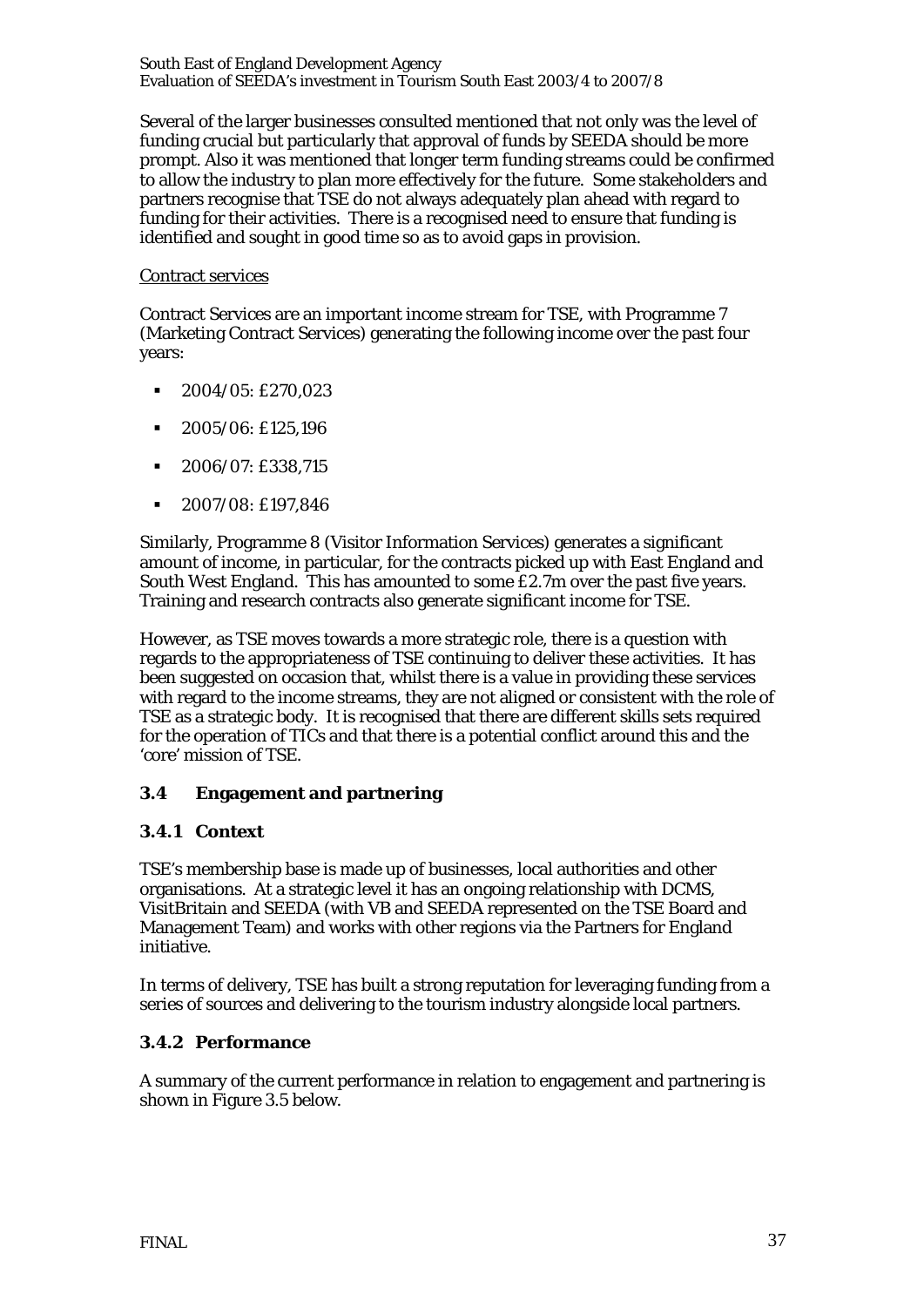Several of the larger businesses consulted mentioned that not only was the level of funding crucial but particularly that approval of funds by SEEDA should be more prompt. Also it was mentioned that longer term funding streams could be confirmed to allow the industry to plan more effectively for the future. Some stakeholders and partners recognise that TSE do not always adequately plan ahead with regard to funding for their activities. There is a recognised need to ensure that funding is identified and sought in good time so as to avoid gaps in provision.

Contract services

Contract Services are an important income stream for TSE, with Programme 7 (Marketing Contract Services) generating the following income over the past four years:

- 2004/05: £270,023
- 2005/06: £125,196
- 2006/07: £338,715
- 2007/08: £197,846

Similarly, Programme 8 (Visitor Information Services) generates a significant amount of income, in particular, for the contracts picked up with East England and South West England. This has amounted to some £2.7m over the past five years. Training and research contracts also generate significant income for TSE.

However, as TSE moves towards a more strategic role, there is a question with regards to the appropriateness of TSE continuing to deliver these activities. It has been suggested on occasion that, whilst there is a value in providing these services with regard to the income streams, they are not aligned or consistent with the role of TSE as a strategic body. It is recognised that there are different skills sets required for the operation of TICs and that there is a potential conflict around this and the 'core' mission of TSE.

## 3.4 Engagement and partnering

### 3.4.1 Context

TSE's membership base is made up of businesses, local authorities and other organisations. At a strategic level it has an ongoing relationship with DCMS, VisitBritain and SEEDA (with VB and SEEDA represented on the TSE Board and Management Team) and works with other regions via the Partners for England initiative.

In terms of delivery, TSE has built a strong reputation for leveraging funding from a series of sources and delivering to the tourism industry alongside local partners.

### 3.4.2 Performance

A summary of the current performance in relation to engagement and partnering is shown in Figure 3.5 below.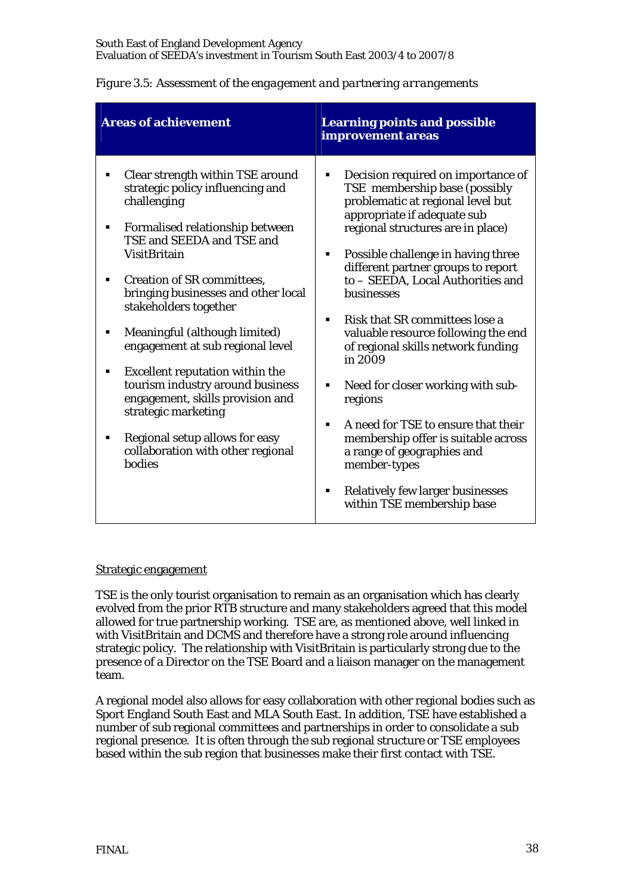*Figure 3.5: Assessment of the engagement and partnering arrangements*

| Areas of achievement | Learning points and possible improvement areas |
|---|---|
| ▪ Clear strength within TSE around strategic policy influencing and challenging<br>▪ Formalised relationship between TSE and SEEDA and TSE and VisitBritain<br>▪ Creation of SR committees, bringing businesses and other local stakeholders together<br>▪ Meaningful (although limited) engagement at sub regional level<br>▪ Excellent reputation within the tourism industry around business engagement, skills provision and strategic marketing<br>▪ Regional setup allows for easy collaboration with other regional bodies | ▪ Decision required on importance of TSE membership base (possibly problematic at regional level but appropriate if adequate sub regional structures are in place)<br>▪ Possible challenge in having three different partner groups to report to – SEEDA, Local Authorities and businesses<br>▪ Risk that SR committees lose a valuable resource following the end of regional skills network funding in 2009<br>▪ Need for closer working with sub-regions<br>▪ A need for TSE to ensure that their membership offer is suitable across a range of geographies and member-types<br>▪ Relatively few larger businesses within TSE membership base |

Strategic engagement

TSE is the only tourist organisation to remain as an organisation which has clearly evolved from the prior RTB structure and many stakeholders agreed that this model allowed for true partnership working. TSE are, as mentioned above, well linked in with VisitBritain and DCMS and therefore have a strong role around influencing strategic policy. The relationship with VisitBritain is particularly strong due to the presence of a Director on the TSE Board and a liaison manager on the management team.

A regional model also allows for easy collaboration with other regional bodies such as Sport England South East and MLA South East. In addition, TSE have established a number of sub regional committees and partnerships in order to consolidate a sub regional presence. It is often through the sub regional structure or TSE employees based within the sub region that businesses make their first contact with TSE.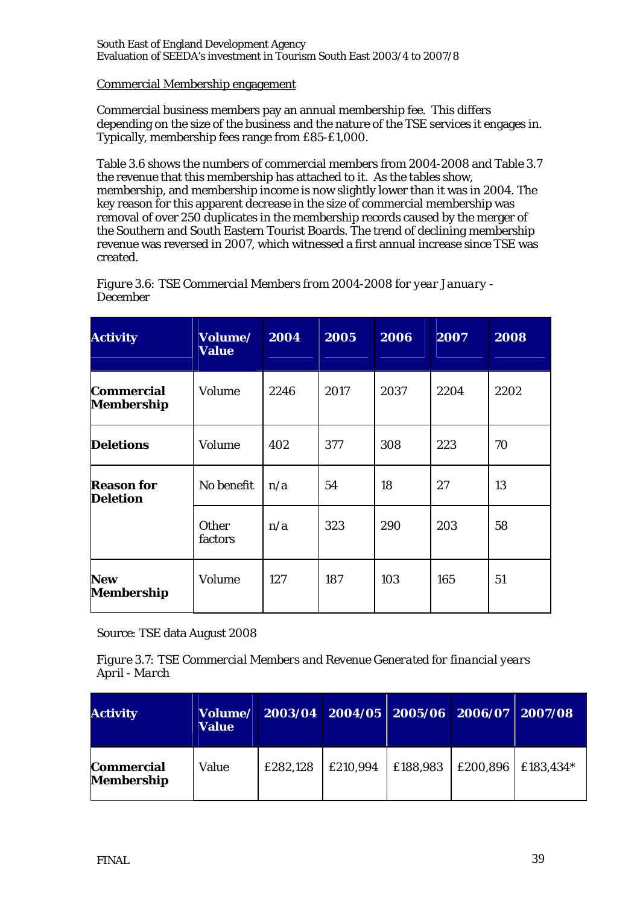Commercial Membership engagement

Commercial business members pay an annual membership fee. This differs depending on the size of the business and the nature of the TSE services it engages in. Typically, membership fees range from £85-£1,000.

Table 3.6 shows the numbers of commercial members from 2004-2008 and Table 3.7 the revenue that this membership has attached to it. As the tables show, membership, and membership income is now slightly lower than it was in 2004. The key reason for this apparent decrease in the size of commercial membership was removal of over 250 duplicates in the membership records caused by the merger of the Southern and South Eastern Tourist Boards. The trend of declining membership revenue was reversed in 2007, which witnessed a first annual increase since TSE was created.

*Figure 3.6: TSE Commercial Members from 2004-2008 for year January - December*

| Activity | Volume/ Value | 2004 | 2005 | 2006 | 2007 | 2008 |
|---|---|---|---|---|---|---|
| **Commercial Membership** | Volume | 2246 | 2017 | 2037 | 2204 | 2202 |
| **Deletions** | Volume | 402 | 377 | 308 | 223 | 70 |
| **Reason for Deletion** | No benefit | n/a | 54 | 18 | 27 | 13 |
| | Other factors | n/a | 323 | 290 | 203 | 58 |
| **New Membership** | Volume | 127 | 187 | 103 | 165 | 51 |

Source: TSE data August 2008

*Figure 3.7: TSE Commercial Members and Revenue Generated for financial years April - March*

| Activity | Volume/ Value | 2003/04 | 2004/05 | 2005/06 | 2006/07 | 2007/08 |
|---|---|---|---|---|---|---|
| **Commercial Membership** | Value | £282,128 | £210,994 | £188,983 | £200,896 | £183,434* |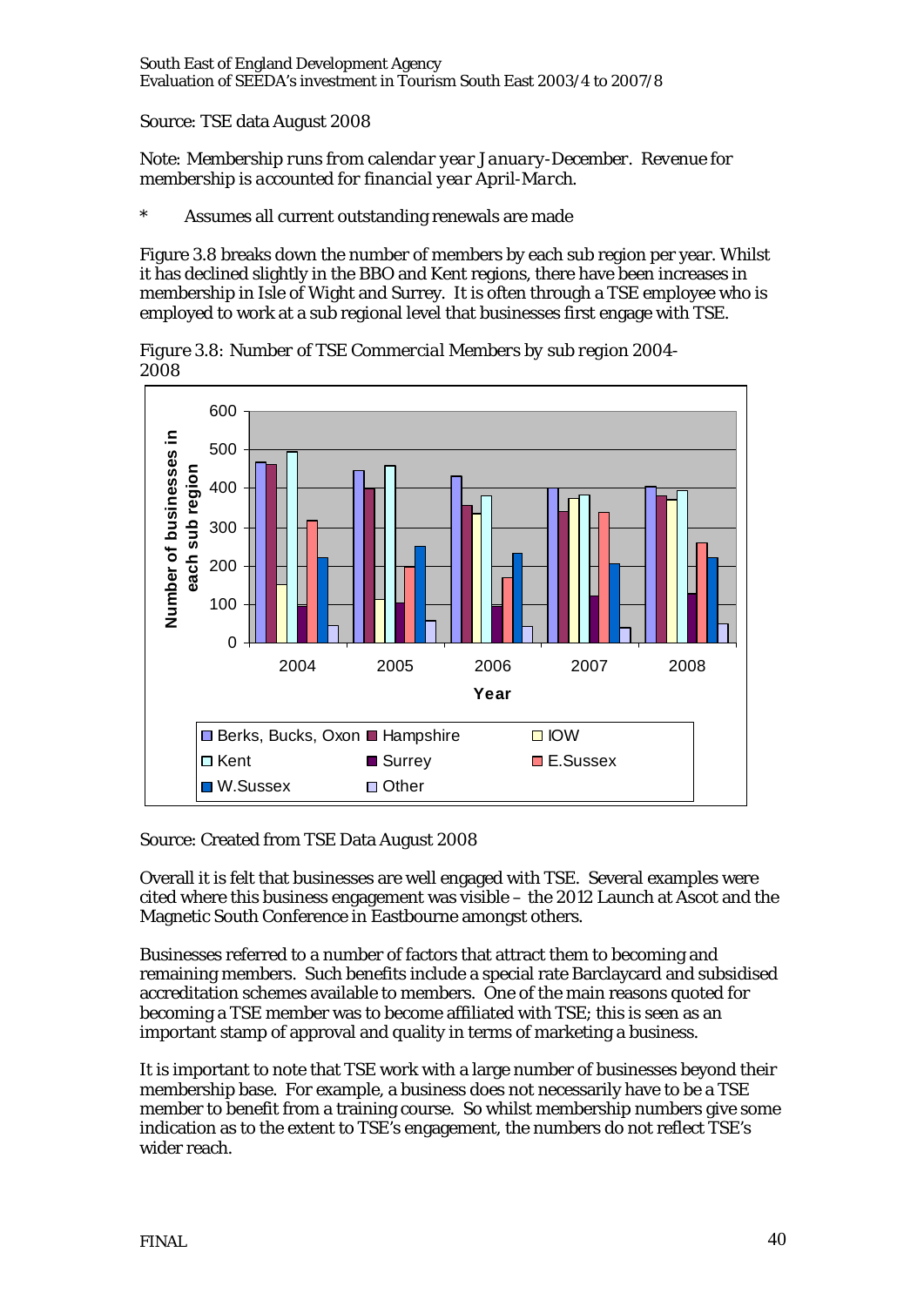Source: TSE data August 2008

*Note: Membership runs from calendar year January-December. Revenue for membership is accounted for financial year April-March.*

\* Assumes all current outstanding renewals are made

Figure 3.8 breaks down the number of members by each sub region per year. Whilst it has declined slightly in the BBO and Kent regions, there have been increases in membership in Isle of Wight and Surrey. It is often through a TSE employee who is employed to work at a sub regional level that businesses first engage with TSE.

*Figure 3.8: Number of TSE Commercial Members by sub region 2004-2008*

Source: Created from TSE Data August 2008

Overall it is felt that businesses are well engaged with TSE. Several examples were cited where this business engagement was visible – the 2012 Launch at Ascot and the Magnetic South Conference in Eastbourne amongst others.

Businesses referred to a number of factors that attract them to becoming and remaining members. Such benefits include a special rate Barclaycard and subsidised accreditation schemes available to members. One of the main reasons quoted for becoming a TSE member was to become affiliated with TSE; this is seen as an important stamp of approval and quality in terms of marketing a business.

It is important to note that TSE work with a large number of businesses beyond their membership base. For example, a business does not necessarily have to be a TSE member to benefit from a training course. So whilst membership numbers give some indication as to the extent to TSE's engagement, the numbers do not reflect TSE's wider reach.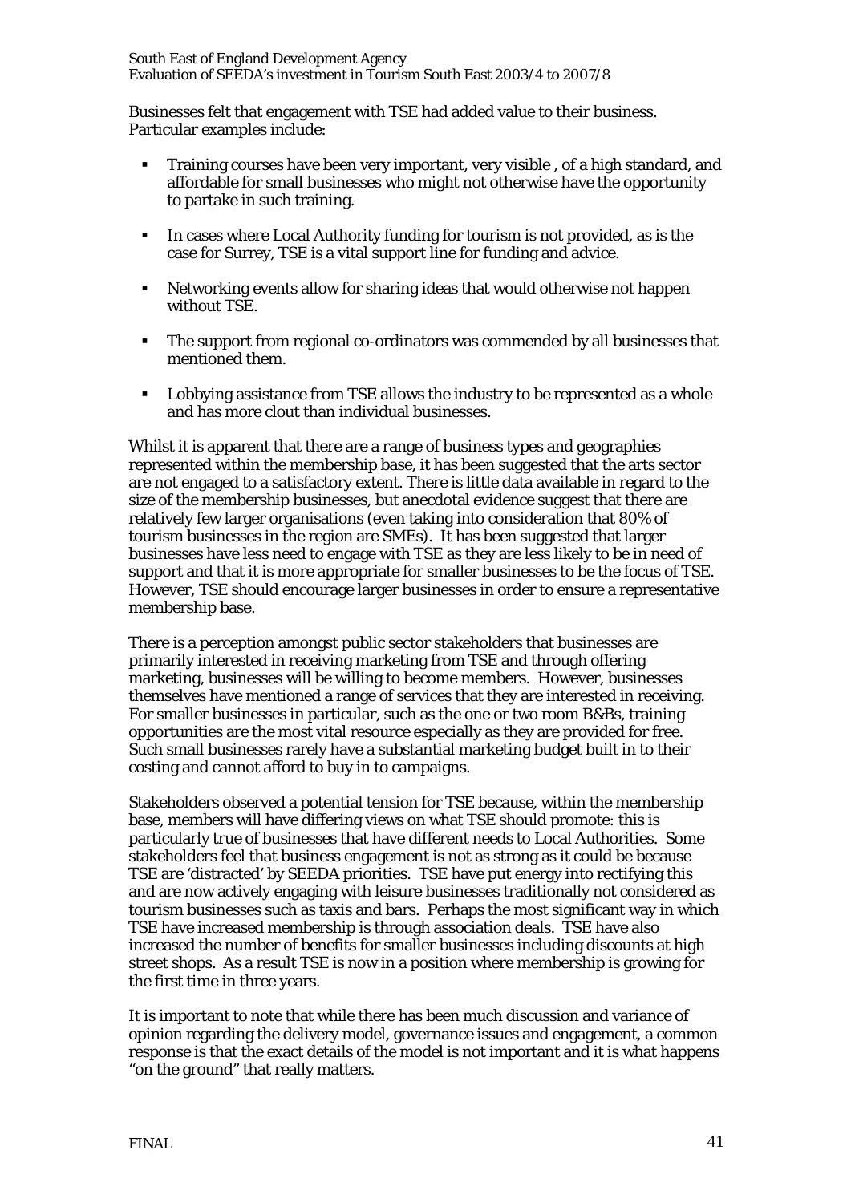Businesses felt that engagement with TSE had added value to their business. Particular examples include:

- Training courses have been very important, very visible , of a high standard, and affordable for small businesses who might not otherwise have the opportunity to partake in such training.
- In cases where Local Authority funding for tourism is not provided, as is the case for Surrey, TSE is a vital support line for funding and advice.
- Networking events allow for sharing ideas that would otherwise not happen without TSE.
- The support from regional co-ordinators was commended by all businesses that mentioned them.
- Lobbying assistance from TSE allows the industry to be represented as a whole and has more clout than individual businesses.

Whilst it is apparent that there are a range of business types and geographies represented within the membership base, it has been suggested that the arts sector are not engaged to a satisfactory extent. There is little data available in regard to the size of the membership businesses, but anecdotal evidence suggest that there are relatively few larger organisations (even taking into consideration that 80% of tourism businesses in the region are SMEs). It has been suggested that larger businesses have less need to engage with TSE as they are less likely to be in need of support and that it is more appropriate for smaller businesses to be the focus of TSE. However, TSE should encourage larger businesses in order to ensure a representative membership base.

There is a perception amongst public sector stakeholders that businesses are primarily interested in receiving marketing from TSE and through offering marketing, businesses will be willing to become members. However, businesses themselves have mentioned a range of services that they are interested in receiving. For smaller businesses in particular, such as the one or two room B&Bs, training opportunities are the most vital resource especially as they are provided for free. Such small businesses rarely have a substantial marketing budget built in to their costing and cannot afford to buy in to campaigns.

Stakeholders observed a potential tension for TSE because, within the membership base, members will have differing views on what TSE should promote: this is particularly true of businesses that have different needs to Local Authorities. Some stakeholders feel that business engagement is not as strong as it could be because TSE are 'distracted' by SEEDA priorities. TSE have put energy into rectifying this and are now actively engaging with leisure businesses traditionally not considered as tourism businesses such as taxis and bars. Perhaps the most significant way in which TSE have increased membership is through association deals. TSE have also increased the number of benefits for smaller businesses including discounts at high street shops. As a result TSE is now in a position where membership is growing for the first time in three years.

It is important to note that while there has been much discussion and variance of opinion regarding the delivery model, governance issues and engagement, a common response is that the exact details of the model is not important and it is what happens "on the ground" that really matters.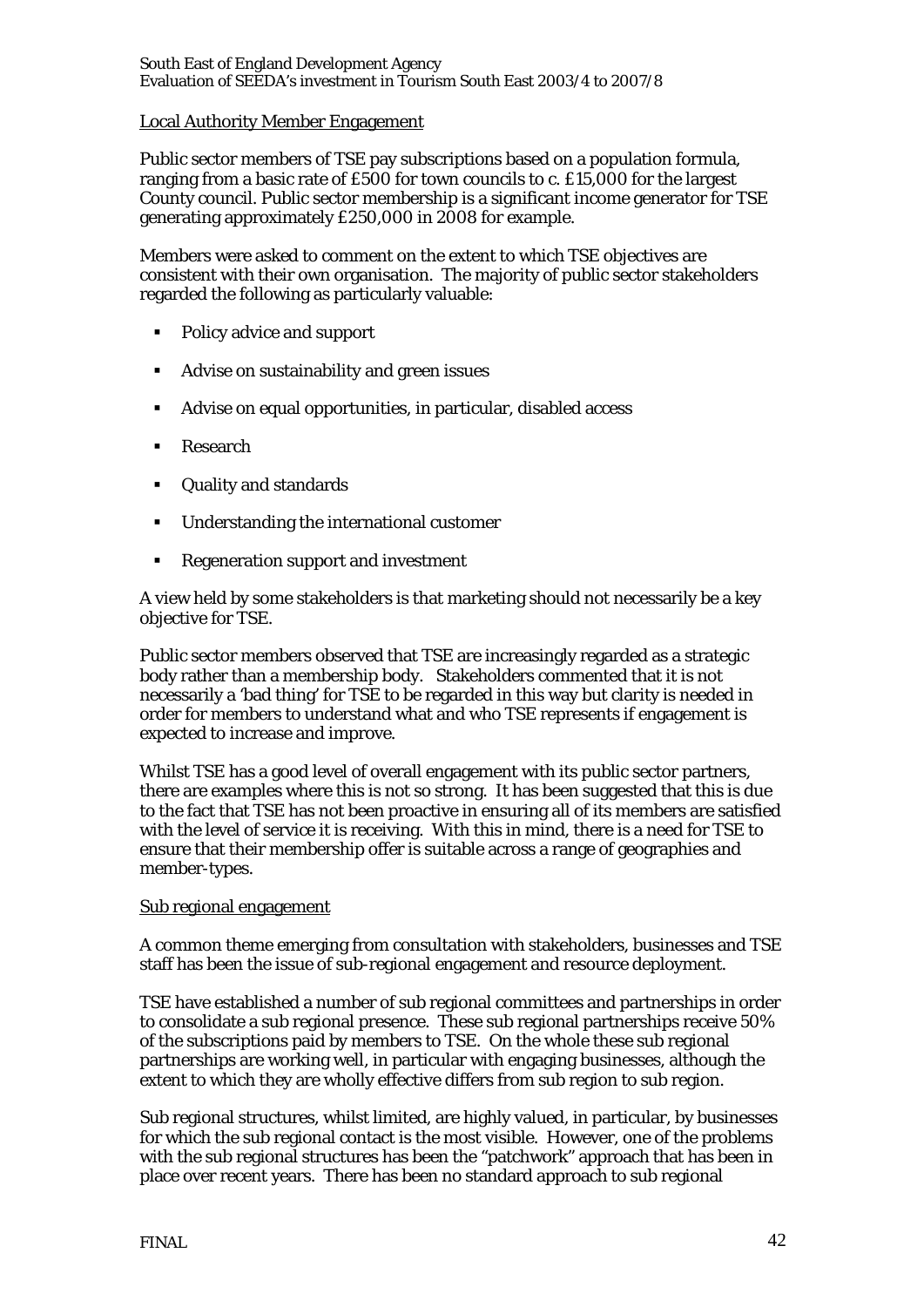Local Authority Member Engagement

Public sector members of TSE pay subscriptions based on a population formula, ranging from a basic rate of £500 for town councils to c. £15,000 for the largest County council. Public sector membership is a significant income generator for TSE generating approximately £250,000 in 2008 for example.

Members were asked to comment on the extent to which TSE objectives are consistent with their own organisation. The majority of public sector stakeholders regarded the following as particularly valuable:

- Policy advice and support
- Advise on sustainability and green issues
- Advise on equal opportunities, in particular, disabled access
- Research
- Quality and standards
- Understanding the international customer
- Regeneration support and investment

A view held by some stakeholders is that marketing should not necessarily be a key objective for TSE.

Public sector members observed that TSE are increasingly regarded as a strategic body rather than a membership body. Stakeholders commented that it is not necessarily a 'bad thing' for TSE to be regarded in this way but clarity is needed in order for members to understand what and who TSE represents if engagement is expected to increase and improve.

Whilst TSE has a good level of overall engagement with its public sector partners, there are examples where this is not so strong. It has been suggested that this is due to the fact that TSE has not been proactive in ensuring all of its members are satisfied with the level of service it is receiving. With this in mind, there is a need for TSE to ensure that their membership offer is suitable across a range of geographies and member-types.

Sub regional engagement

A common theme emerging from consultation with stakeholders, businesses and TSE staff has been the issue of sub-regional engagement and resource deployment.

TSE have established a number of sub regional committees and partnerships in order to consolidate a sub regional presence. These sub regional partnerships receive 50% of the subscriptions paid by members to TSE. On the whole these sub regional partnerships are working well, in particular with engaging businesses, although the extent to which they are wholly effective differs from sub region to sub region.

Sub regional structures, whilst limited, are highly valued, in particular, by businesses for which the sub regional contact is the most visible. However, one of the problems with the sub regional structures has been the "patchwork" approach that has been in place over recent years. There has been no standard approach to sub regional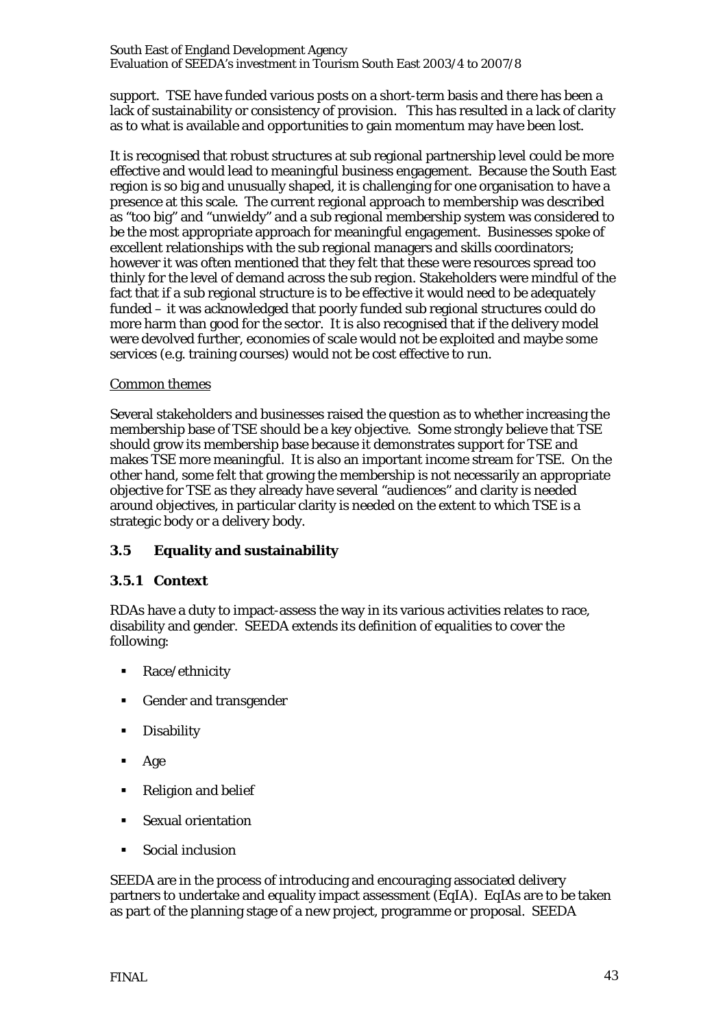support. TSE have funded various posts on a short-term basis and there has been a lack of sustainability or consistency of provision. This has resulted in a lack of clarity as to what is available and opportunities to gain momentum may have been lost.

It is recognised that robust structures at sub regional partnership level could be more effective and would lead to meaningful business engagement. Because the South East region is so big and unusually shaped, it is challenging for one organisation to have a presence at this scale. The current regional approach to membership was described as "too big" and "unwieldy" and a sub regional membership system was considered to be the most appropriate approach for meaningful engagement. Businesses spoke of excellent relationships with the sub regional managers and skills coordinators; however it was often mentioned that they felt that these were resources spread too thinly for the level of demand across the sub region. Stakeholders were mindful of the fact that if a sub regional structure is to be effective it would need to be adequately funded – it was acknowledged that poorly funded sub regional structures could do more harm than good for the sector. It is also recognised that if the delivery model were devolved further, economies of scale would not be exploited and maybe some services (e.g. training courses) would not be cost effective to run.

<u>Common themes</u>

Several stakeholders and businesses raised the question as to whether increasing the membership base of TSE should be a key objective. Some strongly believe that TSE should grow its membership base because it demonstrates support for TSE and makes TSE more meaningful. It is also an important income stream for TSE. On the other hand, some felt that growing the membership is not necessarily an appropriate objective for TSE as they already have several "audiences" and clarity is needed around objectives, in particular clarity is needed on the extent to which TSE is a strategic body or a delivery body.

## 3.5 Equality and sustainability

### 3.5.1 Context

RDAs have a duty to impact-assess the way in its various activities relates to race, disability and gender. SEEDA extends its definition of equalities to cover the following:

- Race/ethnicity
- Gender and transgender
- Disability
- Age
- Religion and belief
- Sexual orientation
- Social inclusion

SEEDA are in the process of introducing and encouraging associated delivery partners to undertake and equality impact assessment (EqIA). EqIAs are to be taken as part of the planning stage of a new project, programme or proposal. SEEDA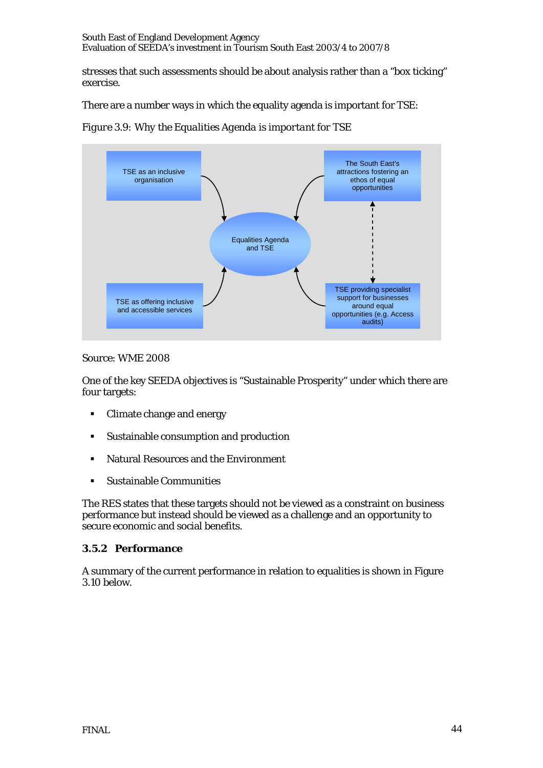stresses that such assessments should be about analysis rather than a "box ticking" exercise.

There are a number ways in which the equality agenda is important for TSE:

*Figure 3.9: Why the Equalities Agenda is important for TSE*

TSE as an inclusive organisation

The South East's attractions fostering an ethos of equal opportunities

Equalities Agenda and TSE

TSE as offering inclusive and accessible services

TSE providing specialist support for businesses around equal opportunities (e.g. Access audits)

Source: WME 2008

One of the key SEEDA objectives is "Sustainable Prosperity" under which there are four targets:

- Climate change and energy
- Sustainable consumption and production
- Natural Resources and the Environment
- Sustainable Communities

The RES states that these targets should not be viewed as a constraint on business performance but instead should be viewed as a challenge and an opportunity to secure economic and social benefits.

### 3.5.2 Performance

A summary of the current performance in relation to equalities is shown in Figure 3.10 below.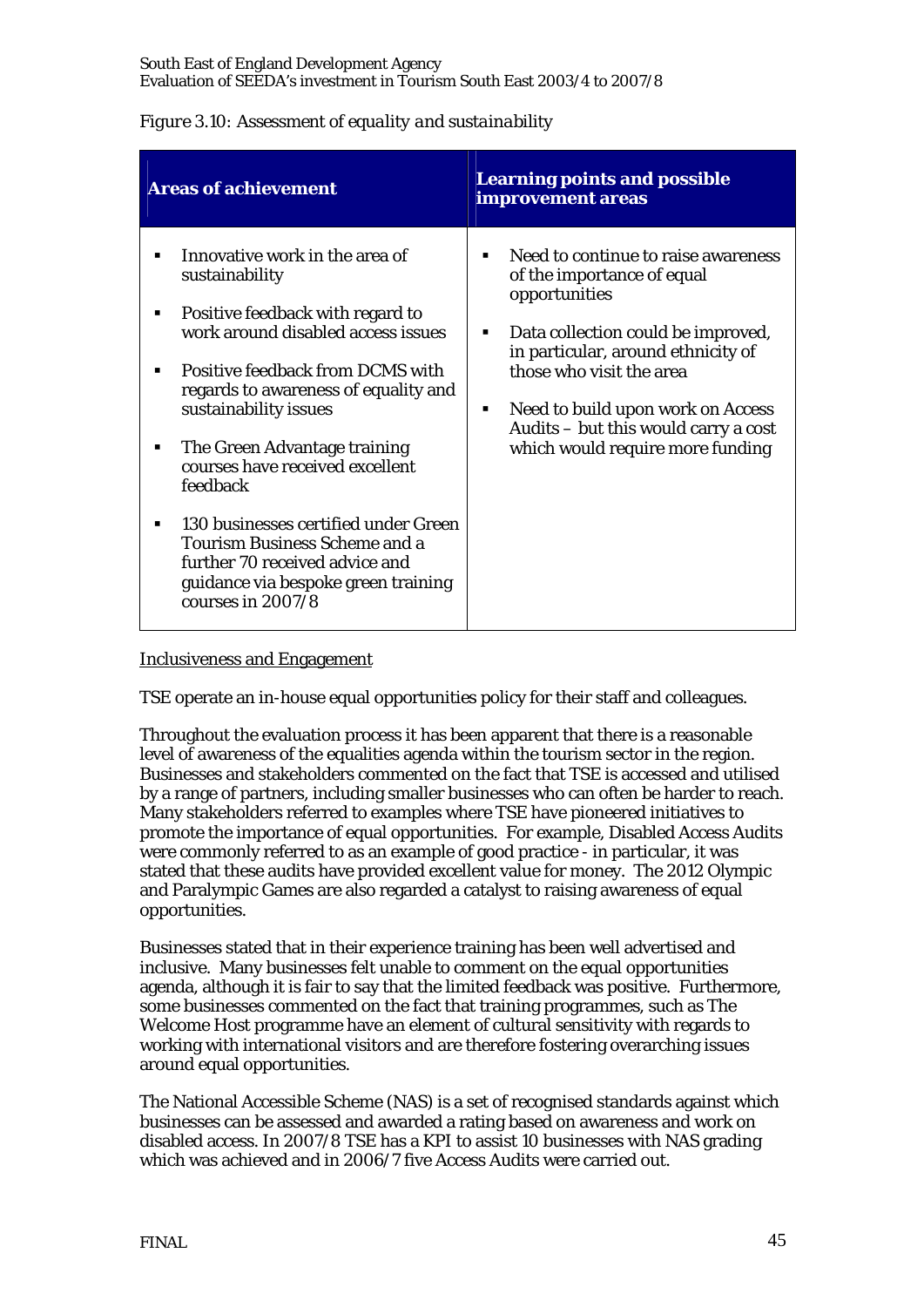*Figure 3.10: Assessment of equality and sustainability*

| Areas of achievement | Learning points and possible improvement areas |
|---|---|
| ▪ Innovative work in the area of sustainability<br>▪ Positive feedback with regard to work around disabled access issues<br>▪ Positive feedback from DCMS with regards to awareness of equality and sustainability issues<br>▪ The Green Advantage training courses have received excellent feedback<br>▪ 130 businesses certified under Green Tourism Business Scheme and a further 70 received advice and guidance via bespoke green training courses in 2007/8 | ▪ Need to continue to raise awareness of the importance of equal opportunities<br>▪ Data collection could be improved, in particular, around ethnicity of those who visit the area<br>▪ Need to build upon work on Access Audits – but this would carry a cost which would require more funding |

<u>Inclusiveness and Engagement</u>

TSE operate an in-house equal opportunities policy for their staff and colleagues.

Throughout the evaluation process it has been apparent that there is a reasonable level of awareness of the equalities agenda within the tourism sector in the region. Businesses and stakeholders commented on the fact that TSE is accessed and utilised by a range of partners, including smaller businesses who can often be harder to reach. Many stakeholders referred to examples where TSE have pioneered initiatives to promote the importance of equal opportunities. For example, Disabled Access Audits were commonly referred to as an example of good practice - in particular, it was stated that these audits have provided excellent value for money. The 2012 Olympic and Paralympic Games are also regarded a catalyst to raising awareness of equal opportunities.

Businesses stated that in their experience training has been well advertised and inclusive. Many businesses felt unable to comment on the equal opportunities agenda, although it is fair to say that the limited feedback was positive. Furthermore, some businesses commented on the fact that training programmes, such as The Welcome Host programme have an element of cultural sensitivity with regards to working with international visitors and are therefore fostering overarching issues around equal opportunities.

The National Accessible Scheme (NAS) is a set of recognised standards against which businesses can be assessed and awarded a rating based on awareness and work on disabled access. In 2007/8 TSE has a KPI to assist 10 businesses with NAS grading which was achieved and in 2006/7 five Access Audits were carried out.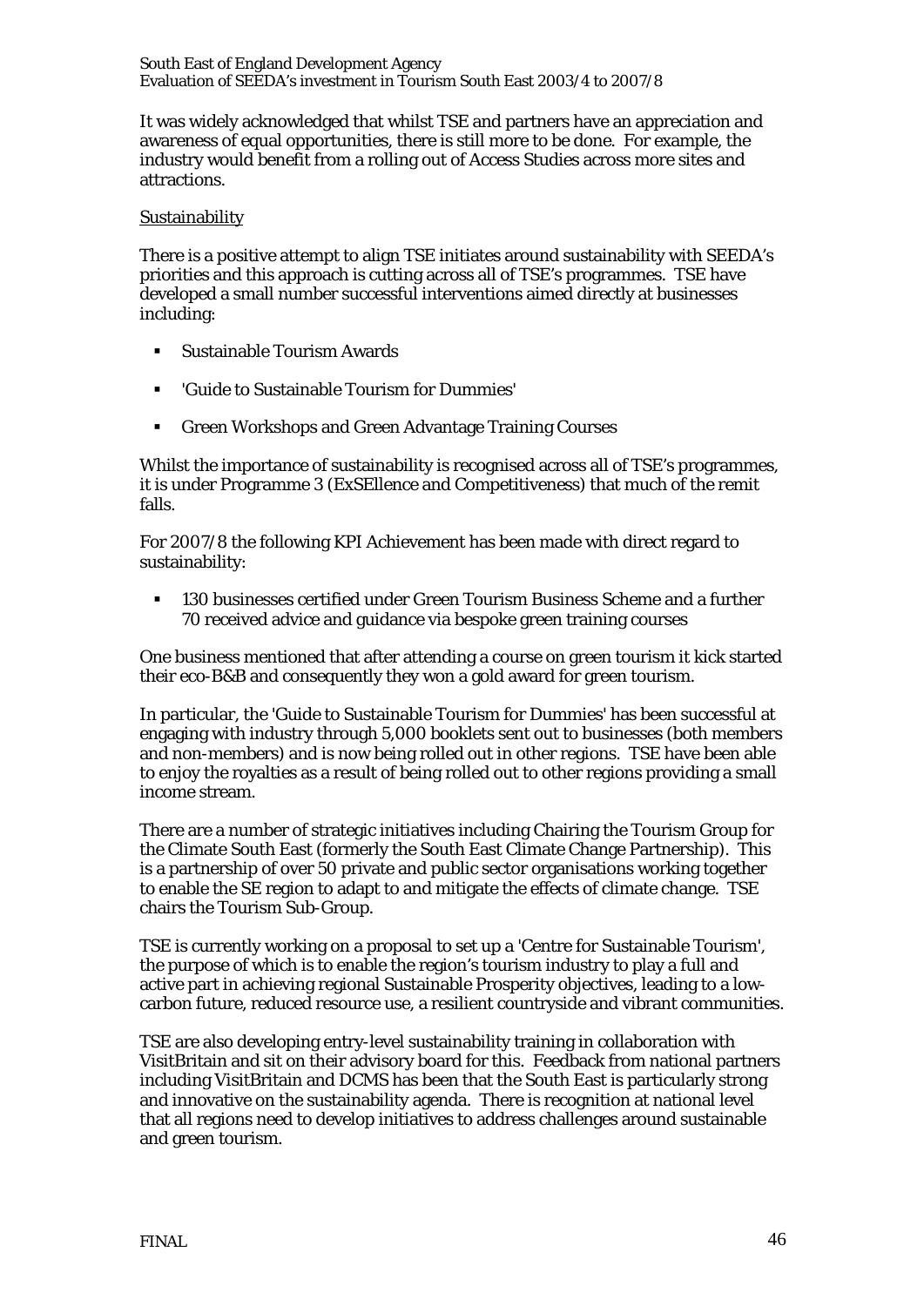It was widely acknowledged that whilst TSE and partners have an appreciation and awareness of equal opportunities, there is still more to be done. For example, the industry would benefit from a rolling out of Access Studies across more sites and attractions.

<u>Sustainability</u>

There is a positive attempt to align TSE initiates around sustainability with SEEDA's priorities and this approach is cutting across all of TSE's programmes. TSE have developed a small number successful interventions aimed directly at businesses including:

- Sustainable Tourism Awards
- 'Guide to Sustainable Tourism for Dummies'
- Green Workshops and Green Advantage Training Courses

Whilst the importance of sustainability is recognised across all of TSE's programmes, it is under Programme 3 (ExSEllence and Competitiveness) that much of the remit falls.

For 2007/8 the following KPI Achievement has been made with direct regard to sustainability:

- 130 businesses certified under Green Tourism Business Scheme and a further 70 received advice and guidance via bespoke green training courses

One business mentioned that after attending a course on green tourism it kick started their eco-B&B and consequently they won a gold award for green tourism.

In particular, the 'Guide to Sustainable Tourism for Dummies' has been successful at engaging with industry through 5,000 booklets sent out to businesses (both members and non-members) and is now being rolled out in other regions. TSE have been able to enjoy the royalties as a result of being rolled out to other regions providing a small income stream.

There are a number of strategic initiatives including Chairing the Tourism Group for the Climate South East (formerly the South East Climate Change Partnership). This is a partnership of over 50 private and public sector organisations working together to enable the SE region to adapt to and mitigate the effects of climate change. TSE chairs the Tourism Sub-Group.

TSE is currently working on a proposal to set up a 'Centre for Sustainable Tourism', the purpose of which is to enable the region's tourism industry to play a full and active part in achieving regional Sustainable Prosperity objectives, leading to a low-carbon future, reduced resource use, a resilient countryside and vibrant communities.

TSE are also developing entry-level sustainability training in collaboration with VisitBritain and sit on their advisory board for this. Feedback from national partners including VisitBritain and DCMS has been that the South East is particularly strong and innovative on the sustainability agenda. There is recognition at national level that all regions need to develop initiatives to address challenges around sustainable and green tourism.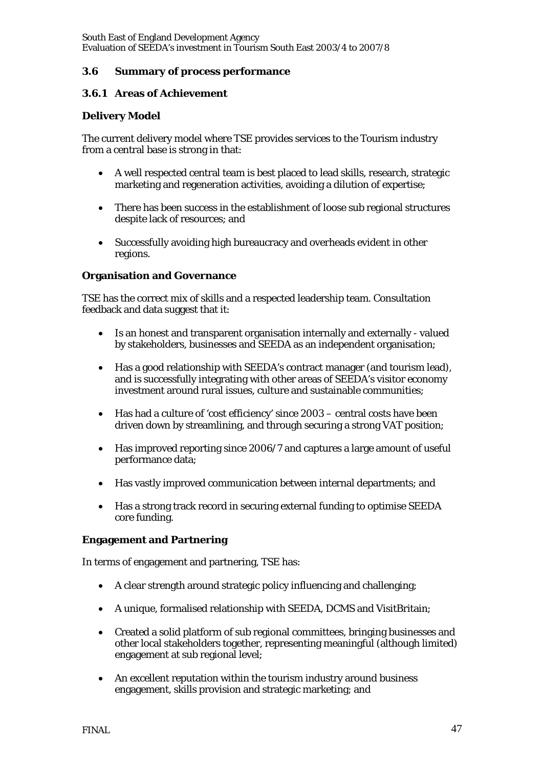### 3.6 Summary of process performance

#### 3.6.1 Areas of Achievement

**Delivery Model**

The current delivery model where TSE provides services to the Tourism industry from a central base is strong in that:

- A well respected central team is best placed to lead skills, research, strategic marketing and regeneration activities, avoiding a dilution of expertise;
- There has been success in the establishment of loose sub regional structures despite lack of resources; and
- Successfully avoiding high bureaucracy and overheads evident in other regions.

**Organisation and Governance**

TSE has the correct mix of skills and a respected leadership team. Consultation feedback and data suggest that it:

- Is an honest and transparent organisation internally and externally - valued by stakeholders, businesses and SEEDA as an independent organisation;
- Has a good relationship with SEEDA's contract manager (and tourism lead), and is successfully integrating with other areas of SEEDA's visitor economy investment around rural issues, culture and sustainable communities;
- Has had a culture of 'cost efficiency' since 2003 – central costs have been driven down by streamlining, and through securing a strong VAT position;
- Has improved reporting since 2006/7 and captures a large amount of useful performance data;
- Has vastly improved communication between internal departments; and
- Has a strong track record in securing external funding to optimise SEEDA core funding.

**Engagement and Partnering**

In terms of engagement and partnering, TSE has:

- A clear strength around strategic policy influencing and challenging;
- A unique, formalised relationship with SEEDA, DCMS and VisitBritain;
- Created a solid platform of sub regional committees, bringing businesses and other local stakeholders together, representing meaningful (although limited) engagement at sub regional level;
- An excellent reputation within the tourism industry around business engagement, skills provision and strategic marketing; and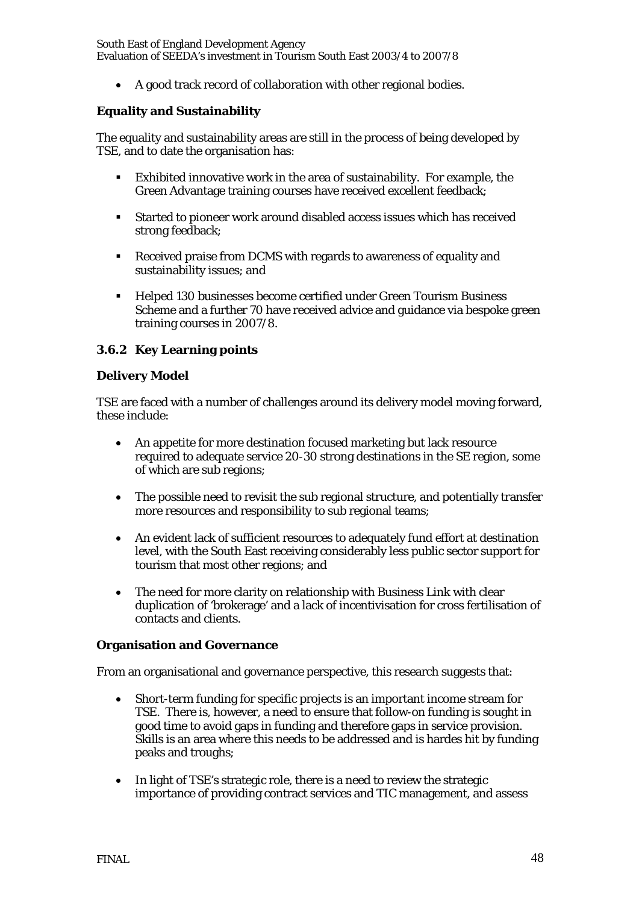- A good track record of collaboration with other regional bodies.

**Equality and Sustainability**

The equality and sustainability areas are still in the process of being developed by TSE, and to date the organisation has:

- Exhibited innovative work in the area of sustainability. For example, the Green Advantage training courses have received excellent feedback;
- Started to pioneer work around disabled access issues which has received strong feedback;
- Received praise from DCMS with regards to awareness of equality and sustainability issues; and
- Helped 130 businesses become certified under Green Tourism Business Scheme and a further 70 have received advice and guidance via bespoke green training courses in 2007/8.

### 3.6.2 Key Learning points

**Delivery Model**

TSE are faced with a number of challenges around its delivery model moving forward, these include:

- An appetite for more destination focused marketing but lack resource required to adequate service 20-30 strong destinations in the SE region, some of which are sub regions;
- The possible need to revisit the sub regional structure, and potentially transfer more resources and responsibility to sub regional teams;
- An evident lack of sufficient resources to adequately fund effort at destination level, with the South East receiving considerably less public sector support for tourism that most other regions; and
- The need for more clarity on relationship with Business Link with clear duplication of 'brokerage' and a lack of incentivisation for cross fertilisation of contacts and clients.

**Organisation and Governance**

From an organisational and governance perspective, this research suggests that:

- Short-term funding for specific projects is an important income stream for TSE. There is, however, a need to ensure that follow-on funding is sought in good time to avoid gaps in funding and therefore gaps in service provision. Skills is an area where this needs to be addressed and is hardes hit by funding peaks and troughs;
- In light of TSE's strategic role, there is a need to review the strategic importance of providing contract services and TIC management, and assess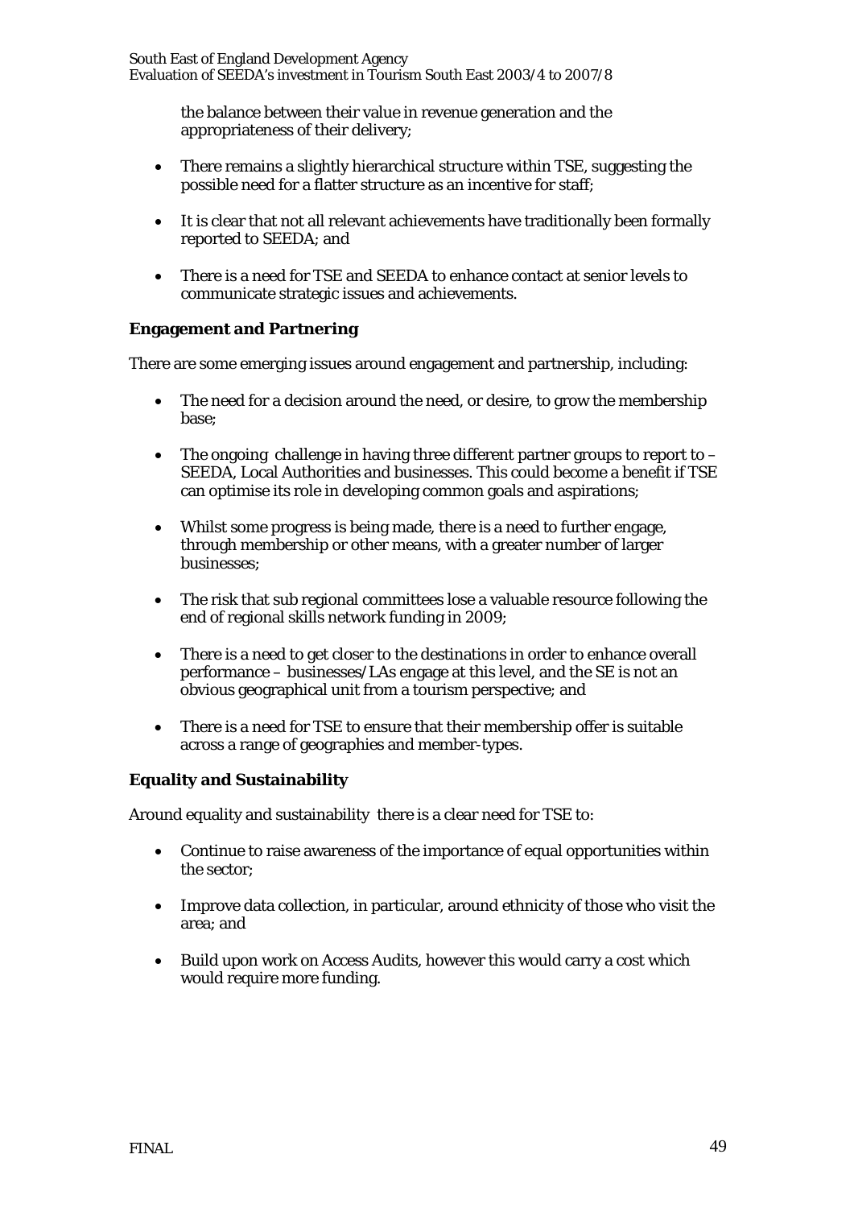the balance between their value in revenue generation and the appropriateness of their delivery;

- There remains a slightly hierarchical structure within TSE, suggesting the possible need for a flatter structure as an incentive for staff;
- It is clear that not all relevant achievements have traditionally been formally reported to SEEDA; and
- There is a need for TSE and SEEDA to enhance contact at senior levels to communicate strategic issues and achievements.

**Engagement and Partnering**

There are some emerging issues around engagement and partnership, including:

- The need for a decision around the need, or desire, to grow the membership base;
- The ongoing challenge in having three different partner groups to report to – SEEDA, Local Authorities and businesses. This could become a benefit if TSE can optimise its role in developing common goals and aspirations;
- Whilst some progress is being made, there is a need to further engage, through membership or other means, with a greater number of larger businesses;
- The risk that sub regional committees lose a valuable resource following the end of regional skills network funding in 2009;
- There is a need to get closer to the destinations in order to enhance overall performance – businesses/LAs engage at this level, and the SE is not an obvious geographical unit from a tourism perspective; and
- There is a need for TSE to ensure that their membership offer is suitable across a range of geographies and member-types.

**Equality and Sustainability**

Around equality and sustainability there is a clear need for TSE to:

- Continue to raise awareness of the importance of equal opportunities within the sector;
- Improve data collection, in particular, around ethnicity of those who visit the area; and
- Build upon work on Access Audits, however this would carry a cost which would require more funding.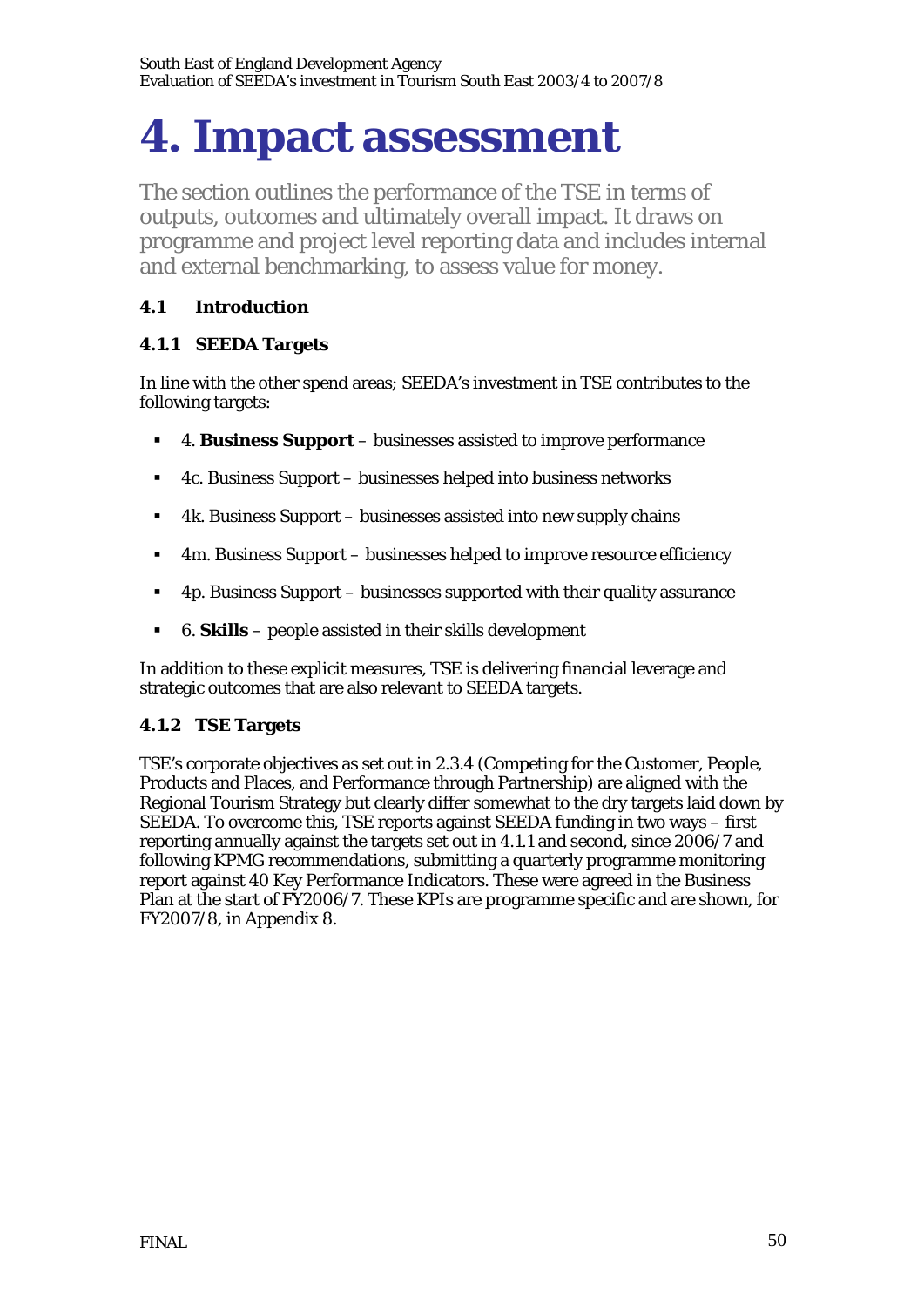# 4. Impact assessment

The section outlines the performance of the TSE in terms of outputs, outcomes and ultimately overall impact. It draws on programme and project level reporting data and includes internal and external benchmarking, to assess value for money.

## 4.1 Introduction

### 4.1.1 SEEDA Targets

In line with the other spend areas; SEEDA's investment in TSE contributes to the following targets:

- 4. **Business Support** – businesses assisted to improve performance
- 4c. Business Support – businesses helped into business networks
- 4k. Business Support – businesses assisted into new supply chains
- 4m. Business Support – businesses helped to improve resource efficiency
- 4p. Business Support – businesses supported with their quality assurance
- 6. **Skills** – people assisted in their skills development

In addition to these explicit measures, TSE is delivering financial leverage and strategic outcomes that are also relevant to SEEDA targets.

### 4.1.2 TSE Targets

TSE's corporate objectives as set out in 2.3.4 (Competing for the Customer, People, Products and Places, and Performance through Partnership) are aligned with the Regional Tourism Strategy but clearly differ somewhat to the dry targets laid down by SEEDA. To overcome this, TSE reports against SEEDA funding in two ways – first reporting annually against the targets set out in 4.1.1 and second, since 2006/7 and following KPMG recommendations, submitting a quarterly programme monitoring report against 40 Key Performance Indicators. These were agreed in the Business Plan at the start of FY2006/7. These KPIs are programme specific and are shown, for FY2007/8, in Appendix 8.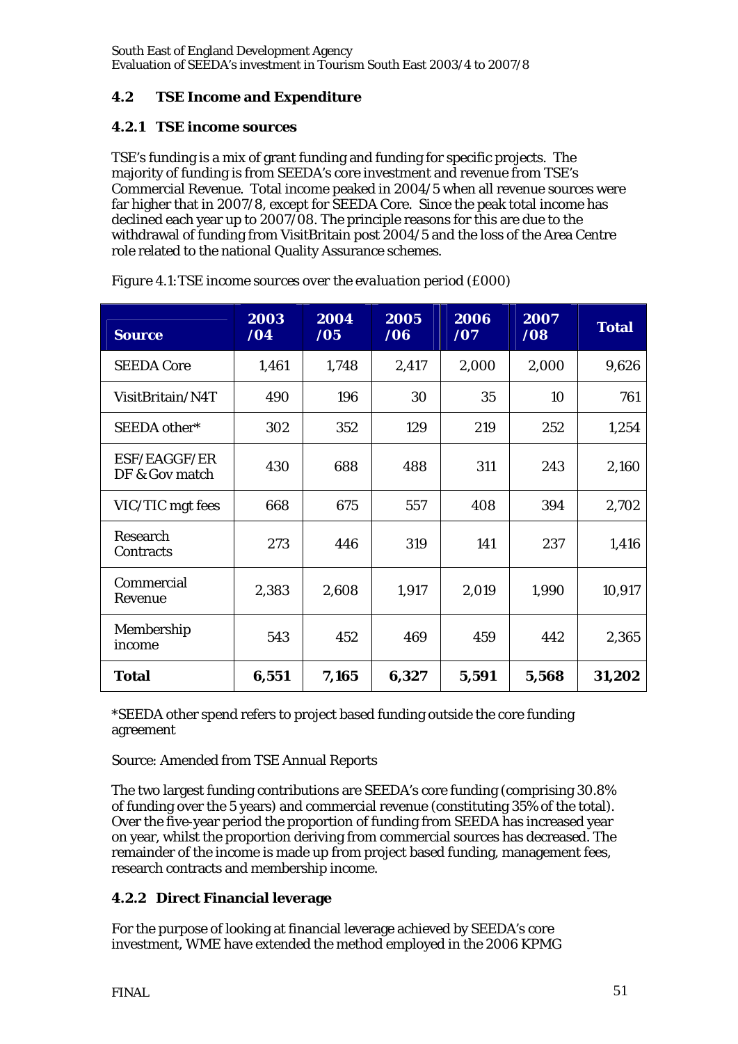## 4.2 TSE Income and Expenditure

### 4.2.1 TSE income sources

TSE's funding is a mix of grant funding and funding for specific projects. The majority of funding is from SEEDA's core investment and revenue from TSE's Commercial Revenue. Total income peaked in 2004/5 when all revenue sources were far higher that in 2007/8, except for SEEDA Core. Since the peak total income has declined each year up to 2007/08. The principle reasons for this are due to the withdrawal of funding from VisitBritain post 2004/5 and the loss of the Area Centre role related to the national Quality Assurance schemes.

*Figure 4.1: TSE income sources over the evaluation period (£000)*

| Source | 2003 /04 | 2004 /05 | 2005 /06 | 2006 /07 | 2007 /08 | Total |
|---|---|---|---|---|---|---|
| SEEDA Core | 1,461 | 1,748 | 2,417 | 2,000 | 2,000 | 9,626 |
| VisitBritain/N4T | 490 | 196 | 30 | 35 | 10 | 761 |
| SEEDA other* | 302 | 352 | 129 | 219 | 252 | 1,254 |
| ESF/EAGGF/ERDF & Gov match | 430 | 688 | 488 | 311 | 243 | 2,160 |
| VIC/TIC mgt fees | 668 | 675 | 557 | 408 | 394 | 2,702 |
| Research Contracts | 273 | 446 | 319 | 141 | 237 | 1,416 |
| Commercial Revenue | 2,383 | 2,608 | 1,917 | 2,019 | 1,990 | 10,917 |
| Membership income | 543 | 452 | 469 | 459 | 442 | 2,365 |
| **Total** | **6,551** | **7,165** | **6,327** | **5,591** | **5,568** | **31,202** |

*SEEDA other spend refers to project based funding outside the core funding agreement

Source: Amended from TSE Annual Reports

The two largest funding contributions are SEEDA's core funding (comprising 30.8% of funding over the 5 years) and commercial revenue (constituting 35% of the total). Over the five-year period the proportion of funding from SEEDA has increased year on year, whilst the proportion deriving from commercial sources has decreased. The remainder of the income is made up from project based funding, management fees, research contracts and membership income.

### 4.2.2 Direct Financial leverage

For the purpose of looking at financial leverage achieved by SEEDA's core investment, WME have extended the method employed in the 2006 KPMG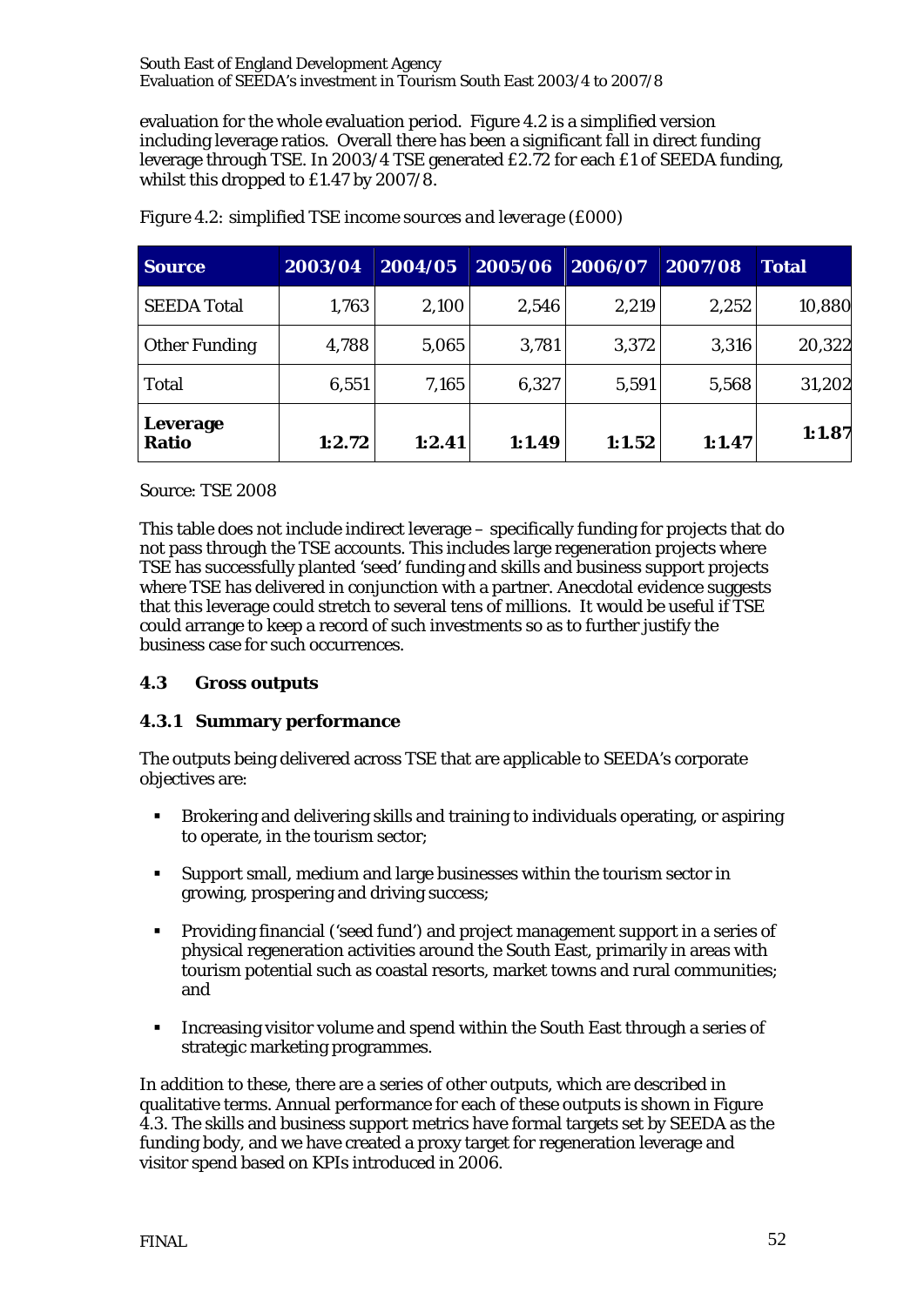evaluation for the whole evaluation period. Figure 4.2 is a simplified version including leverage ratios. Overall there has been a significant fall in direct funding leverage through TSE. In 2003/4 TSE generated £2.72 for each £1 of SEEDA funding, whilst this dropped to £1.47 by 2007/8.

*Figure 4.2: simplified TSE income sources and leverage (£000)*

| Source | 2003/04 | 2004/05 | 2005/06 | 2006/07 | 2007/08 | Total |
|---|---|---|---|---|---|---|
| SEEDA Total | 1,763 | 2,100 | 2,546 | 2,219 | 2,252 | 10,880 |
| Other Funding | 4,788 | 5,065 | 3,781 | 3,372 | 3,316 | 20,322 |
| Total | 6,551 | 7,165 | 6,327 | 5,591 | 5,568 | 31,202 |
| **Leverage Ratio** | **1:2.72** | **1:2.41** | **1:1.49** | **1:1.52** | **1:1.47** | **1:1.87** |

Source: TSE 2008

This table does not include indirect leverage – specifically funding for projects that do not pass through the TSE accounts. This includes large regeneration projects where TSE has successfully planted 'seed' funding and skills and business support projects where TSE has delivered in conjunction with a partner. Anecdotal evidence suggests that this leverage could stretch to several tens of millions. It would be useful if TSE could arrange to keep a record of such investments so as to further justify the business case for such occurrences.

### 4.3 Gross outputs

#### 4.3.1 Summary performance

The outputs being delivered across TSE that are applicable to SEEDA's corporate objectives are:

- Brokering and delivering skills and training to individuals operating, or aspiring to operate, in the tourism sector;
- Support small, medium and large businesses within the tourism sector in growing, prospering and driving success;
- Providing financial ('seed fund') and project management support in a series of physical regeneration activities around the South East, primarily in areas with tourism potential such as coastal resorts, market towns and rural communities; and
- Increasing visitor volume and spend within the South East through a series of strategic marketing programmes.

In addition to these, there are a series of other outputs, which are described in qualitative terms. Annual performance for each of these outputs is shown in Figure 4.3. The skills and business support metrics have formal targets set by SEEDA as the funding body, and we have created a proxy target for regeneration leverage and visitor spend based on KPIs introduced in 2006.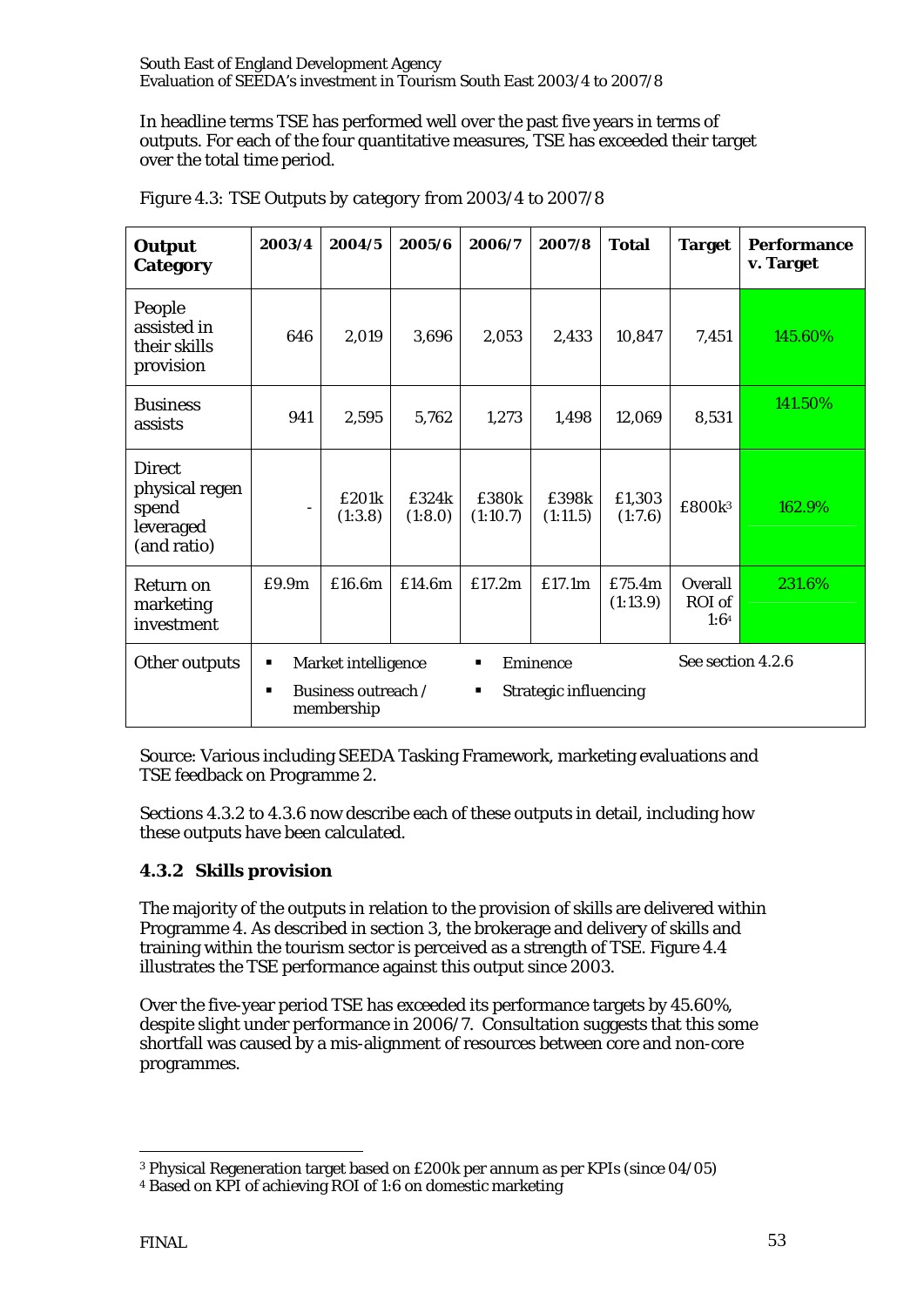In headline terms TSE has performed well over the past five years in terms of outputs. For each of the four quantitative measures, TSE has exceeded their target over the total time period.

*Figure 4.3: TSE Outputs by category from 2003/4 to 2007/8*

| **Output Category** | **2003/4** | **2004/5** | **2005/6** | **2006/7** | **2007/8** | **Total** | **Target** | **Performance v. Target** |
|---|---|---|---|---|---|---|---|---|
| People assisted in their skills provision | 646 | 2,019 | 3,696 | 2,053 | 2,433 | 10,847 | 7,451 | 145.60% |
| Business assists | 941 | 2,595 | 5,762 | 1,273 | 1,498 | 12,069 | 8,531 | 141.50% |
| Direct physical regen spend leveraged (and ratio) | - | £201k (1:3.8) | £324k (1:8.0) | £380k (1:10.7) | £398k (1:11.5) | £1,303 (1:7.6) | £800k[3] | 162.9% |
| Return on marketing investment | £9.9m | £16.6m | £14.6m | £17.2m | £17.1m | £75.4m (1:13.9) | Overall ROI of 1:6[4] | 231.6% |
| Other outputs | ▪ Market intelligence ▪ Business outreach / membership | | | ▪ Eminence ▪ Strategic influencing | | | See section 4.2.6 | |

Source: Various including SEEDA Tasking Framework, marketing evaluations and TSE feedback on Programme 2.

Sections 4.3.2 to 4.3.6 now describe each of these outputs in detail, including how these outputs have been calculated.

### 4.3.2 Skills provision

The majority of the outputs in relation to the provision of skills are delivered within Programme 4. As described in section 3, the brokerage and delivery of skills and training within the tourism sector is perceived as a strength of TSE. Figure 4.4 illustrates the TSE performance against this output since 2003.

Over the five-year period TSE has exceeded its performance targets by 45.60%, despite slight under performance in 2006/7. Consultation suggests that this some shortfall was caused by a mis-alignment of resources between core and non-core programmes.

---

[3] Physical Regeneration target based on £200k per annum as per KPIs (since 04/05)

[4] Based on KPI of achieving ROI of 1:6 on domestic marketing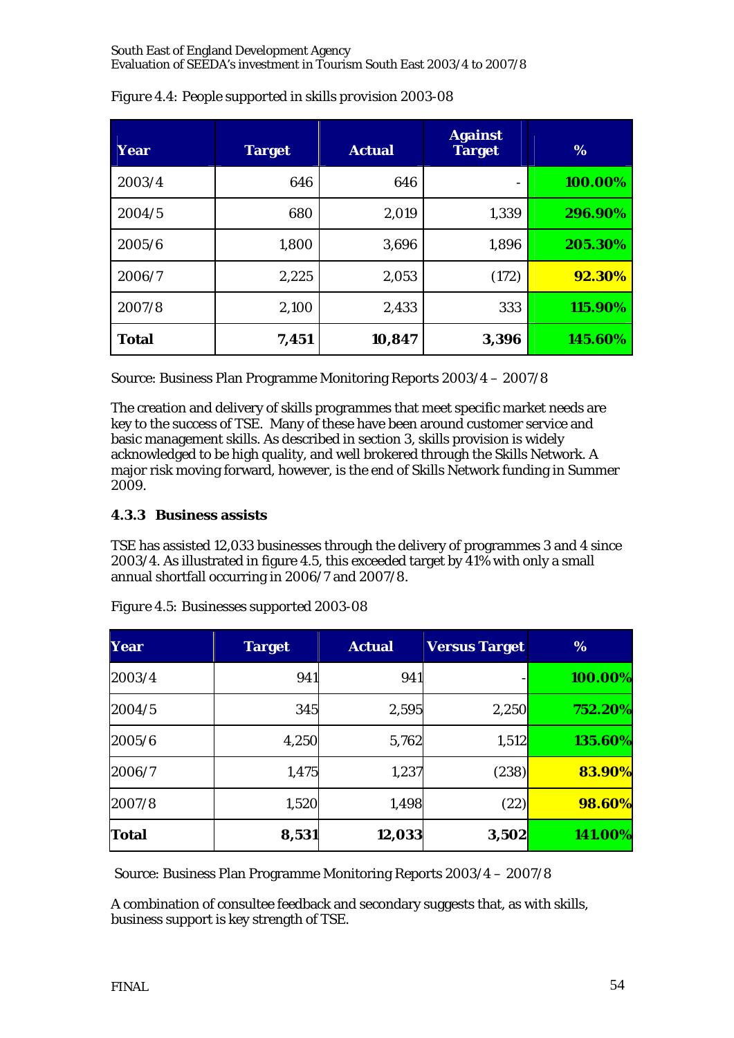*Figure 4.4: People supported in skills provision 2003-08*

| Year | Target | Actual | Against Target | % |
|---|---|---|---|---|
| 2003/4 | 646 | 646 | - | **100.00%** |
| 2004/5 | 680 | 2,019 | 1,339 | **296.90%** |
| 2005/6 | 1,800 | 3,696 | 1,896 | **205.30%** |
| 2006/7 | 2,225 | 2,053 | (172) | **92.30%** |
| 2007/8 | 2,100 | 2,433 | 333 | **115.90%** |
| **Total** | **7,451** | **10,847** | **3,396** | **145.60%** |

Source: Business Plan Programme Monitoring Reports 2003/4 – 2007/8

The creation and delivery of skills programmes that meet specific market needs are key to the success of TSE. Many of these have been around customer service and basic management skills. As described in section 3, skills provision is widely acknowledged to be high quality, and well brokered through the Skills Network. A major risk moving forward, however, is the end of Skills Network funding in Summer 2009.

### 4.3.3 Business assists

TSE has assisted 12,033 businesses through the delivery of programmes 3 and 4 since 2003/4. As illustrated in figure 4.5, this exceeded target by 41% with only a small annual shortfall occurring in 2006/7 and 2007/8.

*Figure 4.5: Businesses supported 2003-08*

| Year | Target | Actual | Versus Target | % |
|---|---|---|---|---|
| 2003/4 | 941 | 941 | - | **100.00%** |
| 2004/5 | 345 | 2,595 | 2,250 | **752.20%** |
| 2005/6 | 4,250 | 5,762 | 1,512 | **135.60%** |
| 2006/7 | 1,475 | 1,237 | (238) | **83.90%** |
| 2007/8 | 1,520 | 1,498 | (22) | **98.60%** |
| **Total** | **8,531** | **12,033** | **3,502** | **141.00%** |

Source: Business Plan Programme Monitoring Reports 2003/4 – 2007/8

A combination of consultee feedback and secondary suggests that, as with skills, business support is key strength of TSE.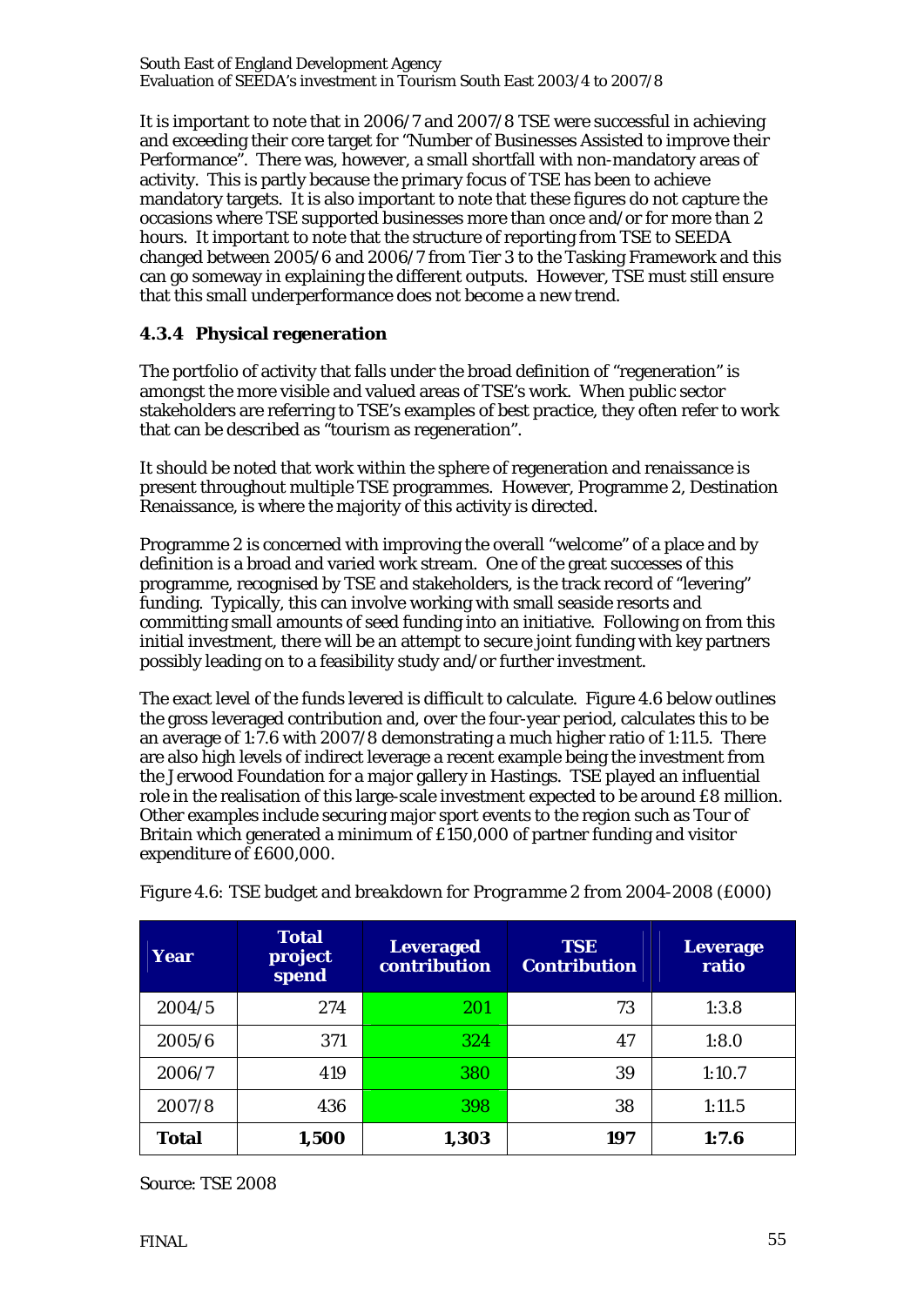It is important to note that in 2006/7 and 2007/8 TSE were successful in achieving and exceeding their core target for "Number of Businesses Assisted to improve their Performance". There was, however, a small shortfall with non-mandatory areas of activity. This is partly because the primary focus of TSE has been to achieve mandatory targets. It is also important to note that these figures do not capture the occasions where TSE supported businesses more than once and/or for more than 2 hours. It important to note that the structure of reporting from TSE to SEEDA changed between 2005/6 and 2006/7 from Tier 3 to the Tasking Framework and this can go someway in explaining the different outputs. However, TSE must still ensure that this small underperformance does not become a new trend.

### 4.3.4 Physical regeneration

The portfolio of activity that falls under the broad definition of "regeneration" is amongst the more visible and valued areas of TSE's work. When public sector stakeholders are referring to TSE's examples of best practice, they often refer to work that can be described as "tourism as regeneration".

It should be noted that work within the sphere of regeneration and renaissance is present throughout multiple TSE programmes. However, Programme 2, Destination Renaissance, is where the majority of this activity is directed.

Programme 2 is concerned with improving the overall "welcome" of a place and by definition is a broad and varied work stream. One of the great successes of this programme, recognised by TSE and stakeholders, is the track record of "levering" funding. Typically, this can involve working with small seaside resorts and committing small amounts of seed funding into an initiative. Following on from this initial investment, there will be an attempt to secure joint funding with key partners possibly leading on to a feasibility study and/or further investment.

The exact level of the funds levered is difficult to calculate. Figure 4.6 below outlines the gross leveraged contribution and, over the four-year period, calculates this to be an average of 1:7.6 with 2007/8 demonstrating a much higher ratio of 1:11.5. There are also high levels of indirect leverage a recent example being the investment from the Jerwood Foundation for a major gallery in Hastings. TSE played an influential role in the realisation of this large-scale investment expected to be around £8 million. Other examples include securing major sport events to the region such as Tour of Britain which generated a minimum of £150,000 of partner funding and visitor expenditure of £600,000.

*Figure 4.6: TSE budget and breakdown for Programme 2 from 2004-2008 (£000)*

| Year | Total project spend | Leveraged contribution | TSE Contribution | Leverage ratio |
|---|---|---|---|---|
| 2004/5 | 274 | 201 | 73 | 1:3.8 |
| 2005/6 | 371 | 324 | 47 | 1:8.0 |
| 2006/7 | 419 | 380 | 39 | 1:10.7 |
| 2007/8 | 436 | 398 | 38 | 1:11.5 |
| **Total** | **1,500** | **1,303** | **197** | **1:7.6** |

Source: TSE 2008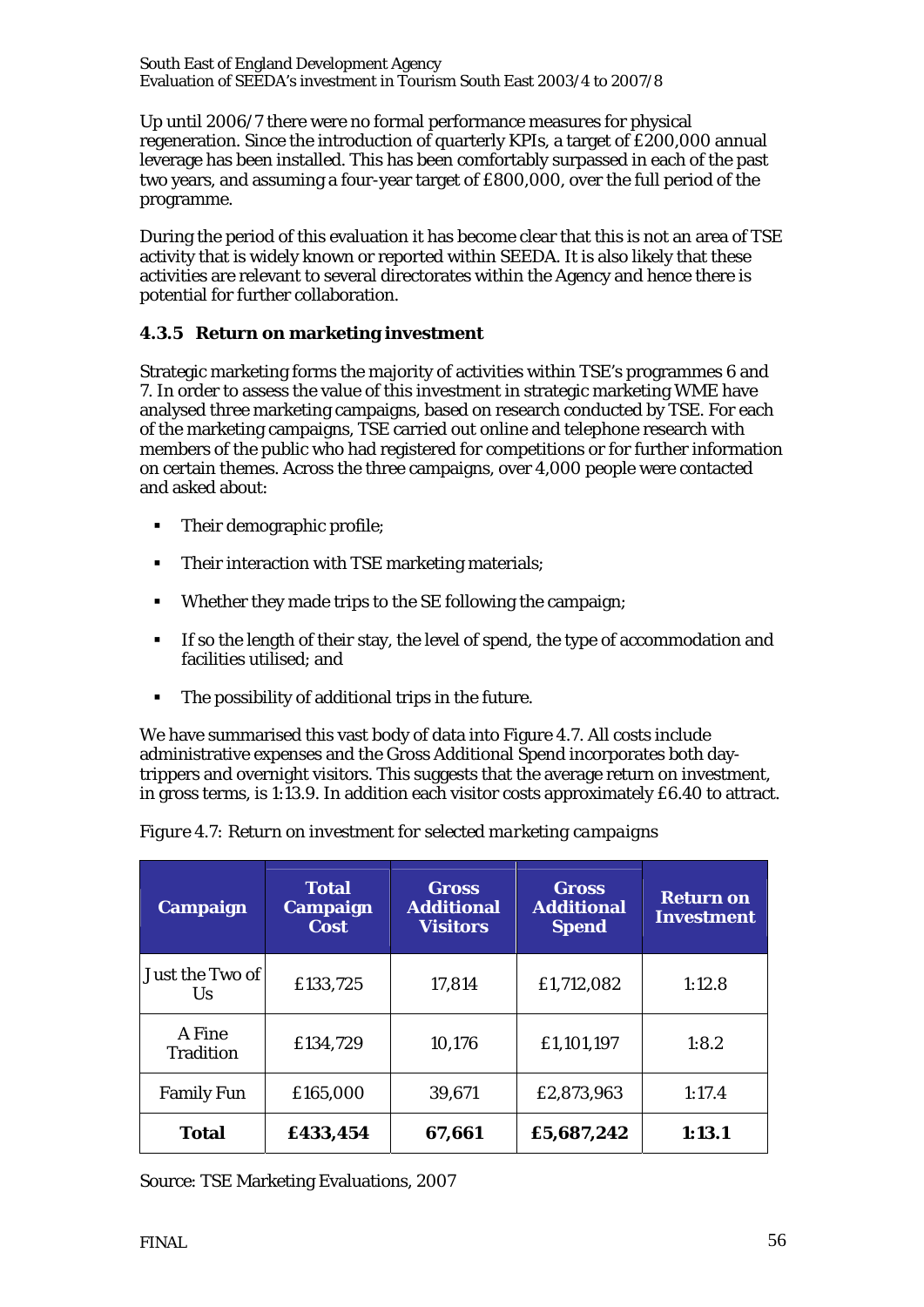Up until 2006/7 there were no formal performance measures for physical regeneration. Since the introduction of quarterly KPIs, a target of £200,000 annual leverage has been installed. This has been comfortably surpassed in each of the past two years, and assuming a four-year target of £800,000, over the full period of the programme.

During the period of this evaluation it has become clear that this is not an area of TSE activity that is widely known or reported within SEEDA. It is also likely that these activities are relevant to several directorates within the Agency and hence there is potential for further collaboration.

### 4.3.5 Return on marketing investment

Strategic marketing forms the majority of activities within TSE's programmes 6 and 7. In order to assess the value of this investment in strategic marketing WME have analysed three marketing campaigns, based on research conducted by TSE. For each of the marketing campaigns, TSE carried out online and telephone research with members of the public who had registered for competitions or for further information on certain themes. Across the three campaigns, over 4,000 people were contacted and asked about:

- Their demographic profile;
- Their interaction with TSE marketing materials;
- Whether they made trips to the SE following the campaign;
- If so the length of their stay, the level of spend, the type of accommodation and facilities utilised; and
- The possibility of additional trips in the future.

We have summarised this vast body of data into Figure 4.7. All costs include administrative expenses and the Gross Additional Spend incorporates both day-trippers and overnight visitors. This suggests that the average return on investment, in gross terms, is 1:13.9. In addition each visitor costs approximately £6.40 to attract.

*Figure 4.7: Return on investment for selected marketing campaigns*

| Campaign | Total Campaign Cost | Gross Additional Visitors | Gross Additional Spend | Return on Investment |
|---|---|---|---|---|
| Just the Two of Us | £133,725 | 17,814 | £1,712,082 | 1:12.8 |
| A Fine Tradition | £134,729 | 10,176 | £1,101,197 | 1:8.2 |
| Family Fun | £165,000 | 39,671 | £2,873,963 | 1:17.4 |
| **Total** | **£433,454** | **67,661** | **£5,687,242** | **1:13.1** |

Source: TSE Marketing Evaluations, 2007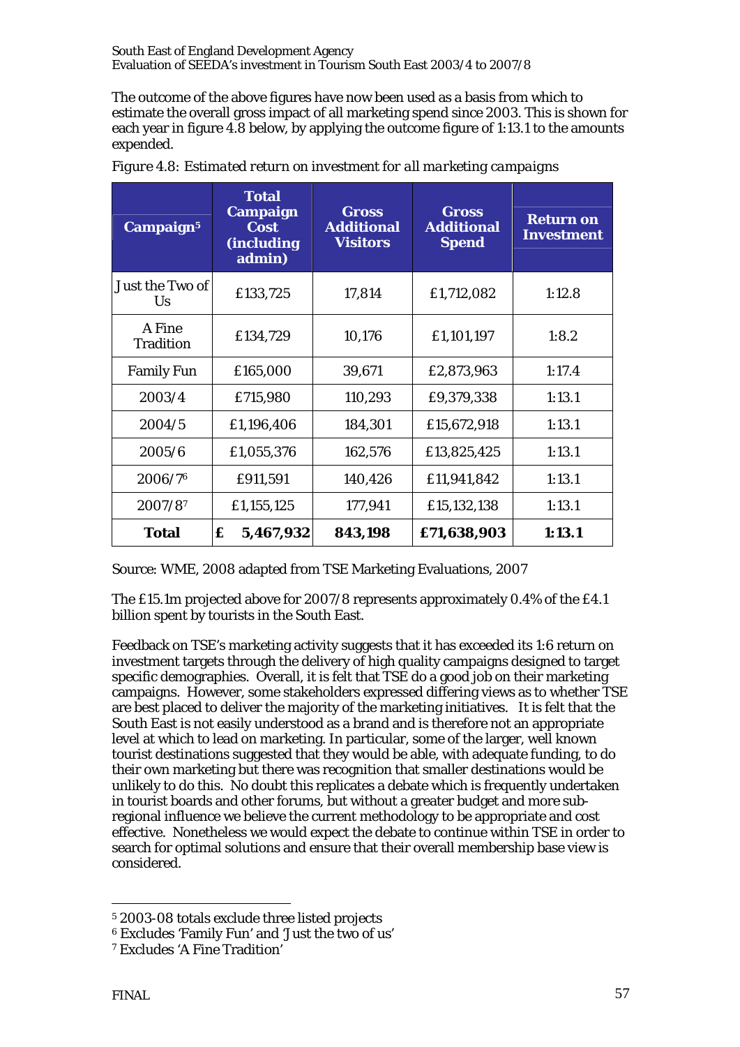The outcome of the above figures have now been used as a basis from which to estimate the overall gross impact of all marketing spend since 2003. This is shown for each year in figure 4.8 below, by applying the outcome figure of 1:13.1 to the amounts expended.

*Figure 4.8: Estimated return on investment for all marketing campaigns*

| Campaign[5] | Total Campaign Cost (including admin) | Gross Additional Visitors | Gross Additional Spend | Return on Investment |
|---|---|---|---|---|
| Just the Two of Us | £133,725 | 17,814 | £1,712,082 | 1:12.8 |
| A Fine Tradition | £134,729 | 10,176 | £1,101,197 | 1:8.2 |
| Family Fun | £165,000 | 39,671 | £2,873,963 | 1:17.4 |
| 2003/4 | £715,980 | 110,293 | £9,379,338 | 1:13.1 |
| 2004/5 | £1,196,406 | 184,301 | £15,672,918 | 1:13.1 |
| 2005/6 | £1,055,376 | 162,576 | £13,825,425 | 1:13.1 |
| 2006/7[6] | £911,591 | 140,426 | £11,941,842 | 1:13.1 |
| 2007/8[7] | £1,155,125 | 177,941 | £15,132,138 | 1:13.1 |
| **Total** | **£ 5,467,932** | **843,198** | **£71,638,903** | **1:13.1** |

Source: WME, 2008 adapted from TSE Marketing Evaluations, 2007

The £15.1m projected above for 2007/8 represents approximately 0.4% of the £4.1 billion spent by tourists in the South East.

Feedback on TSE's marketing activity suggests that it has exceeded its 1:6 return on investment targets through the delivery of high quality campaigns designed to target specific demographies. Overall, it is felt that TSE do a good job on their marketing campaigns. However, some stakeholders expressed differing views as to whether TSE are best placed to deliver the majority of the marketing initiatives. It is felt that the South East is not easily understood as a brand and is therefore not an appropriate level at which to lead on marketing. In particular, some of the larger, well known tourist destinations suggested that they would be able, with adequate funding, to do their own marketing but there was recognition that smaller destinations would be unlikely to do this. No doubt this replicates a debate which is frequently undertaken in tourist boards and other forums, but without a greater budget and more sub-regional influence we believe the current methodology to be appropriate and cost effective. Nonetheless we would expect the debate to continue within TSE in order to search for optimal solutions and ensure that their overall membership base view is considered.

[5] 2003-08 totals exclude three listed projects
[6] Excludes 'Family Fun' and 'Just the two of us'
[7] Excludes 'A Fine Tradition'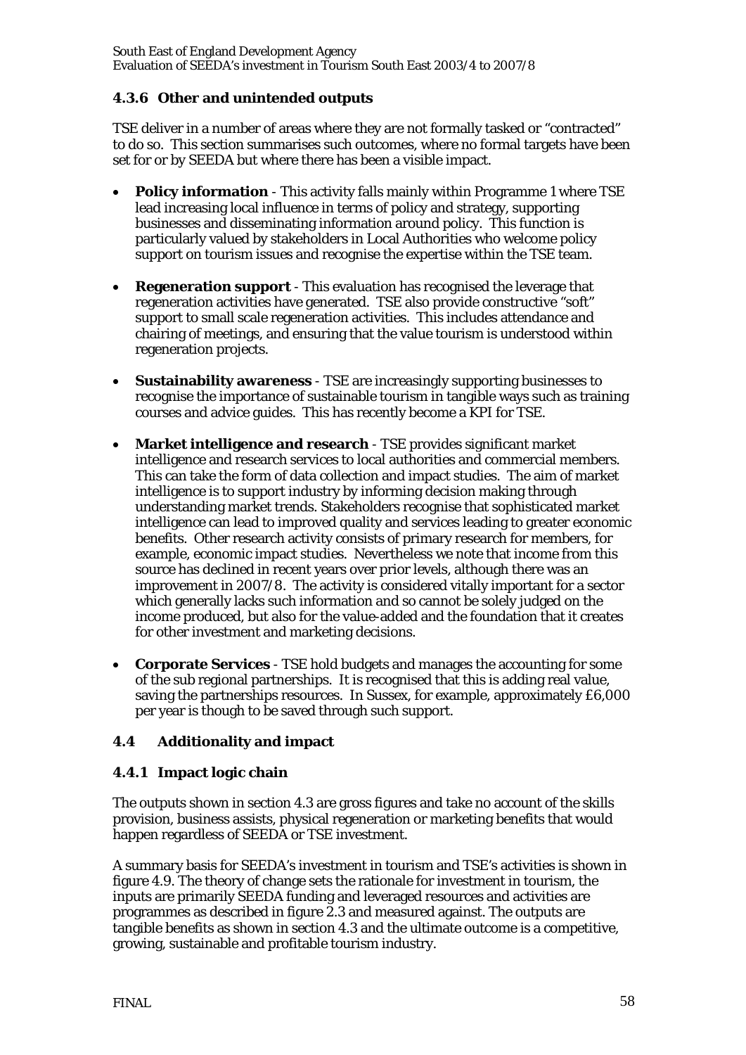### 4.3.6 Other and unintended outputs

TSE deliver in a number of areas where they are not formally tasked or "contracted" to do so. This section summarises such outcomes, where no formal targets have been set for or by SEEDA but where there has been a visible impact.

- **Policy information** - This activity falls mainly within Programme 1 where TSE lead increasing local influence in terms of policy and strategy, supporting businesses and disseminating information around policy. This function is particularly valued by stakeholders in Local Authorities who welcome policy support on tourism issues and recognise the expertise within the TSE team.

- **Regeneration support** - This evaluation has recognised the leverage that regeneration activities have generated. TSE also provide constructive "soft" support to small scale regeneration activities. This includes attendance and chairing of meetings, and ensuring that the value tourism is understood within regeneration projects.

- **Sustainability awareness** - TSE are increasingly supporting businesses to recognise the importance of sustainable tourism in tangible ways such as training courses and advice guides. This has recently become a KPI for TSE.

- **Market intelligence and research** - TSE provides significant market intelligence and research services to local authorities and commercial members. This can take the form of data collection and impact studies. The aim of market intelligence is to support industry by informing decision making through understanding market trends. Stakeholders recognise that sophisticated market intelligence can lead to improved quality and services leading to greater economic benefits. Other research activity consists of primary research for members, for example, economic impact studies. Nevertheless we note that income from this source has declined in recent years over prior levels, although there was an improvement in 2007/8. The activity is considered vitally important for a sector which generally lacks such information and so cannot be solely judged on the income produced, but also for the value-added and the foundation that it creates for other investment and marketing decisions.

- **Corporate Services** - TSE hold budgets and manages the accounting for some of the sub regional partnerships. It is recognised that this is adding real value, saving the partnerships resources. In Sussex, for example, approximately £6,000 per year is though to be saved through such support.

## 4.4 Additionality and impact

### 4.4.1 Impact logic chain

The outputs shown in section 4.3 are gross figures and take no account of the skills provision, business assists, physical regeneration or marketing benefits that would happen regardless of SEEDA or TSE investment.

A summary basis for SEEDA's investment in tourism and TSE's activities is shown in figure 4.9. The theory of change sets the rationale for investment in tourism, the inputs are primarily SEEDA funding and leveraged resources and activities are programmes as described in figure 2.3 and measured against. The outputs are tangible benefits as shown in section 4.3 and the ultimate outcome is a competitive, growing, sustainable and profitable tourism industry.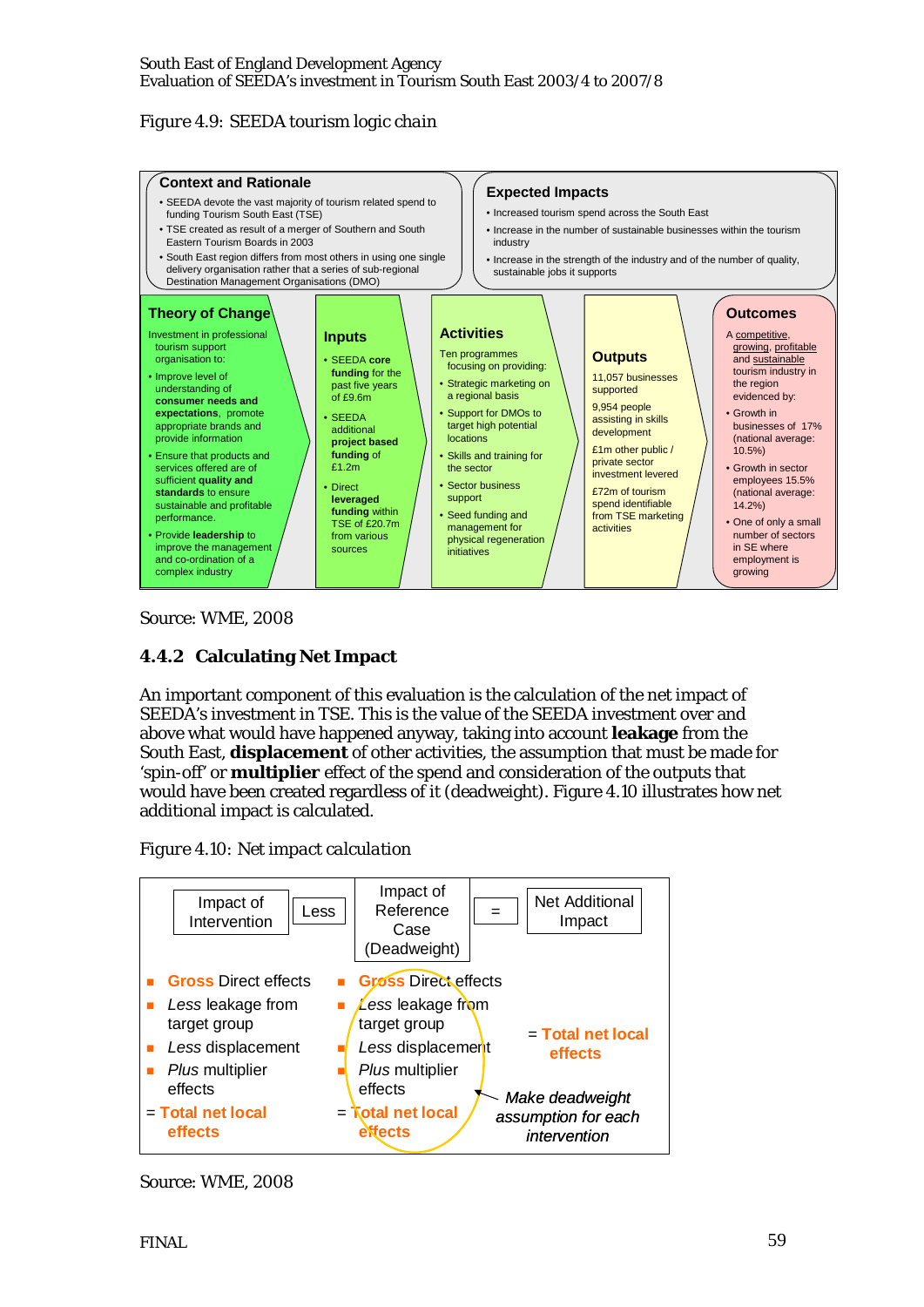Figure 4.9: SEEDA tourism logic chain

**Context and Rationale**

- SEEDA devote the vast majority of tourism related spend to funding Tourism South East (TSE)
- TSE created as result of a merger of Southern and South Eastern Tourism Boards in 2003
- South East region differs from most others in using one single delivery organisation rather that a series of sub-regional Destination Management Organisations (DMO)

**Expected Impacts**

- Increased tourism spend across the South East
- Increase in the number of sustainable businesses within the tourism industry
- Increase in the strength of the industry and of the number of quality, sustainable jobs it supports

**Theory of Change**

Investment in professional tourism support organisation to:

- Improve level of understanding of **consumer needs and expectations**, promote appropriate brands and provide information
- Ensure that products and services offered are of sufficient **quality and standards** to ensure sustainable and profitable performance.
- Provide **leadership** to improve the management and co-ordination of a complex industry

**Inputs**

- SEEDA **core funding** for the past five years of £9.6m
- SEEDA additional **project based funding** of £1.2m
- Direct **leveraged funding** within TSE of £20.7m from various sources

**Activities**

Ten programmes focusing on providing:

- Strategic marketing on a regional basis
- Support for DMOs to target high potential locations
- Skills and training for the sector
- Sector business support
- Seed funding and management for physical regeneration initiatives

**Outputs**

11,057 businesses supported

9,954 people assisting in skills development

£1m other public / private sector investment levered

£72m of tourism spend identifiable from TSE marketing activities

**Outcomes**

A competitive, growing, profitable and sustainable tourism industry in the region evidenced by:

- Growth in businesses of 17% (national average: 10.5%)
- Growth in sector employees 15.5% (national average: 14.2%)
- One of only a small number of sectors in SE where employment is growing

Source: WME, 2008

### 4.4.2 Calculating Net Impact

An important component of this evaluation is the calculation of the net impact of SEEDA's investment in TSE. This is the value of the SEEDA investment over and above what would have happened anyway, taking into account **leakage** from the South East, **displacement** of other activities, the assumption that must be made for 'spin-off' or **multiplier** effect of the spend and consideration of the outputs that would have been created regardless of it (deadweight). Figure 4.10 illustrates how net additional impact is calculated.

Figure 4.10: Net impact calculation

| Impact of Intervention | Less | Impact of Reference Case (Deadweight) | = | Net Additional Impact |
|---|---|---|---|---|
| Gross Direct effects<br>*Less* leakage from target group<br>*Less* displacement<br>*Plus* multiplier effects<br>= Total net local effects | | Gross Direct effects<br>*Less* leakage from target group<br>*Less* displacement<br>*Plus* multiplier effects<br>= Total net local effects | | = Total net local effects |

*Make deadweight assumption for each intervention*

Source: WME, 2008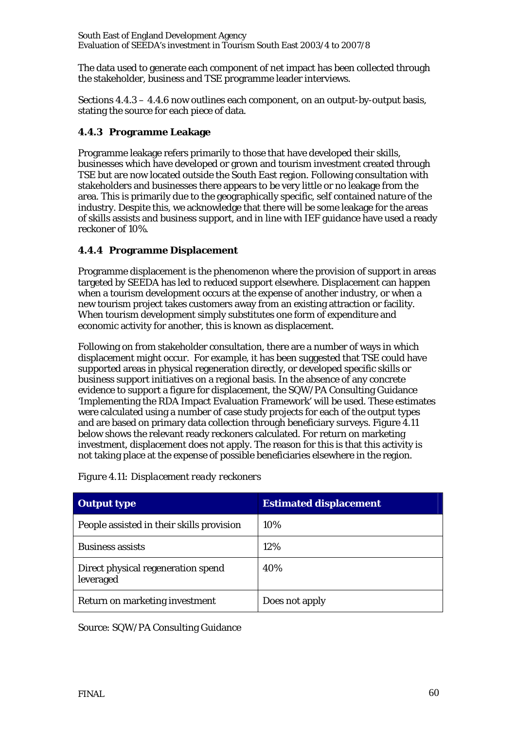The data used to generate each component of net impact has been collected through the stakeholder, business and TSE programme leader interviews.

Sections 4.4.3 – 4.4.6 now outlines each component, on an output-by-output basis, stating the source for each piece of data.

### 4.4.3 Programme Leakage

Programme leakage refers primarily to those that have developed their skills, businesses which have developed or grown and tourism investment created through TSE but are now located outside the South East region. Following consultation with stakeholders and businesses there appears to be very little or no leakage from the area. This is primarily due to the geographically specific, self contained nature of the industry. Despite this, we acknowledge that there will be some leakage for the areas of skills assists and business support, and in line with IEF guidance have used a ready reckoner of 10%.

### 4.4.4 Programme Displacement

Programme displacement is the phenomenon where the provision of support in areas targeted by SEEDA has led to reduced support elsewhere. Displacement can happen when a tourism development occurs at the expense of another industry, or when a new tourism project takes customers away from an existing attraction or facility. When tourism development simply substitutes one form of expenditure and economic activity for another, this is known as displacement.

Following on from stakeholder consultation, there are a number of ways in which displacement might occur. For example, it has been suggested that TSE could have supported areas in physical regeneration directly, or developed specific skills or business support initiatives on a regional basis. In the absence of any concrete evidence to support a figure for displacement, the SQW/PA Consulting Guidance 'Implementing the RDA Impact Evaluation Framework' will be used. These estimates were calculated using a number of case study projects for each of the output types and are based on primary data collection through beneficiary surveys. Figure 4.11 below shows the relevant ready reckoners calculated. For return on marketing investment, displacement does not apply. The reason for this is that this activity is not taking place at the expense of possible beneficiaries elsewhere in the region.

*Figure 4.11: Displacement ready reckoners*

| Output type | Estimated displacement |
| --- | --- |
| People assisted in their skills provision | 10% |
| Business assists | 12% |
| Direct physical regeneration spend leveraged | 40% |
| Return on marketing investment | Does not apply |

Source: SQW/PA Consulting Guidance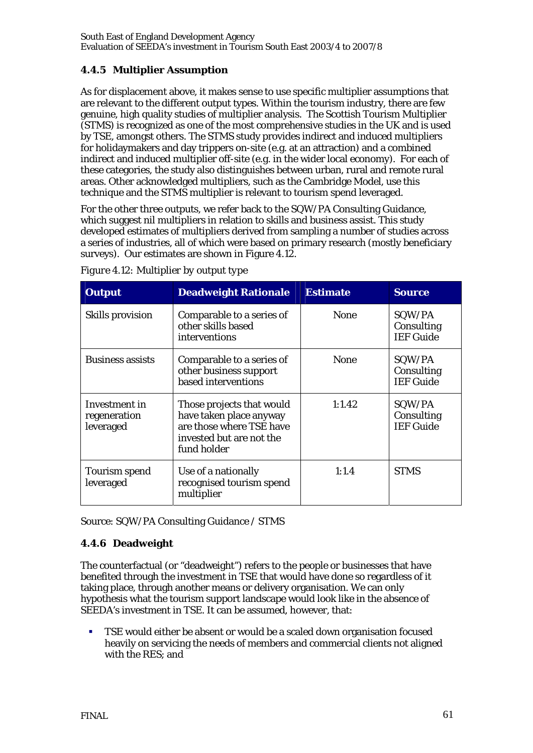### 4.4.5 Multiplier Assumption

As for displacement above, it makes sense to use specific multiplier assumptions that are relevant to the different output types. Within the tourism industry, there are few genuine, high quality studies of multiplier analysis. The Scottish Tourism Multiplier (STMS) is recognized as one of the most comprehensive studies in the UK and is used by TSE, amongst others. The STMS study provides indirect and induced multipliers for holidaymakers and day trippers on-site (e.g. at an attraction) and a combined indirect and induced multiplier off-site (e.g. in the wider local economy). For each of these categories, the study also distinguishes between urban, rural and remote rural areas. Other acknowledged multipliers, such as the Cambridge Model, use this technique and the STMS multiplier is relevant to tourism spend leveraged.

For the other three outputs, we refer back to the SQW/PA Consulting Guidance, which suggest nil multipliers in relation to skills and business assist. This study developed estimates of multipliers derived from sampling a number of studies across a series of industries, all of which were based on primary research (mostly beneficiary surveys). Our estimates are shown in Figure 4.12.

*Figure 4.12: Multiplier by output type*

| Output | Deadweight Rationale | Estimate | Source |
|---|---|---|---|
| Skills provision | Comparable to a series of other skills based interventions | None | SQW/PA Consulting IEF Guide |
| Business assists | Comparable to a series of other business support based interventions | None | SQW/PA Consulting IEF Guide |
| Investment in regeneration leveraged | Those projects that would have taken place anyway are those where TSE have invested but are not the fund holder | 1:1.42 | SQW/PA Consulting IEF Guide |
| Tourism spend leveraged | Use of a nationally recognised tourism spend multiplier | 1:1.4 | STMS |

Source: SQW/PA Consulting Guidance / STMS

### 4.4.6 Deadweight

The counterfactual (or "deadweight") refers to the people or businesses that have benefited through the investment in TSE that would have done so regardless of it taking place, through another means or delivery organisation. We can only hypothesis what the tourism support landscape would look like in the absence of SEEDA's investment in TSE. It can be assumed, however, that:

- TSE would either be absent or would be a scaled down organisation focused heavily on servicing the needs of members and commercial clients not aligned with the RES; and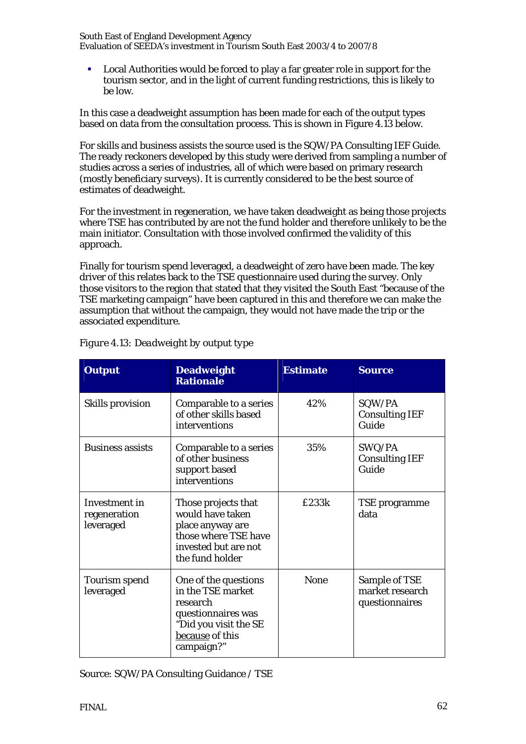- Local Authorities would be forced to play a far greater role in support for the tourism sector, and in the light of current funding restrictions, this is likely to be low.

In this case a deadweight assumption has been made for each of the output types based on data from the consultation process. This is shown in Figure 4.13 below.

For skills and business assists the source used is the SQW/PA Consulting IEF Guide. The ready reckoners developed by this study were derived from sampling a number of studies across a series of industries, all of which were based on primary research (mostly beneficiary surveys). It is currently considered to be the best source of estimates of deadweight.

For the investment in regeneration, we have taken deadweight as being those projects where TSE has contributed by are not the fund holder and therefore unlikely to be the main initiator. Consultation with those involved confirmed the validity of this approach.

Finally for tourism spend leveraged, a deadweight of zero have been made. The key driver of this relates back to the TSE questionnaire used during the survey. Only those visitors to the region that stated that they visited the South East "because of the TSE marketing campaign" have been captured in this and therefore we can make the assumption that without the campaign, they would not have made the trip or the associated expenditure.

*Figure 4.13: Deadweight by output type*

| Output | Deadweight Rationale | Estimate | Source |
|---|---|---|---|
| Skills provision | Comparable to a series of other skills based interventions | 42% | SQW/PA Consulting IEF Guide |
| Business assists | Comparable to a series of other business support based interventions | 35% | SWQ/PA Consulting IEF Guide |
| Investment in regeneration leveraged | Those projects that would have taken place anyway are those where TSE have invested but are not the fund holder | £233k | TSE programme data |
| Tourism spend leveraged | One of the questions in the TSE market research questionnaires was "Did you visit the SE because of this campaign?" | None | Sample of TSE market research questionnaires |

Source: SQW/PA Consulting Guidance / TSE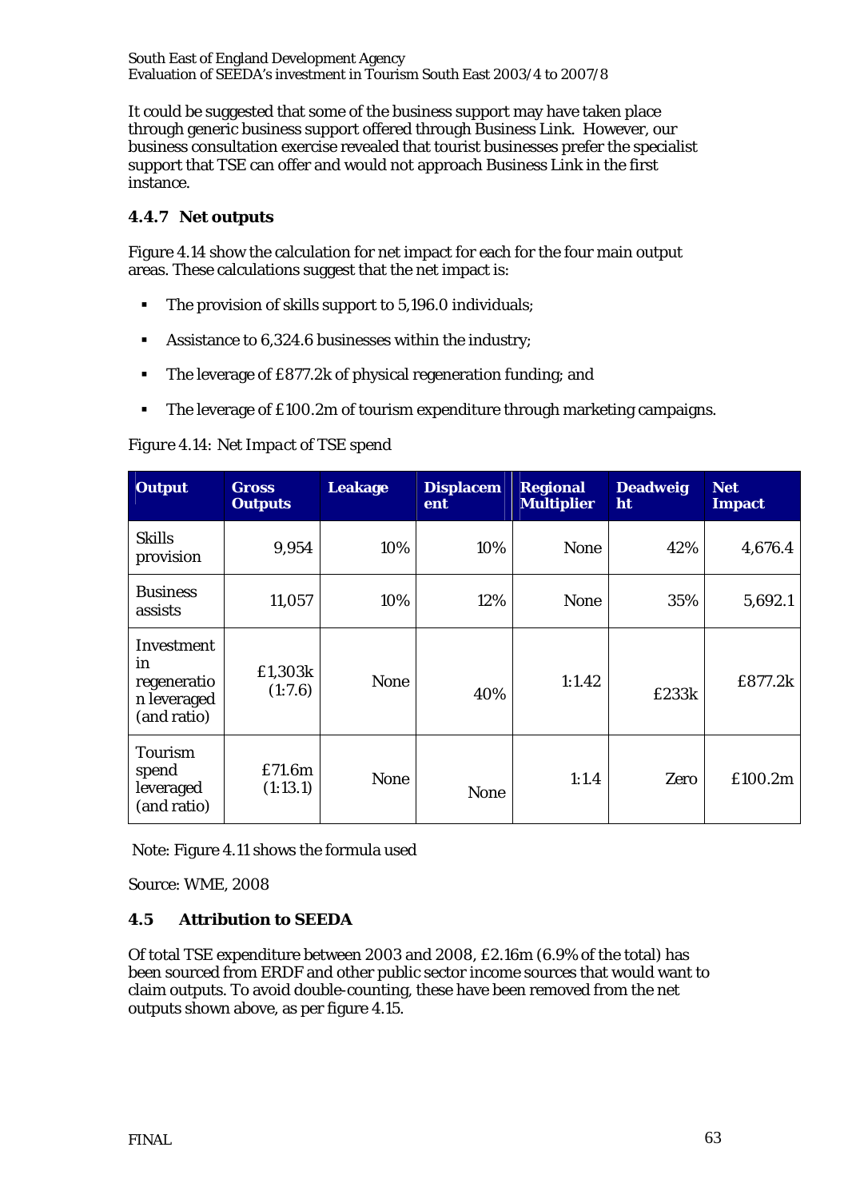It could be suggested that some of the business support may have taken place through generic business support offered through Business Link. However, our business consultation exercise revealed that tourist businesses prefer the specialist support that TSE can offer and would not approach Business Link in the first instance.

### 4.4.7 Net outputs

Figure 4.14 show the calculation for net impact for each for the four main output areas. These calculations suggest that the net impact is:

- The provision of skills support to 5,196.0 individuals;
- Assistance to 6,324.6 businesses within the industry;
- The leverage of £877.2k of physical regeneration funding; and
- The leverage of £100.2m of tourism expenditure through marketing campaigns.

*Figure 4.14: Net Impact of TSE spend*

| Output | Gross Outputs | Leakage | Displacement | Regional Multiplier | Deadweight | Net Impact |
|---|---|---|---|---|---|---|
| Skills provision | 9,954 | 10% | 10% | None | 42% | 4,676.4 |
| Business assists | 11,057 | 10% | 12% | None | 35% | 5,692.1 |
| Investment in regeneration leveraged (and ratio) | £1,303k (1:7.6) | None | 40% | 1:1.42 | £233k | £877.2k |
| Tourism spend leveraged (and ratio) | £71.6m (1:13.1) | None | None | 1:1.4 | Zero | £100.2m |

Note: Figure 4.11 shows the formula used

Source: WME, 2008

## 4.5 Attribution to SEEDA

Of total TSE expenditure between 2003 and 2008, £2.16m (6.9% of the total) has been sourced from ERDF and other public sector income sources that would want to claim outputs. To avoid double-counting, these have been removed from the net outputs shown above, as per figure 4.15.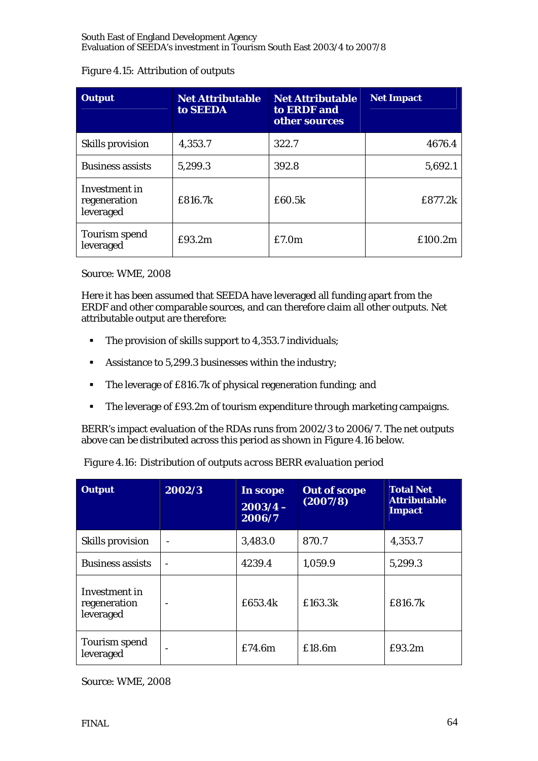Figure 4.15: Attribution of outputs

| Output | Net Attributable to SEEDA | Net Attributable to ERDF and other sources | Net Impact |
|---|---|---|---|
| Skills provision | 4,353.7 | 322.7 | 4676.4 |
| Business assists | 5,299.3 | 392.8 | 5,692.1 |
| Investment in regeneration leveraged | £816.7k | £60.5k | £877.2k |
| Tourism spend leveraged | £93.2m | £7.0m | £100.2m |

Source: WME, 2008

Here it has been assumed that SEEDA have leveraged all funding apart from the ERDF and other comparable sources, and can therefore claim all other outputs. Net attributable output are therefore:

- The provision of skills support to 4,353.7 individuals;
- Assistance to 5,299.3 businesses within the industry;
- The leverage of £816.7k of physical regeneration funding; and
- The leverage of £93.2m of tourism expenditure through marketing campaigns.

BERR's impact evaluation of the RDAs runs from 2002/3 to 2006/7. The net outputs above can be distributed across this period as shown in Figure 4.16 below.

*Figure 4.16: Distribution of outputs across BERR evaluation period*

| Output | 2002/3 | In scope 2003/4 – 2006/7 | Out of scope (2007/8) | Total Net Attributable Impact |
|---|---|---|---|---|
| Skills provision | - | 3,483.0 | 870.7 | 4,353.7 |
| Business assists | - | 4239.4 | 1,059.9 | 5,299.3 |
| Investment in regeneration leveraged | - | £653.4k | £163.3k | £816.7k |
| Tourism spend leveraged | - | £74.6m | £18.6m | £93.2m |

Source: WME, 2008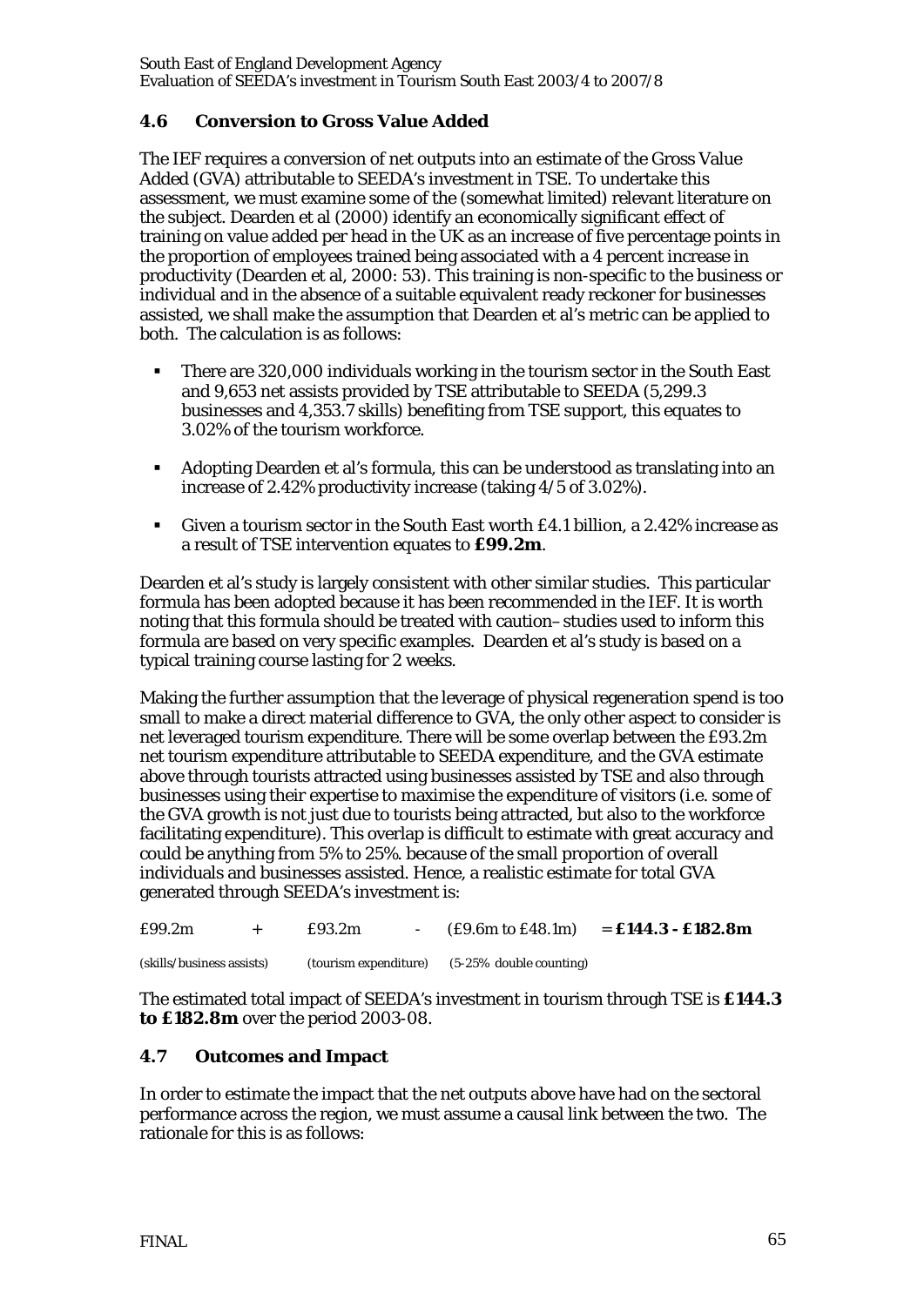## 4.6 Conversion to Gross Value Added

The IEF requires a conversion of net outputs into an estimate of the Gross Value Added (GVA) attributable to SEEDA's investment in TSE. To undertake this assessment, we must examine some of the (somewhat limited) relevant literature on the subject. Dearden et al (2000) identify an economically significant effect of training on value added per head in the UK as an increase of five percentage points in the proportion of employees trained being associated with a 4 percent increase in productivity (Dearden et al, 2000: 53). This training is non-specific to the business or individual and in the absence of a suitable equivalent ready reckoner for businesses assisted, we shall make the assumption that Dearden et al's metric can be applied to both. The calculation is as follows:

- There are 320,000 individuals working in the tourism sector in the South East and 9,653 net assists provided by TSE attributable to SEEDA (5,299.3 businesses and 4,353.7 skills) benefiting from TSE support, this equates to 3.02% of the tourism workforce.
- Adopting Dearden et al's formula, this can be understood as translating into an increase of 2.42% productivity increase (taking 4/5 of 3.02%).
- Given a tourism sector in the South East worth £4.1 billion, a 2.42% increase as a result of TSE intervention equates to **£99.2m**.

Dearden et al's study is largely consistent with other similar studies. This particular formula has been adopted because it has been recommended in the IEF. It is worth noting that this formula should be treated with caution– studies used to inform this formula are based on very specific examples. Dearden et al's study is based on a typical training course lasting for 2 weeks.

Making the further assumption that the leverage of physical regeneration spend is too small to make a direct material difference to GVA, the only other aspect to consider is net leveraged tourism expenditure. There will be some overlap between the £93.2m net tourism expenditure attributable to SEEDA expenditure, and the GVA estimate above through tourists attracted using businesses assisted by TSE and also through businesses using their expertise to maximise the expenditure of visitors (i.e. some of the GVA growth is not just due to tourists being attracted, but also to the workforce facilitating expenditure). This overlap is difficult to estimate with great accuracy and could be anything from 5% to 25%. because of the small proportion of overall individuals and businesses assisted. Hence, a realistic estimate for total GVA generated through SEEDA's investment is:

| £99.2m | + | £93.2m | - | (£9.6m to £48.1m) | = **£144.3 - £182.8m** |
|---|---|---|---|---|---|
| (skills/business assists) | | (tourism expenditure) | | (5-25% double counting) | |

The estimated total impact of SEEDA's investment in tourism through TSE is **£144.3 to £182.8m** over the period 2003-08.

## 4.7 Outcomes and Impact

In order to estimate the impact that the net outputs above have had on the sectoral performance across the region, we must assume a causal link between the two. The rationale for this is as follows: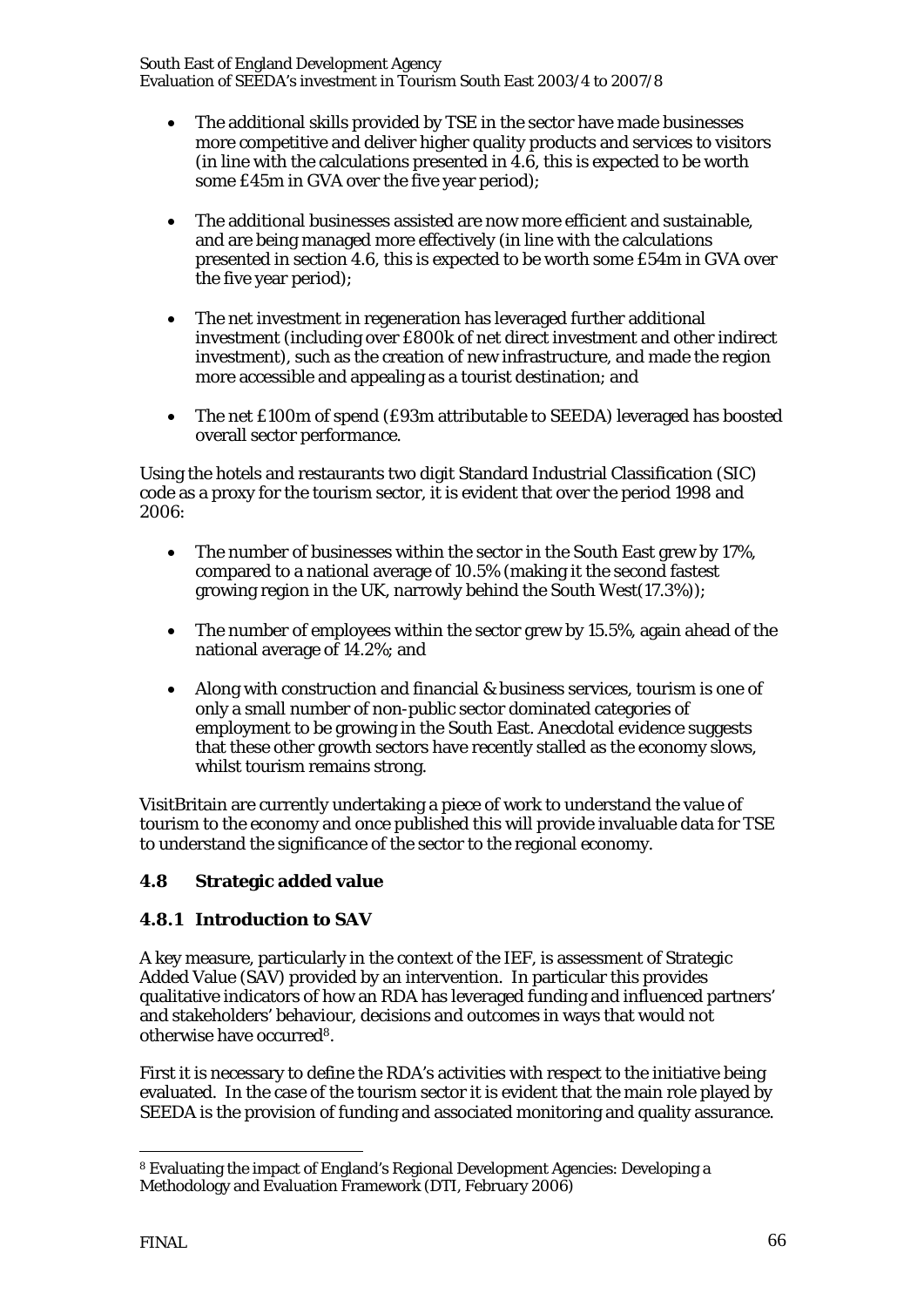- The additional skills provided by TSE in the sector have made businesses more competitive and deliver higher quality products and services to visitors (in line with the calculations presented in 4.6, this is expected to be worth some £45m in GVA over the five year period);

- The additional businesses assisted are now more efficient and sustainable, and are being managed more effectively (in line with the calculations presented in section 4.6, this is expected to be worth some £54m in GVA over the five year period);

- The net investment in regeneration has leveraged further additional investment (including over £800k of net direct investment and other indirect investment), such as the creation of new infrastructure, and made the region more accessible and appealing as a tourist destination; and

- The net £100m of spend (£93m attributable to SEEDA) leveraged has boosted overall sector performance.

Using the hotels and restaurants two digit Standard Industrial Classification (SIC) code as a proxy for the tourism sector, it is evident that over the period 1998 and 2006:

- The number of businesses within the sector in the South East grew by 17%, compared to a national average of 10.5% (making it the second fastest growing region in the UK, narrowly behind the South West(17.3%));

- The number of employees within the sector grew by 15.5%, again ahead of the national average of 14.2%; and

- Along with construction and financial & business services, tourism is one of only a small number of non-public sector dominated categories of employment to be growing in the South East. Anecdotal evidence suggests that these other growth sectors have recently stalled as the economy slows, whilst tourism remains strong.

VisitBritain are currently undertaking a piece of work to understand the value of tourism to the economy and once published this will provide invaluable data for TSE to understand the significance of the sector to the regional economy.

## 4.8 Strategic added value

### 4.8.1 Introduction to SAV

A key measure, particularly in the context of the IEF, is assessment of Strategic Added Value (SAV) provided by an intervention. In particular this provides qualitative indicators of how an RDA has leveraged funding and influenced partners' and stakeholders' behaviour, decisions and outcomes in ways that would not otherwise have occurred[8].

First it is necessary to define the RDA's activities with respect to the initiative being evaluated. In the case of the tourism sector it is evident that the main role played by SEEDA is the provision of funding and associated monitoring and quality assurance.

[8] Evaluating the impact of England's Regional Development Agencies: Developing a Methodology and Evaluation Framework (DTI, February 2006)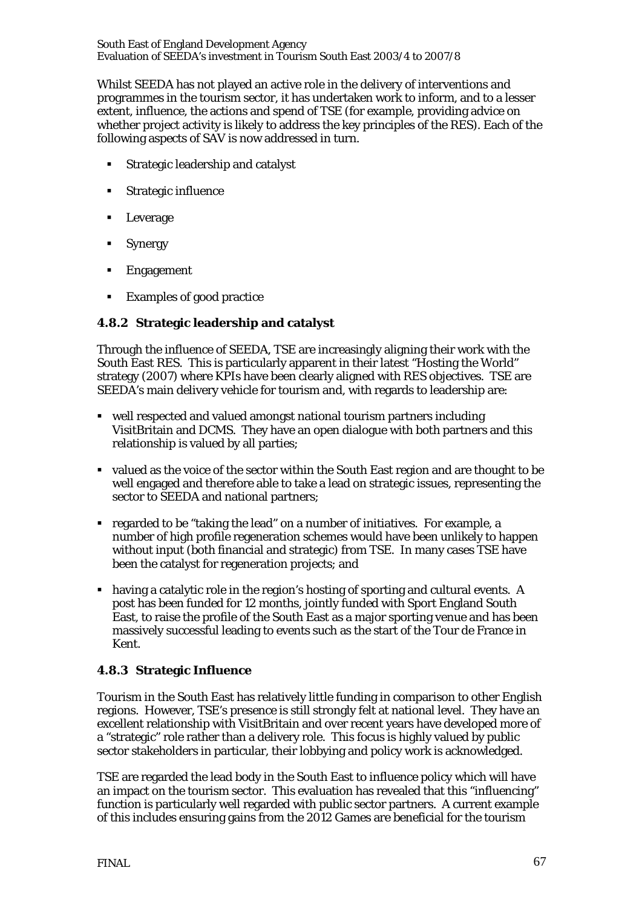Whilst SEEDA has not played an active role in the delivery of interventions and programmes in the tourism sector, it has undertaken work to inform, and to a lesser extent, influence, the actions and spend of TSE (for example, providing advice on whether project activity is likely to address the key principles of the RES). Each of the following aspects of SAV is now addressed in turn.

- Strategic leadership and catalyst
- Strategic influence
- Leverage
- Synergy
- Engagement
- Examples of good practice

### 4.8.2 Strategic leadership and catalyst

Through the influence of SEEDA, TSE are increasingly aligning their work with the South East RES. This is particularly apparent in their latest "Hosting the World" strategy (2007) where KPIs have been clearly aligned with RES objectives. TSE are SEEDA's main delivery vehicle for tourism and, with regards to leadership are:

- well respected and valued amongst national tourism partners including VisitBritain and DCMS. They have an open dialogue with both partners and this relationship is valued by all parties;
- valued as the voice of the sector within the South East region and are thought to be well engaged and therefore able to take a lead on strategic issues, representing the sector to SEEDA and national partners;
- regarded to be "taking the lead" on a number of initiatives. For example, a number of high profile regeneration schemes would have been unlikely to happen without input (both financial and strategic) from TSE. In many cases TSE have been the catalyst for regeneration projects; and
- having a catalytic role in the region's hosting of sporting and cultural events. A post has been funded for 12 months, jointly funded with Sport England South East, to raise the profile of the South East as a major sporting venue and has been massively successful leading to events such as the start of the Tour de France in Kent.

### 4.8.3 Strategic Influence

Tourism in the South East has relatively little funding in comparison to other English regions. However, TSE's presence is still strongly felt at national level. They have an excellent relationship with VisitBritain and over recent years have developed more of a "strategic" role rather than a delivery role. This focus is highly valued by public sector stakeholders in particular, their lobbying and policy work is acknowledged.

TSE are regarded the lead body in the South East to influence policy which will have an impact on the tourism sector. This evaluation has revealed that this "influencing" function is particularly well regarded with public sector partners. A current example of this includes ensuring gains from the 2012 Games are beneficial for the tourism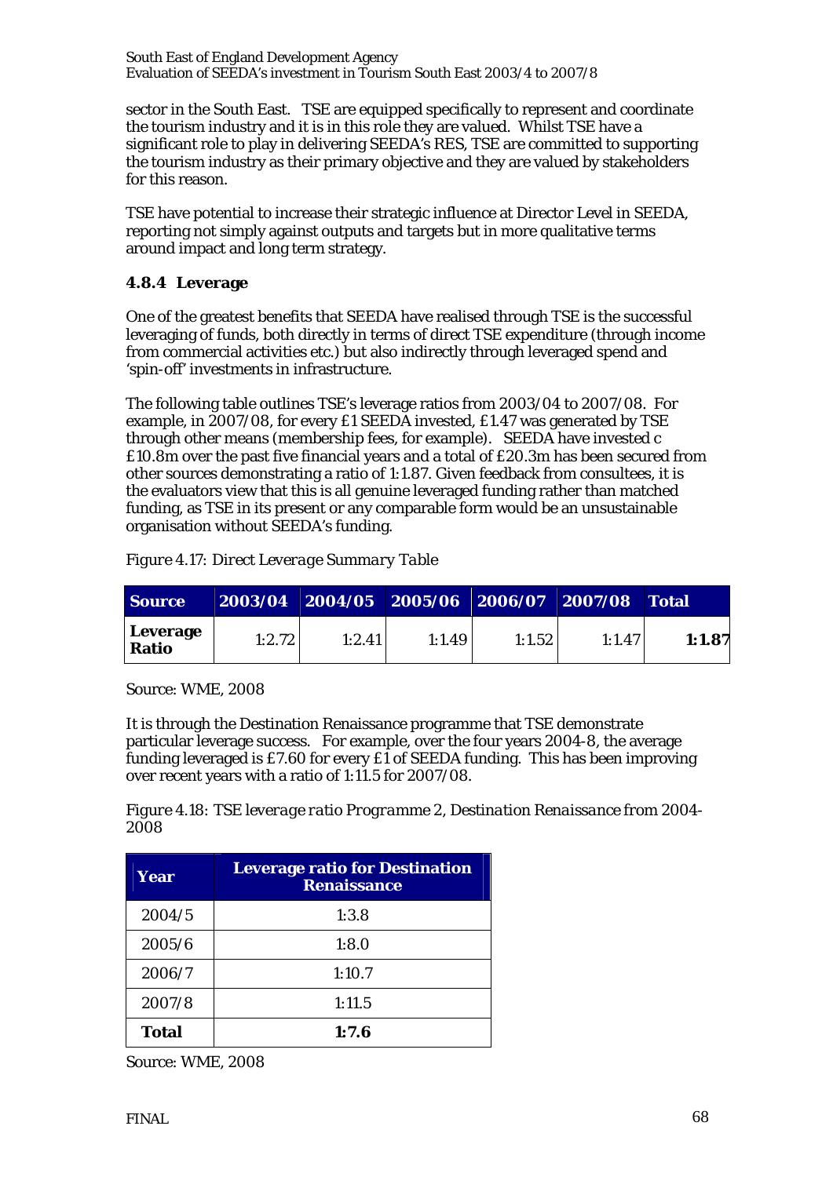sector in the South East. TSE are equipped specifically to represent and coordinate the tourism industry and it is in this role they are valued. Whilst TSE have a significant role to play in delivering SEEDA's RES, TSE are committed to supporting the tourism industry as their primary objective and they are valued by stakeholders for this reason.

TSE have potential to increase their strategic influence at Director Level in SEEDA, reporting not simply against outputs and targets but in more qualitative terms around impact and long term strategy.

### 4.8.4 Leverage

One of the greatest benefits that SEEDA have realised through TSE is the successful leveraging of funds, both directly in terms of direct TSE expenditure (through income from commercial activities etc.) but also indirectly through leveraged spend and 'spin-off' investments in infrastructure.

The following table outlines TSE's leverage ratios from 2003/04 to 2007/08. For example, in 2007/08, for every £1 SEEDA invested, £1.47 was generated by TSE through other means (membership fees, for example). SEEDA have invested c £10.8m over the past five financial years and a total of £20.3m has been secured from other sources demonstrating a ratio of 1:1.87. Given feedback from consultees, it is the evaluators view that this is all genuine leveraged funding rather than matched funding, as TSE in its present or any comparable form would be an unsustainable organisation without SEEDA's funding.

*Figure 4.17: Direct Leverage Summary Table*

| Source | 2003/04 | 2004/05 | 2005/06 | 2006/07 | 2007/08 | Total |
|---|---|---|---|---|---|---|
| **Leverage Ratio** | 1:2.72 | 1:2.41 | 1:1.49 | 1:1.52 | 1:1.47 | **1:1.87** |

Source: WME, 2008

It is through the Destination Renaissance programme that TSE demonstrate particular leverage success. For example, over the four years 2004-8, the average funding leveraged is £7.60 for every £1 of SEEDA funding. This has been improving over recent years with a ratio of 1:11.5 for 2007/08.

*Figure 4.18: TSE leverage ratio Programme 2, Destination Renaissance from 2004-2008*

| Year | Leverage ratio for Destination Renaissance |
|---|---|
| 2004/5 | 1:3.8 |
| 2005/6 | 1:8.0 |
| 2006/7 | 1:10.7 |
| 2007/8 | 1:11.5 |
| **Total** | **1:7.6** |

Source: WME, 2008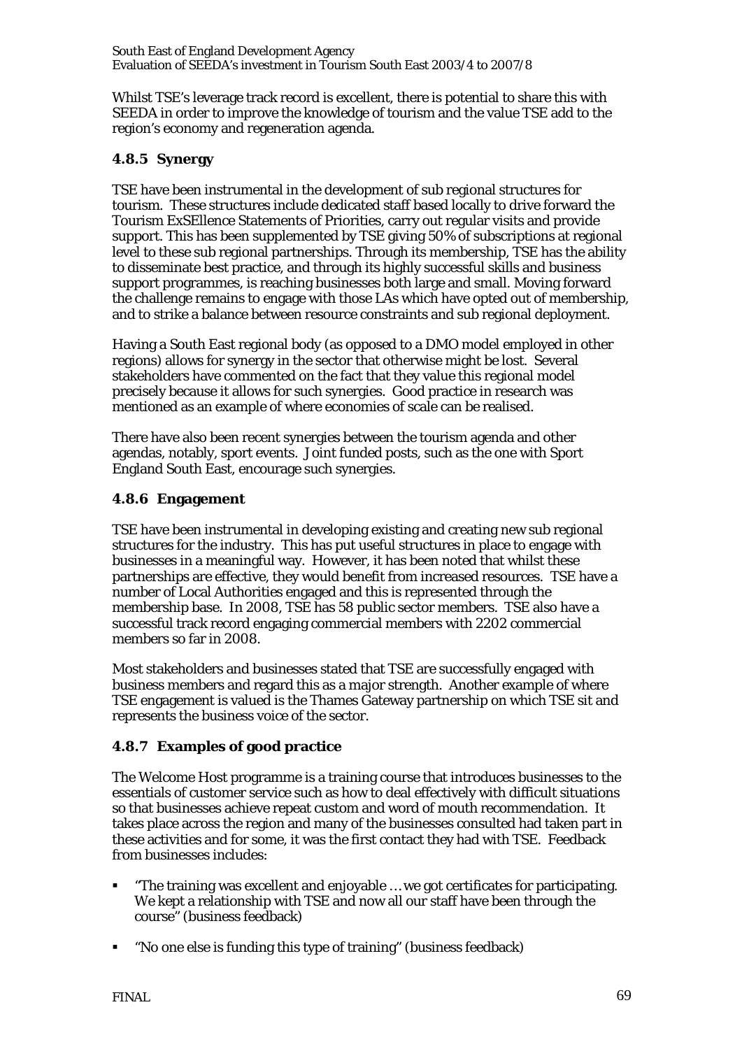Whilst TSE's leverage track record is excellent, there is potential to share this with SEEDA in order to improve the knowledge of tourism and the value TSE add to the region's economy and regeneration agenda.

### 4.8.5 Synergy

TSE have been instrumental in the development of sub regional structures for tourism. These structures include dedicated staff based locally to drive forward the Tourism ExSEllence Statements of Priorities, carry out regular visits and provide support. This has been supplemented by TSE giving 50% of subscriptions at regional level to these sub regional partnerships. Through its membership, TSE has the ability to disseminate best practice, and through its highly successful skills and business support programmes, is reaching businesses both large and small. Moving forward the challenge remains to engage with those LAs which have opted out of membership, and to strike a balance between resource constraints and sub regional deployment.

Having a South East regional body (as opposed to a DMO model employed in other regions) allows for synergy in the sector that otherwise might be lost. Several stakeholders have commented on the fact that they value this regional model precisely because it allows for such synergies. Good practice in research was mentioned as an example of where economies of scale can be realised.

There have also been recent synergies between the tourism agenda and other agendas, notably, sport events. Joint funded posts, such as the one with Sport England South East, encourage such synergies.

### 4.8.6 Engagement

TSE have been instrumental in developing existing and creating new sub regional structures for the industry. This has put useful structures in place to engage with businesses in a meaningful way. However, it has been noted that whilst these partnerships are effective, they would benefit from increased resources. TSE have a number of Local Authorities engaged and this is represented through the membership base. In 2008, TSE has 58 public sector members. TSE also have a successful track record engaging commercial members with 2202 commercial members so far in 2008.

Most stakeholders and businesses stated that TSE are successfully engaged with business members and regard this as a major strength. Another example of where TSE engagement is valued is the Thames Gateway partnership on which TSE sit and represents the business voice of the sector.

### 4.8.7 Examples of good practice

The Welcome Host programme is a training course that introduces businesses to the essentials of customer service such as how to deal effectively with difficult situations so that businesses achieve repeat custom and word of mouth recommendation. It takes place across the region and many of the businesses consulted had taken part in these activities and for some, it was the first contact they had with TSE. Feedback from businesses includes:

- "The training was excellent and enjoyable … we got certificates for participating. We kept a relationship with TSE and now all our staff have been through the course" (business feedback)
- "No one else is funding this type of training" (business feedback)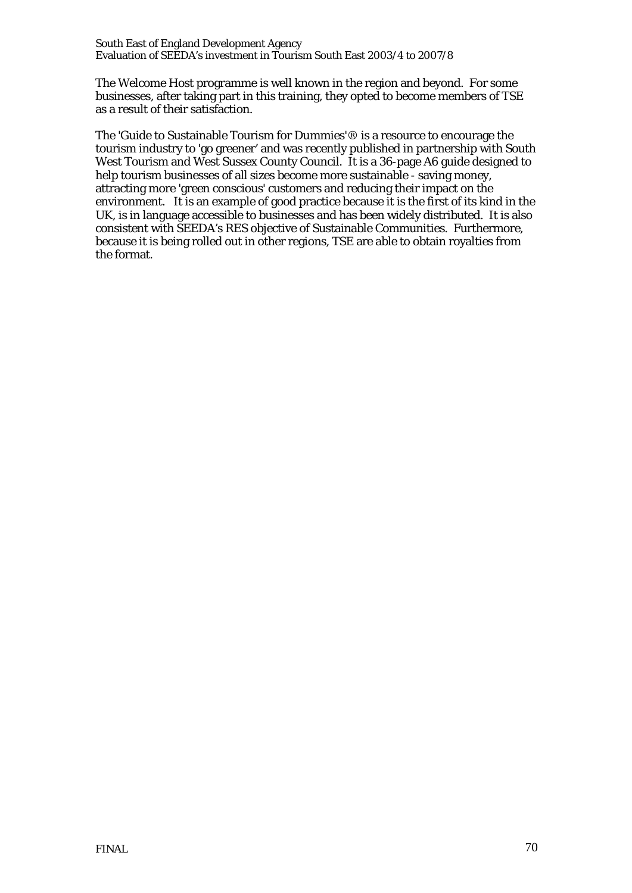The Welcome Host programme is well known in the region and beyond. For some businesses, after taking part in this training, they opted to become members of TSE as a result of their satisfaction.

The 'Guide to Sustainable Tourism for Dummies'® is a resource to encourage the tourism industry to 'go greener' and was recently published in partnership with South West Tourism and West Sussex County Council. It is a 36-page A6 guide designed to help tourism businesses of all sizes become more sustainable - saving money, attracting more 'green conscious' customers and reducing their impact on the environment. It is an example of good practice because it is the first of its kind in the UK, is in language accessible to businesses and has been widely distributed. It is also consistent with SEEDA's RES objective of Sustainable Communities. Furthermore, because it is being rolled out in other regions, TSE are able to obtain royalties from the format.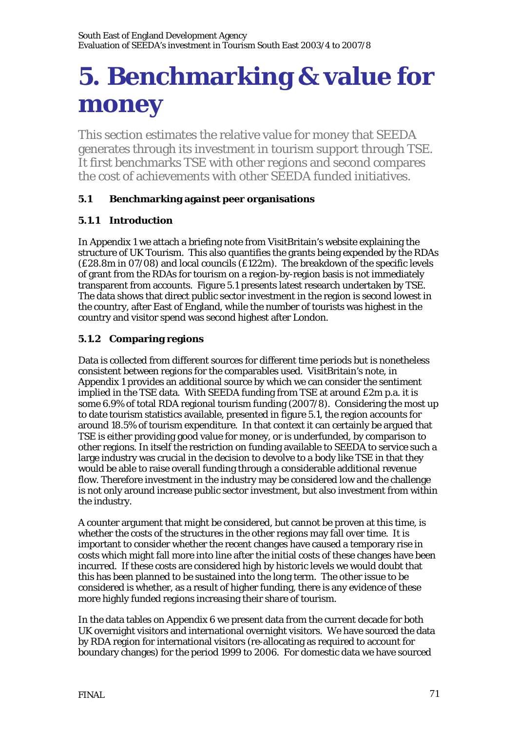# 5. Benchmarking & value for money

This section estimates the relative value for money that SEEDA generates through its investment in tourism support through TSE. It first benchmarks TSE with other regions and second compares the cost of achievements with other SEEDA funded initiatives.

### 5.1 Benchmarking against peer organisations

#### 5.1.1 Introduction

In Appendix 1 we attach a briefing note from VisitBritain's website explaining the structure of UK Tourism. This also quantifies the grants being expended by the RDAs (£28.8m in 07/08) and local councils (£122m). The breakdown of the specific levels of grant from the RDAs for tourism on a region-by-region basis is not immediately transparent from accounts. Figure 5.1 presents latest research undertaken by TSE. The data shows that direct public sector investment in the region is second lowest in the country, after East of England, while the number of tourists was highest in the country and visitor spend was second highest after London.

#### 5.1.2 Comparing regions

Data is collected from different sources for different time periods but is nonetheless consistent between regions for the comparables used. VisitBritain's note, in Appendix 1 provides an additional source by which we can consider the sentiment implied in the TSE data. With SEEDA funding from TSE at around £2m p.a. it is some 6.9% of total RDA regional tourism funding (2007/8). Considering the most up to date tourism statistics available, presented in figure 5.1, the region accounts for around 18.5% of tourism expenditure. In that context it can certainly be argued that TSE is either providing good value for money, or is underfunded, by comparison to other regions. In itself the restriction on funding available to SEEDA to service such a large industry was crucial in the decision to devolve to a body like TSE in that they would be able to raise overall funding through a considerable additional revenue flow. Therefore investment in the industry may be considered low and the challenge is not only around increase public sector investment, but also investment from within the industry.

A counter argument that might be considered, but cannot be proven at this time, is whether the costs of the structures in the other regions may fall over time. It is important to consider whether the recent changes have caused a temporary rise in costs which might fall more into line after the initial costs of these changes have been incurred. If these costs are considered high by historic levels we would doubt that this has been planned to be sustained into the long term. The other issue to be considered is whether, as a result of higher funding, there is any evidence of these more highly funded regions increasing their share of tourism.

In the data tables on Appendix 6 we present data from the current decade for both UK overnight visitors and international overnight visitors. We have sourced the data by RDA region for international visitors (re-allocating as required to account for boundary changes) for the period 1999 to 2006. For domestic data we have sourced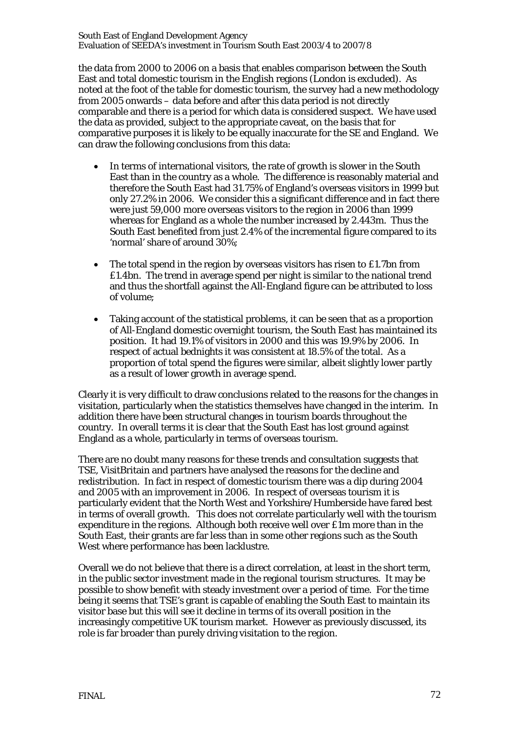the data from 2000 to 2006 on a basis that enables comparison between the South East and total domestic tourism in the English regions (London is excluded). As noted at the foot of the table for domestic tourism, the survey had a new methodology from 2005 onwards – data before and after this data period is not directly comparable and there is a period for which data is considered suspect. We have used the data as provided, subject to the appropriate caveat, on the basis that for comparative purposes it is likely to be equally inaccurate for the SE and England. We can draw the following conclusions from this data:

- In terms of international visitors, the rate of growth is slower in the South East than in the country as a whole. The difference is reasonably material and therefore the South East had 31.75% of England's overseas visitors in 1999 but only 27.2% in 2006. We consider this a significant difference and in fact there were just 59,000 more overseas visitors to the region in 2006 than 1999 whereas for England as a whole the number increased by 2.443m. Thus the South East benefited from just 2.4% of the incremental figure compared to its 'normal' share of around 30%;

- The total spend in the region by overseas visitors has risen to £1.7bn from £1.4bn. The trend in average spend per night is similar to the national trend and thus the shortfall against the All-England figure can be attributed to loss of volume;

- Taking account of the statistical problems, it can be seen that as a proportion of All-England domestic overnight tourism, the South East has maintained its position. It had 19.1% of visitors in 2000 and this was 19.9% by 2006. In respect of actual bednights it was consistent at 18.5% of the total. As a proportion of total spend the figures were similar, albeit slightly lower partly as a result of lower growth in average spend.

Clearly it is very difficult to draw conclusions related to the reasons for the changes in visitation, particularly when the statistics themselves have changed in the interim. In addition there have been structural changes in tourism boards throughout the country. In overall terms it is clear that the South East has lost ground against England as a whole, particularly in terms of overseas tourism.

There are no doubt many reasons for these trends and consultation suggests that TSE, VisitBritain and partners have analysed the reasons for the decline and redistribution. In fact in respect of domestic tourism there was a dip during 2004 and 2005 with an improvement in 2006. In respect of overseas tourism it is particularly evident that the North West and Yorkshire/Humberside have fared best in terms of overall growth. This does not correlate particularly well with the tourism expenditure in the regions. Although both receive well over £1m more than in the South East, their grants are far less than in some other regions such as the South West where performance has been lacklustre.

Overall we do not believe that there is a direct correlation, at least in the short term, in the public sector investment made in the regional tourism structures. It may be possible to show benefit with steady investment over a period of time. For the time being it seems that TSE's grant is capable of enabling the South East to maintain its visitor base but this will see it decline in terms of its overall position in the increasingly competitive UK tourism market. However as previously discussed, its role is far broader than purely driving visitation to the region.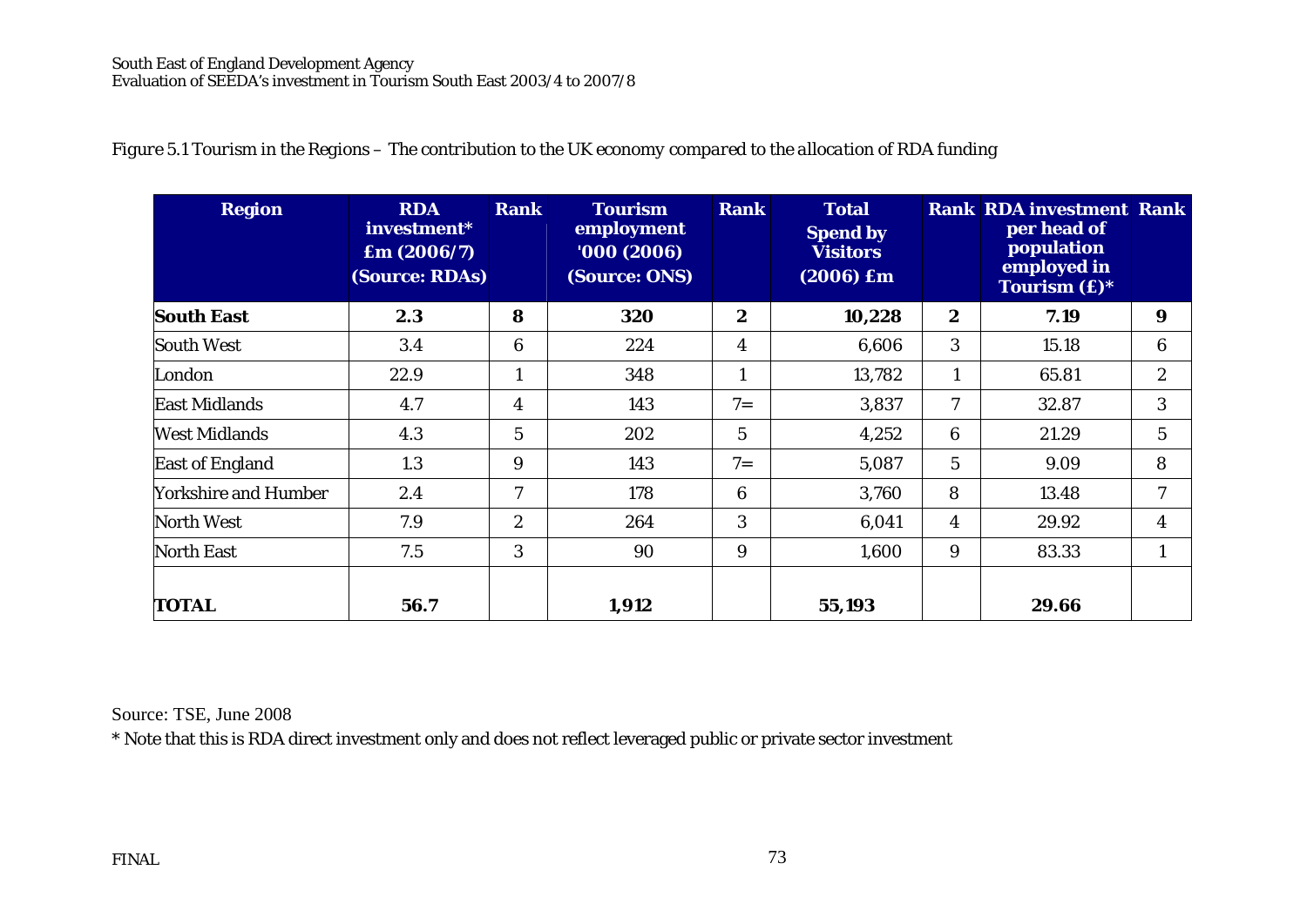*Figure 5.1 Tourism in the Regions – The contribution to the UK economy compared to the allocation of RDA funding*

| Region | RDA investment* £m (2006/7) (Source: RDAs) | Rank | Tourism employment '000 (2006) (Source: ONS) | Rank | Total Spend by Visitors (2006) £m | Rank | RDA investment per head of population employed in Tourism (£)* | Rank |
|---|---|---|---|---|---|---|---|---|
| **South East** | **2.3** | **8** | **320** | **2** | **10,228** | **2** | **7.19** | **9** |
| South West | 3.4 | 6 | 224 | 4 | 6,606 | 3 | 15.18 | 6 |
| London | 22.9 | 1 | 348 | 1 | 13,782 | 1 | 65.81 | 2 |
| East Midlands | 4.7 | 4 | 143 | 7= | 3,837 | 7 | 32.87 | 3 |
| West Midlands | 4.3 | 5 | 202 | 5 | 4,252 | 6 | 21.29 | 5 |
| East of England | 1.3 | 9 | 143 | 7= | 5,087 | 5 | 9.09 | 8 |
| Yorkshire and Humber | 2.4 | 7 | 178 | 6 | 3,760 | 8 | 13.48 | 7 |
| North West | 7.9 | 2 | 264 | 3 | 6,041 | 4 | 29.92 | 4 |
| North East | 7.5 | 3 | 90 | 9 | 1,600 | 9 | 83.33 | 1 |
| **TOTAL** | **56.7** | | **1,912** | | **55,193** | | **29.66** | |

Source: TSE, June 2008

* Note that this is RDA direct investment only and does not reflect leveraged public or private sector investment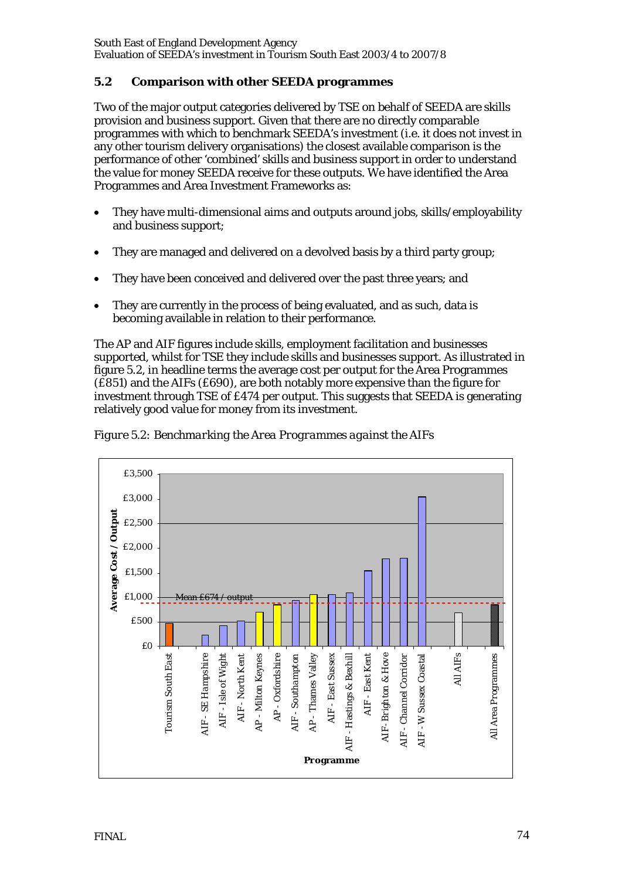## 5.2 Comparison with other SEEDA programmes

Two of the major output categories delivered by TSE on behalf of SEEDA are skills provision and business support. Given that there are no directly comparable programmes with which to benchmark SEEDA's investment (i.e. it does not invest in any other tourism delivery organisations) the closest available comparison is the performance of other 'combined' skills and business support in order to understand the value for money SEEDA receive for these outputs. We have identified the Area Programmes and Area Investment Frameworks as:

- They have multi-dimensional aims and outputs around jobs, skills/employability and business support;
- They are managed and delivered on a devolved basis by a third party group;
- They have been conceived and delivered over the past three years; and
- They are currently in the process of being evaluated, and as such, data is becoming available in relation to their performance.

The AP and AIF figures include skills, employment facilitation and businesses supported, whilst for TSE they include skills and businesses support. As illustrated in figure 5.2, in headline terms the average cost per output for the Area Programmes (£851) and the AIFs (£690), are both notably more expensive than the figure for investment through TSE of £474 per output. This suggests that SEEDA is generating relatively good value for money from its investment.

*Figure 5.2: Benchmarking the Area Programmes against the AIFs*

Average Cost / Output by Programme (Mean £674 / output): Tourism South East; AIF - SE Hampshire; AIF - Isle of Wight; AIF - North Kent; AP - Milton Keynes; AP - Oxfordshire; AIF - Southampton; AP - Thames Valley; AIF - East Sussex; AIF - Hastings & Bexhill; AIF - East Kent; AIF - Brighton & Hove; AIF - Channel Corridor; AIF - W Sussex Coastal; All AIFs; All Area Programmes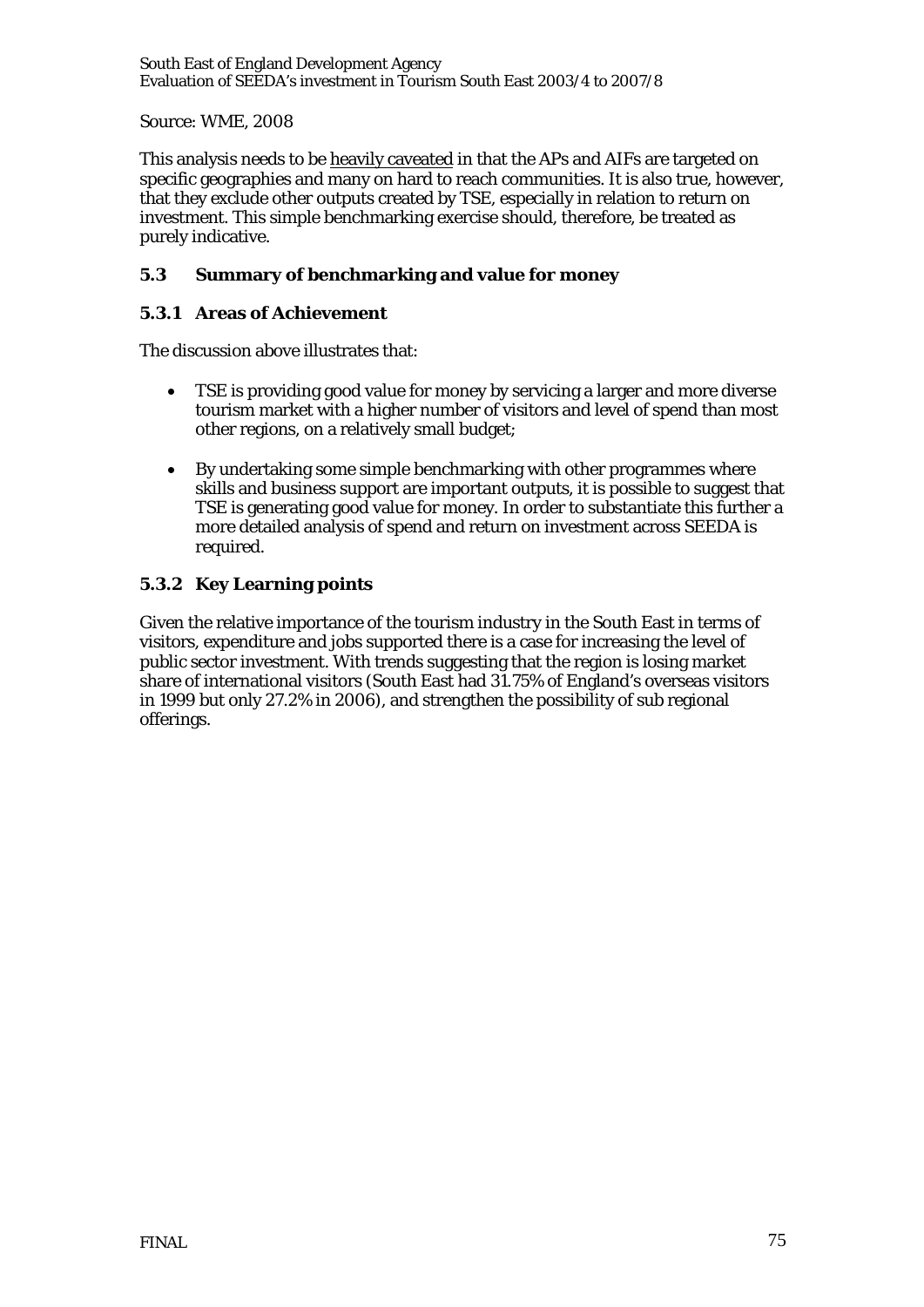Source: WME, 2008

This analysis needs to be <u>heavily caveated</u> in that the APs and AIFs are targeted on specific geographies and many on hard to reach communities. It is also true, however, that they exclude other outputs created by TSE, especially in relation to return on investment. This simple benchmarking exercise should, therefore, be treated as purely indicative.

## 5.3 Summary of benchmarking and value for money

### 5.3.1 Areas of Achievement

The discussion above illustrates that:

- TSE is providing good value for money by servicing a larger and more diverse tourism market with a higher number of visitors and level of spend than most other regions, on a relatively small budget;
- By undertaking some simple benchmarking with other programmes where skills and business support are important outputs, it is possible to suggest that TSE is generating good value for money. In order to substantiate this further a more detailed analysis of spend and return on investment across SEEDA is required.

### 5.3.2 Key Learning points

Given the relative importance of the tourism industry in the South East in terms of visitors, expenditure and jobs supported there is a case for increasing the level of public sector investment. With trends suggesting that the region is losing market share of international visitors (South East had 31.75% of England's overseas visitors in 1999 but only 27.2% in 2006), and strengthen the possibility of sub regional offerings.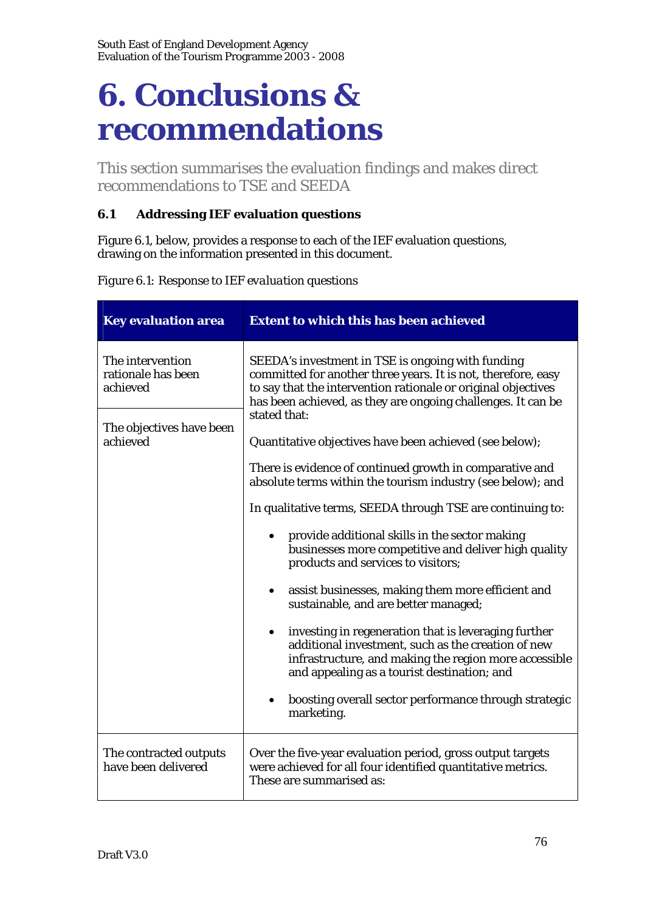# 6. Conclusions & recommendations

This section summarises the evaluation findings and makes direct recommendations to TSE and SEEDA

### 6.1 Addressing IEF evaluation questions

Figure 6.1, below, provides a response to each of the IEF evaluation questions, drawing on the information presented in this document.

*Figure 6.1: Response to IEF evaluation questions*

| Key evaluation area | Extent to which this has been achieved |
|---|---|
| The intervention rationale has been achieved<br><br>The objectives have been achieved | SEEDA's investment in TSE is ongoing with funding committed for another three years. It is not, therefore, easy to say that the intervention rationale or original objectives has been achieved, as they are ongoing challenges. It can be stated that:<br><br>Quantitative objectives have been achieved (see below);<br><br>There is evidence of continued growth in comparative and absolute terms within the tourism industry (see below); and<br><br>In qualitative terms, SEEDA through TSE are continuing to:<br><br>• provide additional skills in the sector making businesses more competitive and deliver high quality products and services to visitors;<br><br>• assist businesses, making them more efficient and sustainable, and are better managed;<br><br>• investing in regeneration that is leveraging further additional investment, such as the creation of new infrastructure, and making the region more accessible and appealing as a tourist destination; and<br><br>• boosting overall sector performance through strategic marketing. |
| The contracted outputs have been delivered | Over the five-year evaluation period, gross output targets were achieved for all four identified quantitative metrics. These are summarised as: |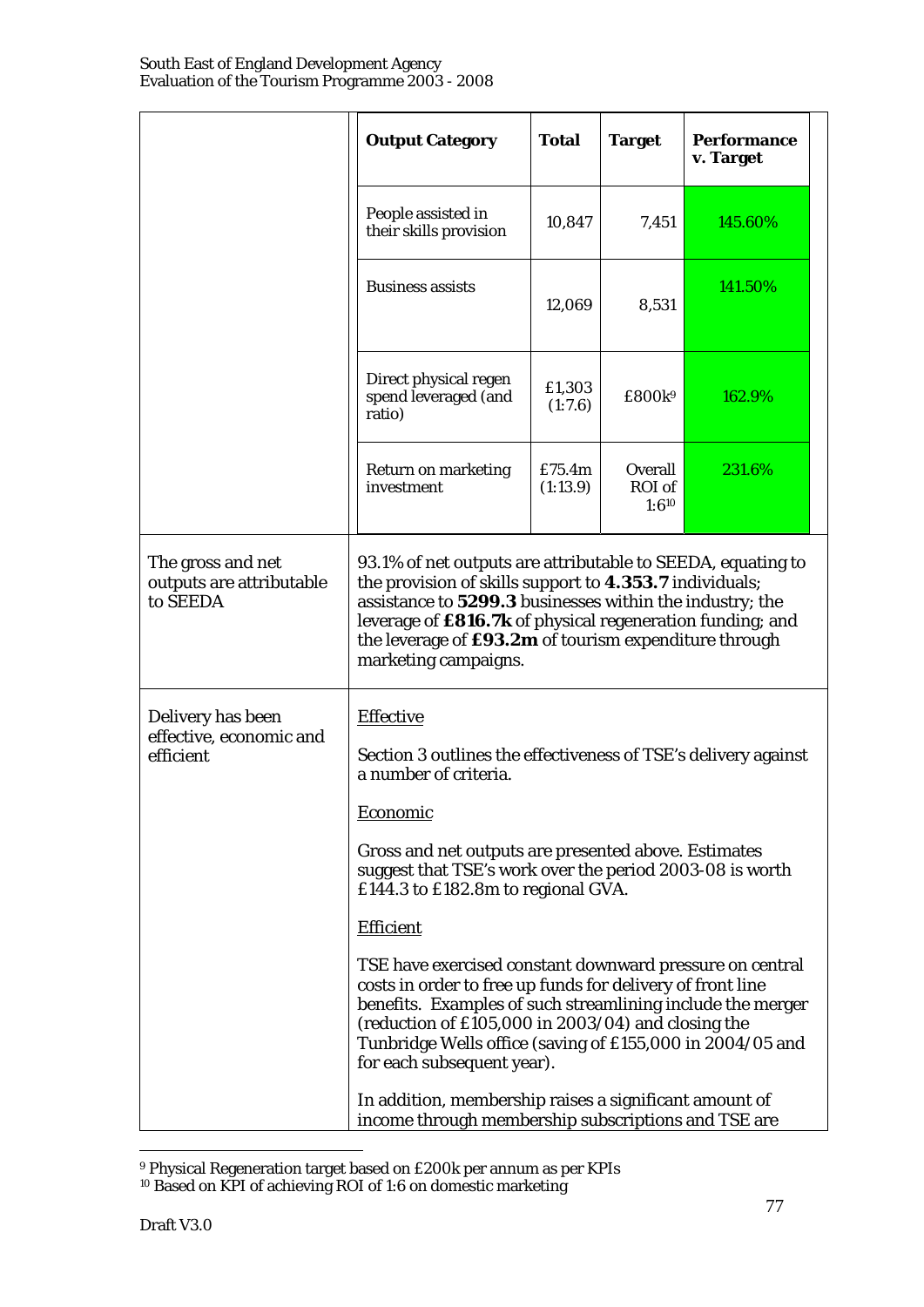| | | | | |
|---|---|---|---|---|
| | **Output Category** | **Total** | **Target** | **Performance v. Target** |
| | People assisted in their skills provision | 10,847 | 7,451 | 145.60% |
| | Business assists | 12,069 | 8,531 | 141.50% |
| | Direct physical regen spend leveraged (and ratio) | £1,303 (1:7.6) | £800k[9] | 162.9% |
| | Return on marketing investment | £75.4m (1:13.9) | Overall ROI of 1:6[10] | 231.6% |
| The gross and net outputs are attributable to SEEDA | 93.1% of net outputs are attributable to SEEDA, equating to the provision of skills support to **4.353.7** individuals; assistance to **5299.3** businesses within the industry; the leverage of **£816.7k** of physical regeneration funding; and the leverage of **£93.2m** of tourism expenditure through marketing campaigns. | | | |
| Delivery has been effective, economic and efficient | Effective<br><br>Section 3 outlines the effectiveness of TSE's delivery against a number of criteria.<br><br>Economic<br><br>Gross and net outputs are presented above. Estimates suggest that TSE's work over the period 2003-08 is worth £144.3 to £182.8m to regional GVA.<br><br>Efficient<br><br>TSE have exercised constant downward pressure on central costs in order to free up funds for delivery of front line benefits. Examples of such streamlining include the merger (reduction of £105,000 in 2003/04) and closing the Tunbridge Wells office (saving of £155,000 in 2004/05 and for each subsequent year).<br><br>In addition, membership raises a significant amount of income through membership subscriptions and TSE are | | | |

[9] Physical Regeneration target based on £200k per annum as per KPIs

[10] Based on KPI of achieving ROI of 1:6 on domestic marketing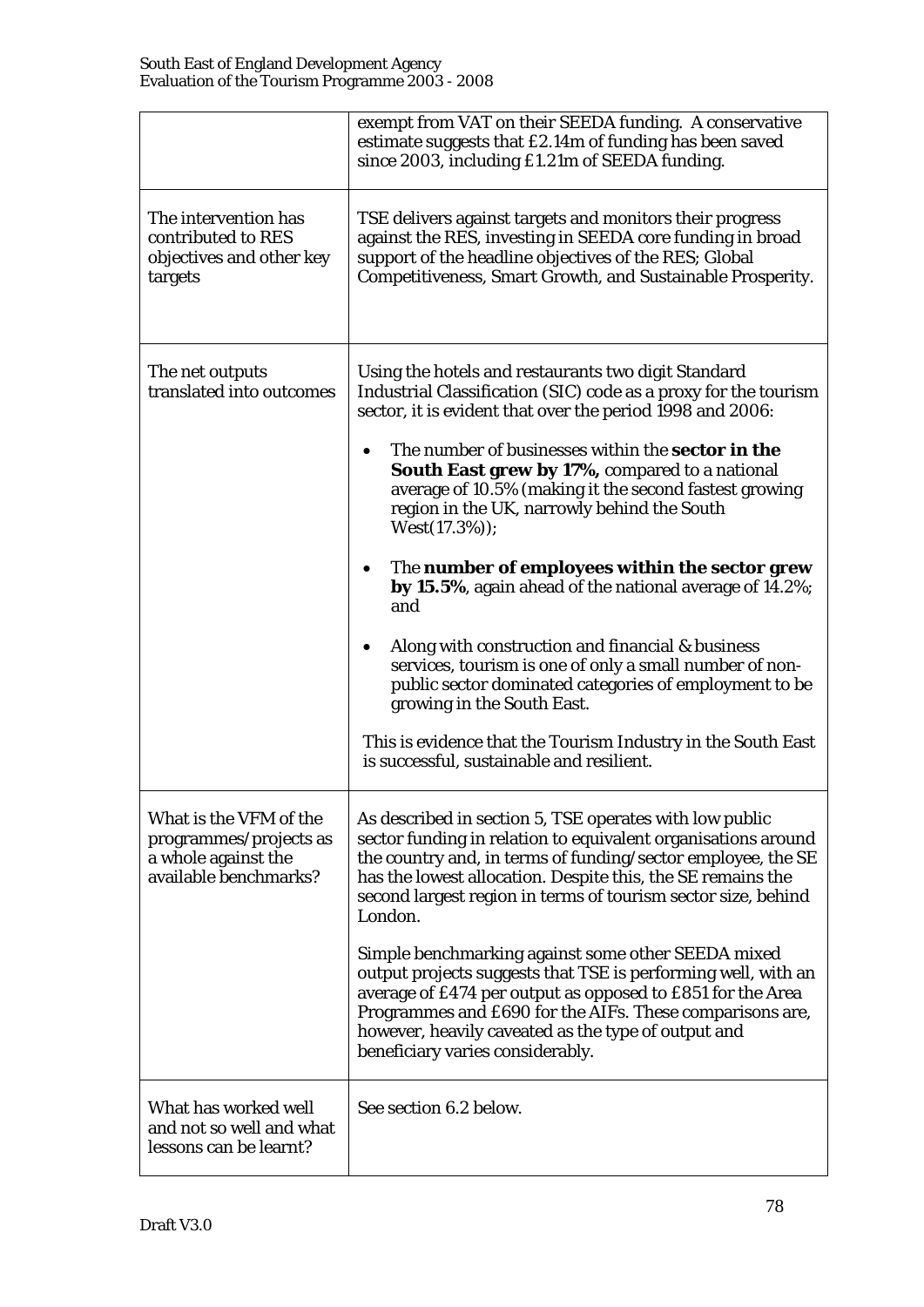| | |
|---|---|
| | exempt from VAT on their SEEDA funding. A conservative estimate suggests that £2.14m of funding has been saved since 2003, including £1.21m of SEEDA funding. |
| The intervention has contributed to RES objectives and other key targets | TSE delivers against targets and monitors their progress against the RES, investing in SEEDA core funding in broad support of the headline objectives of the RES; Global Competitiveness, Smart Growth, and Sustainable Prosperity. |
| The net outputs translated into outcomes | Using the hotels and restaurants two digit Standard Industrial Classification (SIC) code as a proxy for the tourism sector, it is evident that over the period 1998 and 2006:<br><br>• The number of businesses within the **sector in the South East grew by 17%,** compared to a national average of 10.5% (making it the second fastest growing region in the UK, narrowly behind the South West(17.3%));<br><br>• The **number of employees within the sector grew by 15.5%**, again ahead of the national average of 14.2%; and<br><br>• Along with construction and financial & business services, tourism is one of only a small number of non-public sector dominated categories of employment to be growing in the South East.<br><br>This is evidence that the Tourism Industry in the South East is successful, sustainable and resilient. |
| What is the VFM of the programmes/projects as a whole against the available benchmarks? | As described in section 5, TSE operates with low public sector funding in relation to equivalent organisations around the country and, in terms of funding/sector employee, the SE has the lowest allocation. Despite this, the SE remains the second largest region in terms of tourism sector size, behind London.<br><br>Simple benchmarking against some other SEEDA mixed output projects suggests that TSE is performing well, with an average of £474 per output as opposed to £851 for the Area Programmes and £690 for the AIFs. These comparisons are, however, heavily caveated as the type of output and beneficiary varies considerably. |
| What has worked well and not so well and what lessons can be learnt? | See section 6.2 below. |

Draft V3.0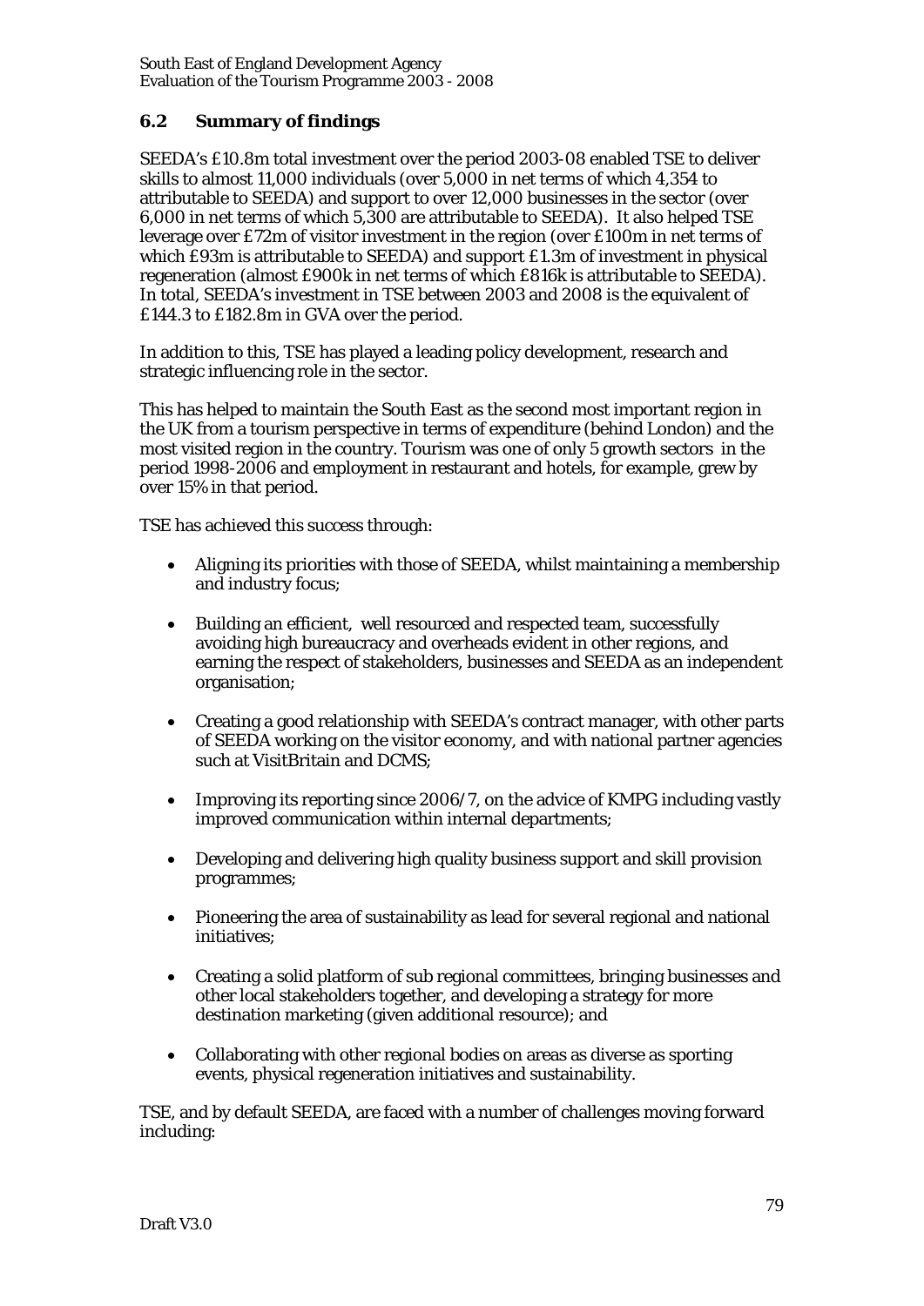## 6.2 Summary of findings

SEEDA's £10.8m total investment over the period 2003-08 enabled TSE to deliver skills to almost 11,000 individuals (over 5,000 in net terms of which 4,354 to attributable to SEEDA) and support to over 12,000 businesses in the sector (over 6,000 in net terms of which 5,300 are attributable to SEEDA). It also helped TSE leverage over £72m of visitor investment in the region (over £100m in net terms of which £93m is attributable to SEEDA) and support £1.3m of investment in physical regeneration (almost £900k in net terms of which £816k is attributable to SEEDA). In total, SEEDA's investment in TSE between 2003 and 2008 is the equivalent of £144.3 to £182.8m in GVA over the period.

In addition to this, TSE has played a leading policy development, research and strategic influencing role in the sector.

This has helped to maintain the South East as the second most important region in the UK from a tourism perspective in terms of expenditure (behind London) and the most visited region in the country. Tourism was one of only 5 growth sectors in the period 1998-2006 and employment in restaurant and hotels, for example, grew by over 15% in that period.

TSE has achieved this success through:

- Aligning its priorities with those of SEEDA, whilst maintaining a membership and industry focus;
- Building an efficient, well resourced and respected team, successfully avoiding high bureaucracy and overheads evident in other regions, and earning the respect of stakeholders, businesses and SEEDA as an independent organisation;
- Creating a good relationship with SEEDA's contract manager, with other parts of SEEDA working on the visitor economy, and with national partner agencies such at VisitBritain and DCMS;
- Improving its reporting since 2006/7, on the advice of KMPG including vastly improved communication within internal departments;
- Developing and delivering high quality business support and skill provision programmes;
- Pioneering the area of sustainability as lead for several regional and national initiatives;
- Creating a solid platform of sub regional committees, bringing businesses and other local stakeholders together, and developing a strategy for more destination marketing (given additional resource); and
- Collaborating with other regional bodies on areas as diverse as sporting events, physical regeneration initiatives and sustainability.

TSE, and by default SEEDA, are faced with a number of challenges moving forward including: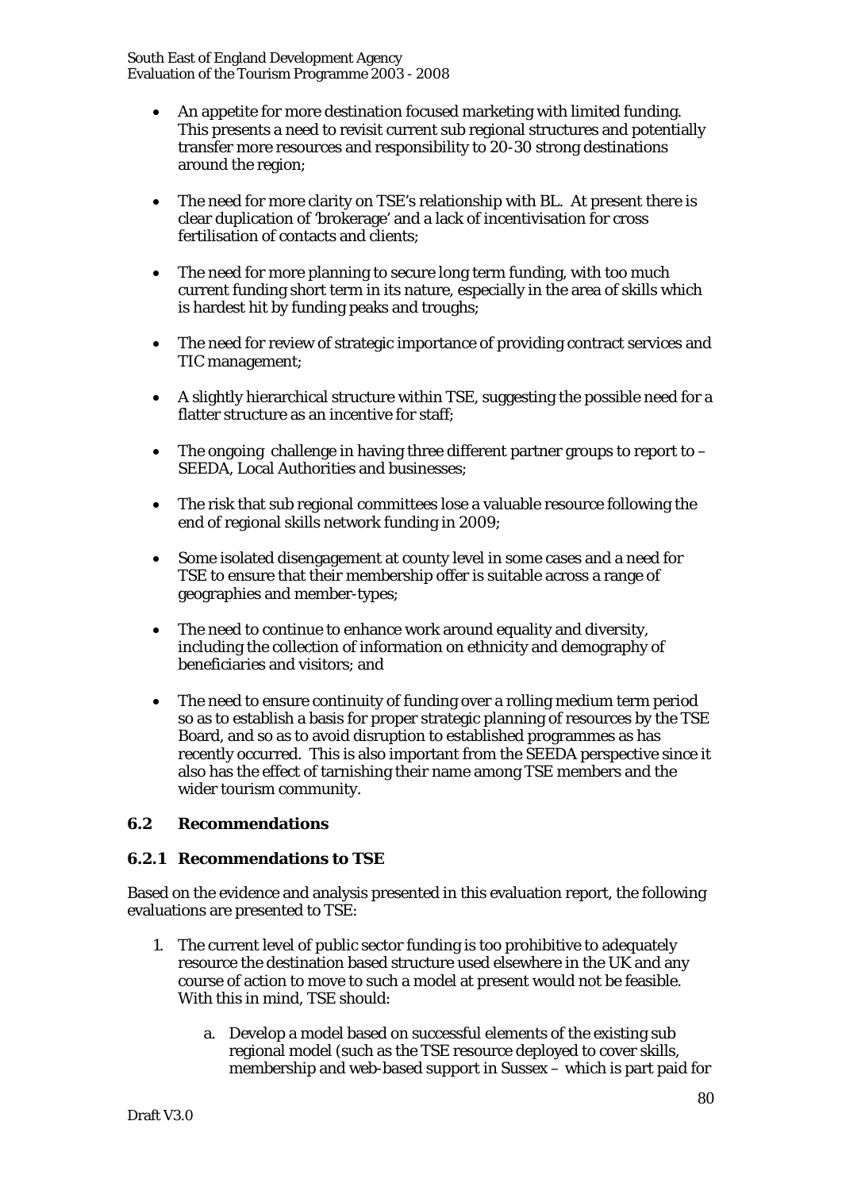- An appetite for more destination focused marketing with limited funding. This presents a need to revisit current sub regional structures and potentially transfer more resources and responsibility to 20-30 strong destinations around the region;

- The need for more clarity on TSE's relationship with BL. At present there is clear duplication of 'brokerage' and a lack of incentivisation for cross fertilisation of contacts and clients;

- The need for more planning to secure long term funding, with too much current funding short term in its nature, especially in the area of skills which is hardest hit by funding peaks and troughs;

- The need for review of strategic importance of providing contract services and TIC management;

- A slightly hierarchical structure within TSE, suggesting the possible need for a flatter structure as an incentive for staff;

- The ongoing challenge in having three different partner groups to report to – SEEDA, Local Authorities and businesses;

- The risk that sub regional committees lose a valuable resource following the end of regional skills network funding in 2009;

- Some isolated disengagement at county level in some cases and a need for TSE to ensure that their membership offer is suitable across a range of geographies and member-types;

- The need to continue to enhance work around equality and diversity, including the collection of information on ethnicity and demography of beneficiaries and visitors; and

- The need to ensure continuity of funding over a rolling medium term period so as to establish a basis for proper strategic planning of resources by the TSE Board, and so as to avoid disruption to established programmes as has recently occurred. This is also important from the SEEDA perspective since it also has the effect of tarnishing their name among TSE members and the wider tourism community.

### 6.2 Recommendations

#### 6.2.1 Recommendations to TSE

Based on the evidence and analysis presented in this evaluation report, the following evaluations are presented to TSE:

1. The current level of public sector funding is too prohibitive to adequately resource the destination based structure used elsewhere in the UK and any course of action to move to such a model at present would not be feasible. With this in mind, TSE should:

    a. Develop a model based on successful elements of the existing sub regional model (such as the TSE resource deployed to cover skills, membership and web-based support in Sussex – which is part paid for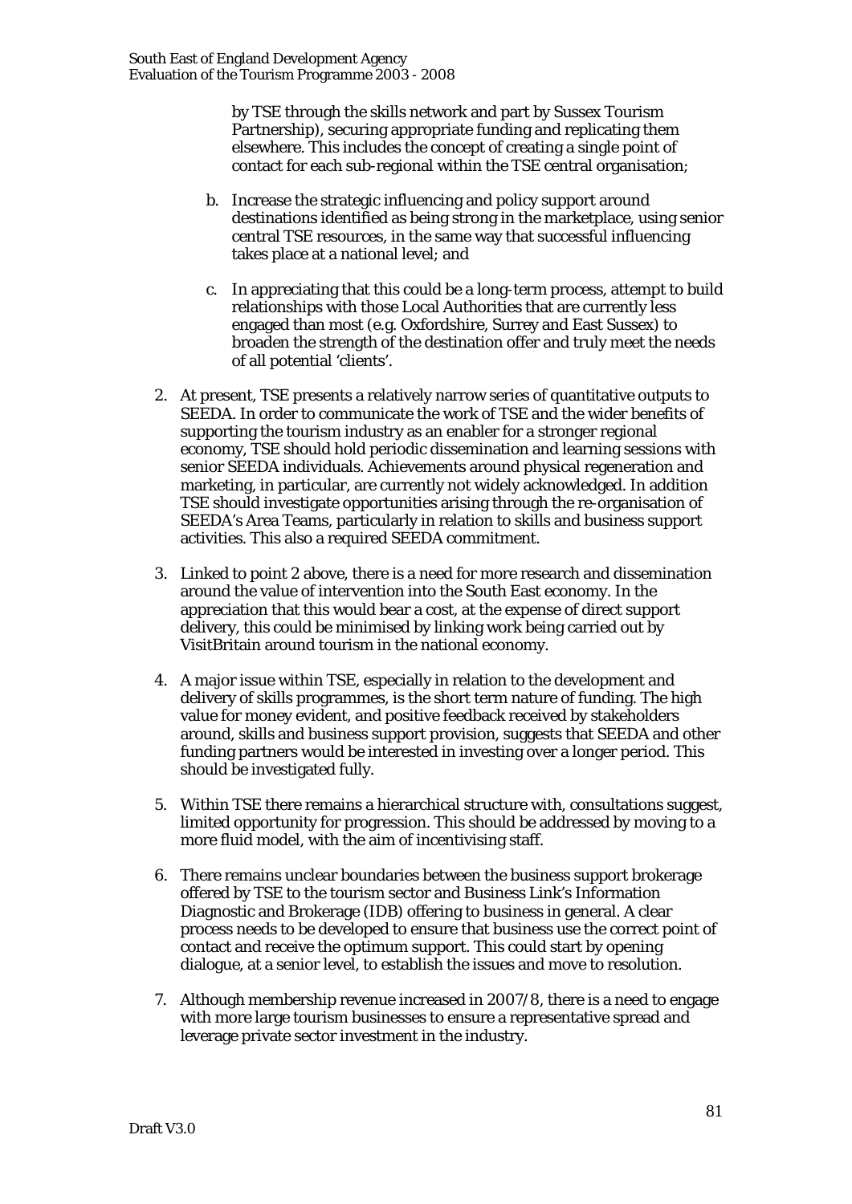by TSE through the skills network and part by Sussex Tourism Partnership), securing appropriate funding and replicating them elsewhere. This includes the concept of creating a single point of contact for each sub-regional within the TSE central organisation;

   b. Increase the strategic influencing and policy support around destinations identified as being strong in the marketplace, using senior central TSE resources, in the same way that successful influencing takes place at a national level; and

   c. In appreciating that this could be a long-term process, attempt to build relationships with those Local Authorities that are currently less engaged than most (e.g. Oxfordshire, Surrey and East Sussex) to broaden the strength of the destination offer and truly meet the needs of all potential 'clients'.

2. At present, TSE presents a relatively narrow series of quantitative outputs to SEEDA. In order to communicate the work of TSE and the wider benefits of supporting the tourism industry as an enabler for a stronger regional economy, TSE should hold periodic dissemination and learning sessions with senior SEEDA individuals. Achievements around physical regeneration and marketing, in particular, are currently not widely acknowledged. In addition TSE should investigate opportunities arising through the re-organisation of SEEDA's Area Teams, particularly in relation to skills and business support activities. This also a required SEEDA commitment.

3. Linked to point 2 above, there is a need for more research and dissemination around the value of intervention into the South East economy. In the appreciation that this would bear a cost, at the expense of direct support delivery, this could be minimised by linking work being carried out by VisitBritain around tourism in the national economy.

4. A major issue within TSE, especially in relation to the development and delivery of skills programmes, is the short term nature of funding. The high value for money evident, and positive feedback received by stakeholders around, skills and business support provision, suggests that SEEDA and other funding partners would be interested in investing over a longer period. This should be investigated fully.

5. Within TSE there remains a hierarchical structure with, consultations suggest, limited opportunity for progression. This should be addressed by moving to a more fluid model, with the aim of incentivising staff.

6. There remains unclear boundaries between the business support brokerage offered by TSE to the tourism sector and Business Link's Information Diagnostic and Brokerage (IDB) offering to business in general. A clear process needs to be developed to ensure that business use the correct point of contact and receive the optimum support. This could start by opening dialogue, at a senior level, to establish the issues and move to resolution.

7. Although membership revenue increased in 2007/8, there is a need to engage with more large tourism businesses to ensure a representative spread and leverage private sector investment in the industry.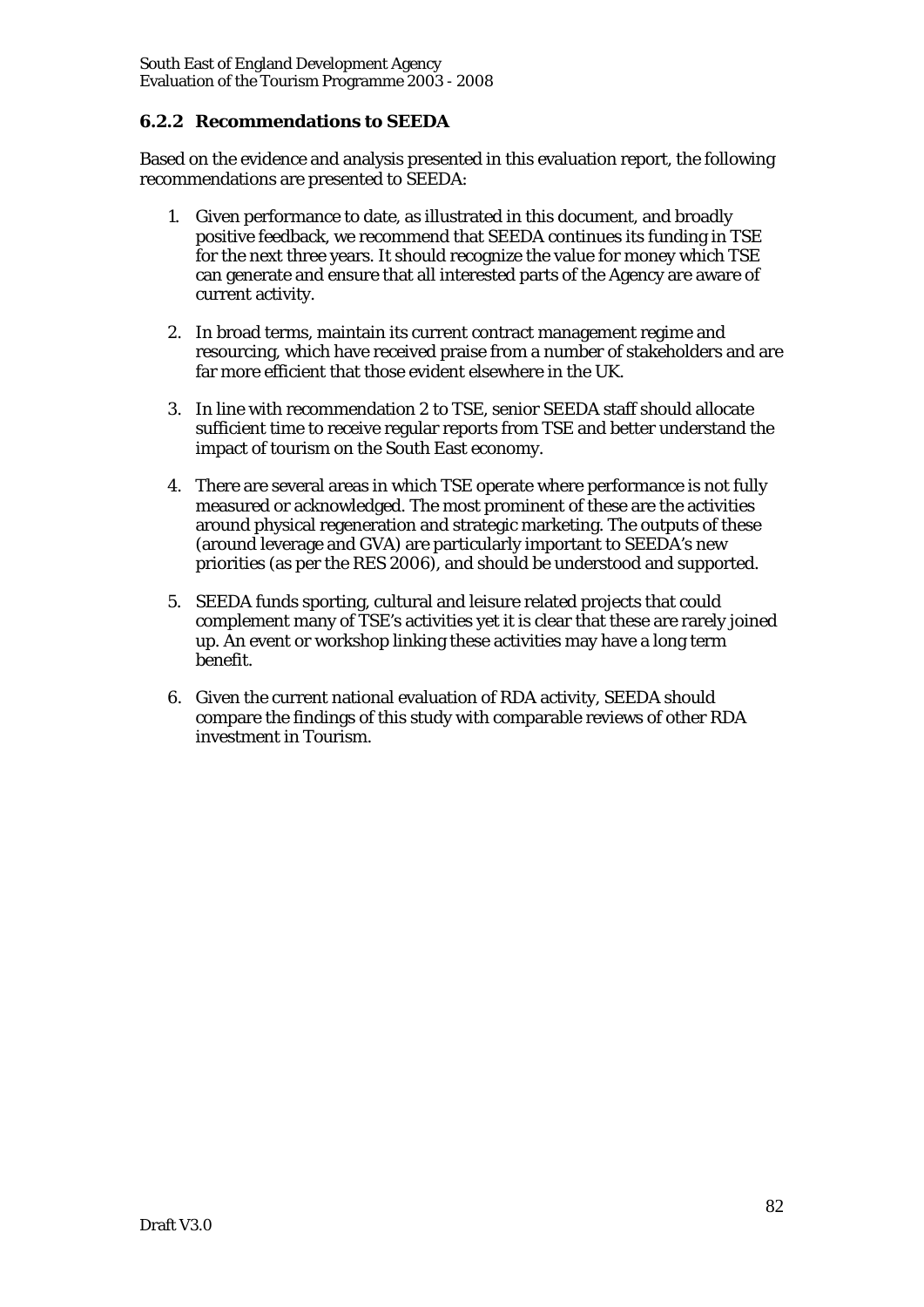### 6.2.2 Recommendations to SEEDA

Based on the evidence and analysis presented in this evaluation report, the following recommendations are presented to SEEDA:

1. Given performance to date, as illustrated in this document, and broadly positive feedback, we recommend that SEEDA continues its funding in TSE for the next three years. It should recognize the value for money which TSE can generate and ensure that all interested parts of the Agency are aware of current activity.

2. In broad terms, maintain its current contract management regime and resourcing, which have received praise from a number of stakeholders and are far more efficient that those evident elsewhere in the UK.

3. In line with recommendation 2 to TSE, senior SEEDA staff should allocate sufficient time to receive regular reports from TSE and better understand the impact of tourism on the South East economy.

4. There are several areas in which TSE operate where performance is not fully measured or acknowledged. The most prominent of these are the activities around physical regeneration and strategic marketing. The outputs of these (around leverage and GVA) are particularly important to SEEDA's new priorities (as per the RES 2006), and should be understood and supported.

5. SEEDA funds sporting, cultural and leisure related projects that could complement many of TSE's activities yet it is clear that these are rarely joined up. An event or workshop linking these activities may have a long term benefit.

6. Given the current national evaluation of RDA activity, SEEDA should compare the findings of this study with comparable reviews of other RDA investment in Tourism.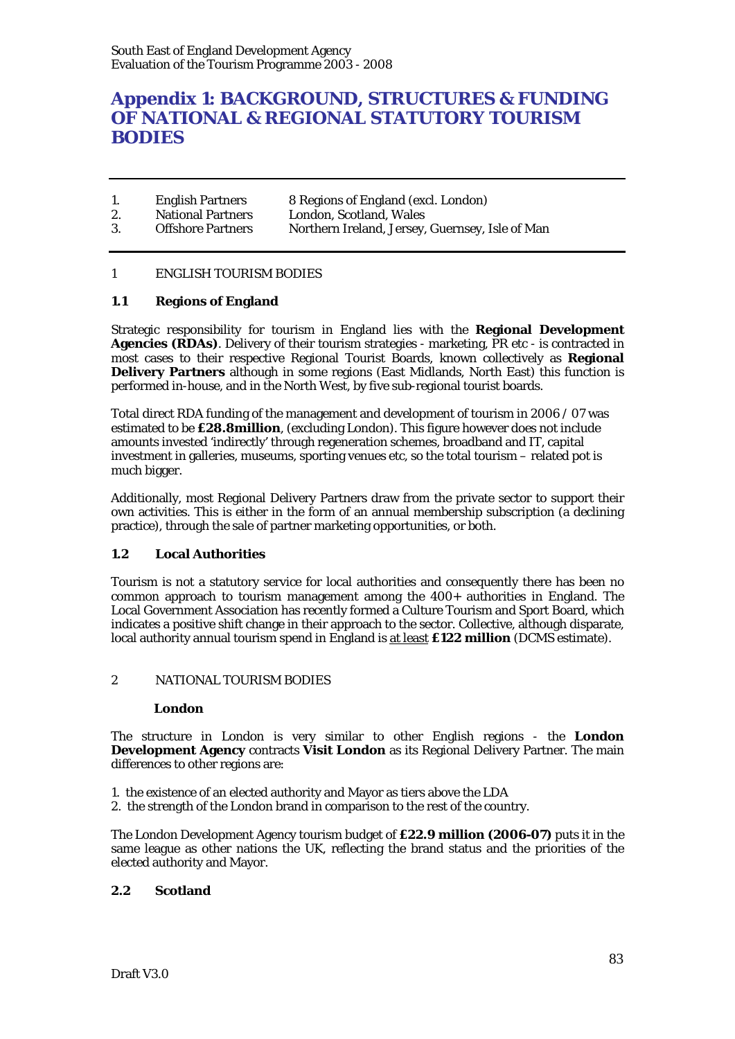# Appendix 1: BACKGROUND, STRUCTURES & FUNDING OF NATIONAL & REGIONAL STATUTORY TOURISM BODIES

| | | |
|---|---|---|
| 1. | English Partners | 8 Regions of England (excl. London) |
| 2. | National Partners | London, Scotland, Wales |
| 3. | Offshore Partners | Northern Ireland, Jersey, Guernsey, Isle of Man |

1 ENGLISH TOURISM BODIES

## 1.1 Regions of England

Strategic responsibility for tourism in England lies with the **Regional Development Agencies (RDAs)**. Delivery of their tourism strategies - marketing, PR etc - is contracted in most cases to their respective Regional Tourist Boards, known collectively as **Regional Delivery Partners** although in some regions (East Midlands, North East) this function is performed in-house, and in the North West, by five sub-regional tourist boards.

Total direct RDA funding of the management and development of tourism in 2006 / 07 was estimated to be **£28.8million**, (excluding London). This figure however does not include amounts invested 'indirectly' through regeneration schemes, broadband and IT, capital investment in galleries, museums, sporting venues etc, so the total tourism – related pot is much bigger.

Additionally, most Regional Delivery Partners draw from the private sector to support their own activities. This is either in the form of an annual membership subscription (a declining practice), through the sale of partner marketing opportunities, or both.

## 1.2 Local Authorities

Tourism is not a statutory service for local authorities and consequently there has been no common approach to tourism management among the 400+ authorities in England. The Local Government Association has recently formed a Culture Tourism and Sport Board, which indicates a positive shift change in their approach to the sector. Collective, although disparate, local authority annual tourism spend in England is <u>at least</u> **£122 million** (DCMS estimate).

2 NATIONAL TOURISM BODIES

### London

The structure in London is very similar to other English regions - the **London Development Agency** contracts **Visit London** as its Regional Delivery Partner. The main differences to other regions are:

1. the existence of an elected authority and Mayor as tiers above the LDA
2. the strength of the London brand in comparison to the rest of the country.

The London Development Agency tourism budget of **£22.9 million (2006-07)** puts it in the same league as other nations the UK, reflecting the brand status and the priorities of the elected authority and Mayor.

## 2.2 Scotland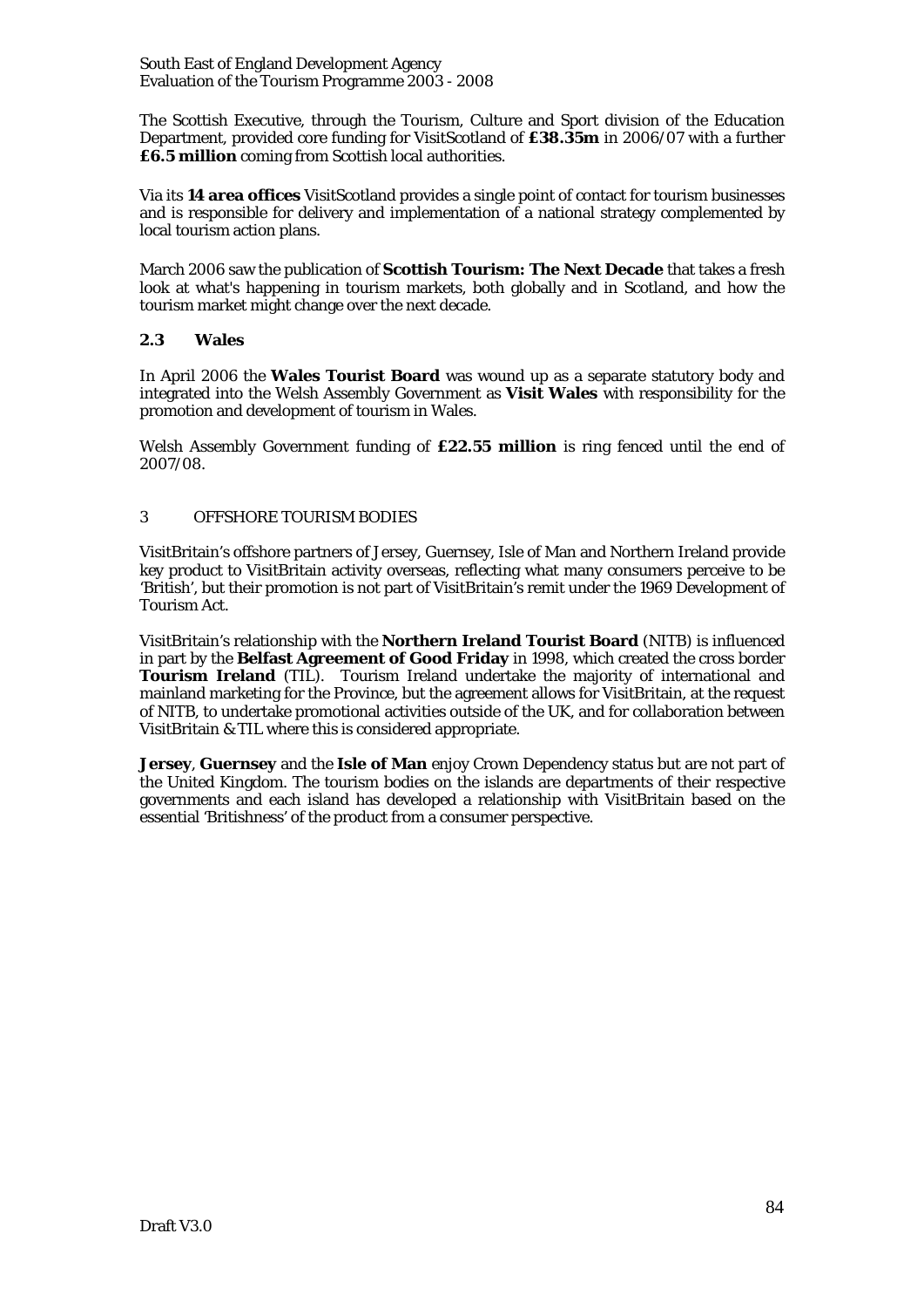The Scottish Executive, through the Tourism, Culture and Sport division of the Education Department, provided core funding for VisitScotland of **£38.35m** in 2006/07 with a further **£6.5 million** coming from Scottish local authorities.

Via its **14 area offices** VisitScotland provides a single point of contact for tourism businesses and is responsible for delivery and implementation of a national strategy complemented by local tourism action plans.

March 2006 saw the publication of **Scottish Tourism: The Next Decade** that takes a fresh look at what's happening in tourism markets, both globally and in Scotland, and how the tourism market might change over the next decade.

### 2.3 Wales

In April 2006 the **Wales Tourist Board** was wound up as a separate statutory body and integrated into the Welsh Assembly Government as **Visit Wales** with responsibility for the promotion and development of tourism in Wales.

Welsh Assembly Government funding of **£22.55 million** is ring fenced until the end of 2007/08.

## 3 OFFSHORE TOURISM BODIES

VisitBritain's offshore partners of Jersey, Guernsey, Isle of Man and Northern Ireland provide key product to VisitBritain activity overseas, reflecting what many consumers perceive to be 'British', but their promotion is not part of VisitBritain's remit under the 1969 Development of Tourism Act.

VisitBritain's relationship with the **Northern Ireland Tourist Board** (NITB) is influenced in part by the **Belfast Agreement of Good Friday** in 1998, which created the cross border **Tourism Ireland** (TIL). Tourism Ireland undertake the majority of international and mainland marketing for the Province, but the agreement allows for VisitBritain, at the request of NITB, to undertake promotional activities outside of the UK, and for collaboration between VisitBritain & TIL where this is considered appropriate.

**Jersey**, **Guernsey** and the **Isle of Man** enjoy Crown Dependency status but are not part of the United Kingdom. The tourism bodies on the islands are departments of their respective governments and each island has developed a relationship with VisitBritain based on the essential 'Britishness' of the product from a consumer perspective.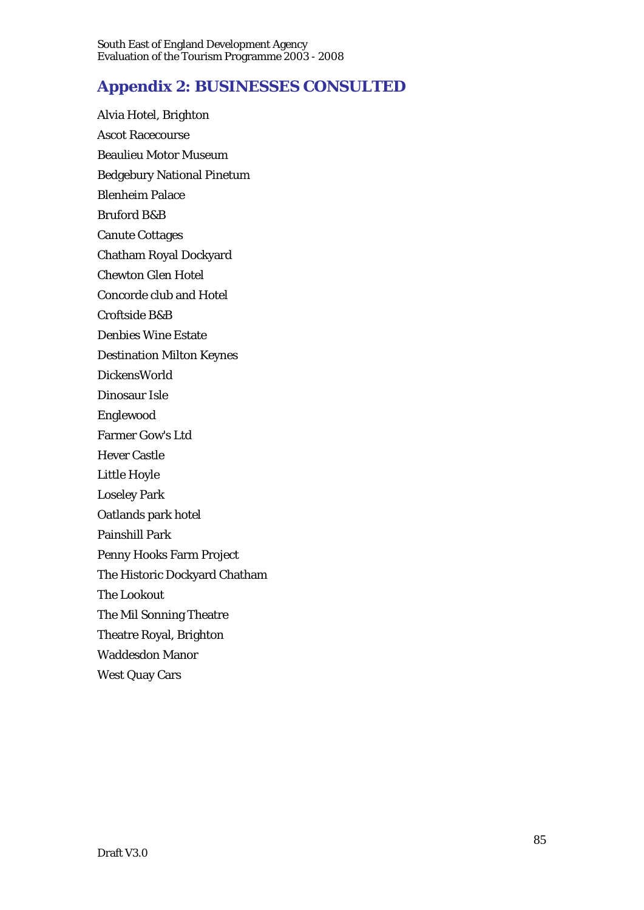## Appendix 2: BUSINESSES CONSULTED

Alvia Hotel, Brighton

Ascot Racecourse

Beaulieu Motor Museum

Bedgebury National Pinetum

Blenheim Palace

Bruford B&B

Canute Cottages

Chatham Royal Dockyard

Chewton Glen Hotel

Concorde club and Hotel

Croftside B&B

Denbies Wine Estate

Destination Milton Keynes

DickensWorld

Dinosaur Isle

Englewood

Farmer Gow's Ltd

Hever Castle

Little Hoyle

Loseley Park

Oatlands park hotel

Painshill Park

Penny Hooks Farm Project

The Historic Dockyard Chatham

The Lookout

The Mil Sonning Theatre

Theatre Royal, Brighton

Waddesdon Manor

West Quay Cars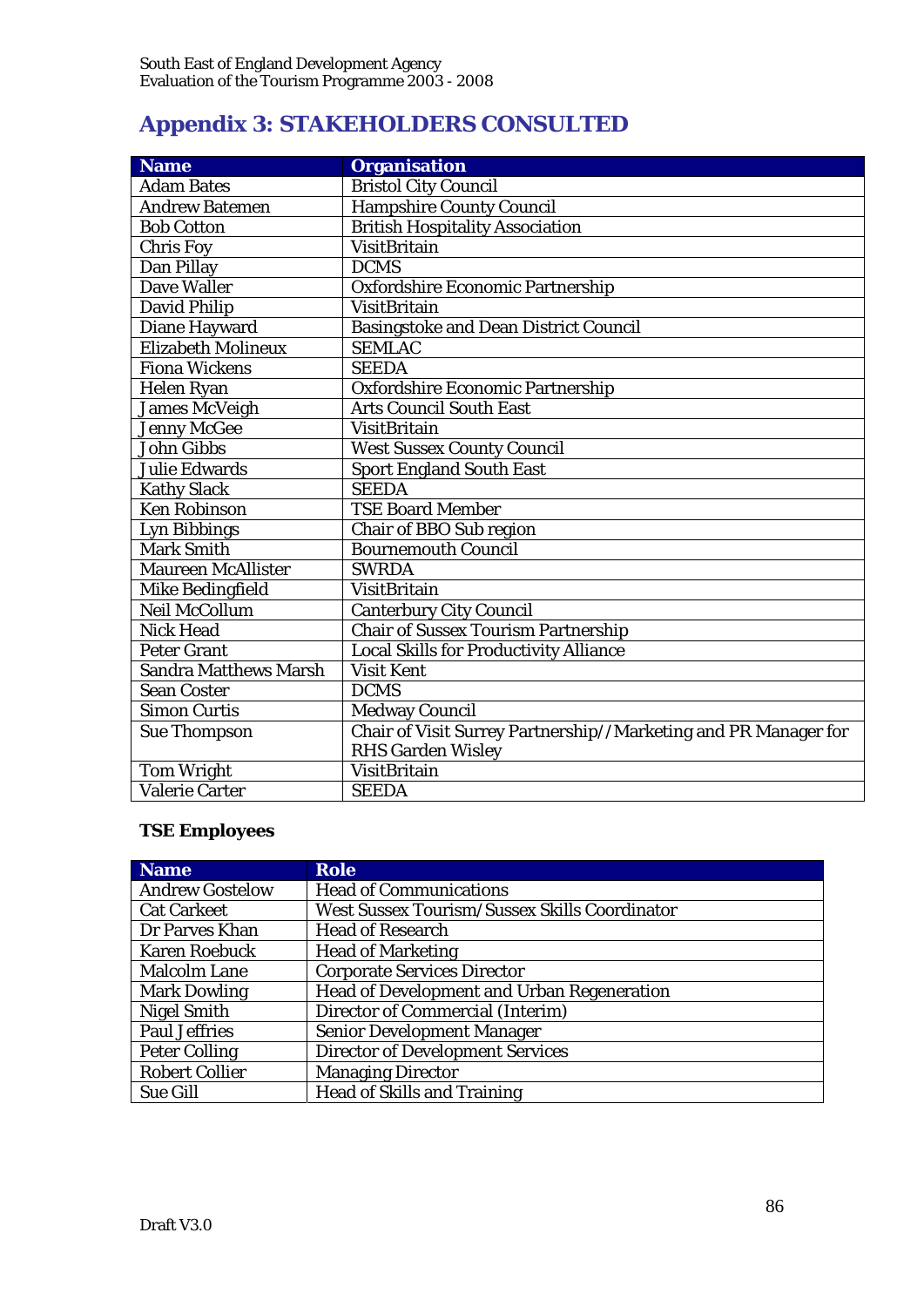# Appendix 3: STAKEHOLDERS CONSULTED

| Name | Organisation |
|---|---|
| Adam Bates | Bristol City Council |
| Andrew Batemen | Hampshire County Council |
| Bob Cotton | British Hospitality Association |
| Chris Foy | VisitBritain |
| Dan Pillay | DCMS |
| Dave Waller | Oxfordshire Economic Partnership |
| David Philip | VisitBritain |
| Diane Hayward | Basingstoke and Dean District Council |
| Elizabeth Molineux | SEMLAC |
| Fiona Wickens | SEEDA |
| Helen Ryan | Oxfordshire Economic Partnership |
| James McVeigh | Arts Council South East |
| Jenny McGee | VisitBritain |
| John Gibbs | West Sussex County Council |
| Julie Edwards | Sport England South East |
| Kathy Slack | SEEDA |
| Ken Robinson | TSE Board Member |
| Lyn Bibbings | Chair of BBO Sub region |
| Mark Smith | Bournemouth Council |
| Maureen McAllister | SWRDA |
| Mike Bedingfield | VisitBritain |
| Neil McCollum | Canterbury City Council |
| Nick Head | Chair of Sussex Tourism Partnership |
| Peter Grant | Local Skills for Productivity Alliance |
| Sandra Matthews Marsh | Visit Kent |
| Sean Coster | DCMS |
| Simon Curtis | Medway Council |
| Sue Thompson | Chair of Visit Surrey Partnership//Marketing and PR Manager for RHS Garden Wisley |
| Tom Wright | VisitBritain |
| Valerie Carter | SEEDA |

**TSE Employees**

| Name | Role |
|---|---|
| Andrew Gostelow | Head of Communications |
| Cat Carkeet | West Sussex Tourism/Sussex Skills Coordinator |
| Dr Parves Khan | Head of Research |
| Karen Roebuck | Head of Marketing |
| Malcolm Lane | Corporate Services Director |
| Mark Dowling | Head of Development and Urban Regeneration |
| Nigel Smith | Director of Commercial (Interim) |
| Paul Jeffries | Senior Development Manager |
| Peter Colling | Director of Development Services |
| Robert Collier | Managing Director |
| Sue Gill | Head of Skills and Training |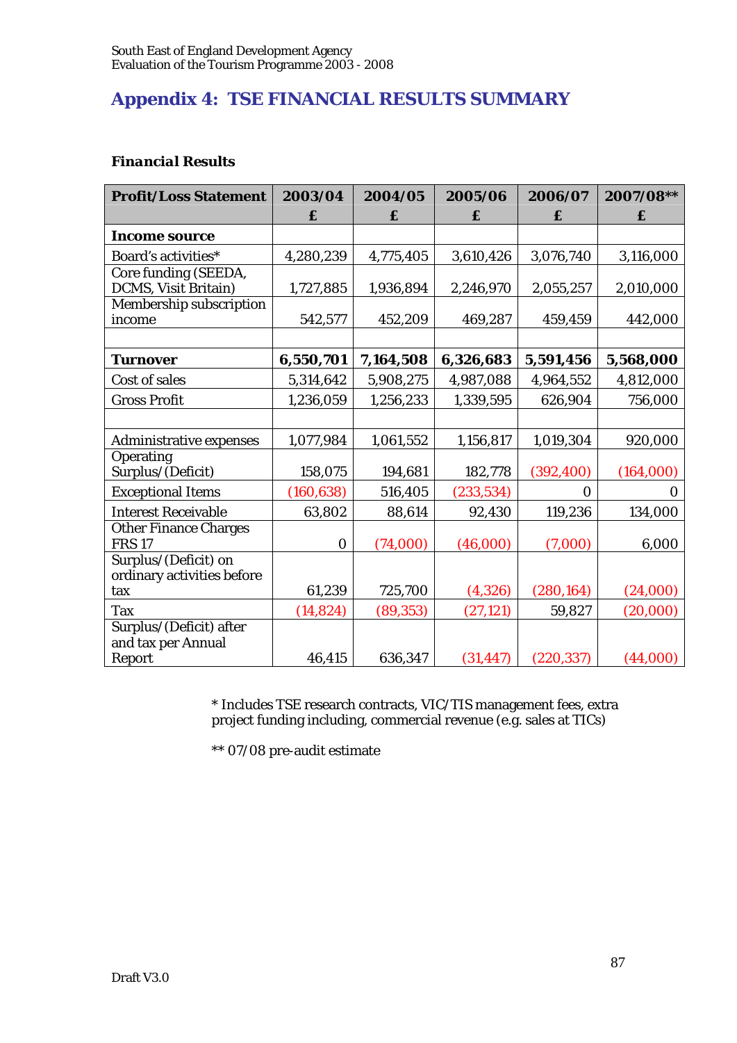## Appendix 4: TSE FINANCIAL RESULTS SUMMARY

### *Financial Results*

| Profit/Loss Statement | 2003/04 £ | 2004/05 £ | 2005/06 £ | 2006/07 £ | 2007/08** £ |
|---|---|---|---|---|---|
| **Income source** | | | | | |
| Board's activities* | 4,280,239 | 4,775,405 | 3,610,426 | 3,076,740 | 3,116,000 |
| Core funding (SEEDA, DCMS, Visit Britain) | 1,727,885 | 1,936,894 | 2,246,970 | 2,055,257 | 2,010,000 |
| Membership subscription income | 542,577 | 452,209 | 469,287 | 459,459 | 442,000 |
| | | | | | |
| **Turnover** | **6,550,701** | **7,164,508** | **6,326,683** | **5,591,456** | **5,568,000** |
| Cost of sales | 5,314,642 | 5,908,275 | 4,987,088 | 4,964,552 | 4,812,000 |
| Gross Profit | 1,236,059 | 1,256,233 | 1,339,595 | 626,904 | 756,000 |
| | | | | | |
| Administrative expenses | 1,077,984 | 1,061,552 | 1,156,817 | 1,019,304 | 920,000 |
| Operating Surplus/(Deficit) | 158,075 | 194,681 | 182,778 | (392,400) | (164,000) |
| Exceptional Items | (160,638) | 516,405 | (233,534) | 0 | 0 |
| Interest Receivable | 63,802 | 88,614 | 92,430 | 119,236 | 134,000 |
| Other Finance Charges FRS 17 | 0 | (74,000) | (46,000) | (7,000) | 6,000 |
| Surplus/(Deficit) on ordinary activities before tax | 61,239 | 725,700 | (4,326) | (280,164) | (24,000) |
| Tax | (14,824) | (89,353) | (27,121) | 59,827 | (20,000) |
| Surplus/(Deficit) after and tax per Annual Report | 46,415 | 636,347 | (31,447) | (220,337) | (44,000) |

\* Includes TSE research contracts, VIC/TIS management fees, extra project funding including, commercial revenue (e.g. sales at TICs)

** 07/08 pre-audit estimate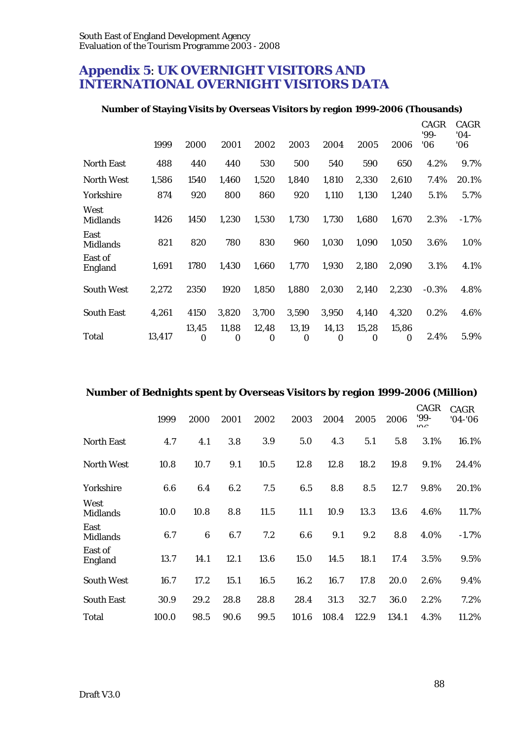## Appendix 5: UK OVERNIGHT VISITORS AND INTERNATIONAL OVERNIGHT VISITORS DATA

**Number of Staying Visits by Overseas Visitors by region 1999-2006 (Thousands)**

| | 1999 | 2000 | 2001 | 2002 | 2003 | 2004 | 2005 | 2006 | CAGR '99-'06 | CAGR '04-'06 |
|---|---|---|---|---|---|---|---|---|---|---|
| North East | 488 | 440 | 440 | 530 | 500 | 540 | 590 | 650 | 4.2% | 9.7% |
| North West | 1,586 | 1540 | 1,460 | 1,520 | 1,840 | 1,810 | 2,330 | 2,610 | 7.4% | 20.1% |
| Yorkshire | 874 | 920 | 800 | 860 | 920 | 1,110 | 1,130 | 1,240 | 5.1% | 5.7% |
| West Midlands | 1426 | 1450 | 1,230 | 1,530 | 1,730 | 1,730 | 1,680 | 1,670 | 2.3% | -1.7% |
| East Midlands | 821 | 820 | 780 | 830 | 960 | 1,030 | 1,090 | 1,050 | 3.6% | 1.0% |
| East of England | 1,691 | 1780 | 1,430 | 1,660 | 1,770 | 1,930 | 2,180 | 2,090 | 3.1% | 4.1% |
| South West | 2,272 | 2350 | 1920 | 1,850 | 1,880 | 2,030 | 2,140 | 2,230 | -0.3% | 4.8% |
| South East | 4,261 | 4150 | 3,820 | 3,700 | 3,590 | 3,950 | 4,140 | 4,320 | 0.2% | 4.6% |
| Total | 13,417 | 13,450 | 11,880 | 12,480 | 13,190 | 14,130 | 15,280 | 15,860 | 2.4% | 5.9% |

**Number of Bednights spent by Overseas Visitors by region 1999-2006 (Million)**

| | 1999 | 2000 | 2001 | 2002 | 2003 | 2004 | 2005 | 2006 | CAGR '99-'06 | CAGR '04-'06 |
|---|---|---|---|---|---|---|---|---|---|---|
| North East | 4.7 | 4.1 | 3.8 | 3.9 | 5.0 | 4.3 | 5.1 | 5.8 | 3.1% | 16.1% |
| North West | 10.8 | 10.7 | 9.1 | 10.5 | 12.8 | 12.8 | 18.2 | 19.8 | 9.1% | 24.4% |
| Yorkshire | 6.6 | 6.4 | 6.2 | 7.5 | 6.5 | 8.8 | 8.5 | 12.7 | 9.8% | 20.1% |
| West Midlands | 10.0 | 10.8 | 8.8 | 11.5 | 11.1 | 10.9 | 13.3 | 13.6 | 4.6% | 11.7% |
| East Midlands | 6.7 | 6 | 6.7 | 7.2 | 6.6 | 9.1 | 9.2 | 8.8 | 4.0% | -1.7% |
| East of England | 13.7 | 14.1 | 12.1 | 13.6 | 15.0 | 14.5 | 18.1 | 17.4 | 3.5% | 9.5% |
| South West | 16.7 | 17.2 | 15.1 | 16.5 | 16.2 | 16.7 | 17.8 | 20.0 | 2.6% | 9.4% |
| South East | 30.9 | 29.2 | 28.8 | 28.8 | 28.4 | 31.3 | 32.7 | 36.0 | 2.2% | 7.2% |
| Total | 100.0 | 98.5 | 90.6 | 99.5 | 101.6 | 108.4 | 122.9 | 134.1 | 4.3% | 11.2% |

Draft V3.0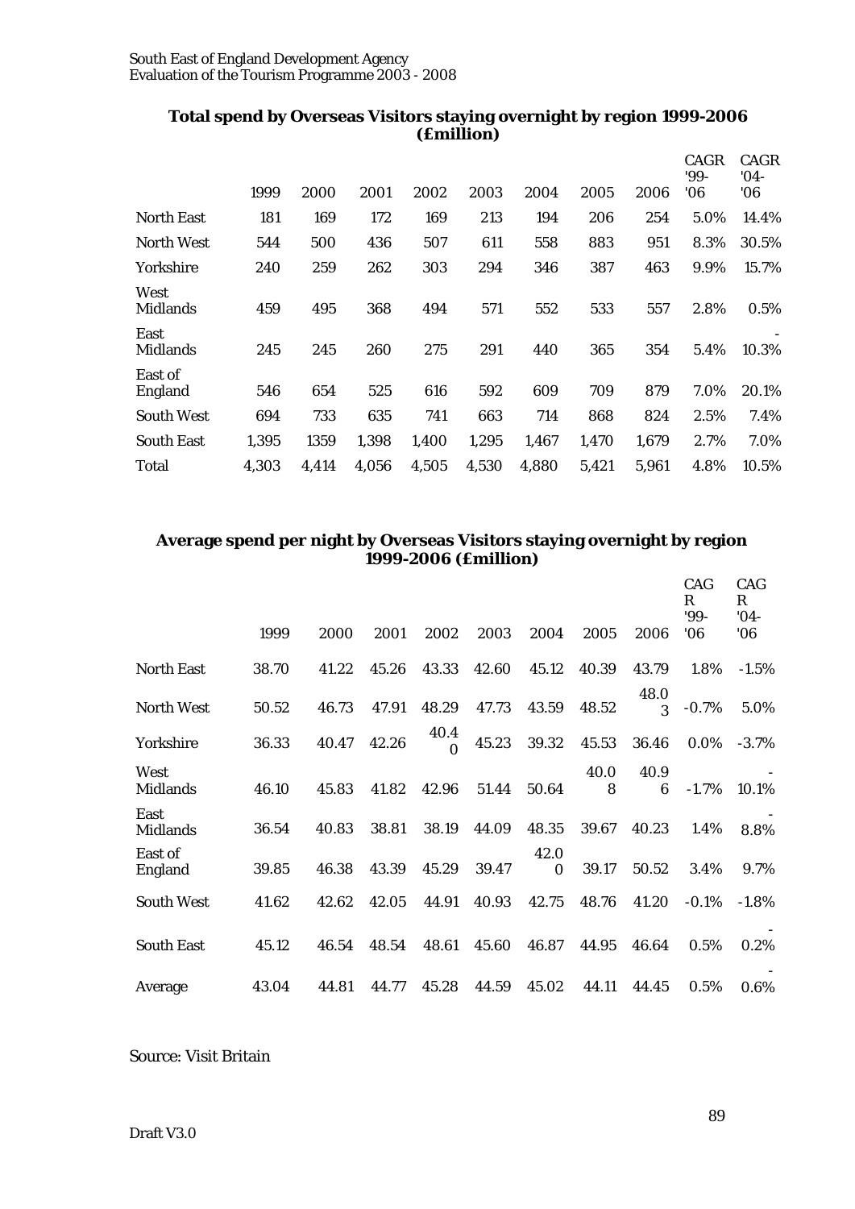**Total spend by Overseas Visitors staying overnight by region 1999-2006 (£million)**

| | 1999 | 2000 | 2001 | 2002 | 2003 | 2004 | 2005 | 2006 | CAGR '99-'06 | CAGR '04-'06 |
|---|---|---|---|---|---|---|---|---|---|---|
| North East | 181 | 169 | 172 | 169 | 213 | 194 | 206 | 254 | 5.0% | 14.4% |
| North West | 544 | 500 | 436 | 507 | 611 | 558 | 883 | 951 | 8.3% | 30.5% |
| Yorkshire | 240 | 259 | 262 | 303 | 294 | 346 | 387 | 463 | 9.9% | 15.7% |
| West Midlands | 459 | 495 | 368 | 494 | 571 | 552 | 533 | 557 | 2.8% | 0.5% |
| East Midlands | 245 | 245 | 260 | 275 | 291 | 440 | 365 | 354 | 5.4% | -10.3% |
| East of England | 546 | 654 | 525 | 616 | 592 | 609 | 709 | 879 | 7.0% | 20.1% |
| South West | 694 | 733 | 635 | 741 | 663 | 714 | 868 | 824 | 2.5% | 7.4% |
| South East | 1,395 | 1359 | 1,398 | 1,400 | 1,295 | 1,467 | 1,470 | 1,679 | 2.7% | 7.0% |
| Total | 4,303 | 4,414 | 4,056 | 4,505 | 4,530 | 4,880 | 5,421 | 5,961 | 4.8% | 10.5% |

**Average spend per night by Overseas Visitors staying overnight by region 1999-2006 (£million)**

| | 1999 | 2000 | 2001 | 2002 | 2003 | 2004 | 2005 | 2006 | CAGR '99-'06 | CAGR '04-'06 |
|---|---|---|---|---|---|---|---|---|---|---|
| North East | 38.70 | 41.22 | 45.26 | 43.33 | 42.60 | 45.12 | 40.39 | 43.79 | 1.8% | -1.5% |
| North West | 50.52 | 46.73 | 47.91 | 48.29 | 47.73 | 43.59 | 48.52 | 48.03 | -0.7% | 5.0% |
| Yorkshire | 36.33 | 40.47 | 42.26 | 40.40 | 45.23 | 39.32 | 45.53 | 36.46 | 0.0% | -3.7% |
| West Midlands | 46.10 | 45.83 | 41.82 | 42.96 | 51.44 | 50.64 | 40.08 | 40.96 | -1.7% | -10.1% |
| East Midlands | 36.54 | 40.83 | 38.81 | 38.19 | 44.09 | 48.35 | 39.67 | 40.23 | 1.4% | -8.8% |
| East of England | 39.85 | 46.38 | 43.39 | 45.29 | 39.47 | 42.00 | 39.17 | 50.52 | 3.4% | 9.7% |
| South West | 41.62 | 42.62 | 42.05 | 44.91 | 40.93 | 42.75 | 48.76 | 41.20 | -0.1% | -1.8% |
| South East | 45.12 | 46.54 | 48.54 | 48.61 | 45.60 | 46.87 | 44.95 | 46.64 | 0.5% | -0.2% |
| Average | 43.04 | 44.81 | 44.77 | 45.28 | 44.59 | 45.02 | 44.11 | 44.45 | 0.5% | -0.6% |

Source: Visit Britain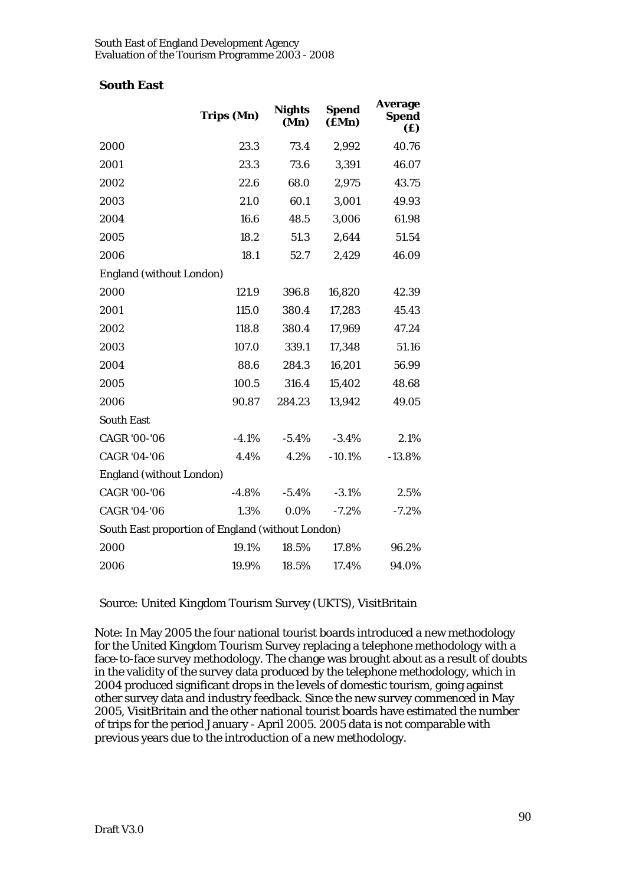**South East**

| | Trips (Mn) | Nights (Mn) | Spend (£Mn) | Average Spend (£) |
|---|---|---|---|---|
| 2000 | 23.3 | 73.4 | 2,992 | 40.76 |
| 2001 | 23.3 | 73.6 | 3,391 | 46.07 |
| 2002 | 22.6 | 68.0 | 2,975 | 43.75 |
| 2003 | 21.0 | 60.1 | 3,001 | 49.93 |
| 2004 | 16.6 | 48.5 | 3,006 | 61.98 |
| 2005 | 18.2 | 51.3 | 2,644 | 51.54 |
| 2006 | 18.1 | 52.7 | 2,429 | 46.09 |
| England (without London) | | | | |
| 2000 | 121.9 | 396.8 | 16,820 | 42.39 |
| 2001 | 115.0 | 380.4 | 17,283 | 45.43 |
| 2002 | 118.8 | 380.4 | 17,969 | 47.24 |
| 2003 | 107.0 | 339.1 | 17,348 | 51.16 |
| 2004 | 88.6 | 284.3 | 16,201 | 56.99 |
| 2005 | 100.5 | 316.4 | 15,402 | 48.68 |
| 2006 | 90.87 | 284.23 | 13,942 | 49.05 |
| South East | | | | |
| CAGR '00-'06 | -4.1% | -5.4% | -3.4% | 2.1% |
| CAGR '04-'06 | 4.4% | 4.2% | -10.1% | -13.8% |
| England (without London) | | | | |
| CAGR '00-'06 | -4.8% | -5.4% | -3.1% | 2.5% |
| CAGR '04-'06 | 1.3% | 0.0% | -7.2% | -7.2% |
| South East proportion of England (without London) | | | | |
| 2000 | 19.1% | 18.5% | 17.8% | 96.2% |
| 2006 | 19.9% | 18.5% | 17.4% | 94.0% |

Source: United Kingdom Tourism Survey (UKTS), VisitBritain

Note: In May 2005 the four national tourist boards introduced a new methodology for the United Kingdom Tourism Survey replacing a telephone methodology with a face-to-face survey methodology. The change was brought about as a result of doubts in the validity of the survey data produced by the telephone methodology, which in 2004 produced significant drops in the levels of domestic tourism, going against other survey data and industry feedback. Since the new survey commenced in May 2005, VisitBritain and the other national tourist boards have estimated the number of trips for the period January - April 2005. 2005 data is not comparable with previous years due to the introduction of a new methodology.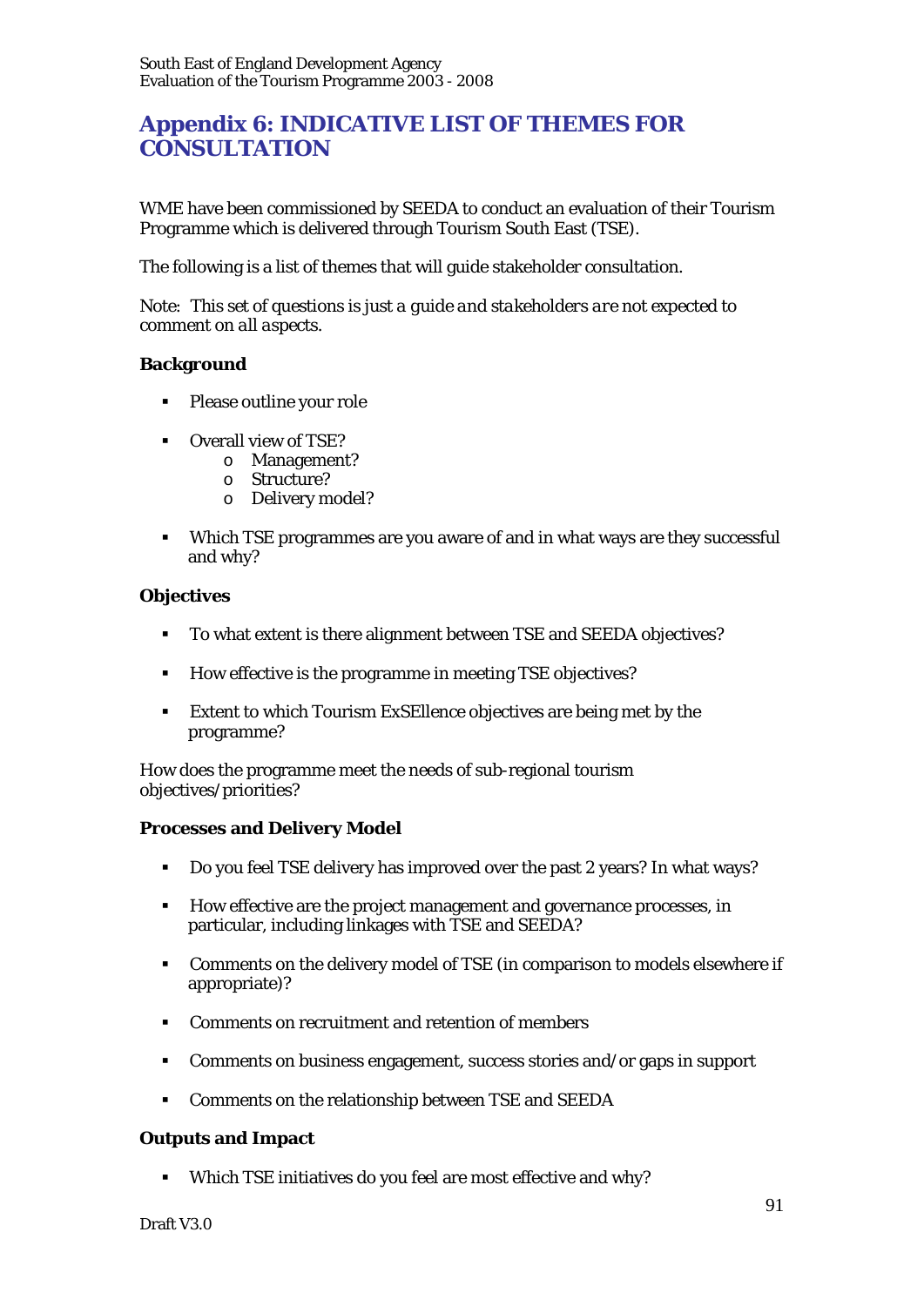## Appendix 6: INDICATIVE LIST OF THEMES FOR CONSULTATION

WME have been commissioned by SEEDA to conduct an evaluation of their Tourism Programme which is delivered through Tourism South East (TSE).

The following is a list of themes that will guide stakeholder consultation.

Note: *This set of questions is just a guide and stakeholders are not expected to comment on all aspects.*

**Background**

- Please outline your role
- Overall view of TSE?
  - Management?
  - Structure?
  - Delivery model?
- Which TSE programmes are you aware of and in what ways are they successful and why?

**Objectives**

- To what extent is there alignment between TSE and SEEDA objectives?
- How effective is the programme in meeting TSE objectives?
- Extent to which Tourism ExSEllence objectives are being met by the programme?

How does the programme meet the needs of sub-regional tourism objectives/priorities?

**Processes and Delivery Model**

- Do you feel TSE delivery has improved over the past 2 years? In what ways?
- How effective are the project management and governance processes, in particular, including linkages with TSE and SEEDA?
- Comments on the delivery model of TSE (in comparison to models elsewhere if appropriate)?
- Comments on recruitment and retention of members
- Comments on business engagement, success stories and/or gaps in support
- Comments on the relationship between TSE and SEEDA

**Outputs and Impact**

- Which TSE initiatives do you feel are most effective and why?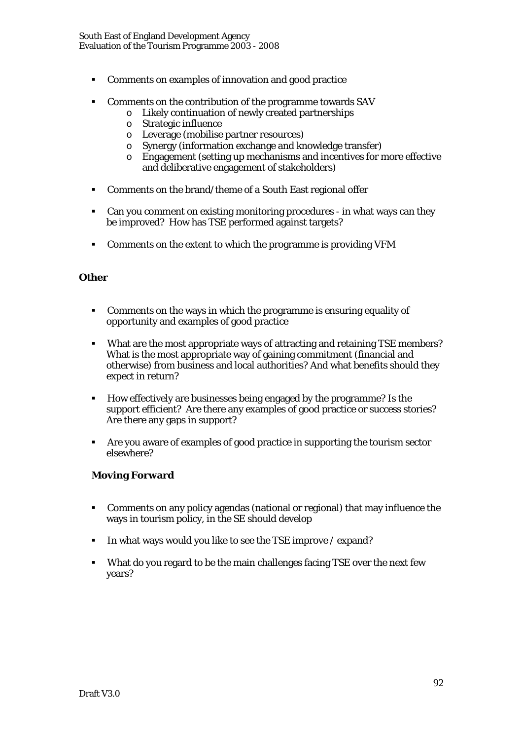- Comments on examples of innovation and good practice
- Comments on the contribution of the programme towards SAV
  - Likely continuation of newly created partnerships
  - Strategic influence
  - Leverage (mobilise partner resources)
  - Synergy (information exchange and knowledge transfer)
  - Engagement (setting up mechanisms and incentives for more effective and deliberative engagement of stakeholders)
- Comments on the brand/theme of a South East regional offer
- Can you comment on existing monitoring procedures - in what ways can they be improved? How has TSE performed against targets?
- Comments on the extent to which the programme is providing VFM

**Other**

- Comments on the ways in which the programme is ensuring equality of opportunity and examples of good practice
- What are the most appropriate ways of attracting and retaining TSE members? What is the most appropriate way of gaining commitment (financial and otherwise) from business and local authorities? And what benefits should they expect in return?
- How effectively are businesses being engaged by the programme? Is the support efficient? Are there any examples of good practice or success stories? Are there any gaps in support?
- Are you aware of examples of good practice in supporting the tourism sector elsewhere?

**Moving Forward**

- Comments on any policy agendas (national or regional) that may influence the ways in tourism policy, in the SE should develop
- In what ways would you like to see the TSE improve / expand?
- What do you regard to be the main challenges facing TSE over the next few years?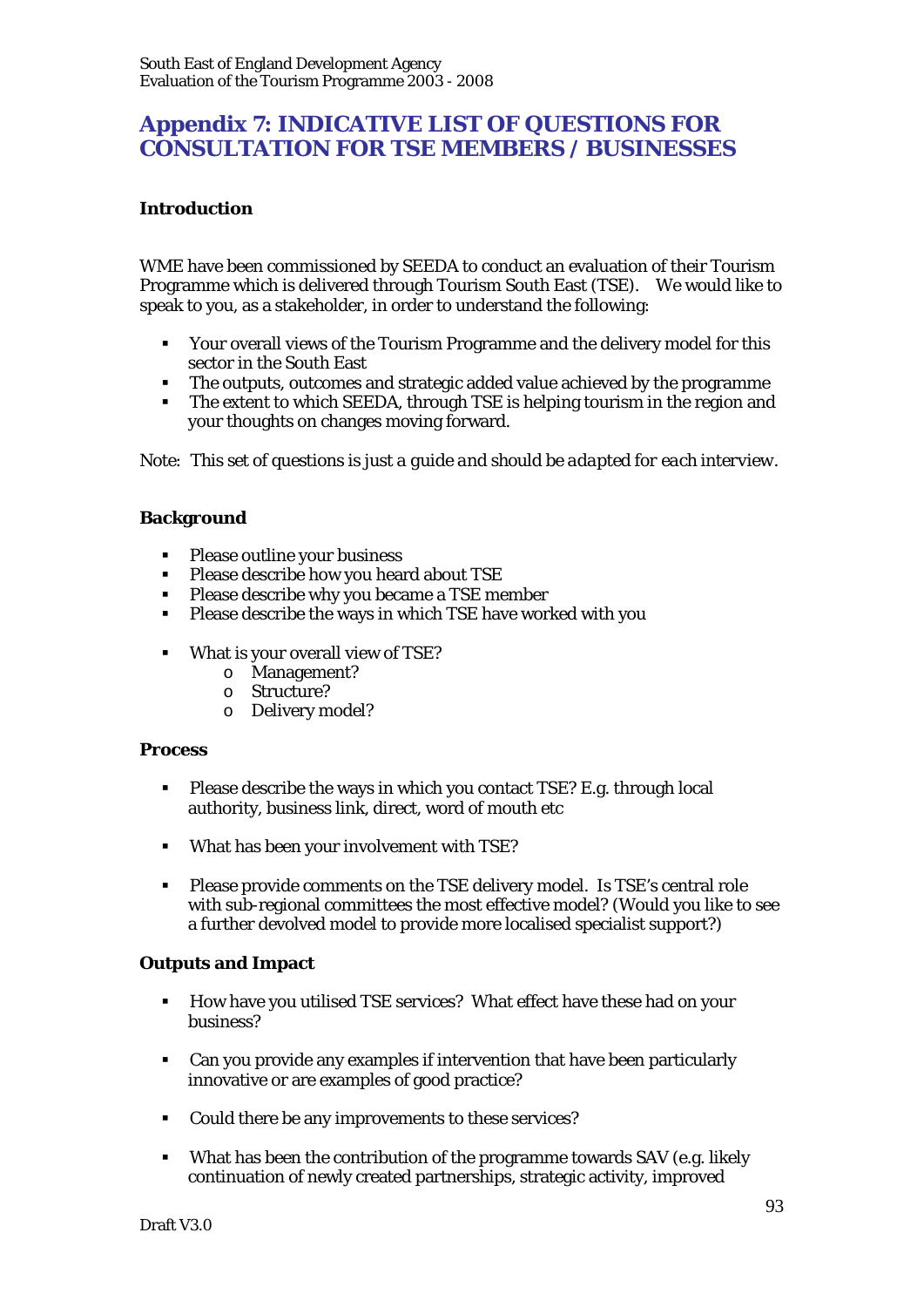## Appendix 7: INDICATIVE LIST OF QUESTIONS FOR CONSULTATION FOR TSE MEMBERS / BUSINESSES

### Introduction

WME have been commissioned by SEEDA to conduct an evaluation of their Tourism Programme which is delivered through Tourism South East (TSE). We would like to speak to you, as a stakeholder, in order to understand the following:

- Your overall views of the Tourism Programme and the delivery model for this sector in the South East
- The outputs, outcomes and strategic added value achieved by the programme
- The extent to which SEEDA, through TSE is helping tourism in the region and your thoughts on changes moving forward.

Note: *This set of questions is just a guide and should be adapted for each interview.*

### Background

- Please outline your business
- Please describe how you heard about TSE
- Please describe why you became a TSE member
- Please describe the ways in which TSE have worked with you

- What is your overall view of TSE?
  - Management?
  - Structure?
  - Delivery model?

### Process

- Please describe the ways in which you contact TSE? E.g. through local authority, business link, direct, word of mouth etc

- What has been your involvement with TSE?

- Please provide comments on the TSE delivery model. Is TSE's central role with sub-regional committees the most effective model? (Would you like to see a further devolved model to provide more localised specialist support?)

### Outputs and Impact

- How have you utilised TSE services? What effect have these had on your business?

- Can you provide any examples if intervention that have been particularly innovative or are examples of good practice?

- Could there be any improvements to these services?

- What has been the contribution of the programme towards SAV (e.g. likely continuation of newly created partnerships, strategic activity, improved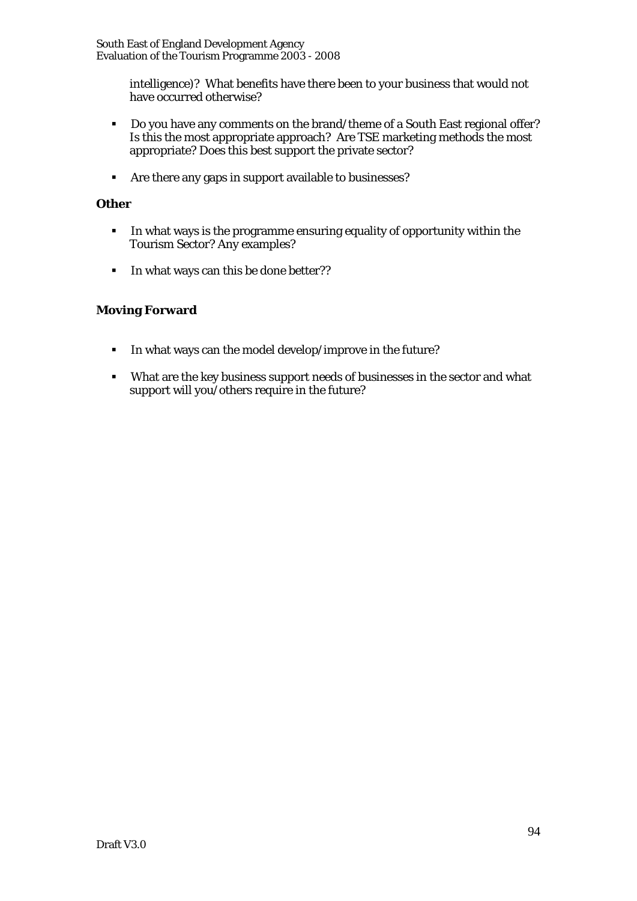intelligence)? What benefits have there been to your business that would not have occurred otherwise?

- Do you have any comments on the brand/theme of a South East regional offer? Is this the most appropriate approach? Are TSE marketing methods the most appropriate? Does this best support the private sector?
- Are there any gaps in support available to businesses?

**Other**

- In what ways is the programme ensuring equality of opportunity within the Tourism Sector? Any examples?
- In what ways can this be done better??

**Moving Forward**

- In what ways can the model develop/improve in the future?
- What are the key business support needs of businesses in the sector and what support will you/others require in the future?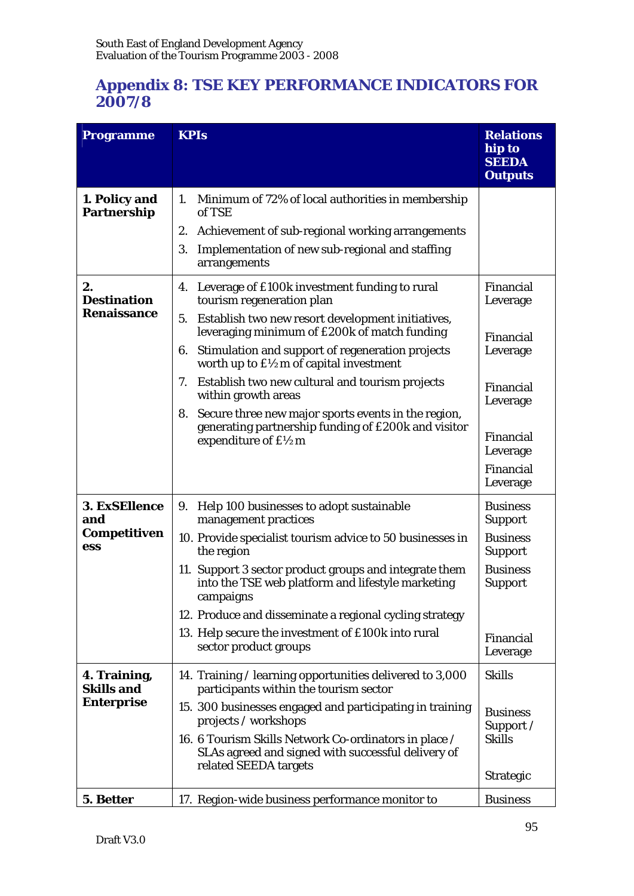## Appendix 8: TSE KEY PERFORMANCE INDICATORS FOR 2007/8

| Programme | KPIs | Relationship to SEEDA Outputs |
|---|---|---|
| **1. Policy and Partnership** | 1. Minimum of 72% of local authorities in membership of TSE<br>2. Achievement of sub-regional working arrangements<br>3. Implementation of new sub-regional and staffing arrangements | |
| **2. Destination Renaissance** | 4. Leverage of £100k investment funding to rural tourism regeneration plan<br>5. Establish two new resort development initiatives, leveraging minimum of £200k of match funding<br>6. Stimulation and support of regeneration projects worth up to £½m of capital investment<br>7. Establish two new cultural and tourism projects within growth areas<br>8. Secure three new major sports events in the region, generating partnership funding of £200k and visitor expenditure of £½m | Financial Leverage<br>Financial Leverage<br>Financial Leverage<br>Financial Leverage<br>Financial Leverage |
| **3. ExSEllence and Competitiveness** | 9. Help 100 businesses to adopt sustainable management practices<br>10. Provide specialist tourism advice to 50 businesses in the region<br>11. Support 3 sector product groups and integrate them into the TSE web platform and lifestyle marketing campaigns<br>12. Produce and disseminate a regional cycling strategy<br>13. Help secure the investment of £100k into rural sector product groups | Business Support<br>Business Support<br>Business Support<br><br>Financial Leverage |
| **4. Training, Skills and Enterprise** | 14. Training / learning opportunities delivered to 3,000 participants within the tourism sector<br>15. 300 businesses engaged and participating in training projects / workshops<br>16. 6 Tourism Skills Network Co-ordinators in place / SLAs agreed and signed with successful delivery of related SEEDA targets | Skills<br>Business Support / Skills<br>Strategic |
| **5. Better** | 17. Region-wide business performance monitor to | Business |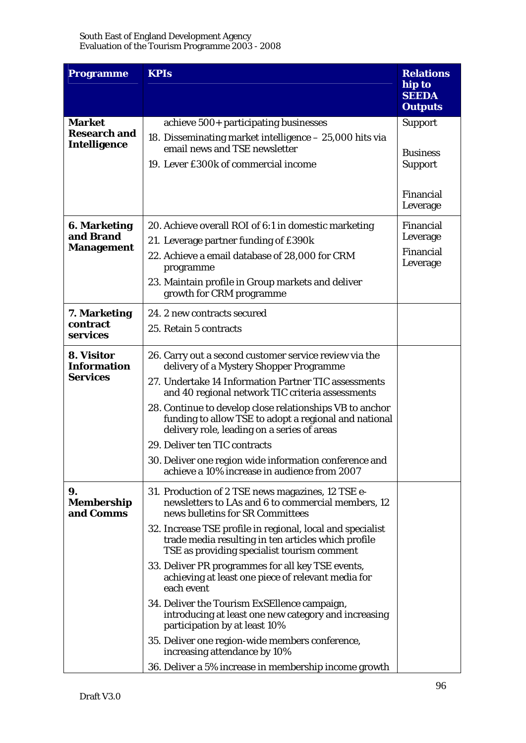| Programme | KPIs | Relationship to SEEDA Outputs |
|---|---|---|
| **Market Research and Intelligence** | achieve 500+ participating businesses<br>18. Disseminating market intelligence – 25,000 hits via email news and TSE newsletter<br>19. Lever £300k of commercial income | Support<br><br>Business Support<br><br>Financial Leverage |
| **6. Marketing and Brand Management** | 20. Achieve overall ROI of 6:1 in domestic marketing<br>21. Leverage partner funding of £390k<br>22. Achieve a email database of 28,000 for CRM programme<br>23. Maintain profile in Group markets and deliver growth for CRM programme | Financial Leverage<br>Financial Leverage |
| **7. Marketing contract services** | 24. 2 new contracts secured<br>25. Retain 5 contracts | |
| **8. Visitor Information Services** | 26. Carry out a second customer service review via the delivery of a Mystery Shopper Programme<br>27. Undertake 14 Information Partner TIC assessments and 40 regional network TIC criteria assessments<br>28. Continue to develop close relationships VB to anchor funding to allow TSE to adopt a regional and national delivery role, leading on a series of areas<br>29. Deliver ten TIC contracts<br>30. Deliver one region wide information conference and achieve a 10% increase in audience from 2007 | |
| **9. Membership and Comms** | 31. Production of 2 TSE news magazines, 12 TSE e-newsletters to LAs and 6 to commercial members, 12 news bulletins for SR Committees<br>32. Increase TSE profile in regional, local and specialist trade media resulting in ten articles which profile TSE as providing specialist tourism comment<br>33. Deliver PR programmes for all key TSE events, achieving at least one piece of relevant media for each event<br>34. Deliver the Tourism ExSEllence campaign, introducing at least one new category and increasing participation by at least 10%<br>35. Deliver one region-wide members conference, increasing attendance by 10%<br>36. Deliver a 5% increase in membership income growth | |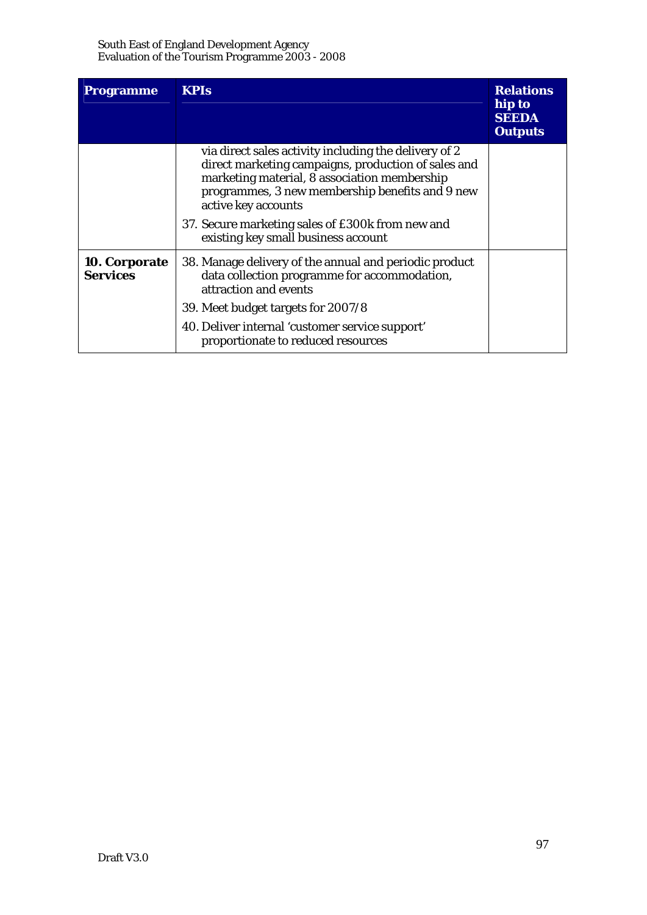| Programme | KPIs | Relationship to SEEDA Outputs |
| --- | --- | --- |
| | via direct sales activity including the delivery of 2 direct marketing campaigns, production of sales and marketing material, 8 association membership programmes, 3 new membership benefits and 9 new active key accounts<br><br>37. Secure marketing sales of £300k from new and existing key small business account | |
| **10. Corporate Services** | 38. Manage delivery of the annual and periodic product data collection programme for accommodation, attraction and events<br><br>39. Meet budget targets for 2007/8<br><br>40. Deliver internal 'customer service support' proportionate to reduced resources | |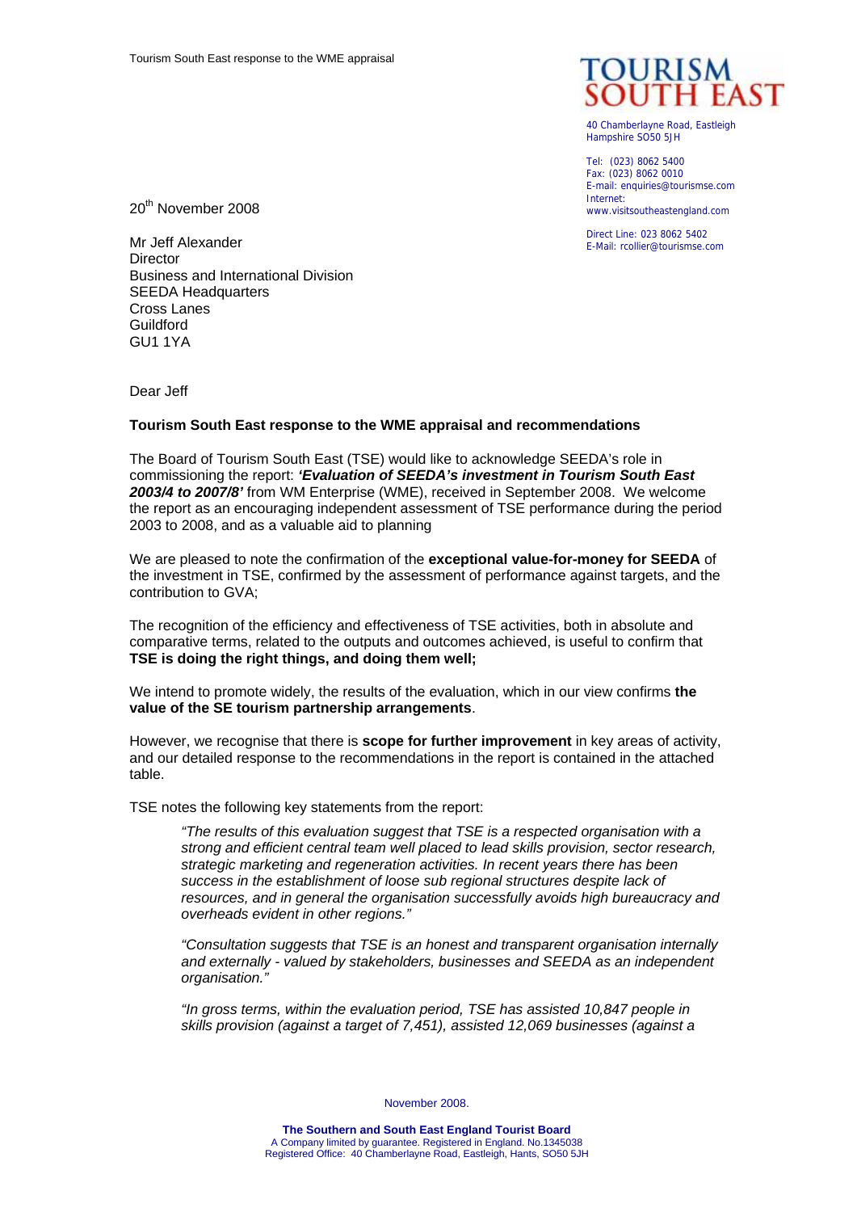**TOURISM SOUTH EAST**

40 Chamberlayne Road, Eastleigh
Hampshire SO50 5JH

Tel: (023) 8062 5400
Fax: (023) 8062 0010
E-mail: enquiries@tourismse.com
Internet:
www.visitsoutheastengland.com

Direct Line: 023 8062 5402
E-Mail: rcollier@tourismse.com

20th November 2008

Mr Jeff Alexander
Director
Business and International Division
SEEDA Headquarters
Cross Lanes
Guildford
GU1 1YA

Dear Jeff

**Tourism South East response to the WME appraisal and recommendations**

The Board of Tourism South East (TSE) would like to acknowledge SEEDA's role in commissioning the report: ***'Evaluation of SEEDA's investment in Tourism South East 2003/4 to 2007/8'*** from WM Enterprise (WME), received in September 2008. We welcome the report as an encouraging independent assessment of TSE performance during the period 2003 to 2008, and as a valuable aid to planning

We are pleased to note the confirmation of the **exceptional value-for-money for SEEDA** of the investment in TSE, confirmed by the assessment of performance against targets, and the contribution to GVA;

The recognition of the efficiency and effectiveness of TSE activities, both in absolute and comparative terms, related to the outputs and outcomes achieved, is useful to confirm that **TSE is doing the right things, and doing them well;**

We intend to promote widely, the results of the evaluation, which in our view confirms **the value of the SE tourism partnership arrangements**.

However, we recognise that there is **scope for further improvement** in key areas of activity, and our detailed response to the recommendations in the report is contained in the attached table.

TSE notes the following key statements from the report:

> *"The results of this evaluation suggest that TSE is a respected organisation with a strong and efficient central team well placed to lead skills provision, sector research, strategic marketing and regeneration activities. In recent years there has been success in the establishment of loose sub regional structures despite lack of resources, and in general the organisation successfully avoids high bureaucracy and overheads evident in other regions."*

> *"Consultation suggests that TSE is an honest and transparent organisation internally and externally - valued by stakeholders, businesses and SEEDA as an independent organisation."*

> *"In gross terms, within the evaluation period, TSE has assisted 10,847 people in skills provision (against a target of 7,451), assisted 12,069 businesses (against a*

November 2008.

**The Southern and South East England Tourist Board**
A Company limited by guarantee. Registered in England. No.1345038
Registered Office: 40 Chamberlayne Road, Eastleigh, Hants, SO50 5JH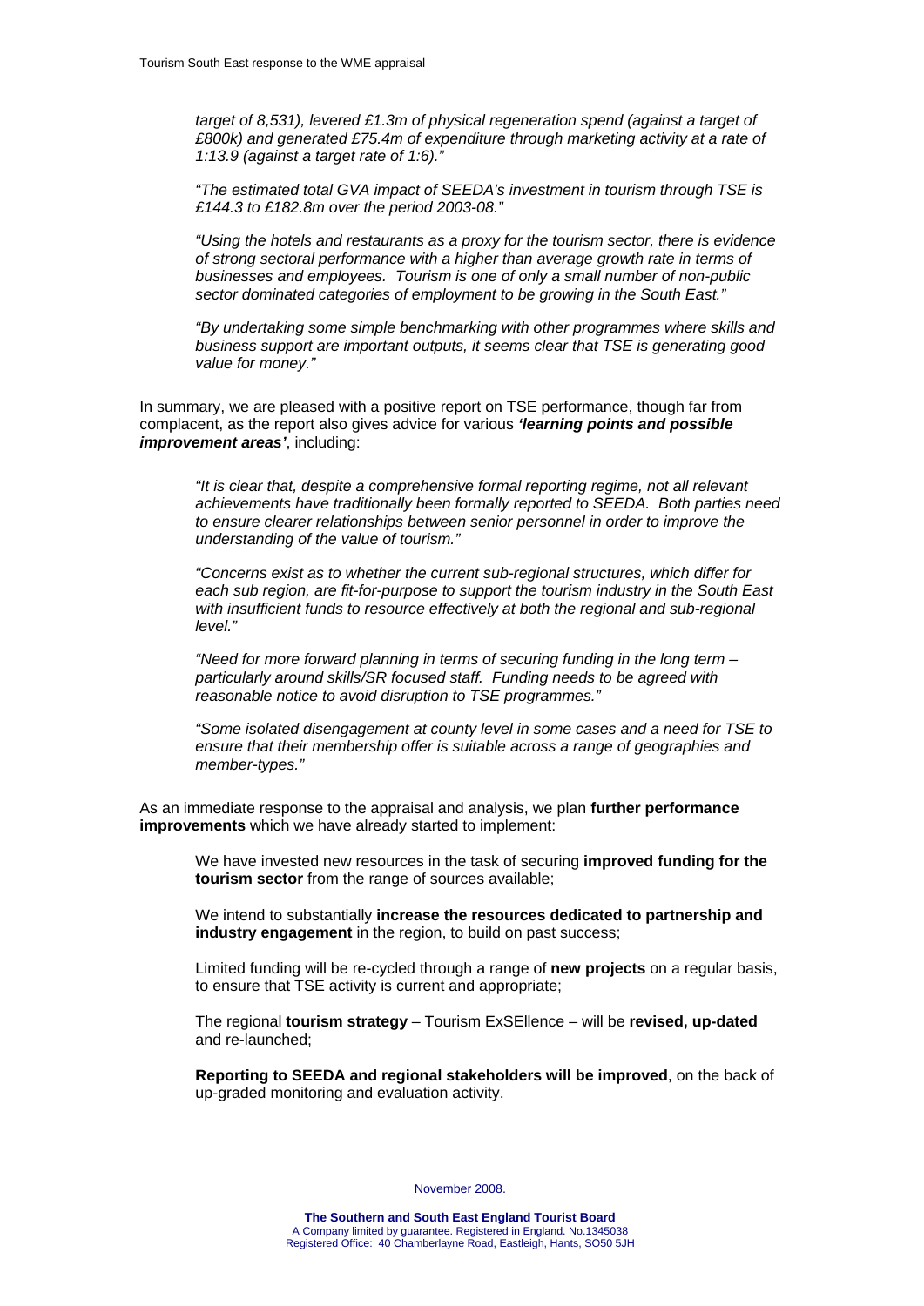*target of 8,531), levered £1.3m of physical regeneration spend (against a target of £800k) and generated £75.4m of expenditure through marketing activity at a rate of 1:13.9 (against a target rate of 1:6)."*

*"The estimated total GVA impact of SEEDA's investment in tourism through TSE is £144.3 to £182.8m over the period 2003-08."*

*"Using the hotels and restaurants as a proxy for the tourism sector, there is evidence of strong sectoral performance with a higher than average growth rate in terms of businesses and employees. Tourism is one of only a small number of non-public sector dominated categories of employment to be growing in the South East."*

*"By undertaking some simple benchmarking with other programmes where skills and business support are important outputs, it seems clear that TSE is generating good value for money."*

In summary, we are pleased with a positive report on TSE performance, though far from complacent, as the report also gives advice for various ***'learning points and possible improvement areas'***, including:

*"It is clear that, despite a comprehensive formal reporting regime, not all relevant achievements have traditionally been formally reported to SEEDA. Both parties need to ensure clearer relationships between senior personnel in order to improve the understanding of the value of tourism."*

*"Concerns exist as to whether the current sub-regional structures, which differ for each sub region, are fit-for-purpose to support the tourism industry in the South East with insufficient funds to resource effectively at both the regional and sub-regional level."*

*"Need for more forward planning in terms of securing funding in the long term – particularly around skills/SR focused staff. Funding needs to be agreed with reasonable notice to avoid disruption to TSE programmes."*

*"Some isolated disengagement at county level in some cases and a need for TSE to ensure that their membership offer is suitable across a range of geographies and member-types."*

As an immediate response to the appraisal and analysis, we plan **further performance improvements** which we have already started to implement:

We have invested new resources in the task of securing **improved funding for the tourism sector** from the range of sources available;

We intend to substantially **increase the resources dedicated to partnership and industry engagement** in the region, to build on past success;

Limited funding will be re-cycled through a range of **new projects** on a regular basis, to ensure that TSE activity is current and appropriate;

The regional **tourism strategy** – Tourism ExSEllence – will be **revised, up-dated** and re-launched;

**Reporting to SEEDA and regional stakeholders will be improved**, on the back of up-graded monitoring and evaluation activity.

November 2008.

**The Southern and South East England Tourist Board**
A Company limited by guarantee. Registered in England. No.1345038
Registered Office: 40 Chamberlayne Road, Eastleigh, Hants, SO50 5JH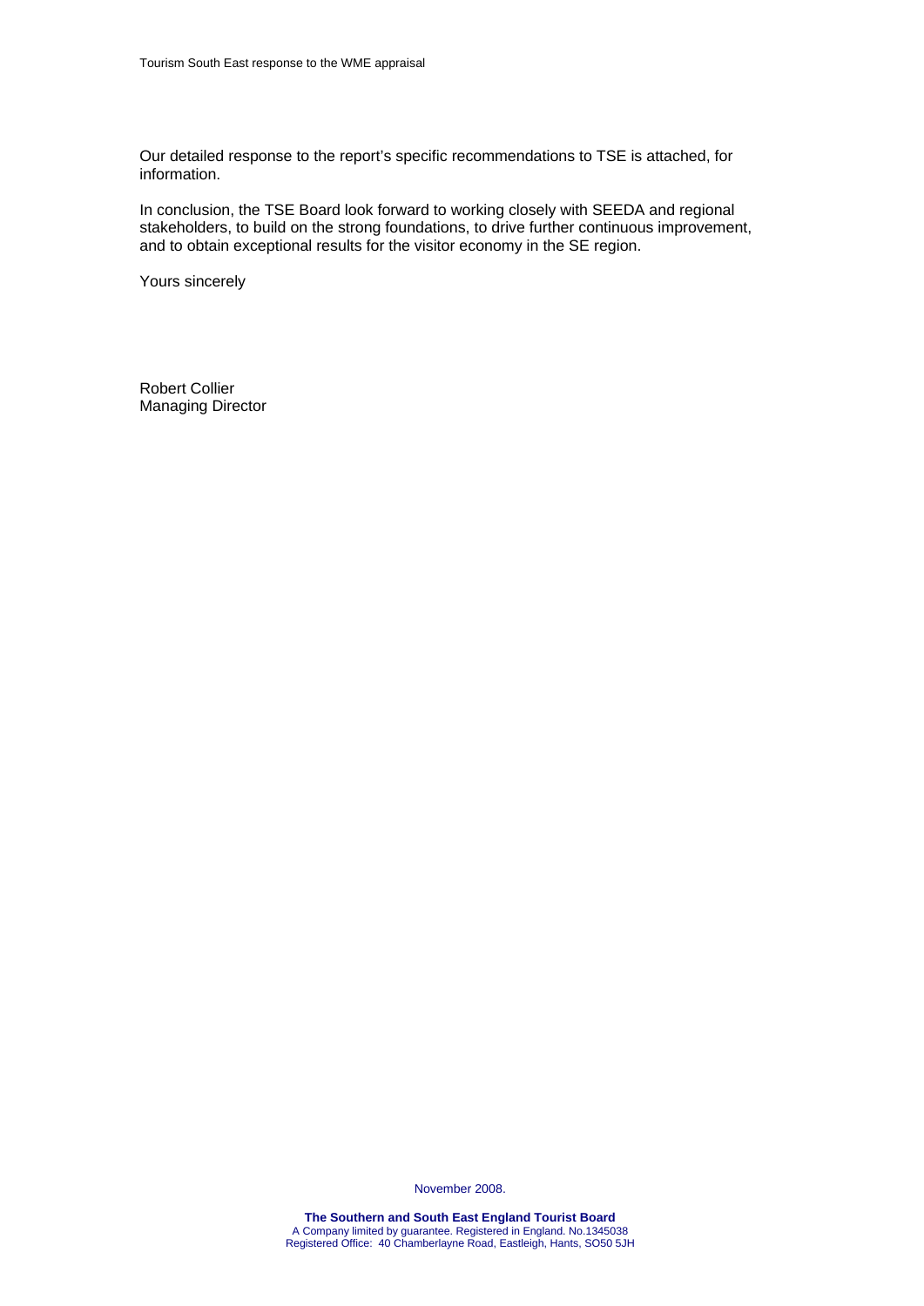Our detailed response to the report's specific recommendations to TSE is attached, for information.

In conclusion, the TSE Board look forward to working closely with SEEDA and regional stakeholders, to build on the strong foundations, to drive further continuous improvement, and to obtain exceptional results for the visitor economy in the SE region.

Yours sincerely

Robert Collier
Managing Director

November 2008.

**The Southern and South East England Tourist Board**
A Company limited by guarantee. Registered in England. No.1345038
Registered Office: 40 Chamberlayne Road, Eastleigh, Hants, SO50 5JH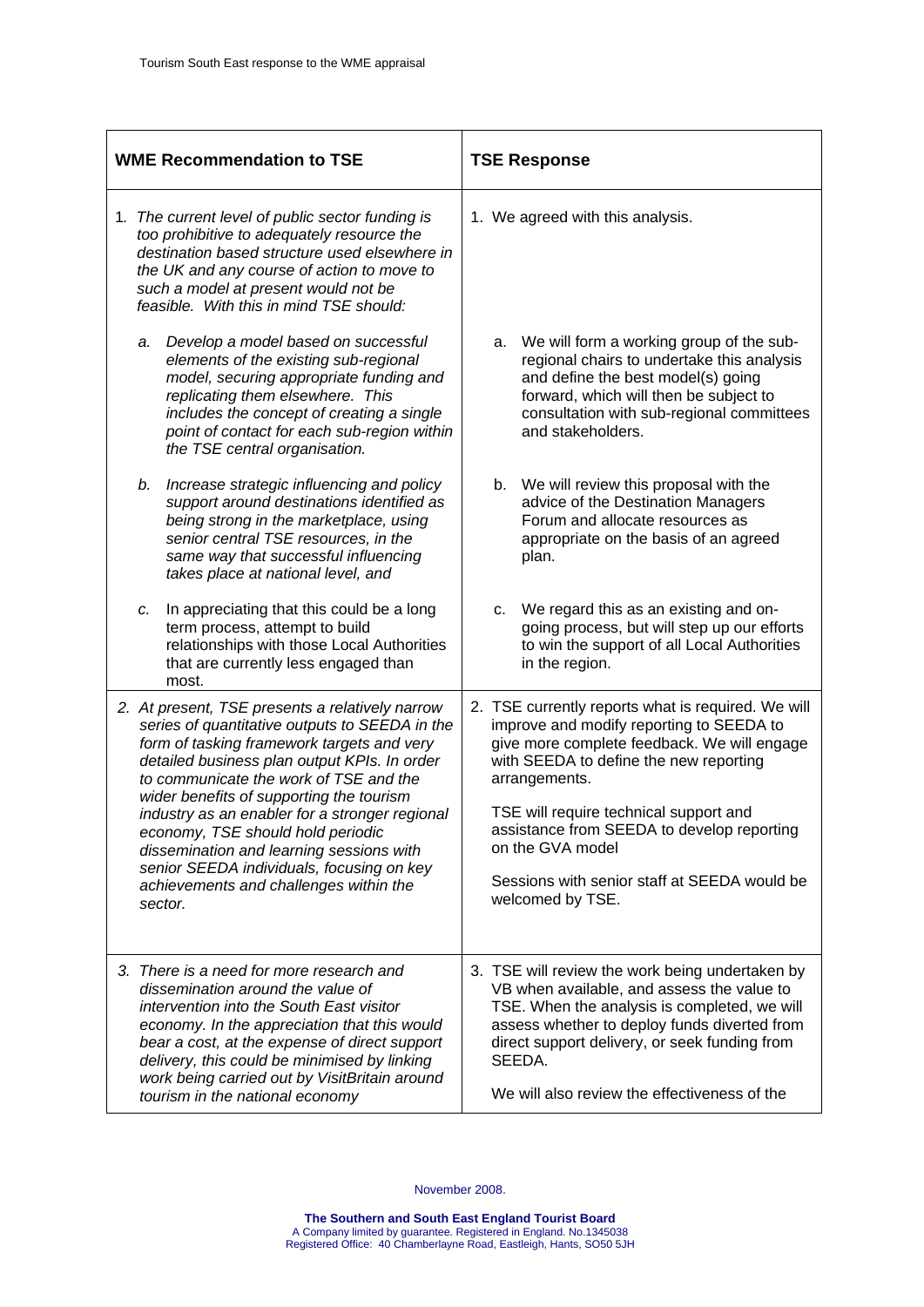| WME Recommendation to TSE | TSE Response |
|---|---|
| 1. *The current level of public sector funding is too prohibitive to adequately resource the destination based structure used elsewhere in the UK and any course of action to move to such a model at present would not be feasible. With this in mind TSE should:* | 1. We agreed with this analysis. |
| a. *Develop a model based on successful elements of the existing sub-regional model, securing appropriate funding and replicating them elsewhere. This includes the concept of creating a single point of contact for each sub-region within the TSE central organisation.* | a. We will form a working group of the sub-regional chairs to undertake this analysis and define the best model(s) going forward, which will then be subject to consultation with sub-regional committees and stakeholders. |
| b. *Increase strategic influencing and policy support around destinations identified as being strong in the marketplace, using senior central TSE resources, in the same way that successful influencing takes place at national level, and* | b. We will review this proposal with the advice of the Destination Managers Forum and allocate resources as appropriate on the basis of an agreed plan. |
| c. In appreciating that this could be a long term process, attempt to build relationships with those Local Authorities that are currently less engaged than most. | c. We regard this as an existing and on-going process, but will step up our efforts to win the support of all Local Authorities in the region. |
| 2. *At present, TSE presents a relatively narrow series of quantitative outputs to SEEDA in the form of tasking framework targets and very detailed business plan output KPIs. In order to communicate the work of TSE and the wider benefits of supporting the tourism industry as an enabler for a stronger regional economy, TSE should hold periodic dissemination and learning sessions with senior SEEDA individuals, focusing on key achievements and challenges within the sector.* | 2. TSE currently reports what is required. We will improve and modify reporting to SEEDA to give more complete feedback. We will engage with SEEDA to define the new reporting arrangements.<br><br>TSE will require technical support and assistance from SEEDA to develop reporting on the GVA model<br><br>Sessions with senior staff at SEEDA would be welcomed by TSE. |
| 3. *There is a need for more research and dissemination around the value of intervention into the South East visitor economy. In the appreciation that this would bear a cost, at the expense of direct support delivery, this could be minimised by linking work being carried out by VisitBritain around tourism in the national economy* | 3. TSE will review the work being undertaken by VB when available, and assess the value to TSE. When the analysis is completed, we will assess whether to deploy funds diverted from direct support delivery, or seek funding from SEEDA.<br><br>We will also review the effectiveness of the |

November 2008.

**The Southern and South East England Tourist Board**
A Company limited by guarantee. Registered in England. No.1345038
Registered Office: 40 Chamberlayne Road, Eastleigh, Hants, SO50 5JH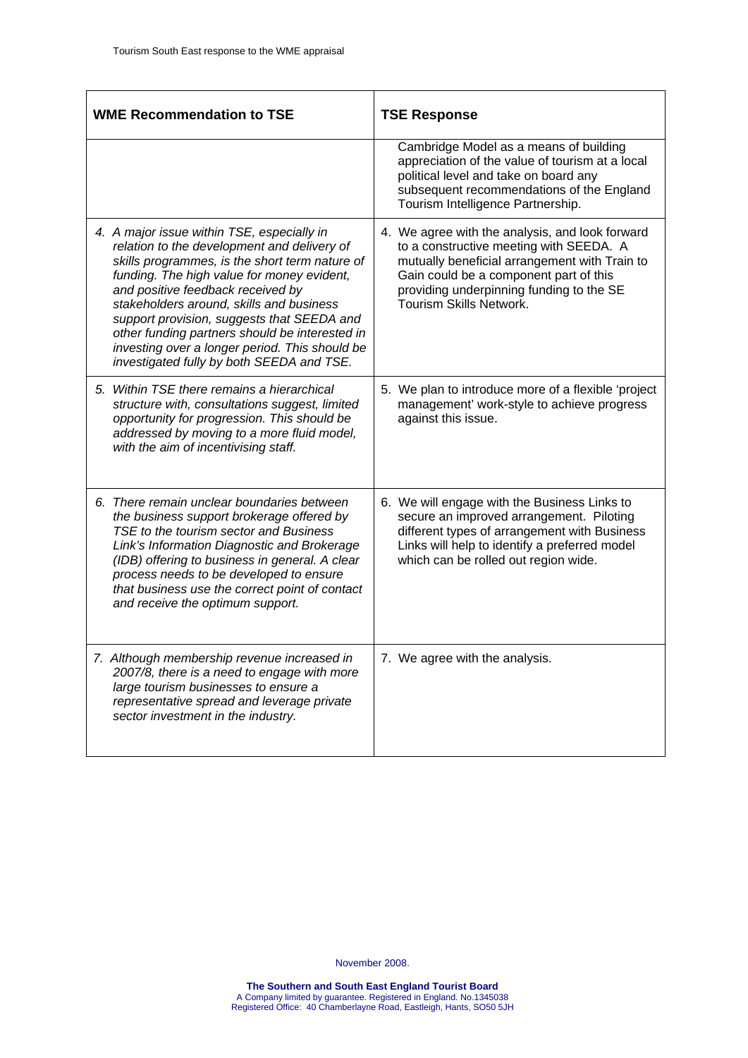| WME Recommendation to TSE | TSE Response |
|---|---|
| | Cambridge Model as a means of building appreciation of the value of tourism at a local political level and take on board any subsequent recommendations of the England Tourism Intelligence Partnership. |
| *4. A major issue within TSE, especially in relation to the development and delivery of skills programmes, is the short term nature of funding. The high value for money evident, and positive feedback received by stakeholders around, skills and business support provision, suggests that SEEDA and other funding partners should be interested in investing over a longer period. This should be investigated fully by both SEEDA and TSE.* | 4. We agree with the analysis, and look forward to a constructive meeting with SEEDA. A mutually beneficial arrangement with Train to Gain could be a component part of this providing underpinning funding to the SE Tourism Skills Network. |
| *5. Within TSE there remains a hierarchical structure with, consultations suggest, limited opportunity for progression. This should be addressed by moving to a more fluid model, with the aim of incentivising staff.* | 5. We plan to introduce more of a flexible 'project management' work-style to achieve progress against this issue. |
| *6. There remain unclear boundaries between the business support brokerage offered by TSE to the tourism sector and Business Link's Information Diagnostic and Brokerage (IDB) offering to business in general. A clear process needs to be developed to ensure that business use the correct point of contact and receive the optimum support.* | 6. We will engage with the Business Links to secure an improved arrangement. Piloting different types of arrangement with Business Links will help to identify a preferred model which can be rolled out region wide. |
| *7. Although membership revenue increased in 2007/8, there is a need to engage with more large tourism businesses to ensure a representative spread and leverage private sector investment in the industry.* | 7. We agree with the analysis. |

November 2008.